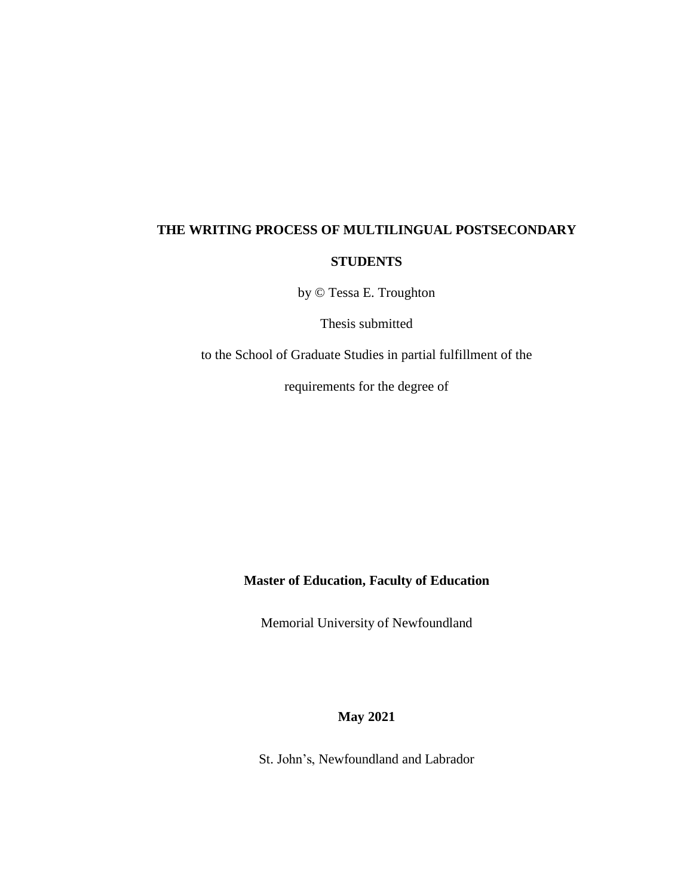**THE WRITING PROCESS OF MULTILINGUAL POSTSECONDARY STUDENTS**

by © Tessa E. Troughton

Thesis submitted

to the School of Graduate Studies in partial fulfillment of the

requirements for the degree of

**Master of Education, Faculty of Education**

Memorial University of Newfoundland

**May 2021**

St. John's, Newfoundland and Labrador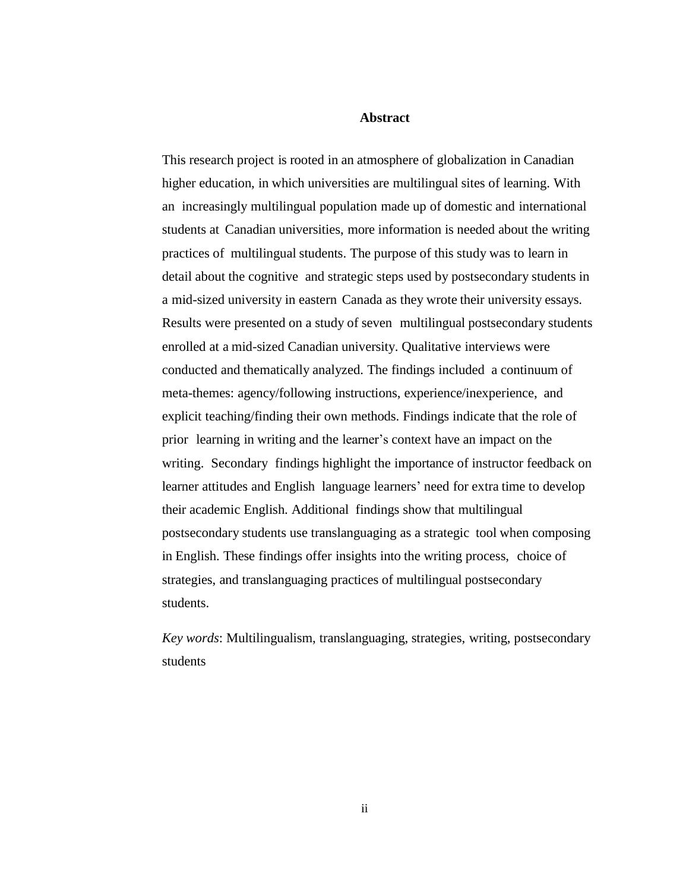# Abstract

This research project is rooted in an atmosphere of globalization in Canadian higher education, in which universities are multilingual sites of learning. With an increasingly multilingual population made up of domestic and international students at Canadian universities, more information is needed about the writing practices of multilingual students. The purpose of this study was to learn in detail about the cognitive and strategic steps used by postsecondary students in a mid-sized university in eastern Canada as they wrote their university essays. Results were presented on a study of seven multilingual postsecondary students enrolled at a mid-sized Canadian university. Qualitative interviews were conducted and thematically analyzed. The findings included a continuum of meta-themes: agency/following instructions, experience/inexperience, and explicit teaching/finding their own methods. Findings indicate that the role of prior learning in writing and the learner's context have an impact on the writing. Secondary findings highlight the importance of instructor feedback on learner attitudes and English language learners' need for extra time to develop their academic English. Additional findings show that multilingual postsecondary students use translanguaging as a strategic tool when composing in English. These findings offer insights into the writing process, choice of strategies, and translanguaging practices of multilingual postsecondary students.

*Key words*: Multilingualism, translanguaging, strategies, writing, postsecondary students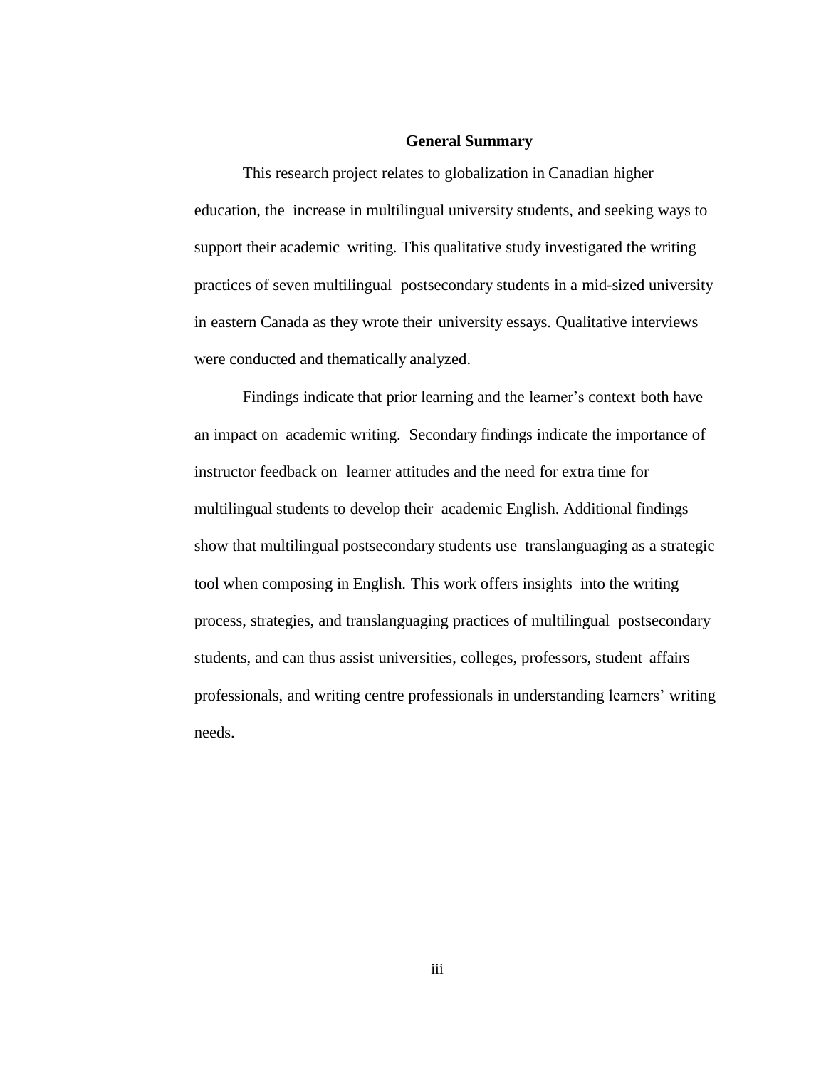## General Summary

This research project relates to globalization in Canadian higher education, the increase in multilingual university students, and seeking ways to support their academic writing. This qualitative study investigated the writing practices of seven multilingual postsecondary students in a mid-sized university in eastern Canada as they wrote their university essays. Qualitative interviews were conducted and thematically analyzed.

Findings indicate that prior learning and the learner's context both have an impact on academic writing. Secondary findings indicate the importance of instructor feedback on learner attitudes and the need for extra time for multilingual students to develop their academic English. Additional findings show that multilingual postsecondary students use translanguaging as a strategic tool when composing in English. This work offers insights into the writing process, strategies, and translanguaging practices of multilingual postsecondary students, and can thus assist universities, colleges, professors, student affairs professionals, and writing centre professionals in understanding learners' writing needs.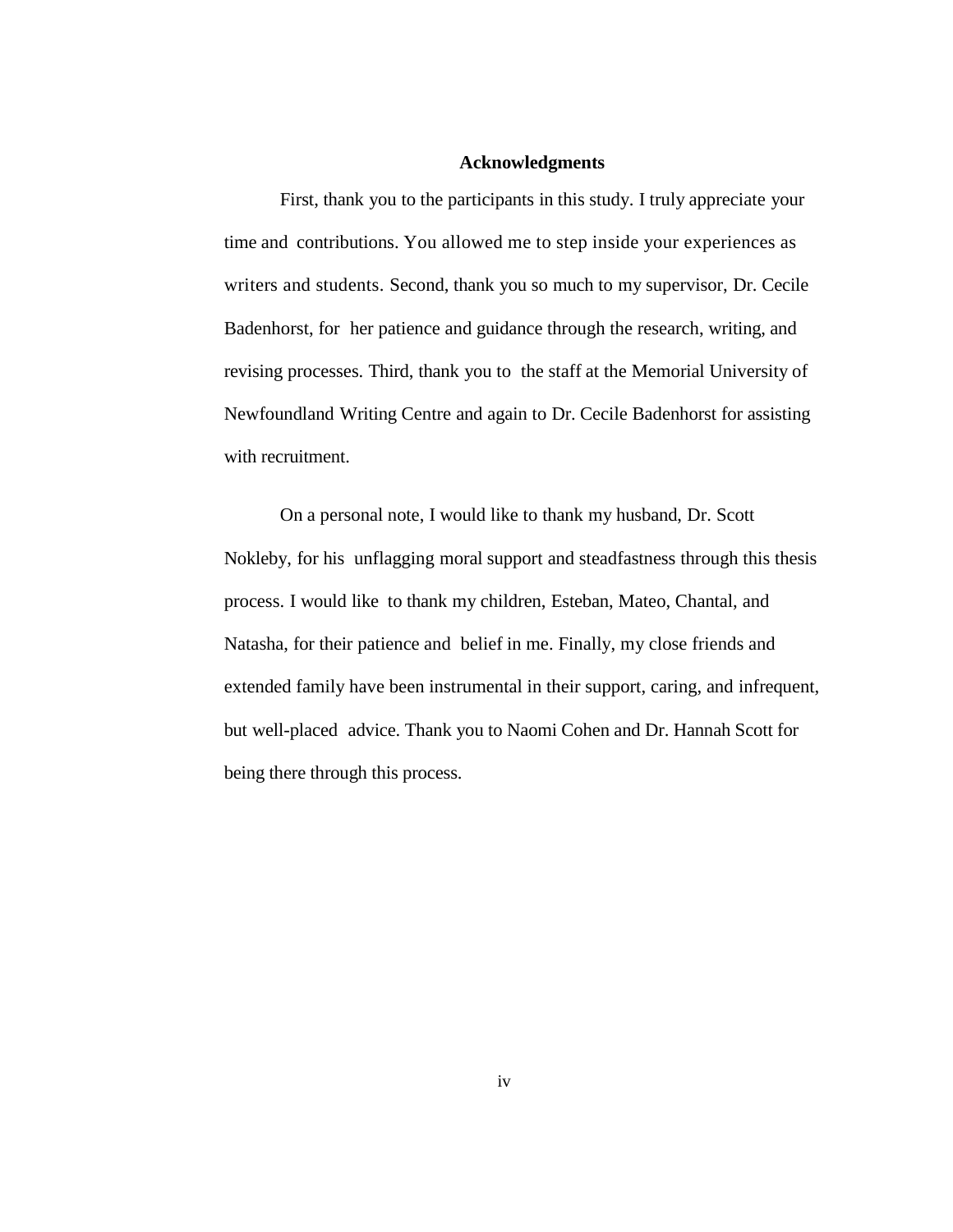## Acknowledgments

First, thank you to the participants in this study. I truly appreciate your time and contributions. You allowed me to step inside your experiences as writers and students. Second, thank you so much to my supervisor, Dr. Cecile Badenhorst, for her patience and guidance through the research, writing, and revising processes. Third, thank you to the staff at the Memorial University of Newfoundland Writing Centre and again to Dr. Cecile Badenhorst for assisting with recruitment.

On a personal note, I would like to thank my husband, Dr. Scott Nokleby, for his unflagging moral support and steadfastness through this thesis process. I would like to thank my children, Esteban, Mateo, Chantal, and Natasha, for their patience and belief in me. Finally, my close friends and extended family have been instrumental in their support, caring, and infrequent, but well-placed advice. Thank you to Naomi Cohen and Dr. Hannah Scott for being there through this process.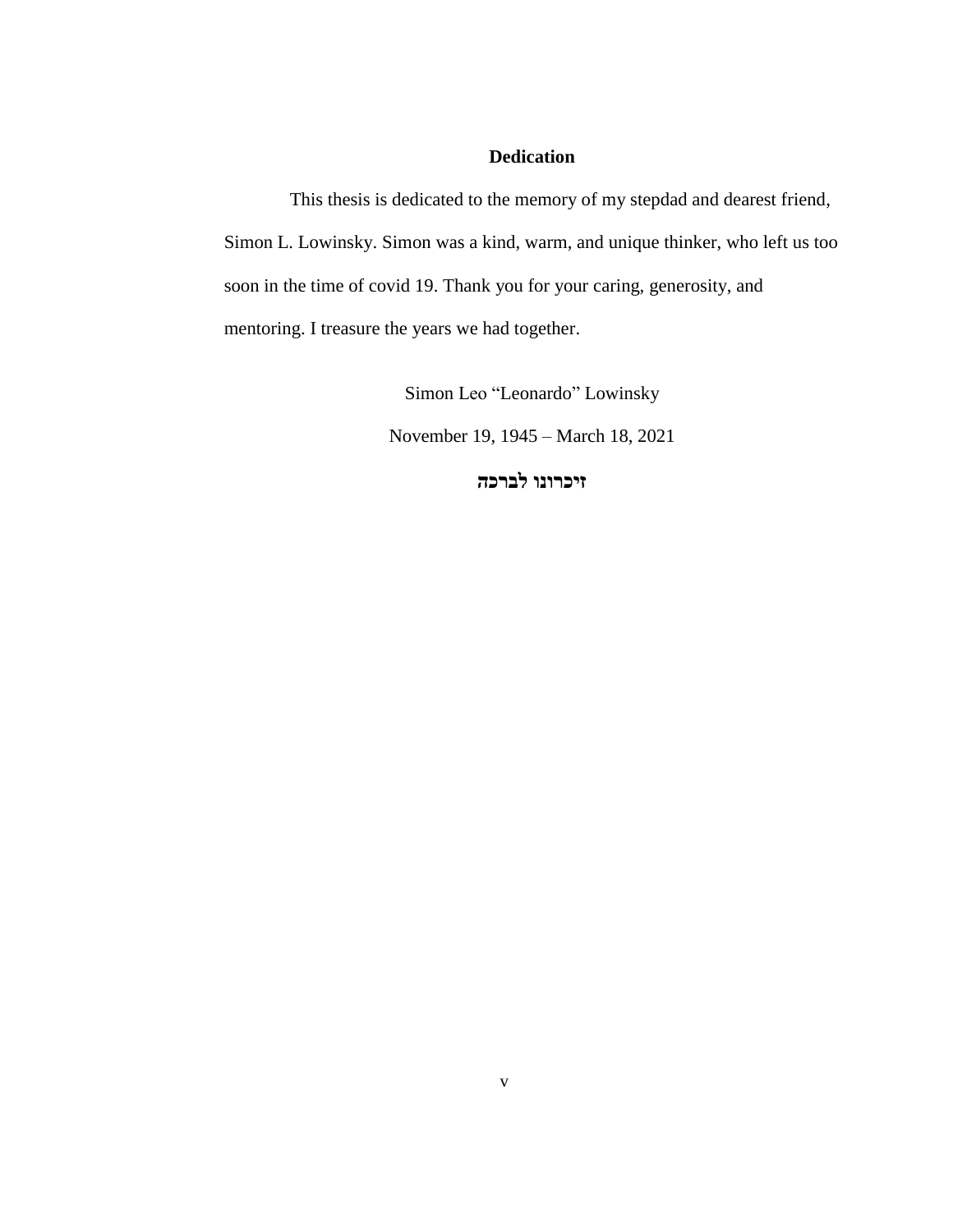## Dedication

This thesis is dedicated to the memory of my stepdad and dearest friend, Simon L. Lowinsky. Simon was a kind, warm, and unique thinker, who left us too soon in the time of covid 19. Thank you for your caring, generosity, and mentoring. I treasure the years we had together.

Simon Leo "Leonardo" Lowinsky

November 19, 1945 – March 18, 2021

**זיכרונו לברכה**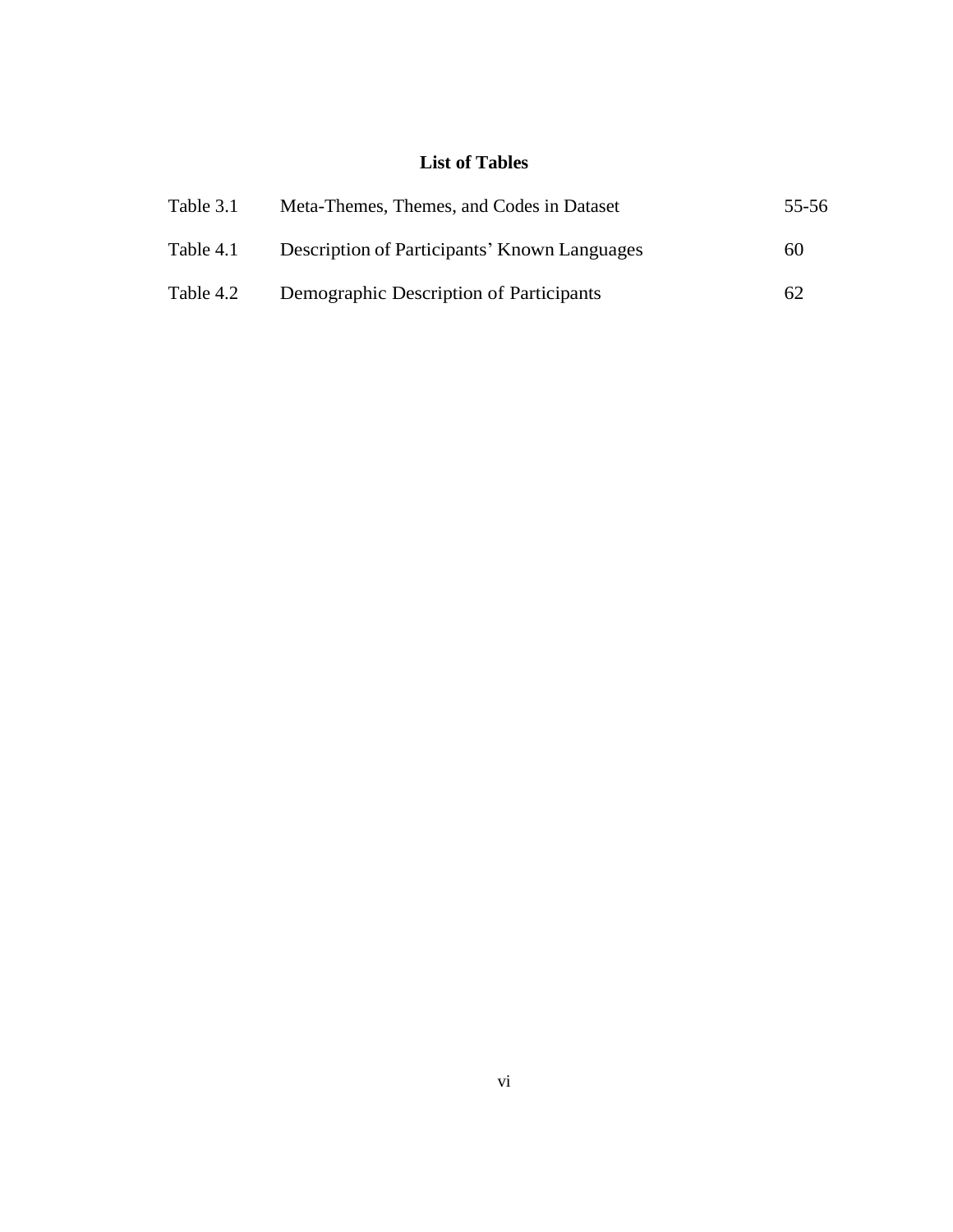# List of Tables

| | | |
|---|---|---|
| Table 3.1 | Meta-Themes, Themes, and Codes in Dataset | 55-56 |
| Table 4.1 | Description of Participants' Known Languages | 60 |
| Table 4.2 | Demographic Description of Participants | 62 |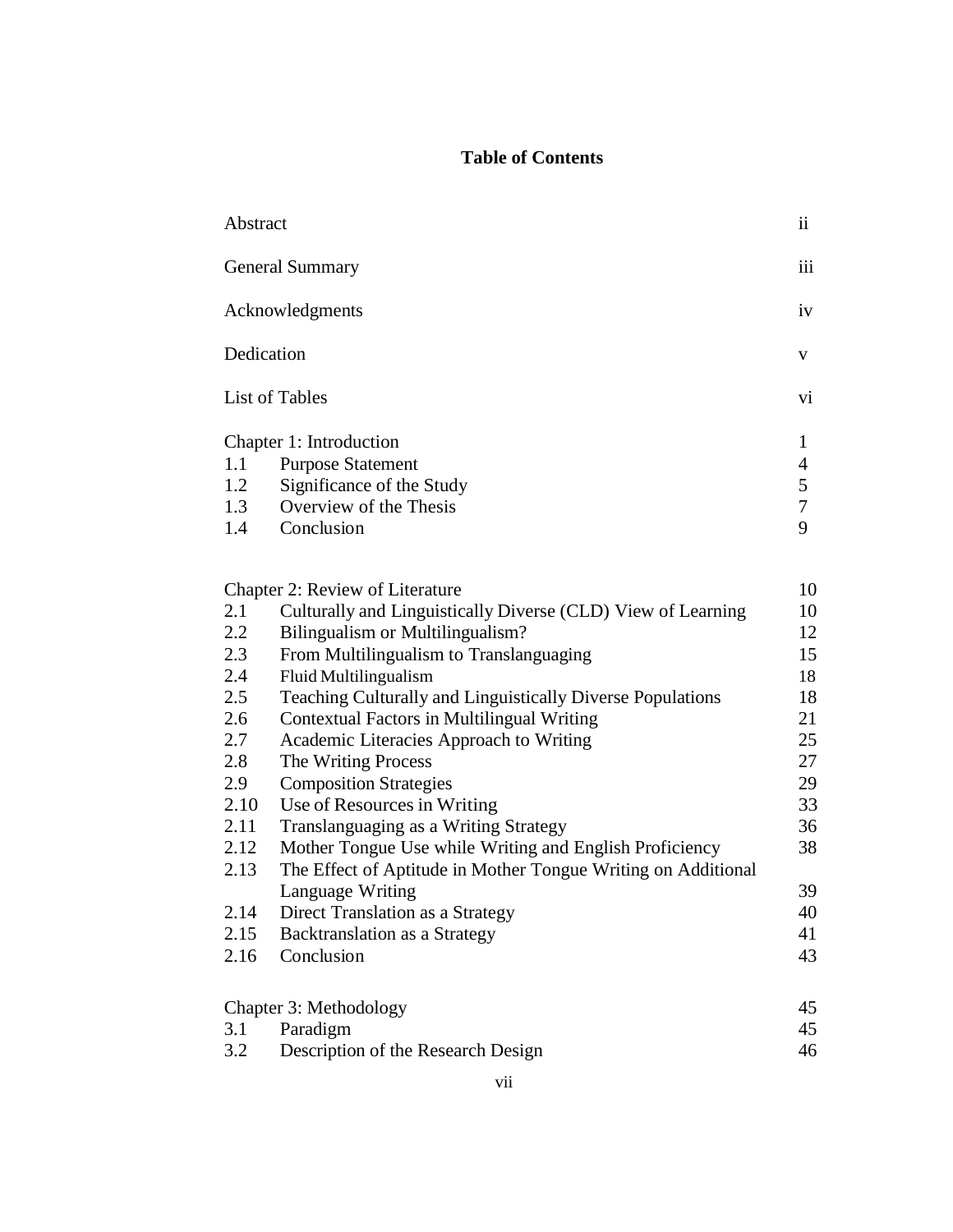# Table of Contents

| | | |
|---|---|---|
| Abstract | | ii |
| General Summary | | iii |
| Acknowledgments | | iv |
| Dedication | | v |
| List of Tables | | vi |
| Chapter 1: Introduction | | 1 |
| 1.1 | Purpose Statement | 4 |
| 1.2 | Significance of the Study | 5 |
| 1.3 | Overview of the Thesis | 7 |
| 1.4 | Conclusion | 9 |
| Chapter 2: Review of Literature | | 10 |
| 2.1 | Culturally and Linguistically Diverse (CLD) View of Learning | 10 |
| 2.2 | Bilingualism or Multilingualism? | 12 |
| 2.3 | From Multilingualism to Translanguaging | 15 |
| 2.4 | Fluid Multilingualism | 18 |
| 2.5 | Teaching Culturally and Linguistically Diverse Populations | 18 |
| 2.6 | Contextual Factors in Multilingual Writing | 21 |
| 2.7 | Academic Literacies Approach to Writing | 25 |
| 2.8 | The Writing Process | 27 |
| 2.9 | Composition Strategies | 29 |
| 2.10 | Use of Resources in Writing | 33 |
| 2.11 | Translanguaging as a Writing Strategy | 36 |
| 2.12 | Mother Tongue Use while Writing and English Proficiency | 38 |
| 2.13 | The Effect of Aptitude in Mother Tongue Writing on Additional Language Writing | 39 |
| 2.14 | Direct Translation as a Strategy | 40 |
| 2.15 | Backtranslation as a Strategy | 41 |
| 2.16 | Conclusion | 43 |
| Chapter 3: Methodology | | 45 |
| 3.1 | Paradigm | 45 |
| 3.2 | Description of the Research Design | 46 |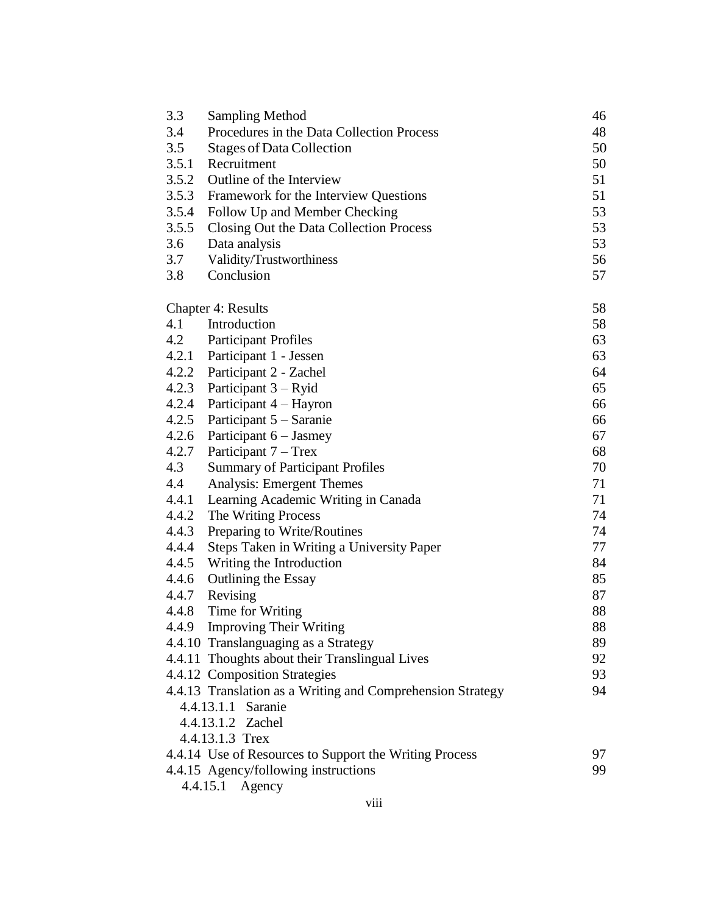| | | |
|---|---|---|
| 3.3 | Sampling Method | 46 |
| 3.4 | Procedures in the Data Collection Process | 48 |
| 3.5 | Stages of Data Collection | 50 |
| 3.5.1 | Recruitment | 50 |
| 3.5.2 | Outline of the Interview | 51 |
| 3.5.3 | Framework for the Interview Questions | 51 |
| 3.5.4 | Follow Up and Member Checking | 53 |
| 3.5.5 | Closing Out the Data Collection Process | 53 |
| 3.6 | Data analysis | 53 |
| 3.7 | Validity/Trustworthiness | 56 |
| 3.8 | Conclusion | 57 |
| | | |
| Chapter 4: Results | | 58 |
| 4.1 | Introduction | 58 |
| 4.2 | Participant Profiles | 63 |
| 4.2.1 | Participant 1 - Jessen | 63 |
| 4.2.2 | Participant 2 - Zachel | 64 |
| 4.2.3 | Participant 3 – Ryid | 65 |
| 4.2.4 | Participant 4 – Hayron | 66 |
| 4.2.5 | Participant 5 – Saranie | 66 |
| 4.2.6 | Participant 6 – Jasmey | 67 |
| 4.2.7 | Participant 7 – Trex | 68 |
| 4.3 | Summary of Participant Profiles | 70 |
| 4.4 | Analysis: Emergent Themes | 71 |
| 4.4.1 | Learning Academic Writing in Canada | 71 |
| 4.4.2 | The Writing Process | 74 |
| 4.4.3 | Preparing to Write/Routines | 74 |
| 4.4.4 | Steps Taken in Writing a University Paper | 77 |
| 4.4.5 | Writing the Introduction | 84 |
| 4.4.6 | Outlining the Essay | 85 |
| 4.4.7 | Revising | 87 |
| 4.4.8 | Time for Writing | 88 |
| 4.4.9 | Improving Their Writing | 88 |
| 4.4.10 | Translanguaging as a Strategy | 89 |
| 4.4.11 | Thoughts about their Translingual Lives | 92 |
| 4.4.12 | Composition Strategies | 93 |
| 4.4.13 | Translation as a Writing and Comprehension Strategy | 94 |
| 4.4.13.1.1 | Saranie | |
| 4.4.13.1.2 | Zachel | |
| 4.4.13.1.3 | Trex | |
| 4.4.14 | Use of Resources to Support the Writing Process | 97 |
| 4.4.15 | Agency/following instructions | 99 |
| 4.4.15.1 | Agency | |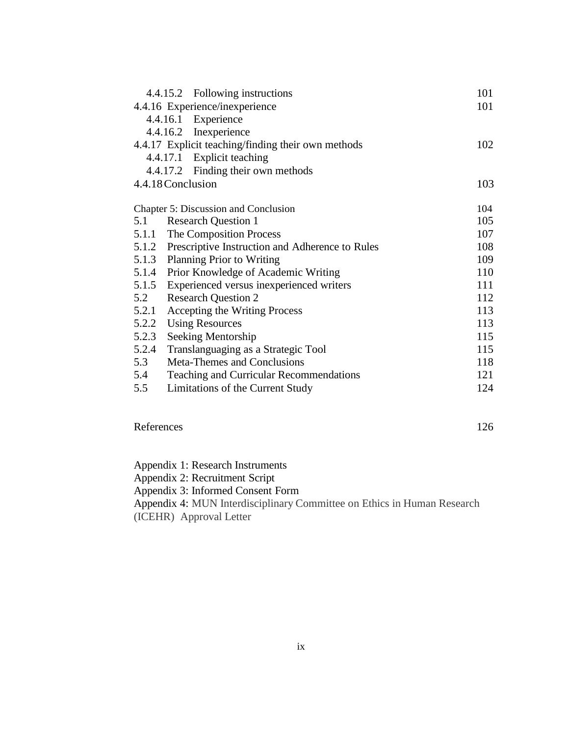4.4.15.2 Following instructions 101

4.4.16 Experience/inexperience 101

4.4.16.1 Experience

4.4.16.2 Inexperience

4.4.17 Explicit teaching/finding their own methods 102

4.4.17.1 Explicit teaching

4.4.17.2 Finding their own methods

4.4.18 Conclusion 103

Chapter 5: Discussion and Conclusion 104

5.1 Research Question 1 105

5.1.1 The Composition Process 107

5.1.2 Prescriptive Instruction and Adherence to Rules 108

5.1.3 Planning Prior to Writing 109

5.1.4 Prior Knowledge of Academic Writing 110

5.1.5 Experienced versus inexperienced writers 111

5.2 Research Question 2 112

5.2.1 Accepting the Writing Process 113

5.2.2 Using Resources 113

5.2.3 Seeking Mentorship 115

5.2.4 Translanguaging as a Strategic Tool 115

5.3 Meta-Themes and Conclusions 118

5.4 Teaching and Curricular Recommendations 121

5.5 Limitations of the Current Study 124

References 126

Appendix 1: Research Instruments

Appendix 2: Recruitment Script

Appendix 3: Informed Consent Form

Appendix 4: MUN Interdisciplinary Committee on Ethics in Human Research (ICEHR) Approval Letter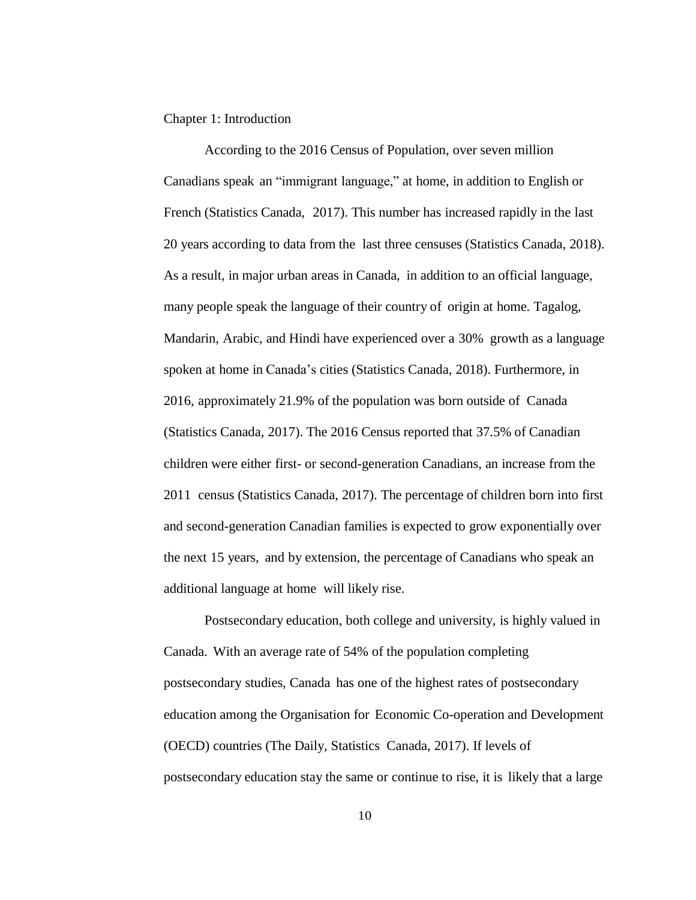# Chapter 1: Introduction

According to the 2016 Census of Population, over seven million Canadians speak an "immigrant language," at home, in addition to English or French (Statistics Canada, 2017). This number has increased rapidly in the last 20 years according to data from the last three censuses (Statistics Canada, 2018). As a result, in major urban areas in Canada, in addition to an official language, many people speak the language of their country of origin at home. Tagalog, Mandarin, Arabic, and Hindi have experienced over a 30% growth as a language spoken at home in Canada's cities (Statistics Canada, 2018). Furthermore, in 2016, approximately 21.9% of the population was born outside of Canada (Statistics Canada, 2017). The 2016 Census reported that 37.5% of Canadian children were either first- or second-generation Canadians, an increase from the 2011 census (Statistics Canada, 2017). The percentage of children born into first and second-generation Canadian families is expected to grow exponentially over the next 15 years, and by extension, the percentage of Canadians who speak an additional language at home will likely rise.

Postsecondary education, both college and university, is highly valued in Canada. With an average rate of 54% of the population completing postsecondary studies, Canada has one of the highest rates of postsecondary education among the Organisation for Economic Co-operation and Development (OECD) countries (The Daily, Statistics Canada, 2017). If levels of postsecondary education stay the same or continue to rise, it is likely that a large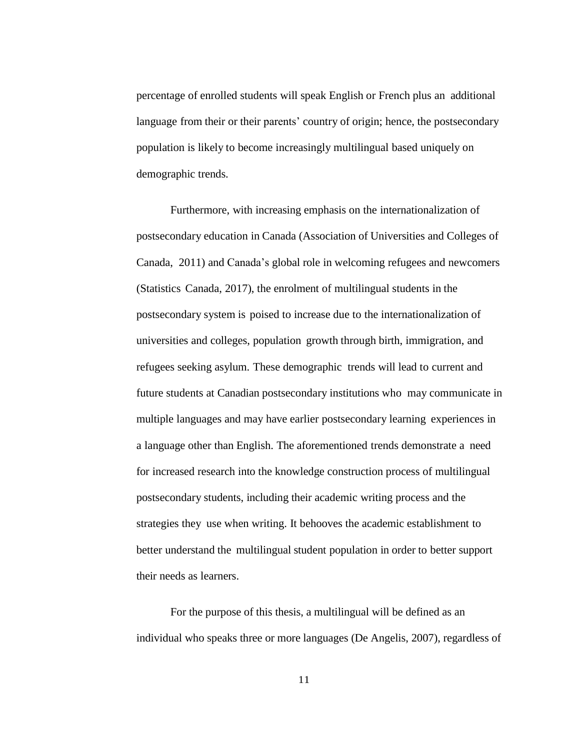percentage of enrolled students will speak English or French plus an additional language from their or their parents' country of origin; hence, the postsecondary population is likely to become increasingly multilingual based uniquely on demographic trends.

Furthermore, with increasing emphasis on the internationalization of postsecondary education in Canada (Association of Universities and Colleges of Canada, 2011) and Canada's global role in welcoming refugees and newcomers (Statistics Canada, 2017), the enrolment of multilingual students in the postsecondary system is poised to increase due to the internationalization of universities and colleges, population growth through birth, immigration, and refugees seeking asylum. These demographic trends will lead to current and future students at Canadian postsecondary institutions who may communicate in multiple languages and may have earlier postsecondary learning experiences in a language other than English. The aforementioned trends demonstrate a need for increased research into the knowledge construction process of multilingual postsecondary students, including their academic writing process and the strategies they use when writing. It behooves the academic establishment to better understand the multilingual student population in order to better support their needs as learners.

For the purpose of this thesis, a multilingual will be defined as an individual who speaks three or more languages (De Angelis, 2007), regardless of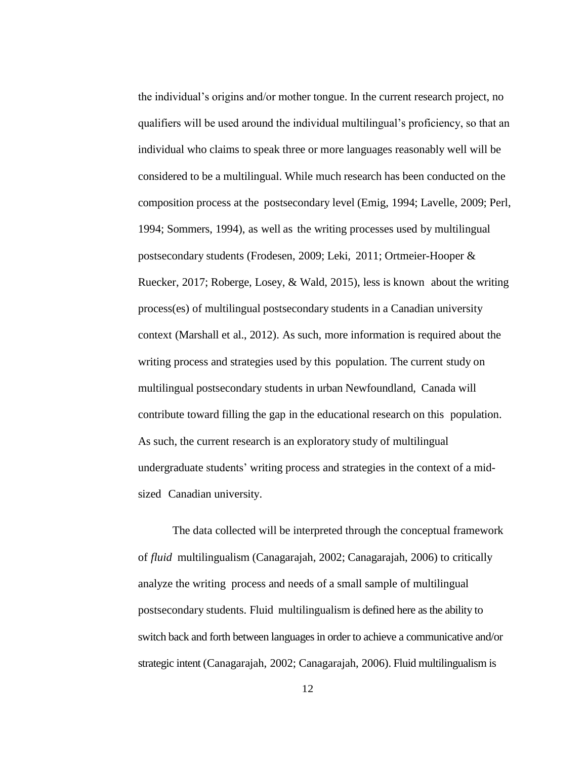the individual's origins and/or mother tongue. In the current research project, no qualifiers will be used around the individual multilingual's proficiency, so that an individual who claims to speak three or more languages reasonably well will be considered to be a multilingual. While much research has been conducted on the composition process at the postsecondary level (Emig, 1994; Lavelle, 2009; Perl, 1994; Sommers, 1994), as well as the writing processes used by multilingual postsecondary students (Frodesen, 2009; Leki, 2011; Ortmeier-Hooper & Ruecker, 2017; Roberge, Losey, & Wald, 2015), less is known about the writing process(es) of multilingual postsecondary students in a Canadian university context (Marshall et al., 2012). As such, more information is required about the writing process and strategies used by this population. The current study on multilingual postsecondary students in urban Newfoundland, Canada will contribute toward filling the gap in the educational research on this population. As such, the current research is an exploratory study of multilingual undergraduate students' writing process and strategies in the context of a mid-sized Canadian university.

The data collected will be interpreted through the conceptual framework of *fluid* multilingualism (Canagarajah, 2002; Canagarajah, 2006) to critically analyze the writing process and needs of a small sample of multilingual postsecondary students. Fluid multilingualism is defined here as the ability to switch back and forth between languages in order to achieve a communicative and/or strategic intent (Canagarajah, 2002; Canagarajah, 2006). Fluid multilingualism is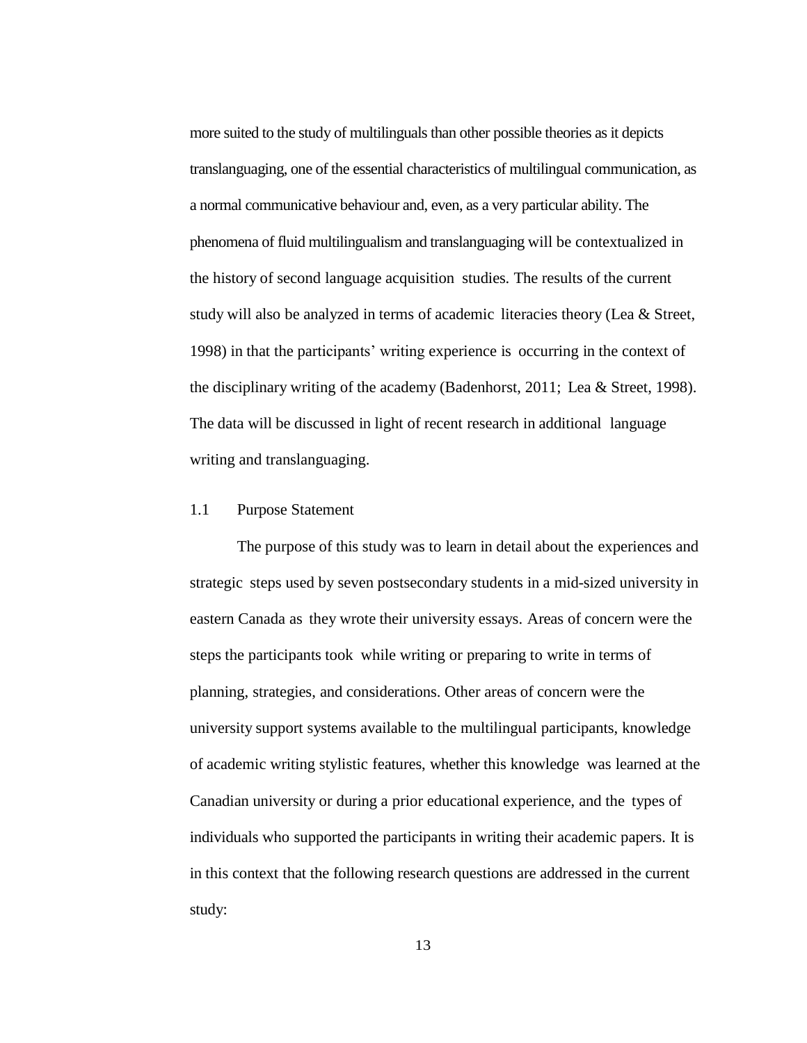more suited to the study of multilinguals than other possible theories as it depicts translanguaging, one of the essential characteristics of multilingual communication, as a normal communicative behaviour and, even, as a very particular ability. The phenomena of fluid multilingualism and translanguaging will be contextualized in the history of second language acquisition studies. The results of the current study will also be analyzed in terms of academic literacies theory (Lea & Street, 1998) in that the participants' writing experience is occurring in the context of the disciplinary writing of the academy (Badenhorst, 2011; Lea & Street, 1998). The data will be discussed in light of recent research in additional language writing and translanguaging.

## 1.1 Purpose Statement

The purpose of this study was to learn in detail about the experiences and strategic steps used by seven postsecondary students in a mid-sized university in eastern Canada as they wrote their university essays. Areas of concern were the steps the participants took while writing or preparing to write in terms of planning, strategies, and considerations. Other areas of concern were the university support systems available to the multilingual participants, knowledge of academic writing stylistic features, whether this knowledge was learned at the Canadian university or during a prior educational experience, and the types of individuals who supported the participants in writing their academic papers. It is in this context that the following research questions are addressed in the current study: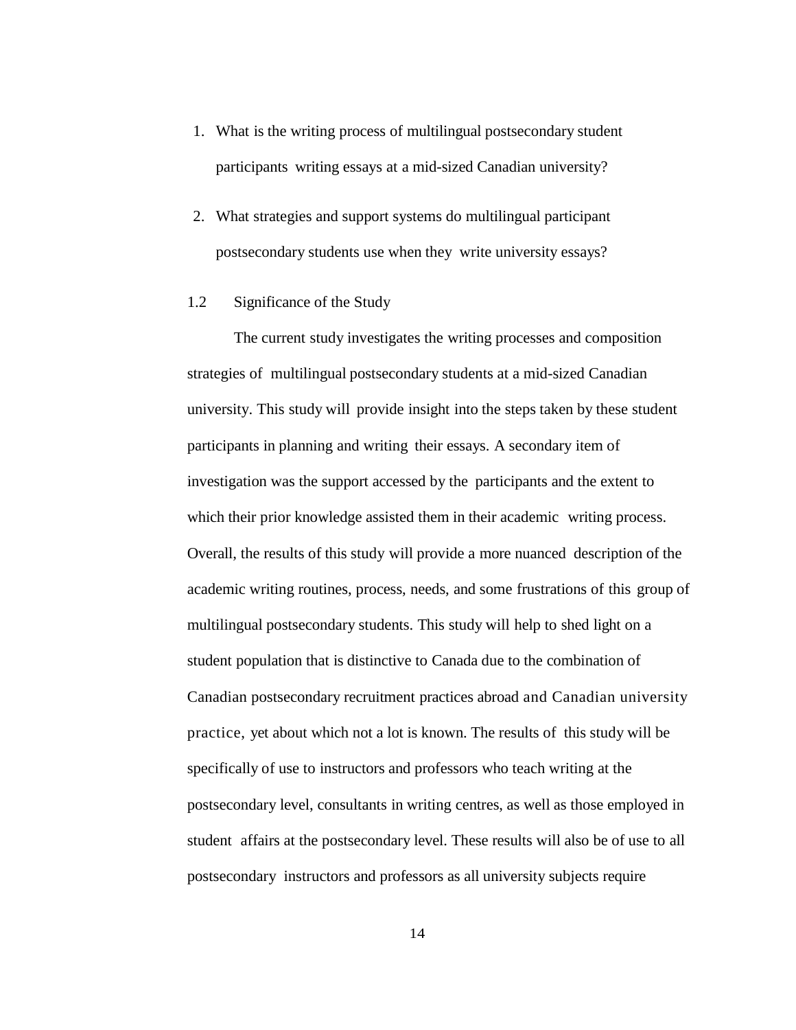1. What is the writing process of multilingual postsecondary student participants writing essays at a mid-sized Canadian university?
2. What strategies and support systems do multilingual participant postsecondary students use when they write university essays?

## 1.2 Significance of the Study

The current study investigates the writing processes and composition strategies of multilingual postsecondary students at a mid-sized Canadian university. This study will provide insight into the steps taken by these student participants in planning and writing their essays. A secondary item of investigation was the support accessed by the participants and the extent to which their prior knowledge assisted them in their academic writing process. Overall, the results of this study will provide a more nuanced description of the academic writing routines, process, needs, and some frustrations of this group of multilingual postsecondary students. This study will help to shed light on a student population that is distinctive to Canada due to the combination of Canadian postsecondary recruitment practices abroad and Canadian university practice, yet about which not a lot is known. The results of this study will be specifically of use to instructors and professors who teach writing at the postsecondary level, consultants in writing centres, as well as those employed in student affairs at the postsecondary level. These results will also be of use to all postsecondary instructors and professors as all university subjects require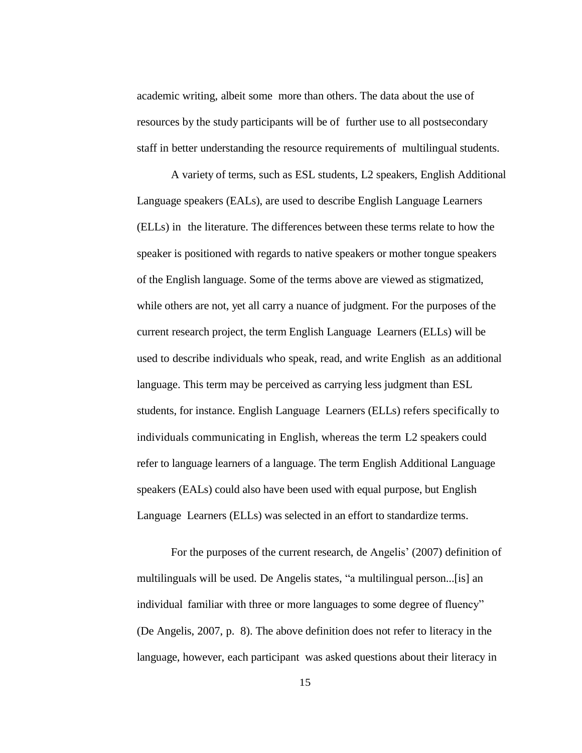academic writing, albeit some more than others. The data about the use of resources by the study participants will be of further use to all postsecondary staff in better understanding the resource requirements of multilingual students.

A variety of terms, such as ESL students, L2 speakers, English Additional Language speakers (EALs), are used to describe English Language Learners (ELLs) in the literature. The differences between these terms relate to how the speaker is positioned with regards to native speakers or mother tongue speakers of the English language. Some of the terms above are viewed as stigmatized, while others are not, yet all carry a nuance of judgment. For the purposes of the current research project, the term English Language Learners (ELLs) will be used to describe individuals who speak, read, and write English as an additional language. This term may be perceived as carrying less judgment than ESL students, for instance. English Language Learners (ELLs) refers specifically to individuals communicating in English, whereas the term L2 speakers could refer to language learners of a language. The term English Additional Language speakers (EALs) could also have been used with equal purpose, but English Language Learners (ELLs) was selected in an effort to standardize terms.

For the purposes of the current research, de Angelis' (2007) definition of multilinguals will be used. De Angelis states, "a multilingual person...[is] an individual familiar with three or more languages to some degree of fluency" (De Angelis, 2007, p. 8). The above definition does not refer to literacy in the language, however, each participant was asked questions about their literacy in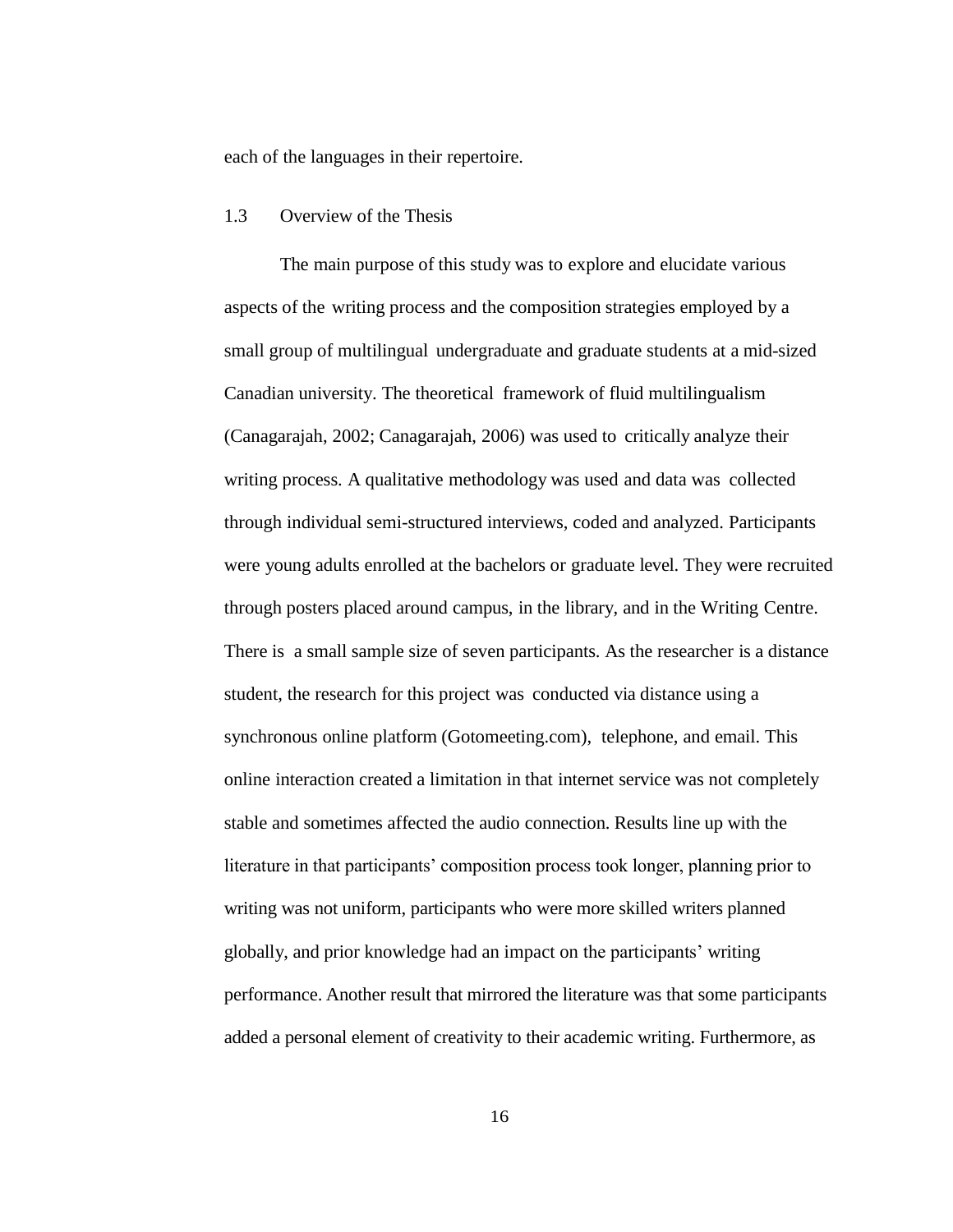each of the languages in their repertoire.

## 1.3 Overview of the Thesis

The main purpose of this study was to explore and elucidate various aspects of the writing process and the composition strategies employed by a small group of multilingual undergraduate and graduate students at a mid-sized Canadian university. The theoretical framework of fluid multilingualism (Canagarajah, 2002; Canagarajah, 2006) was used to critically analyze their writing process. A qualitative methodology was used and data was collected through individual semi-structured interviews, coded and analyzed. Participants were young adults enrolled at the bachelors or graduate level. They were recruited through posters placed around campus, in the library, and in the Writing Centre. There is a small sample size of seven participants. As the researcher is a distance student, the research for this project was conducted via distance using a synchronous online platform (Gotomeeting.com), telephone, and email. This online interaction created a limitation in that internet service was not completely stable and sometimes affected the audio connection. Results line up with the literature in that participants' composition process took longer, planning prior to writing was not uniform, participants who were more skilled writers planned globally, and prior knowledge had an impact on the participants' writing performance. Another result that mirrored the literature was that some participants added a personal element of creativity to their academic writing. Furthermore, as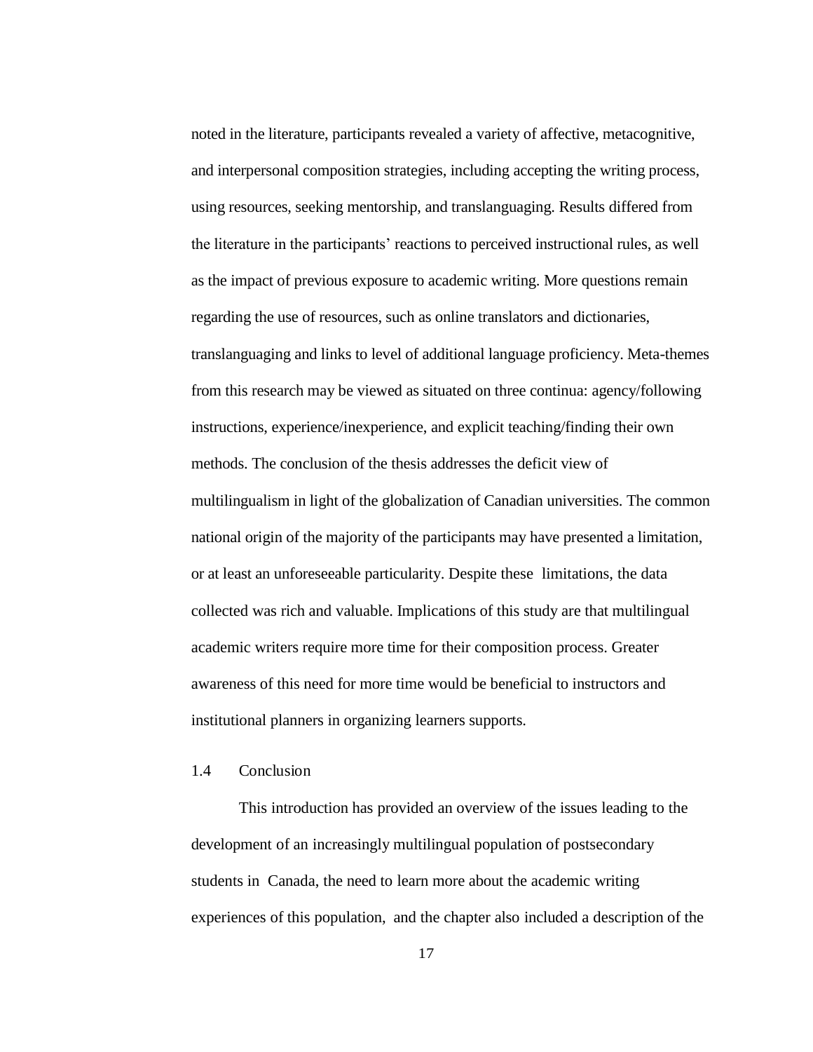noted in the literature, participants revealed a variety of affective, metacognitive, and interpersonal composition strategies, including accepting the writing process, using resources, seeking mentorship, and translanguaging. Results differed from the literature in the participants' reactions to perceived instructional rules, as well as the impact of previous exposure to academic writing. More questions remain regarding the use of resources, such as online translators and dictionaries, translanguaging and links to level of additional language proficiency. Meta-themes from this research may be viewed as situated on three continua: agency/following instructions, experience/inexperience, and explicit teaching/finding their own methods. The conclusion of the thesis addresses the deficit view of multilingualism in light of the globalization of Canadian universities. The common national origin of the majority of the participants may have presented a limitation, or at least an unforeseeable particularity. Despite these limitations, the data collected was rich and valuable. Implications of this study are that multilingual academic writers require more time for their composition process. Greater awareness of this need for more time would be beneficial to instructors and institutional planners in organizing learners supports.

## 1.4 Conclusion

This introduction has provided an overview of the issues leading to the development of an increasingly multilingual population of postsecondary students in Canada, the need to learn more about the academic writing experiences of this population, and the chapter also included a description of the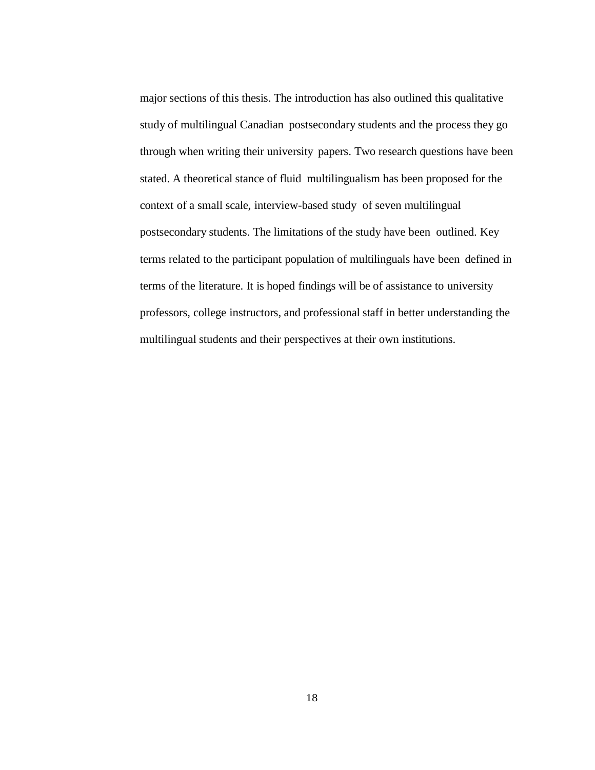major sections of this thesis. The introduction has also outlined this qualitative study of multilingual Canadian postsecondary students and the process they go through when writing their university papers. Two research questions have been stated. A theoretical stance of fluid multilingualism has been proposed for the context of a small scale, interview-based study of seven multilingual postsecondary students. The limitations of the study have been outlined. Key terms related to the participant population of multilinguals have been defined in terms of the literature. It is hoped findings will be of assistance to university professors, college instructors, and professional staff in better understanding the multilingual students and their perspectives at their own institutions.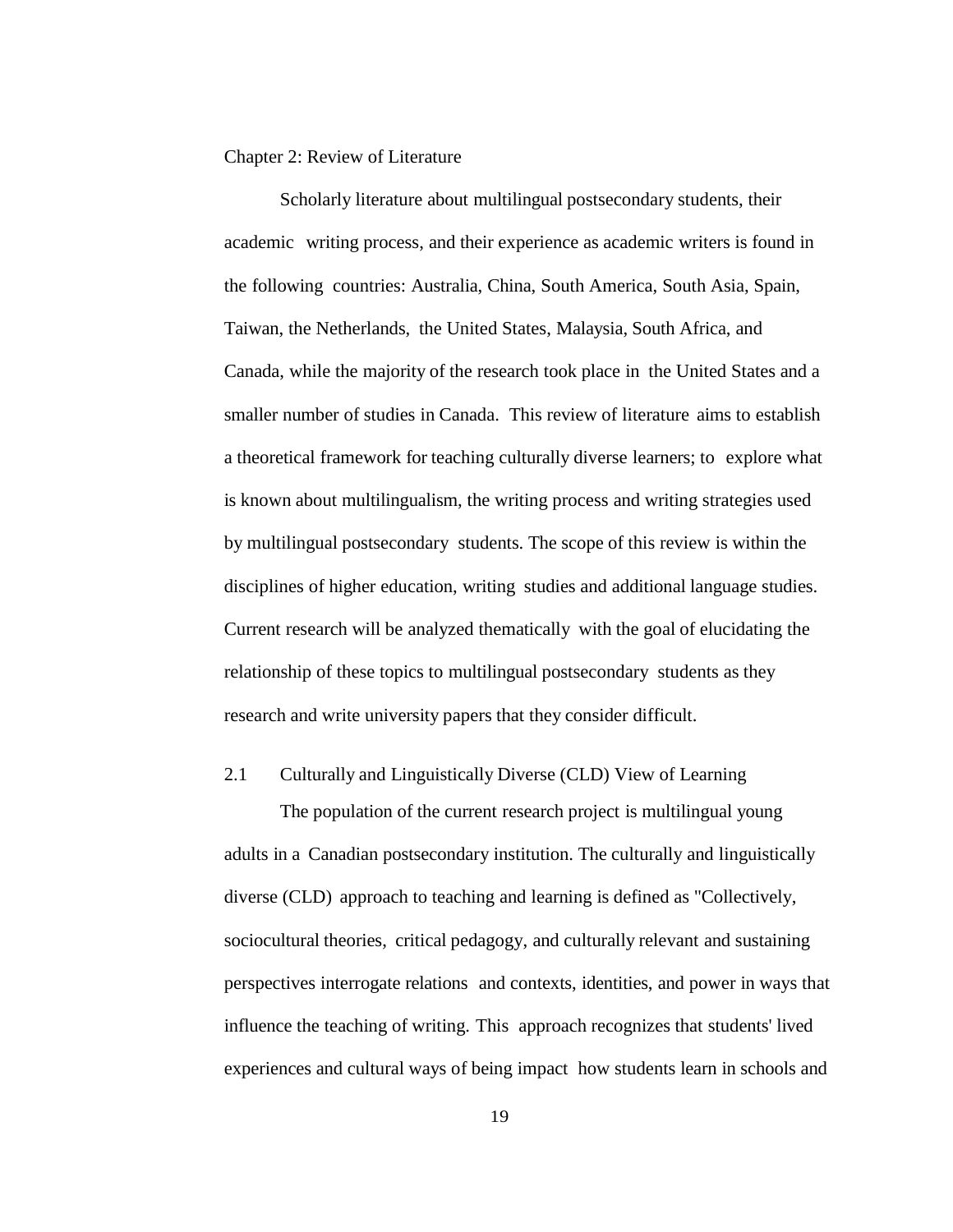# Chapter 2: Review of Literature

Scholarly literature about multilingual postsecondary students, their academic writing process, and their experience as academic writers is found in the following countries: Australia, China, South America, South Asia, Spain, Taiwan, the Netherlands, the United States, Malaysia, South Africa, and Canada, while the majority of the research took place in the United States and a smaller number of studies in Canada. This review of literature aims to establish a theoretical framework for teaching culturally diverse learners; to explore what is known about multilingualism, the writing process and writing strategies used by multilingual postsecondary students. The scope of this review is within the disciplines of higher education, writing studies and additional language studies. Current research will be analyzed thematically with the goal of elucidating the relationship of these topics to multilingual postsecondary students as they research and write university papers that they consider difficult.

## 2.1 Culturally and Linguistically Diverse (CLD) View of Learning

The population of the current research project is multilingual young adults in a Canadian postsecondary institution. The culturally and linguistically diverse (CLD) approach to teaching and learning is defined as "Collectively, sociocultural theories, critical pedagogy, and culturally relevant and sustaining perspectives interrogate relations and contexts, identities, and power in ways that influence the teaching of writing. This approach recognizes that students' lived experiences and cultural ways of being impact how students learn in schools and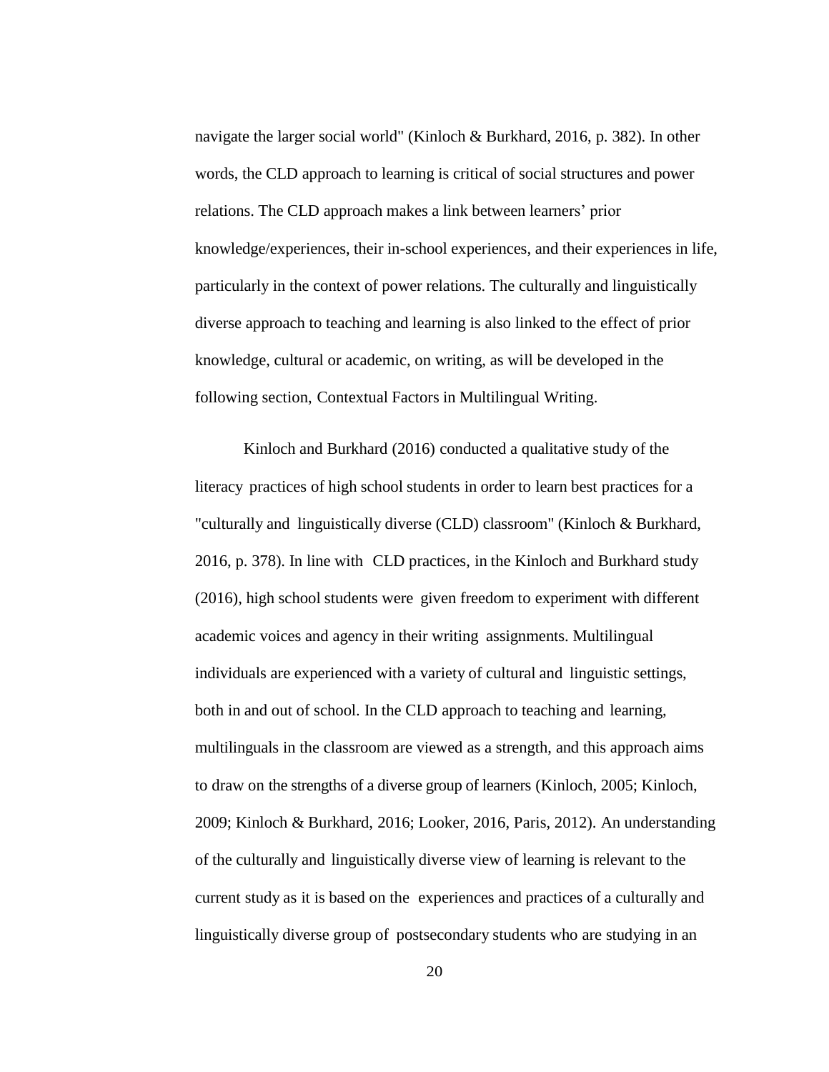navigate the larger social world" (Kinloch & Burkhard, 2016, p. 382). In other words, the CLD approach to learning is critical of social structures and power relations. The CLD approach makes a link between learners' prior knowledge/experiences, their in-school experiences, and their experiences in life, particularly in the context of power relations. The culturally and linguistically diverse approach to teaching and learning is also linked to the effect of prior knowledge, cultural or academic, on writing, as will be developed in the following section, Contextual Factors in Multilingual Writing.

Kinloch and Burkhard (2016) conducted a qualitative study of the literacy practices of high school students in order to learn best practices for a "culturally and linguistically diverse (CLD) classroom" (Kinloch & Burkhard, 2016, p. 378). In line with CLD practices, in the Kinloch and Burkhard study (2016), high school students were given freedom to experiment with different academic voices and agency in their writing assignments. Multilingual individuals are experienced with a variety of cultural and linguistic settings, both in and out of school. In the CLD approach to teaching and learning, multilinguals in the classroom are viewed as a strength, and this approach aims to draw on the strengths of a diverse group of learners (Kinloch, 2005; Kinloch, 2009; Kinloch & Burkhard, 2016; Looker, 2016, Paris, 2012). An understanding of the culturally and linguistically diverse view of learning is relevant to the current study as it is based on the experiences and practices of a culturally and linguistically diverse group of postsecondary students who are studying in an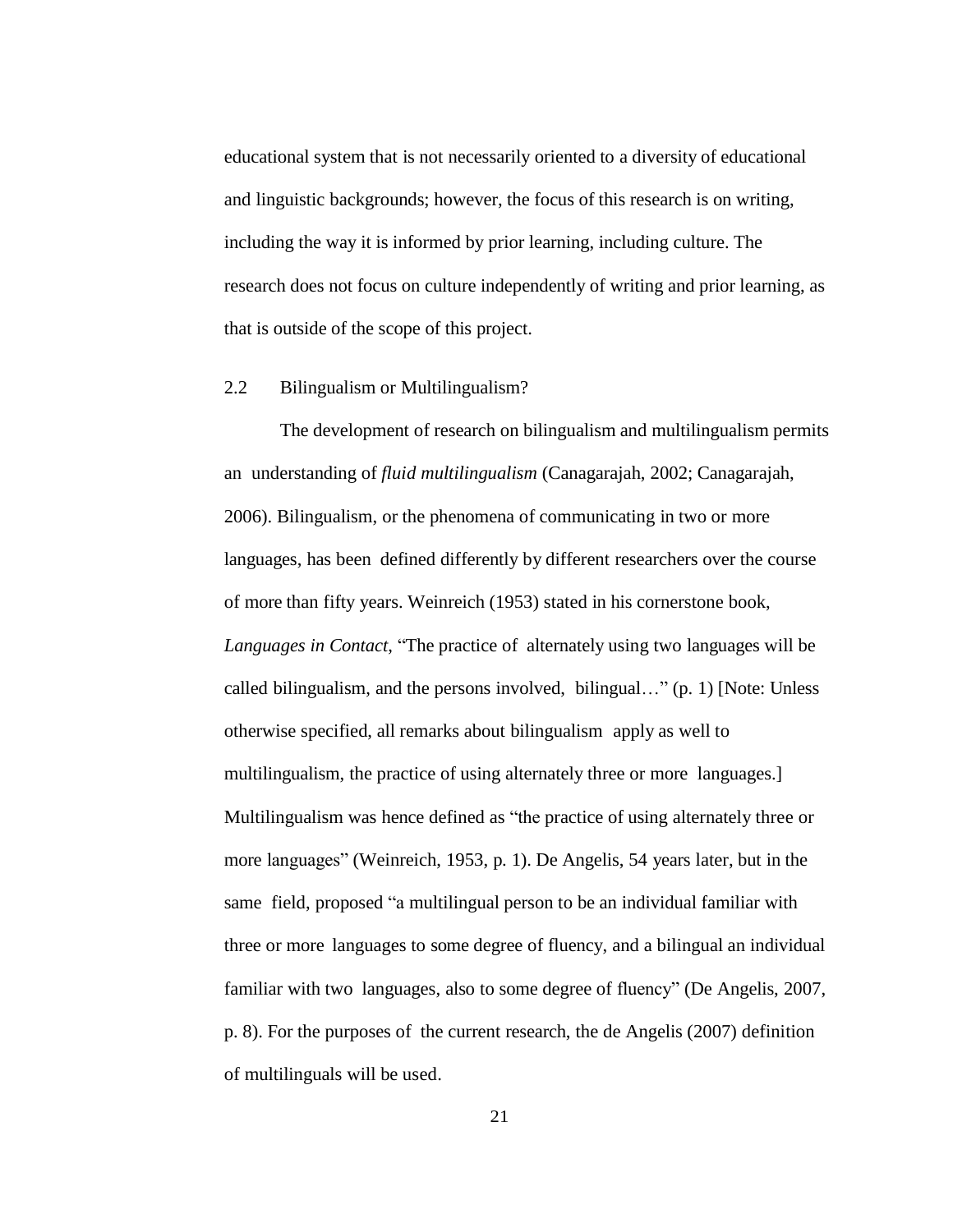educational system that is not necessarily oriented to a diversity of educational and linguistic backgrounds; however, the focus of this research is on writing, including the way it is informed by prior learning, including culture. The research does not focus on culture independently of writing and prior learning, as that is outside of the scope of this project.

## 2.2 Bilingualism or Multilingualism?

The development of research on bilingualism and multilingualism permits an understanding of *fluid multilingualism* (Canagarajah, 2002; Canagarajah, 2006). Bilingualism, or the phenomena of communicating in two or more languages, has been defined differently by different researchers over the course of more than fifty years. Weinreich (1953) stated in his cornerstone book, *Languages in Contact*, "The practice of alternately using two languages will be called bilingualism, and the persons involved, bilingual…" (p. 1) [Note: Unless otherwise specified, all remarks about bilingualism apply as well to multilingualism, the practice of using alternately three or more languages.] Multilingualism was hence defined as "the practice of using alternately three or more languages" (Weinreich, 1953, p. 1). De Angelis, 54 years later, but in the same field, proposed "a multilingual person to be an individual familiar with three or more languages to some degree of fluency, and a bilingual an individual familiar with two languages, also to some degree of fluency" (De Angelis, 2007, p. 8). For the purposes of the current research, the de Angelis (2007) definition of multilinguals will be used.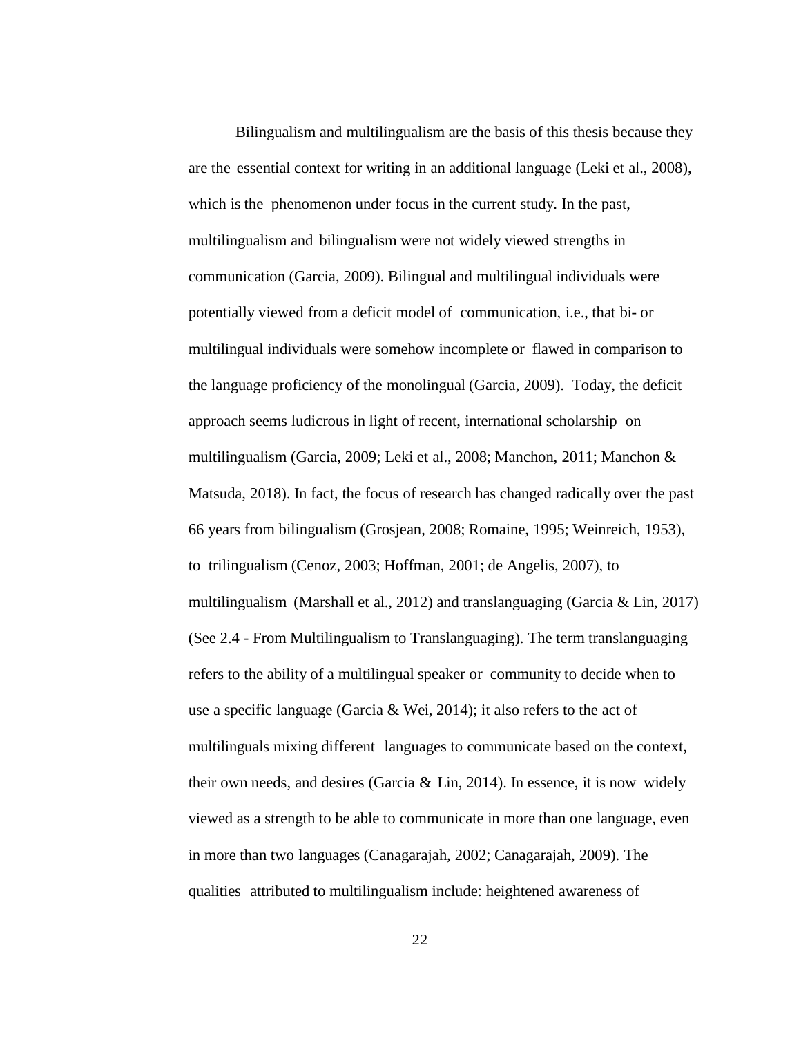Bilingualism and multilingualism are the basis of this thesis because they are the essential context for writing in an additional language (Leki et al., 2008), which is the phenomenon under focus in the current study. In the past, multilingualism and bilingualism were not widely viewed strengths in communication (Garcia, 2009). Bilingual and multilingual individuals were potentially viewed from a deficit model of communication, i.e., that bi- or multilingual individuals were somehow incomplete or flawed in comparison to the language proficiency of the monolingual (Garcia, 2009). Today, the deficit approach seems ludicrous in light of recent, international scholarship on multilingualism (Garcia, 2009; Leki et al., 2008; Manchon, 2011; Manchon & Matsuda, 2018). In fact, the focus of research has changed radically over the past 66 years from bilingualism (Grosjean, 2008; Romaine, 1995; Weinreich, 1953), to trilingualism (Cenoz, 2003; Hoffman, 2001; de Angelis, 2007), to multilingualism (Marshall et al., 2012) and translanguaging (Garcia & Lin, 2017) (See 2.4 - From Multilingualism to Translanguaging). The term translanguaging refers to the ability of a multilingual speaker or community to decide when to use a specific language (Garcia & Wei, 2014); it also refers to the act of multilinguals mixing different languages to communicate based on the context, their own needs, and desires (Garcia & Lin, 2014). In essence, it is now widely viewed as a strength to be able to communicate in more than one language, even in more than two languages (Canagarajah, 2002; Canagarajah, 2009). The qualities attributed to multilingualism include: heightened awareness of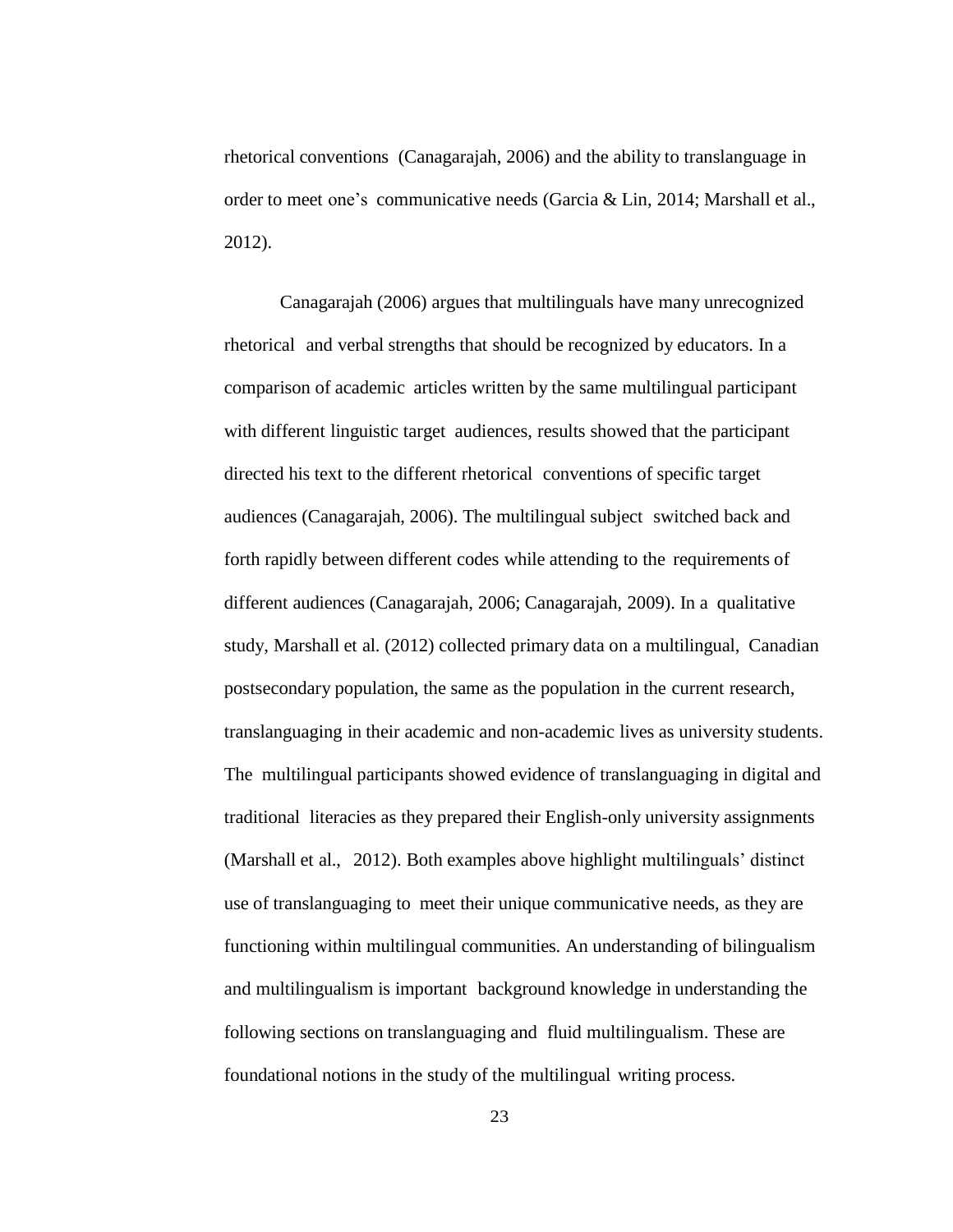rhetorical conventions (Canagarajah, 2006) and the ability to translanguage in order to meet one's communicative needs (Garcia & Lin, 2014; Marshall et al., 2012).

Canagarajah (2006) argues that multilinguals have many unrecognized rhetorical and verbal strengths that should be recognized by educators. In a comparison of academic articles written by the same multilingual participant with different linguistic target audiences, results showed that the participant directed his text to the different rhetorical conventions of specific target audiences (Canagarajah, 2006). The multilingual subject switched back and forth rapidly between different codes while attending to the requirements of different audiences (Canagarajah, 2006; Canagarajah, 2009). In a qualitative study, Marshall et al. (2012) collected primary data on a multilingual, Canadian postsecondary population, the same as the population in the current research, translanguaging in their academic and non-academic lives as university students. The multilingual participants showed evidence of translanguaging in digital and traditional literacies as they prepared their English-only university assignments (Marshall et al., 2012). Both examples above highlight multilinguals' distinct use of translanguaging to meet their unique communicative needs, as they are functioning within multilingual communities. An understanding of bilingualism and multilingualism is important background knowledge in understanding the following sections on translanguaging and fluid multilingualism. These are foundational notions in the study of the multilingual writing process.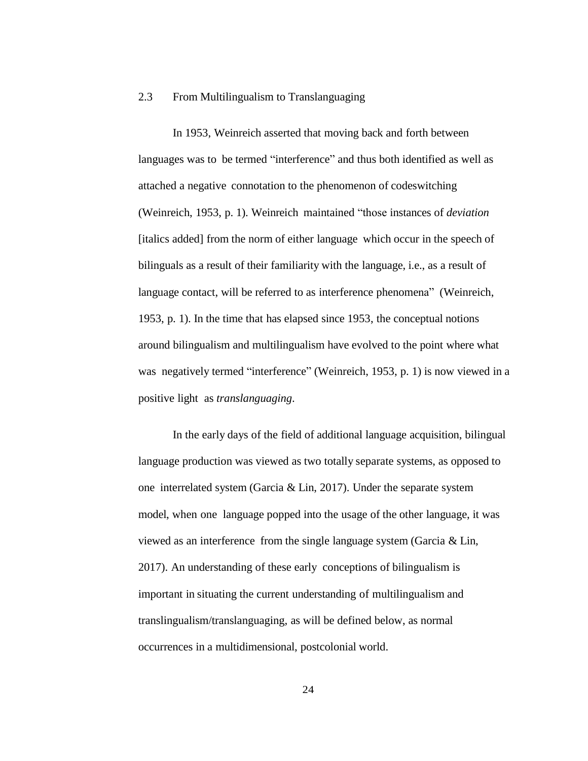## 2.3 From Multilingualism to Translanguaging

In 1953, Weinreich asserted that moving back and forth between languages was to be termed "interference" and thus both identified as well as attached a negative connotation to the phenomenon of codeswitching (Weinreich, 1953, p. 1). Weinreich maintained "those instances of *deviation* [italics added] from the norm of either language which occur in the speech of bilinguals as a result of their familiarity with the language, i.e., as a result of language contact, will be referred to as interference phenomena" (Weinreich, 1953, p. 1). In the time that has elapsed since 1953, the conceptual notions around bilingualism and multilingualism have evolved to the point where what was negatively termed "interference" (Weinreich, 1953, p. 1) is now viewed in a positive light as *translanguaging*.

In the early days of the field of additional language acquisition, bilingual language production was viewed as two totally separate systems, as opposed to one interrelated system (Garcia & Lin, 2017). Under the separate system model, when one language popped into the usage of the other language, it was viewed as an interference from the single language system (Garcia & Lin, 2017). An understanding of these early conceptions of bilingualism is important in situating the current understanding of multilingualism and translingualism/translanguaging, as will be defined below, as normal occurrences in a multidimensional, postcolonial world.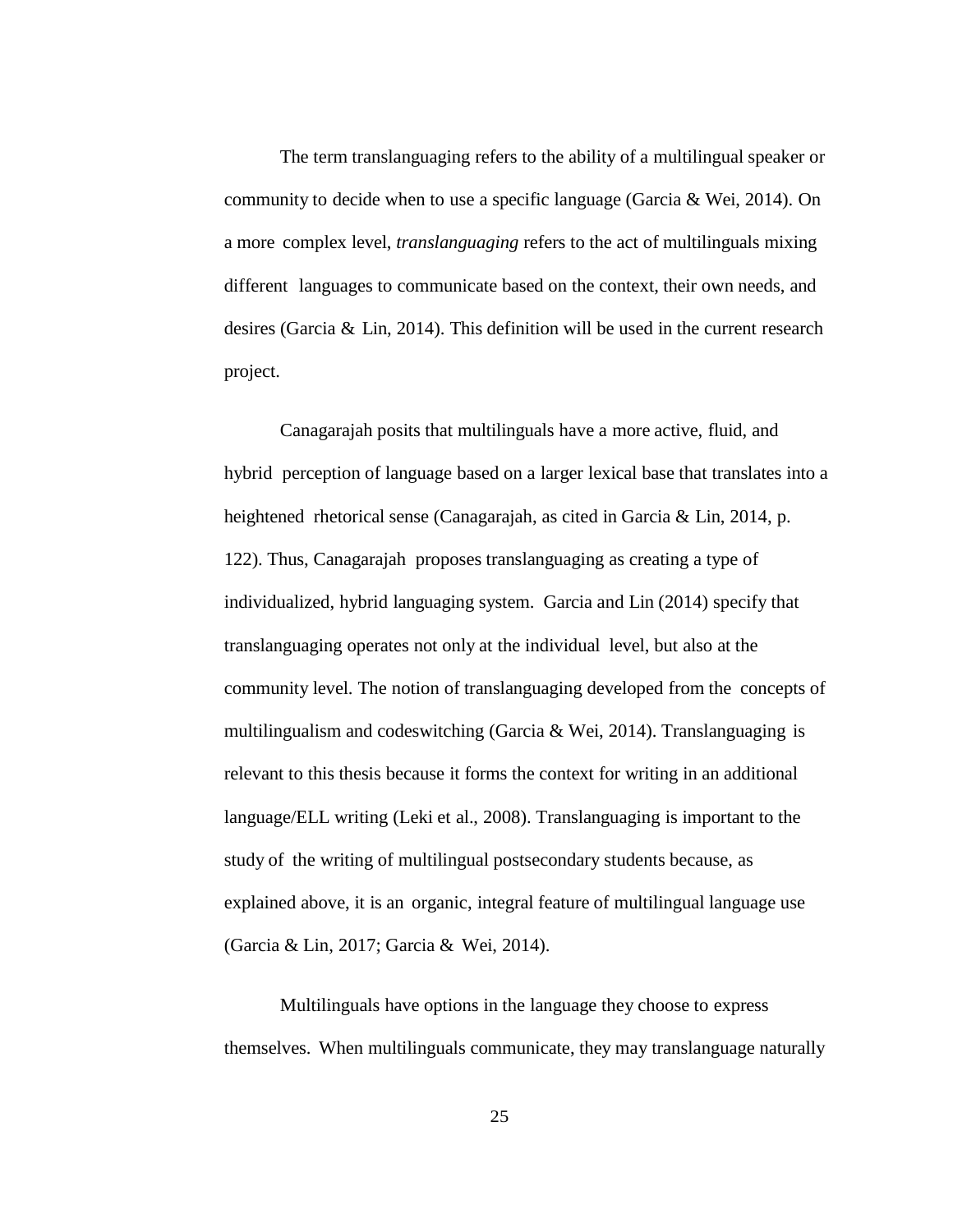The term translanguaging refers to the ability of a multilingual speaker or community to decide when to use a specific language (Garcia & Wei, 2014). On a more complex level, *translanguaging* refers to the act of multilinguals mixing different languages to communicate based on the context, their own needs, and desires (Garcia & Lin, 2014). This definition will be used in the current research project.

Canagarajah posits that multilinguals have a more active, fluid, and hybrid perception of language based on a larger lexical base that translates into a heightened rhetorical sense (Canagarajah, as cited in Garcia & Lin, 2014, p. 122). Thus, Canagarajah proposes translanguaging as creating a type of individualized, hybrid languaging system. Garcia and Lin (2014) specify that translanguaging operates not only at the individual level, but also at the community level. The notion of translanguaging developed from the concepts of multilingualism and codeswitching (Garcia & Wei, 2014). Translanguaging is relevant to this thesis because it forms the context for writing in an additional language/ELL writing (Leki et al., 2008). Translanguaging is important to the study of the writing of multilingual postsecondary students because, as explained above, it is an organic, integral feature of multilingual language use (Garcia & Lin, 2017; Garcia & Wei, 2014).

Multilinguals have options in the language they choose to express themselves. When multilinguals communicate, they may translanguage naturally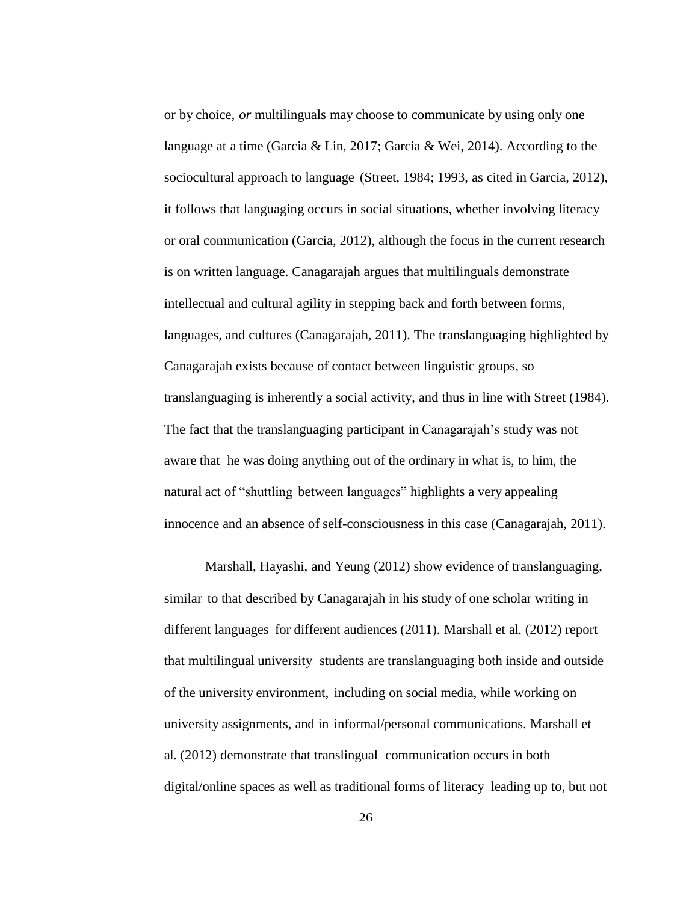or by choice, *or* multilinguals may choose to communicate by using only one language at a time (Garcia & Lin, 2017; Garcia & Wei, 2014). According to the sociocultural approach to language (Street, 1984; 1993, as cited in Garcia, 2012), it follows that languaging occurs in social situations, whether involving literacy or oral communication (Garcia, 2012), although the focus in the current research is on written language. Canagarajah argues that multilinguals demonstrate intellectual and cultural agility in stepping back and forth between forms, languages, and cultures (Canagarajah, 2011). The translanguaging highlighted by Canagarajah exists because of contact between linguistic groups, so translanguaging is inherently a social activity, and thus in line with Street (1984). The fact that the translanguaging participant in Canagarajah's study was not aware that he was doing anything out of the ordinary in what is, to him, the natural act of "shuttling between languages" highlights a very appealing innocence and an absence of self-consciousness in this case (Canagarajah, 2011).

Marshall, Hayashi, and Yeung (2012) show evidence of translanguaging, similar to that described by Canagarajah in his study of one scholar writing in different languages for different audiences (2011). Marshall et al. (2012) report that multilingual university students are translanguaging both inside and outside of the university environment, including on social media, while working on university assignments, and in informal/personal communications. Marshall et al. (2012) demonstrate that translingual communication occurs in both digital/online spaces as well as traditional forms of literacy leading up to, but not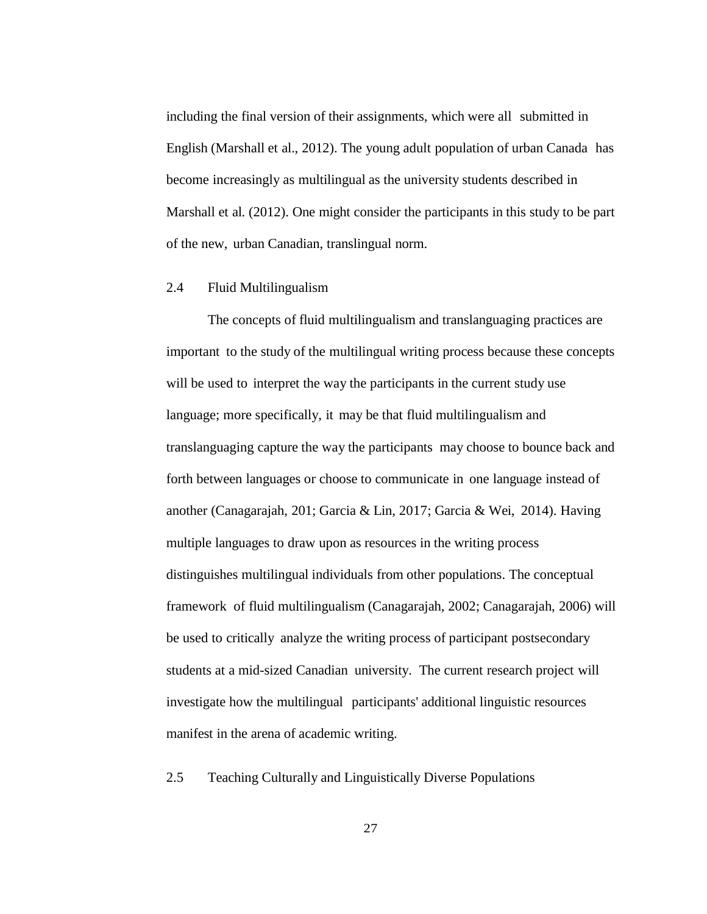including the final version of their assignments, which were all submitted in English (Marshall et al., 2012). The young adult population of urban Canada has become increasingly as multilingual as the university students described in Marshall et al. (2012). One might consider the participants in this study to be part of the new, urban Canadian, translingual norm.

## 2.4 Fluid Multilingualism

The concepts of fluid multilingualism and translanguaging practices are important to the study of the multilingual writing process because these concepts will be used to interpret the way the participants in the current study use language; more specifically, it may be that fluid multilingualism and translanguaging capture the way the participants may choose to bounce back and forth between languages or choose to communicate in one language instead of another (Canagarajah, 201; Garcia & Lin, 2017; Garcia & Wei, 2014). Having multiple languages to draw upon as resources in the writing process distinguishes multilingual individuals from other populations. The conceptual framework of fluid multilingualism (Canagarajah, 2002; Canagarajah, 2006) will be used to critically analyze the writing process of participant postsecondary students at a mid-sized Canadian university. The current research project will investigate how the multilingual participants' additional linguistic resources manifest in the arena of academic writing.

## 2.5 Teaching Culturally and Linguistically Diverse Populations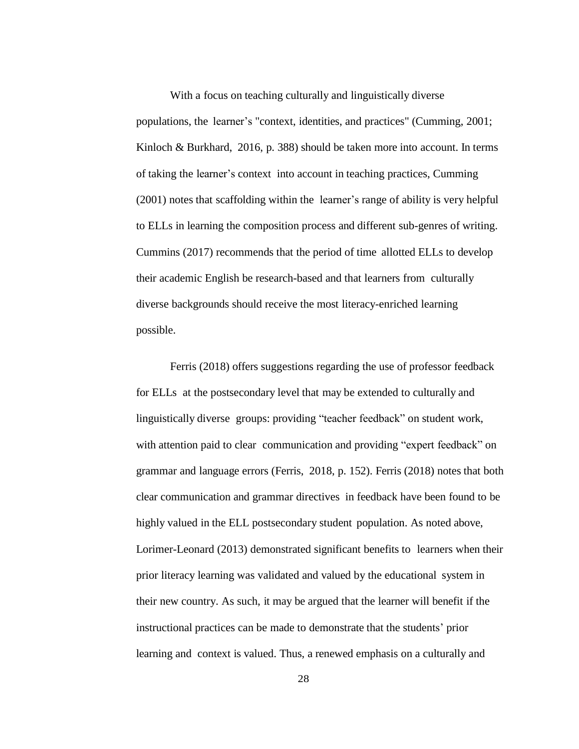With a focus on teaching culturally and linguistically diverse populations, the learner's "context, identities, and practices" (Cumming, 2001; Kinloch & Burkhard, 2016, p. 388) should be taken more into account. In terms of taking the learner's context into account in teaching practices, Cumming (2001) notes that scaffolding within the learner's range of ability is very helpful to ELLs in learning the composition process and different sub-genres of writing. Cummins (2017) recommends that the period of time allotted ELLs to develop their academic English be research-based and that learners from culturally diverse backgrounds should receive the most literacy-enriched learning possible.

Ferris (2018) offers suggestions regarding the use of professor feedback for ELLs at the postsecondary level that may be extended to culturally and linguistically diverse groups: providing "teacher feedback" on student work, with attention paid to clear communication and providing "expert feedback" on grammar and language errors (Ferris, 2018, p. 152). Ferris (2018) notes that both clear communication and grammar directives in feedback have been found to be highly valued in the ELL postsecondary student population. As noted above, Lorimer-Leonard (2013) demonstrated significant benefits to learners when their prior literacy learning was validated and valued by the educational system in their new country. As such, it may be argued that the learner will benefit if the instructional practices can be made to demonstrate that the students' prior learning and context is valued. Thus, a renewed emphasis on a culturally and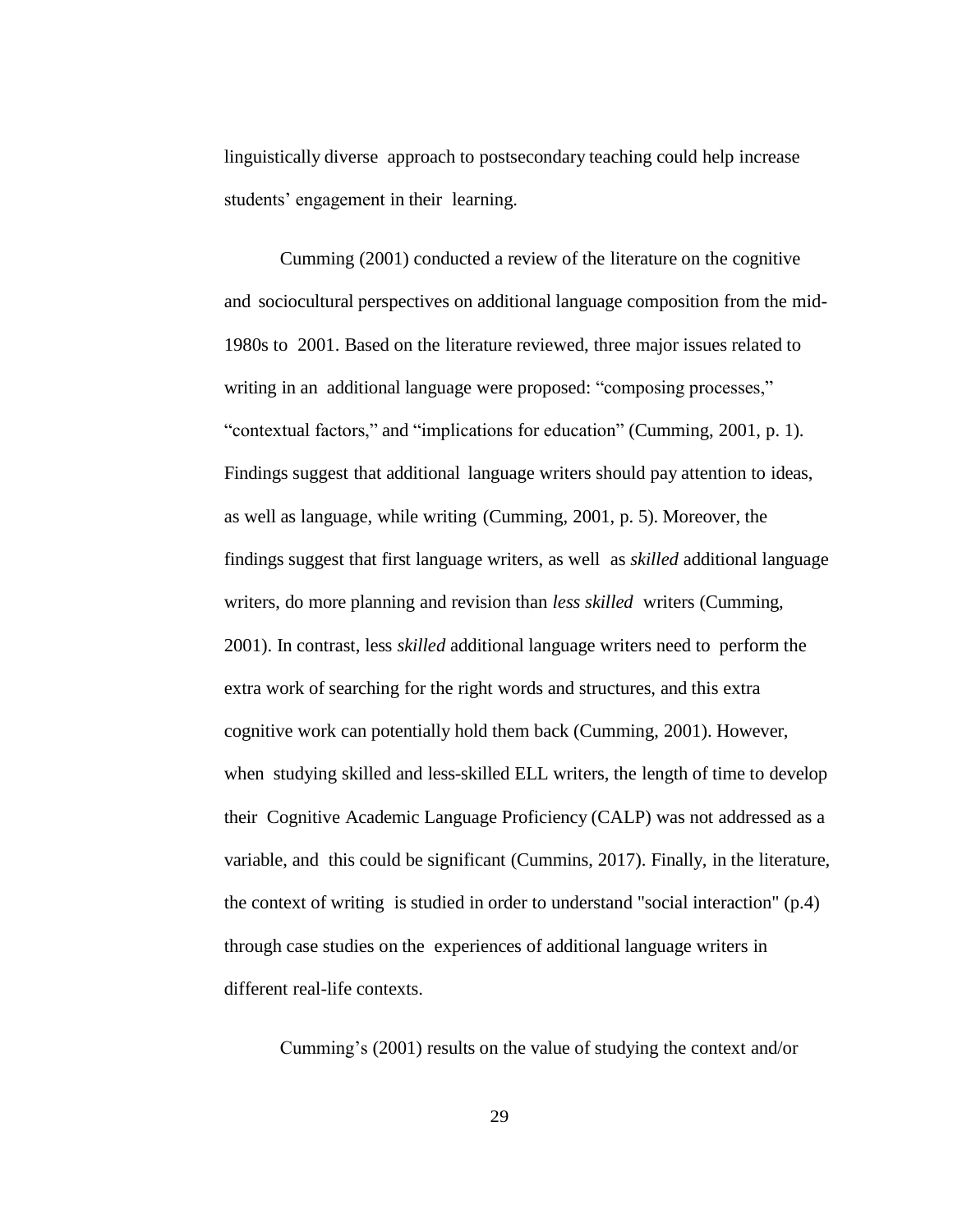linguistically diverse approach to postsecondary teaching could help increase students' engagement in their learning.

Cumming (2001) conducted a review of the literature on the cognitive and sociocultural perspectives on additional language composition from the mid-1980s to 2001. Based on the literature reviewed, three major issues related to writing in an additional language were proposed: "composing processes," "contextual factors," and "implications for education" (Cumming, 2001, p. 1). Findings suggest that additional language writers should pay attention to ideas, as well as language, while writing (Cumming, 2001, p. 5). Moreover, the findings suggest that first language writers, as well as *skilled* additional language writers, do more planning and revision than *less skilled* writers (Cumming, 2001). In contrast, less *skilled* additional language writers need to perform the extra work of searching for the right words and structures, and this extra cognitive work can potentially hold them back (Cumming, 2001). However, when studying skilled and less-skilled ELL writers, the length of time to develop their Cognitive Academic Language Proficiency (CALP) was not addressed as a variable, and this could be significant (Cummins, 2017). Finally, in the literature, the context of writing is studied in order to understand "social interaction" (p.4) through case studies on the experiences of additional language writers in different real-life contexts.

Cumming's (2001) results on the value of studying the context and/or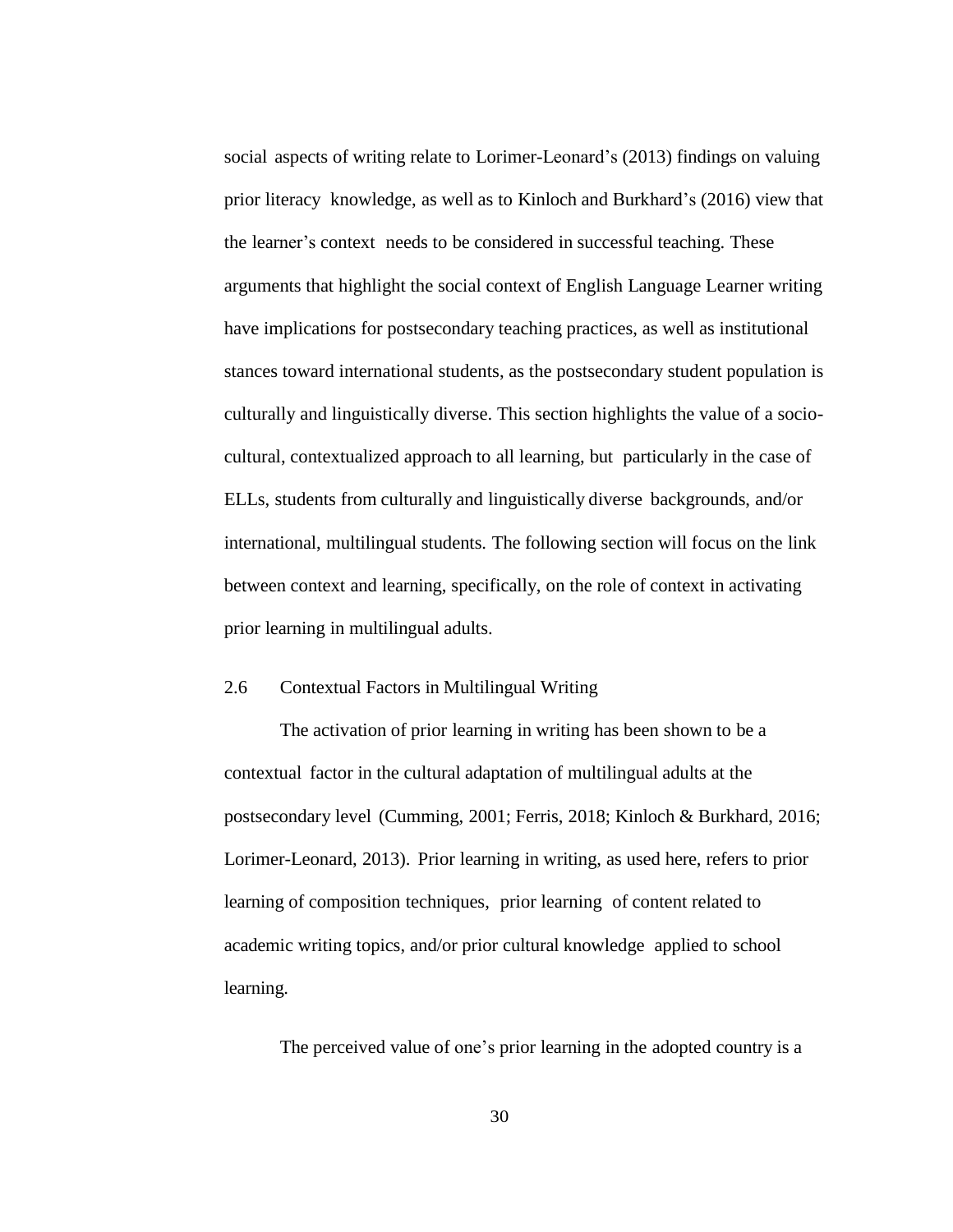social aspects of writing relate to Lorimer-Leonard's (2013) findings on valuing prior literacy knowledge, as well as to Kinloch and Burkhard's (2016) view that the learner's context needs to be considered in successful teaching. These arguments that highlight the social context of English Language Learner writing have implications for postsecondary teaching practices, as well as institutional stances toward international students, as the postsecondary student population is culturally and linguistically diverse. This section highlights the value of a socio-cultural, contextualized approach to all learning, but particularly in the case of ELLs, students from culturally and linguistically diverse backgrounds, and/or international, multilingual students. The following section will focus on the link between context and learning, specifically, on the role of context in activating prior learning in multilingual adults.

## 2.6 Contextual Factors in Multilingual Writing

The activation of prior learning in writing has been shown to be a contextual factor in the cultural adaptation of multilingual adults at the postsecondary level (Cumming, 2001; Ferris, 2018; Kinloch & Burkhard, 2016; Lorimer-Leonard, 2013). Prior learning in writing, as used here, refers to prior learning of composition techniques, prior learning of content related to academic writing topics, and/or prior cultural knowledge applied to school learning.

The perceived value of one's prior learning in the adopted country is a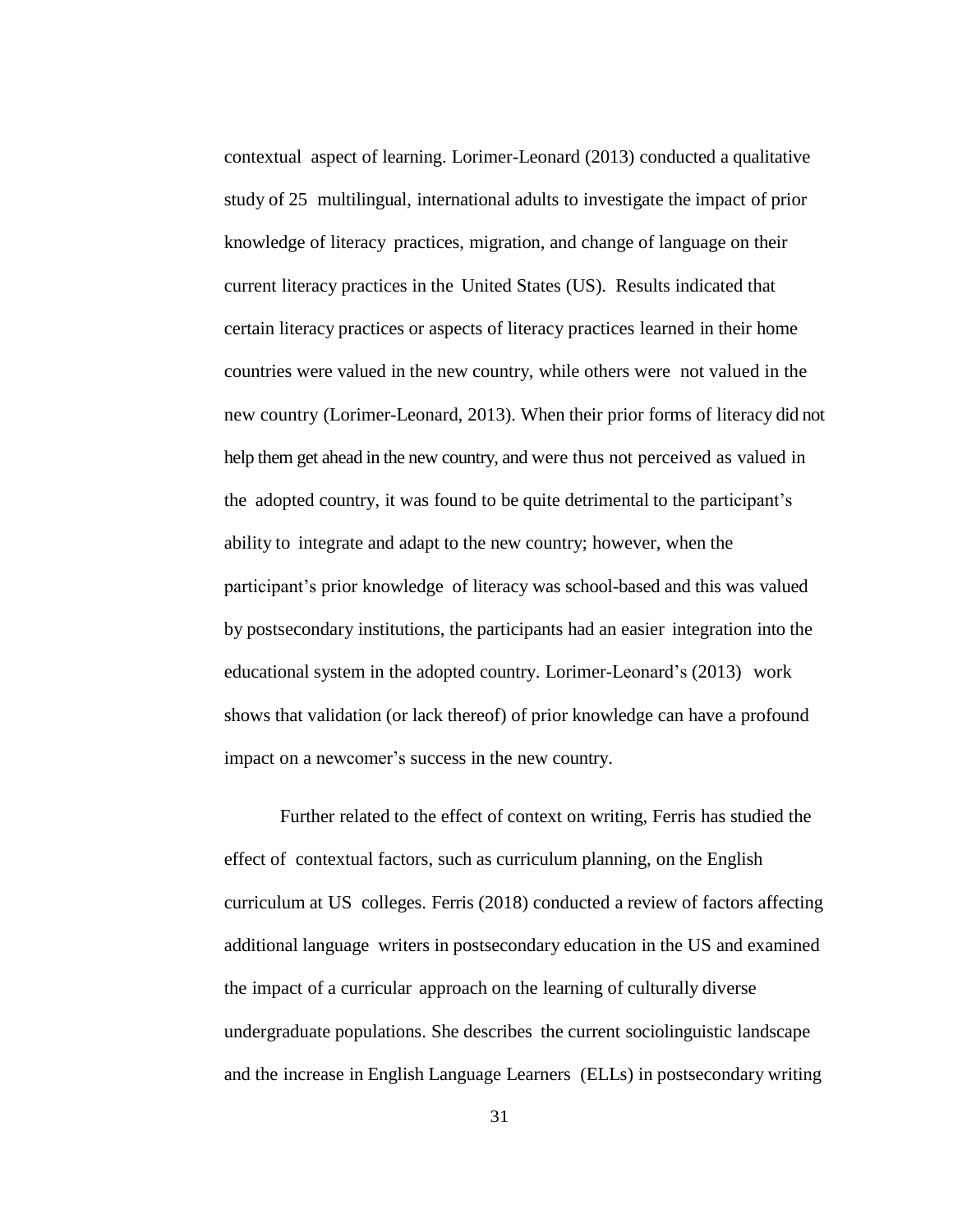contextual aspect of learning. Lorimer-Leonard (2013) conducted a qualitative study of 25 multilingual, international adults to investigate the impact of prior knowledge of literacy practices, migration, and change of language on their current literacy practices in the United States (US). Results indicated that certain literacy practices or aspects of literacy practices learned in their home countries were valued in the new country, while others were not valued in the new country (Lorimer-Leonard, 2013). When their prior forms of literacy did not help them get ahead in the new country, and were thus not perceived as valued in the adopted country, it was found to be quite detrimental to the participant's ability to integrate and adapt to the new country; however, when the participant's prior knowledge of literacy was school-based and this was valued by postsecondary institutions, the participants had an easier integration into the educational system in the adopted country. Lorimer-Leonard's (2013) work shows that validation (or lack thereof) of prior knowledge can have a profound impact on a newcomer's success in the new country.

Further related to the effect of context on writing, Ferris has studied the effect of contextual factors, such as curriculum planning, on the English curriculum at US colleges. Ferris (2018) conducted a review of factors affecting additional language writers in postsecondary education in the US and examined the impact of a curricular approach on the learning of culturally diverse undergraduate populations. She describes the current sociolinguistic landscape and the increase in English Language Learners (ELLs) in postsecondary writing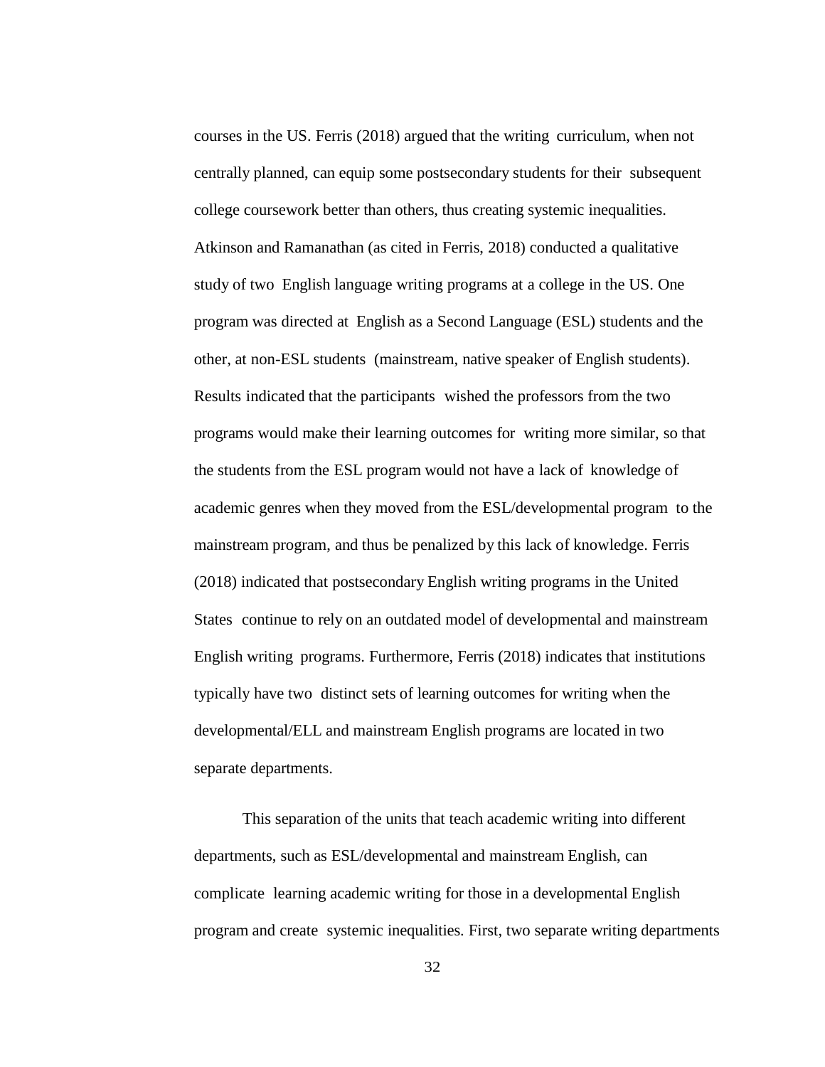courses in the US. Ferris (2018) argued that the writing curriculum, when not centrally planned, can equip some postsecondary students for their subsequent college coursework better than others, thus creating systemic inequalities. Atkinson and Ramanathan (as cited in Ferris, 2018) conducted a qualitative study of two English language writing programs at a college in the US. One program was directed at English as a Second Language (ESL) students and the other, at non-ESL students (mainstream, native speaker of English students). Results indicated that the participants wished the professors from the two programs would make their learning outcomes for writing more similar, so that the students from the ESL program would not have a lack of knowledge of academic genres when they moved from the ESL/developmental program to the mainstream program, and thus be penalized by this lack of knowledge. Ferris (2018) indicated that postsecondary English writing programs in the United States continue to rely on an outdated model of developmental and mainstream English writing programs. Furthermore, Ferris (2018) indicates that institutions typically have two distinct sets of learning outcomes for writing when the developmental/ELL and mainstream English programs are located in two separate departments.

This separation of the units that teach academic writing into different departments, such as ESL/developmental and mainstream English, can complicate learning academic writing for those in a developmental English program and create systemic inequalities. First, two separate writing departments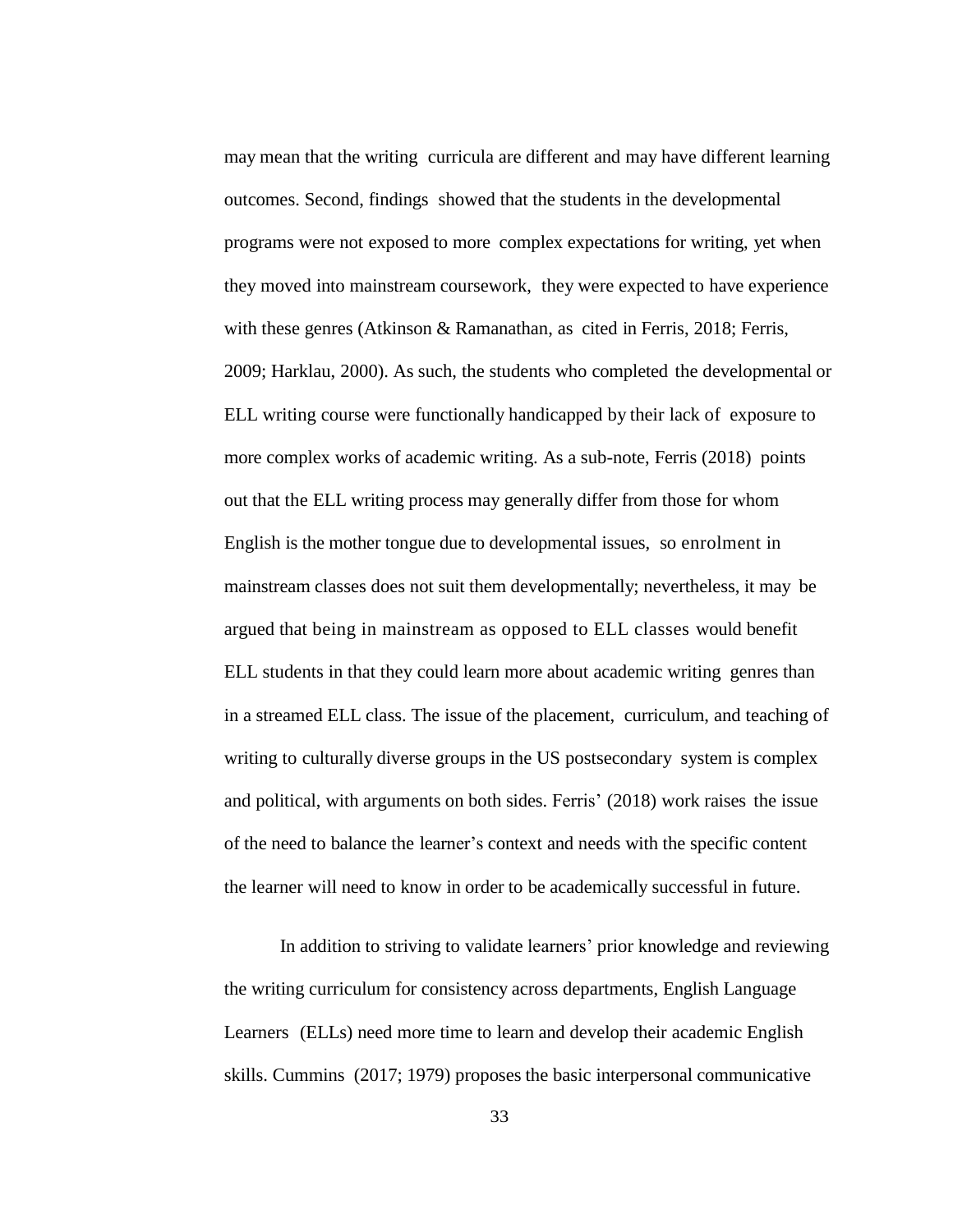may mean that the writing curricula are different and may have different learning outcomes. Second, findings showed that the students in the developmental programs were not exposed to more complex expectations for writing, yet when they moved into mainstream coursework, they were expected to have experience with these genres (Atkinson & Ramanathan, as cited in Ferris, 2018; Ferris, 2009; Harklau, 2000). As such, the students who completed the developmental or ELL writing course were functionally handicapped by their lack of exposure to more complex works of academic writing. As a sub-note, Ferris (2018) points out that the ELL writing process may generally differ from those for whom English is the mother tongue due to developmental issues, so enrolment in mainstream classes does not suit them developmentally; nevertheless, it may be argued that being in mainstream as opposed to ELL classes would benefit ELL students in that they could learn more about academic writing genres than in a streamed ELL class. The issue of the placement, curriculum, and teaching of writing to culturally diverse groups in the US postsecondary system is complex and political, with arguments on both sides. Ferris' (2018) work raises the issue of the need to balance the learner's context and needs with the specific content the learner will need to know in order to be academically successful in future.

In addition to striving to validate learners' prior knowledge and reviewing the writing curriculum for consistency across departments, English Language Learners (ELLs) need more time to learn and develop their academic English skills. Cummins (2017; 1979) proposes the basic interpersonal communicative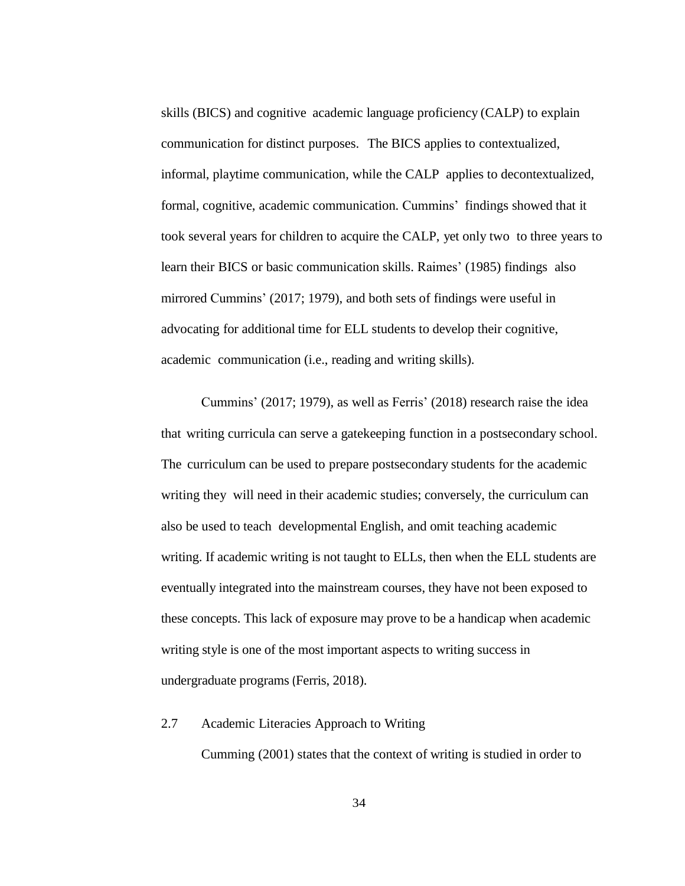skills (BICS) and cognitive academic language proficiency (CALP) to explain communication for distinct purposes. The BICS applies to contextualized, informal, playtime communication, while the CALP applies to decontextualized, formal, cognitive, academic communication. Cummins' findings showed that it took several years for children to acquire the CALP, yet only two to three years to learn their BICS or basic communication skills. Raimes' (1985) findings also mirrored Cummins' (2017; 1979), and both sets of findings were useful in advocating for additional time for ELL students to develop their cognitive, academic communication (i.e., reading and writing skills).

Cummins' (2017; 1979), as well as Ferris' (2018) research raise the idea that writing curricula can serve a gatekeeping function in a postsecondary school. The curriculum can be used to prepare postsecondary students for the academic writing they will need in their academic studies; conversely, the curriculum can also be used to teach developmental English, and omit teaching academic writing. If academic writing is not taught to ELLs, then when the ELL students are eventually integrated into the mainstream courses, they have not been exposed to these concepts. This lack of exposure may prove to be a handicap when academic writing style is one of the most important aspects to writing success in undergraduate programs (Ferris, 2018).

## 2.7 Academic Literacies Approach to Writing

Cumming (2001) states that the context of writing is studied in order to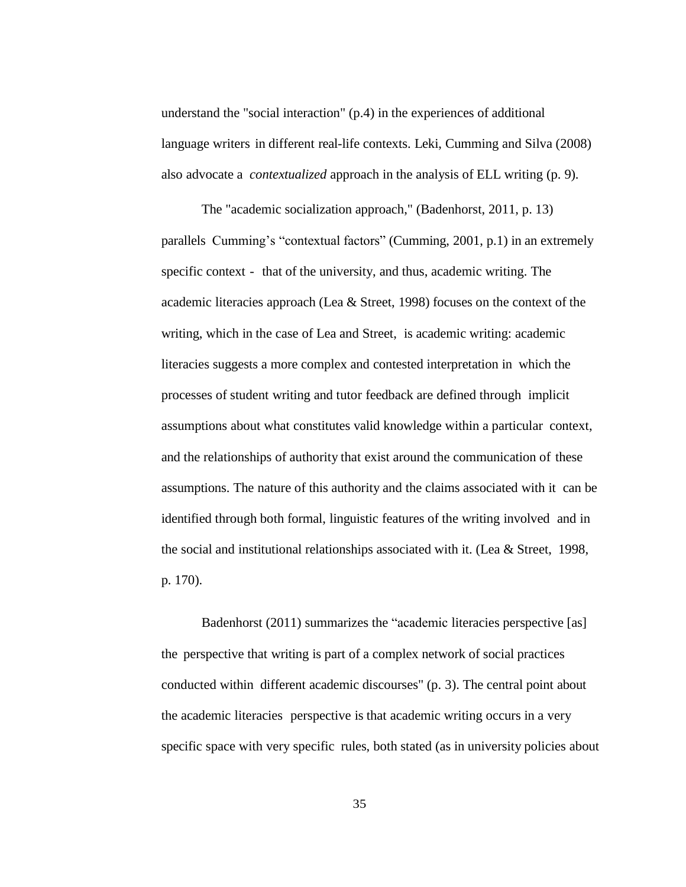understand the "social interaction" (p.4) in the experiences of additional language writers in different real-life contexts. Leki, Cumming and Silva (2008) also advocate a *contextualized* approach in the analysis of ELL writing (p. 9).

The "academic socialization approach," (Badenhorst, 2011, p. 13) parallels Cumming's "contextual factors" (Cumming, 2001, p.1) in an extremely specific context - that of the university, and thus, academic writing. The academic literacies approach (Lea & Street, 1998) focuses on the context of the writing, which in the case of Lea and Street, is academic writing: academic literacies suggests a more complex and contested interpretation in which the processes of student writing and tutor feedback are defined through implicit assumptions about what constitutes valid knowledge within a particular context, and the relationships of authority that exist around the communication of these assumptions. The nature of this authority and the claims associated with it can be identified through both formal, linguistic features of the writing involved and in the social and institutional relationships associated with it. (Lea & Street, 1998, p. 170).

Badenhorst (2011) summarizes the "academic literacies perspective [as] the perspective that writing is part of a complex network of social practices conducted within different academic discourses" (p. 3). The central point about the academic literacies perspective is that academic writing occurs in a very specific space with very specific rules, both stated (as in university policies about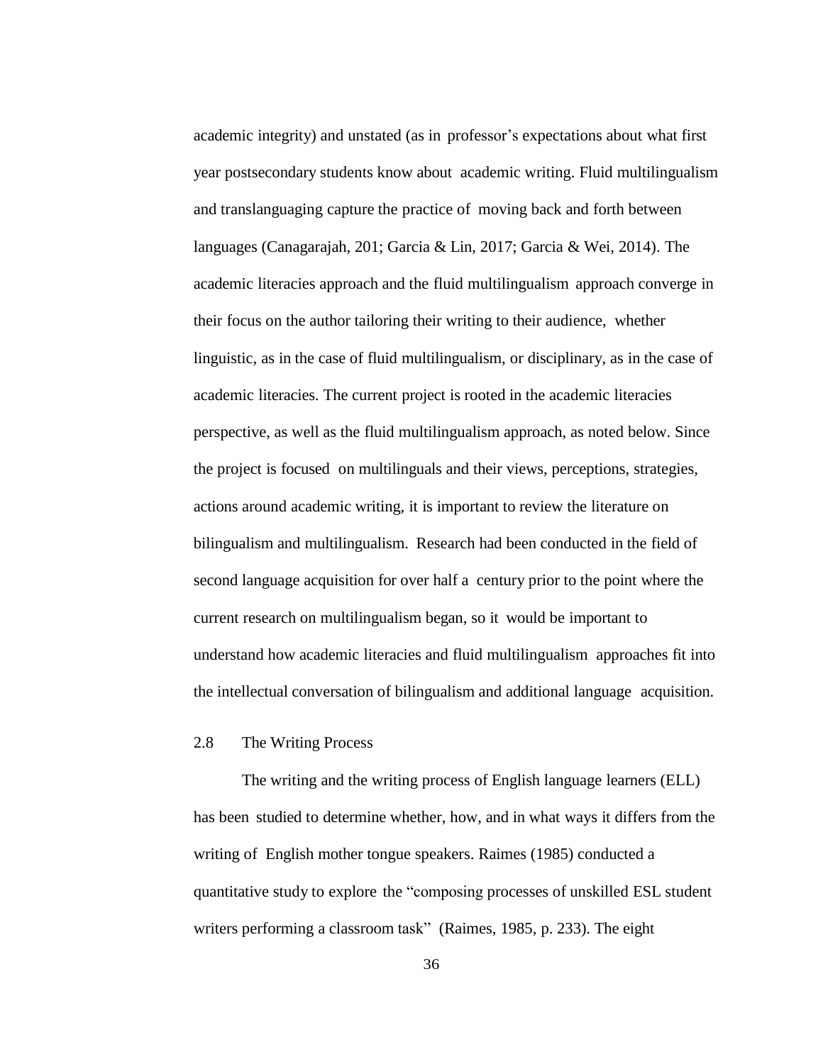academic integrity) and unstated (as in professor's expectations about what first year postsecondary students know about academic writing. Fluid multilingualism and translanguaging capture the practice of moving back and forth between languages (Canagarajah, 201; Garcia & Lin, 2017; Garcia & Wei, 2014). The academic literacies approach and the fluid multilingualism approach converge in their focus on the author tailoring their writing to their audience, whether linguistic, as in the case of fluid multilingualism, or disciplinary, as in the case of academic literacies. The current project is rooted in the academic literacies perspective, as well as the fluid multilingualism approach, as noted below. Since the project is focused on multilinguals and their views, perceptions, strategies, actions around academic writing, it is important to review the literature on bilingualism and multilingualism. Research had been conducted in the field of second language acquisition for over half a century prior to the point where the current research on multilingualism began, so it would be important to understand how academic literacies and fluid multilingualism approaches fit into the intellectual conversation of bilingualism and additional language acquisition.

## 2.8 The Writing Process

The writing and the writing process of English language learners (ELL) has been studied to determine whether, how, and in what ways it differs from the writing of English mother tongue speakers. Raimes (1985) conducted a quantitative study to explore the "composing processes of unskilled ESL student writers performing a classroom task" (Raimes, 1985, p. 233). The eight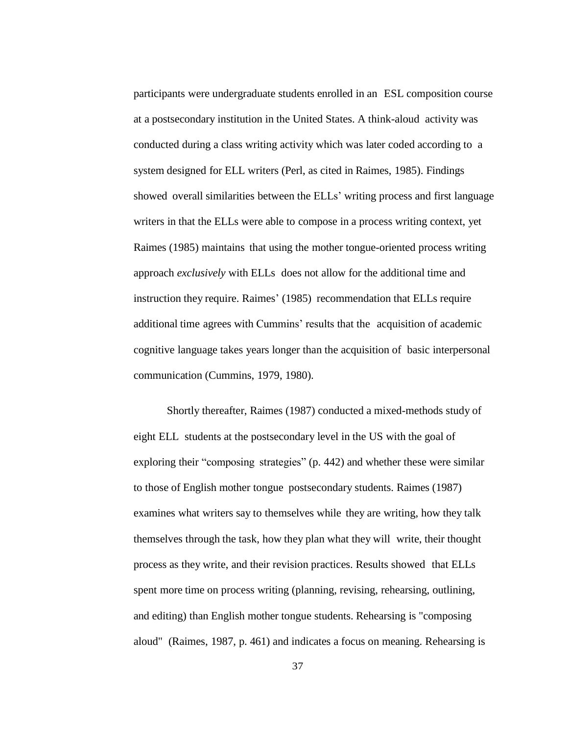participants were undergraduate students enrolled in an ESL composition course at a postsecondary institution in the United States. A think-aloud activity was conducted during a class writing activity which was later coded according to a system designed for ELL writers (Perl, as cited in Raimes, 1985). Findings showed overall similarities between the ELLs' writing process and first language writers in that the ELLs were able to compose in a process writing context, yet Raimes (1985) maintains that using the mother tongue-oriented process writing approach *exclusively* with ELLs does not allow for the additional time and instruction they require. Raimes' (1985) recommendation that ELLs require additional time agrees with Cummins' results that the acquisition of academic cognitive language takes years longer than the acquisition of basic interpersonal communication (Cummins, 1979, 1980).

Shortly thereafter, Raimes (1987) conducted a mixed-methods study of eight ELL students at the postsecondary level in the US with the goal of exploring their "composing strategies" (p. 442) and whether these were similar to those of English mother tongue postsecondary students. Raimes (1987) examines what writers say to themselves while they are writing, how they talk themselves through the task, how they plan what they will write, their thought process as they write, and their revision practices. Results showed that ELLs spent more time on process writing (planning, revising, rehearsing, outlining, and editing) than English mother tongue students. Rehearsing is "composing aloud" (Raimes, 1987, p. 461) and indicates a focus on meaning. Rehearsing is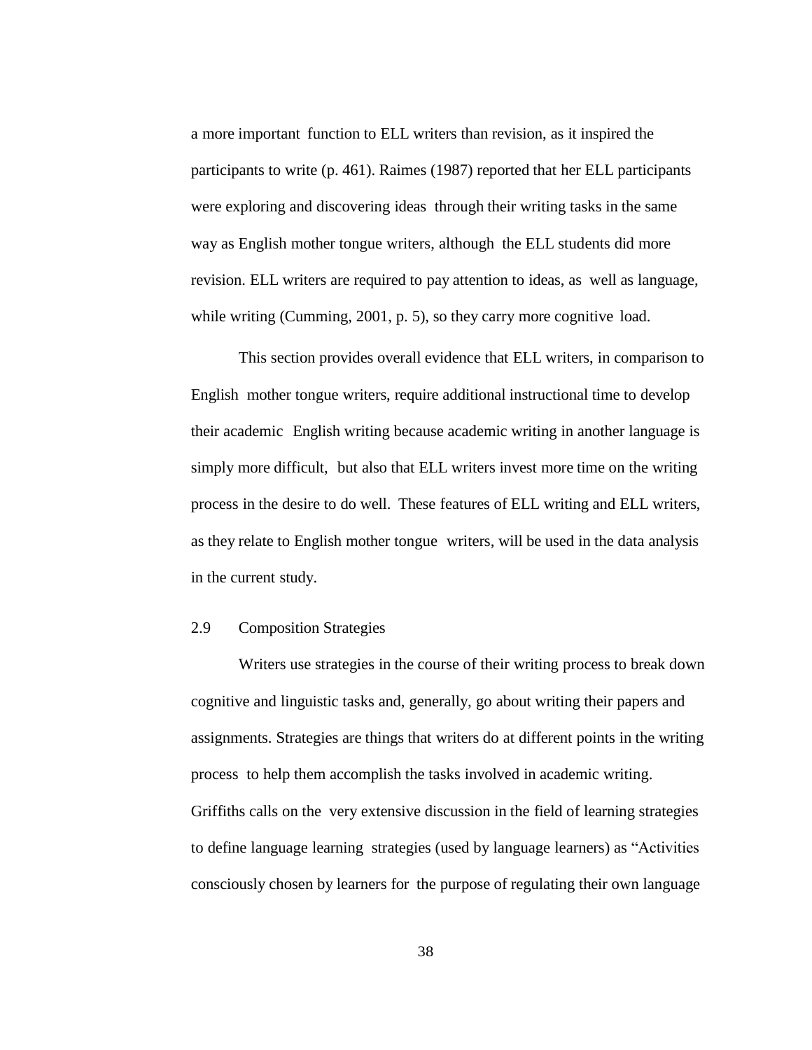a more important function to ELL writers than revision, as it inspired the participants to write (p. 461). Raimes (1987) reported that her ELL participants were exploring and discovering ideas through their writing tasks in the same way as English mother tongue writers, although the ELL students did more revision. ELL writers are required to pay attention to ideas, as well as language, while writing (Cumming, 2001, p. 5), so they carry more cognitive load.

This section provides overall evidence that ELL writers, in comparison to English mother tongue writers, require additional instructional time to develop their academic English writing because academic writing in another language is simply more difficult, but also that ELL writers invest more time on the writing process in the desire to do well. These features of ELL writing and ELL writers, as they relate to English mother tongue writers, will be used in the data analysis in the current study.

## 2.9 Composition Strategies

Writers use strategies in the course of their writing process to break down cognitive and linguistic tasks and, generally, go about writing their papers and assignments. Strategies are things that writers do at different points in the writing process to help them accomplish the tasks involved in academic writing. Griffiths calls on the very extensive discussion in the field of learning strategies to define language learning strategies (used by language learners) as "Activities consciously chosen by learners for the purpose of regulating their own language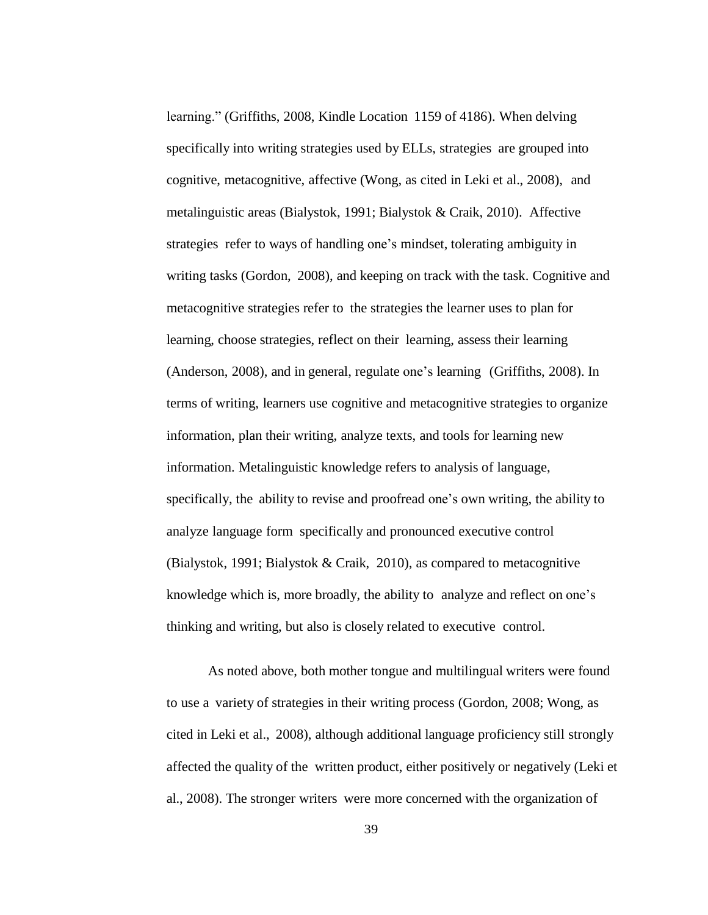learning.” (Griffiths, 2008, Kindle Location 1159 of 4186). When delving specifically into writing strategies used by ELLs, strategies are grouped into cognitive, metacognitive, affective (Wong, as cited in Leki et al., 2008), and metalinguistic areas (Bialystok, 1991; Bialystok & Craik, 2010). Affective strategies refer to ways of handling one’s mindset, tolerating ambiguity in writing tasks (Gordon, 2008), and keeping on track with the task. Cognitive and metacognitive strategies refer to the strategies the learner uses to plan for learning, choose strategies, reflect on their learning, assess their learning (Anderson, 2008), and in general, regulate one’s learning (Griffiths, 2008). In terms of writing, learners use cognitive and metacognitive strategies to organize information, plan their writing, analyze texts, and tools for learning new information. Metalinguistic knowledge refers to analysis of language, specifically, the ability to revise and proofread one’s own writing, the ability to analyze language form specifically and pronounced executive control (Bialystok, 1991; Bialystok & Craik, 2010), as compared to metacognitive knowledge which is, more broadly, the ability to analyze and reflect on one’s thinking and writing, but also is closely related to executive control.

As noted above, both mother tongue and multilingual writers were found to use a variety of strategies in their writing process (Gordon, 2008; Wong, as cited in Leki et al., 2008), although additional language proficiency still strongly affected the quality of the written product, either positively or negatively (Leki et al., 2008). The stronger writers were more concerned with the organization of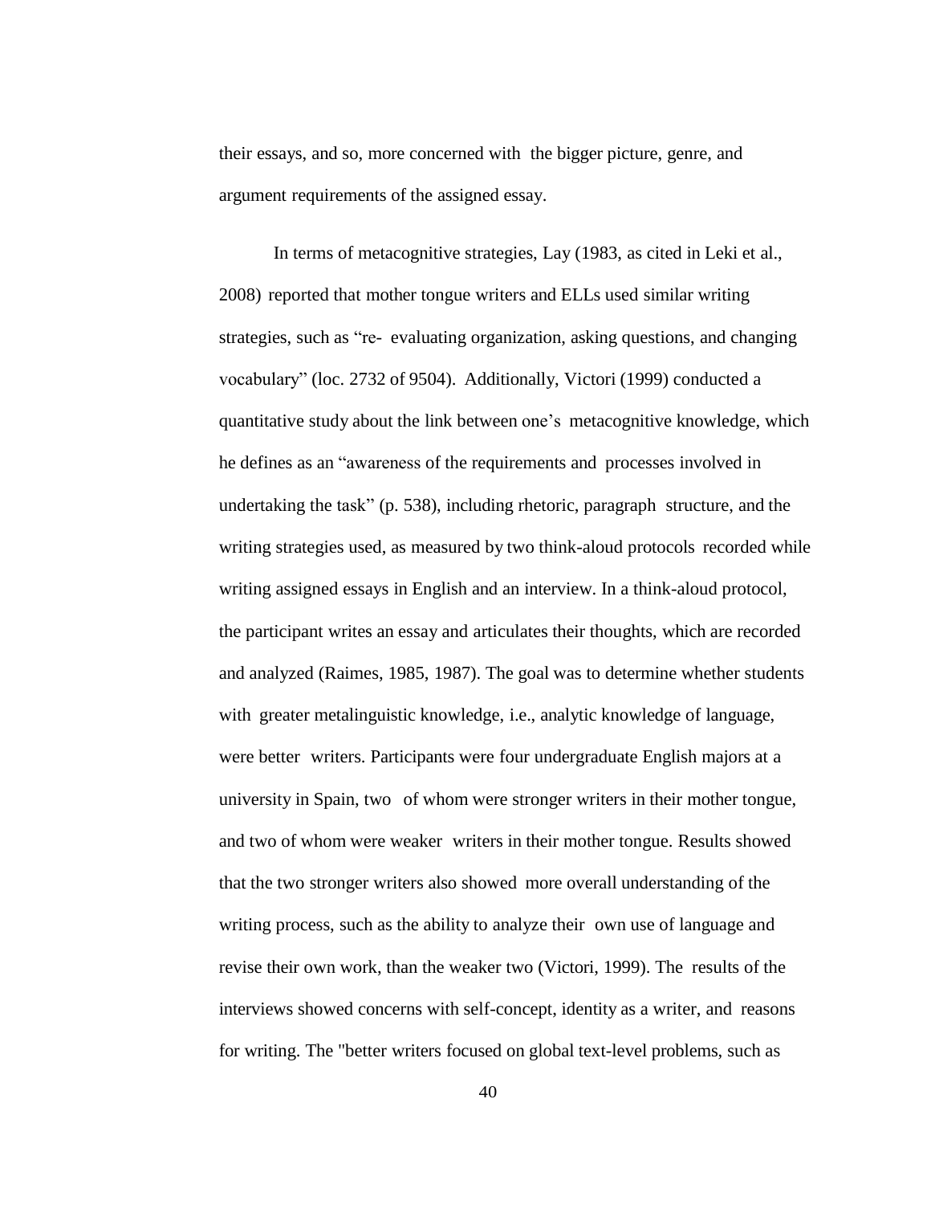their essays, and so, more concerned with the bigger picture, genre, and argument requirements of the assigned essay.

In terms of metacognitive strategies, Lay (1983, as cited in Leki et al., 2008) reported that mother tongue writers and ELLs used similar writing strategies, such as "re- evaluating organization, asking questions, and changing vocabulary" (loc. 2732 of 9504). Additionally, Victori (1999) conducted a quantitative study about the link between one's metacognitive knowledge, which he defines as an "awareness of the requirements and processes involved in undertaking the task" (p. 538), including rhetoric, paragraph structure, and the writing strategies used, as measured by two think-aloud protocols recorded while writing assigned essays in English and an interview. In a think-aloud protocol, the participant writes an essay and articulates their thoughts, which are recorded and analyzed (Raimes, 1985, 1987). The goal was to determine whether students with greater metalinguistic knowledge, i.e., analytic knowledge of language, were better writers. Participants were four undergraduate English majors at a university in Spain, two of whom were stronger writers in their mother tongue, and two of whom were weaker writers in their mother tongue. Results showed that the two stronger writers also showed more overall understanding of the writing process, such as the ability to analyze their own use of language and revise their own work, than the weaker two (Victori, 1999). The results of the interviews showed concerns with self-concept, identity as a writer, and reasons for writing. The "better writers focused on global text-level problems, such as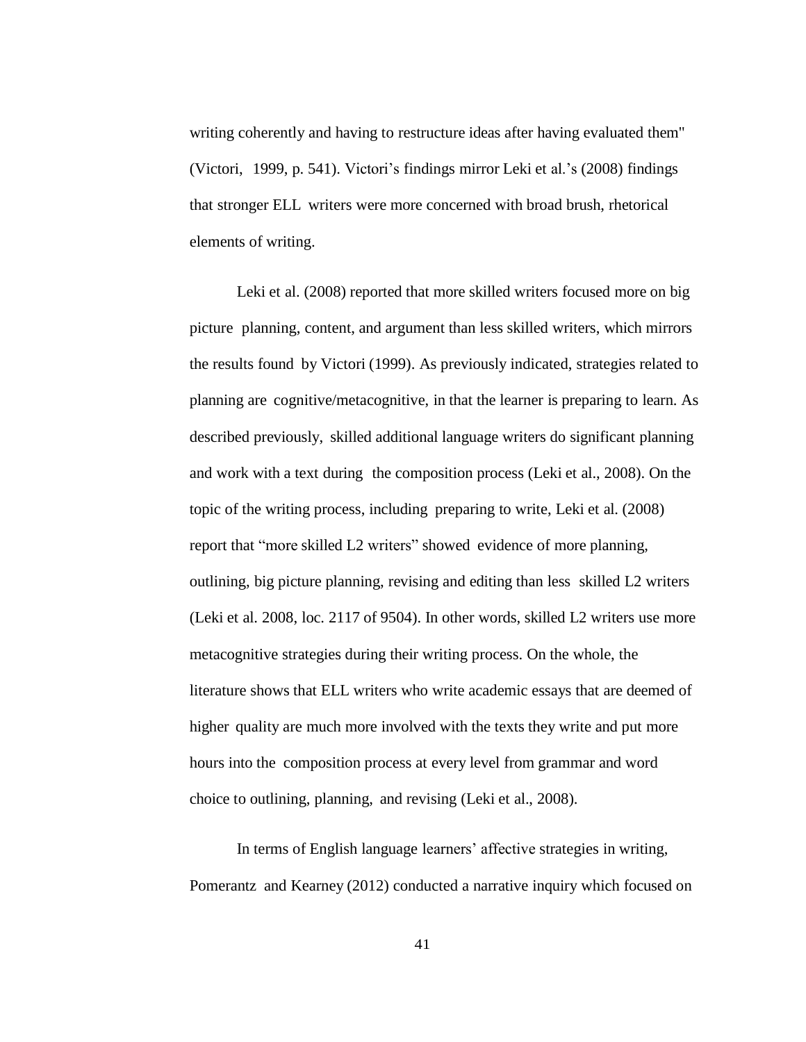writing coherently and having to restructure ideas after having evaluated them" (Victori, 1999, p. 541). Victori's findings mirror Leki et al.'s (2008) findings that stronger ELL writers were more concerned with broad brush, rhetorical elements of writing.

Leki et al. (2008) reported that more skilled writers focused more on big picture planning, content, and argument than less skilled writers, which mirrors the results found by Victori (1999). As previously indicated, strategies related to planning are cognitive/metacognitive, in that the learner is preparing to learn. As described previously, skilled additional language writers do significant planning and work with a text during the composition process (Leki et al., 2008). On the topic of the writing process, including preparing to write, Leki et al. (2008) report that "more skilled L2 writers" showed evidence of more planning, outlining, big picture planning, revising and editing than less skilled L2 writers (Leki et al. 2008, loc. 2117 of 9504). In other words, skilled L2 writers use more metacognitive strategies during their writing process. On the whole, the literature shows that ELL writers who write academic essays that are deemed of higher quality are much more involved with the texts they write and put more hours into the composition process at every level from grammar and word choice to outlining, planning, and revising (Leki et al., 2008).

In terms of English language learners' affective strategies in writing, Pomerantz and Kearney (2012) conducted a narrative inquiry which focused on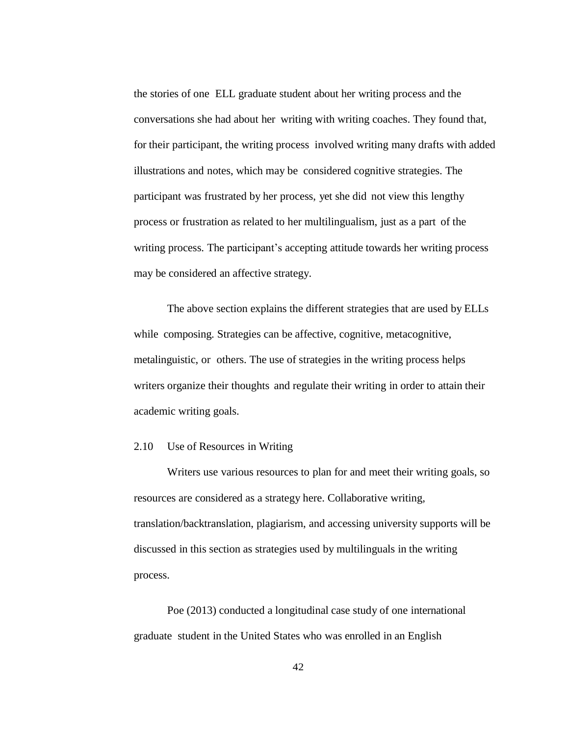the stories of one ELL graduate student about her writing process and the conversations she had about her writing with writing coaches. They found that, for their participant, the writing process involved writing many drafts with added illustrations and notes, which may be considered cognitive strategies. The participant was frustrated by her process, yet she did not view this lengthy process or frustration as related to her multilingualism, just as a part of the writing process. The participant's accepting attitude towards her writing process may be considered an affective strategy.

The above section explains the different strategies that are used by ELLs while composing. Strategies can be affective, cognitive, metacognitive, metalinguistic, or others. The use of strategies in the writing process helps writers organize their thoughts and regulate their writing in order to attain their academic writing goals.

### 2.10 Use of Resources in Writing

Writers use various resources to plan for and meet their writing goals, so resources are considered as a strategy here. Collaborative writing, translation/backtranslation, plagiarism, and accessing university supports will be discussed in this section as strategies used by multilinguals in the writing process.

Poe (2013) conducted a longitudinal case study of one international graduate student in the United States who was enrolled in an English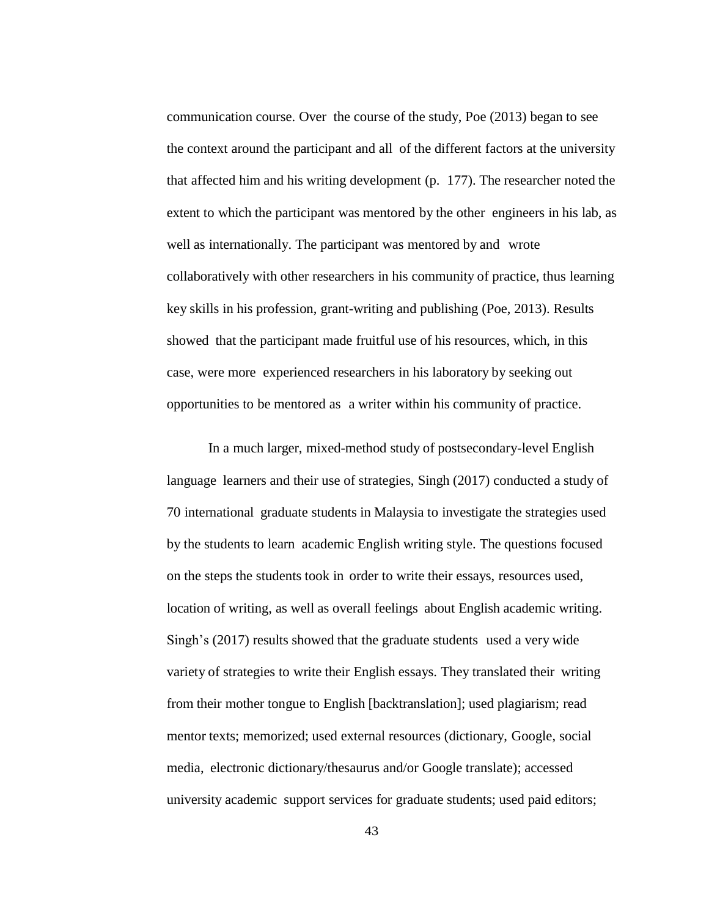communication course. Over the course of the study, Poe (2013) began to see the context around the participant and all of the different factors at the university that affected him and his writing development (p. 177). The researcher noted the extent to which the participant was mentored by the other engineers in his lab, as well as internationally. The participant was mentored by and wrote collaboratively with other researchers in his community of practice, thus learning key skills in his profession, grant-writing and publishing (Poe, 2013). Results showed that the participant made fruitful use of his resources, which, in this case, were more experienced researchers in his laboratory by seeking out opportunities to be mentored as a writer within his community of practice.

In a much larger, mixed-method study of postsecondary-level English language learners and their use of strategies, Singh (2017) conducted a study of 70 international graduate students in Malaysia to investigate the strategies used by the students to learn academic English writing style. The questions focused on the steps the students took in order to write their essays, resources used, location of writing, as well as overall feelings about English academic writing. Singh's (2017) results showed that the graduate students used a very wide variety of strategies to write their English essays. They translated their writing from their mother tongue to English [backtranslation]; used plagiarism; read mentor texts; memorized; used external resources (dictionary, Google, social media, electronic dictionary/thesaurus and/or Google translate); accessed university academic support services for graduate students; used paid editors;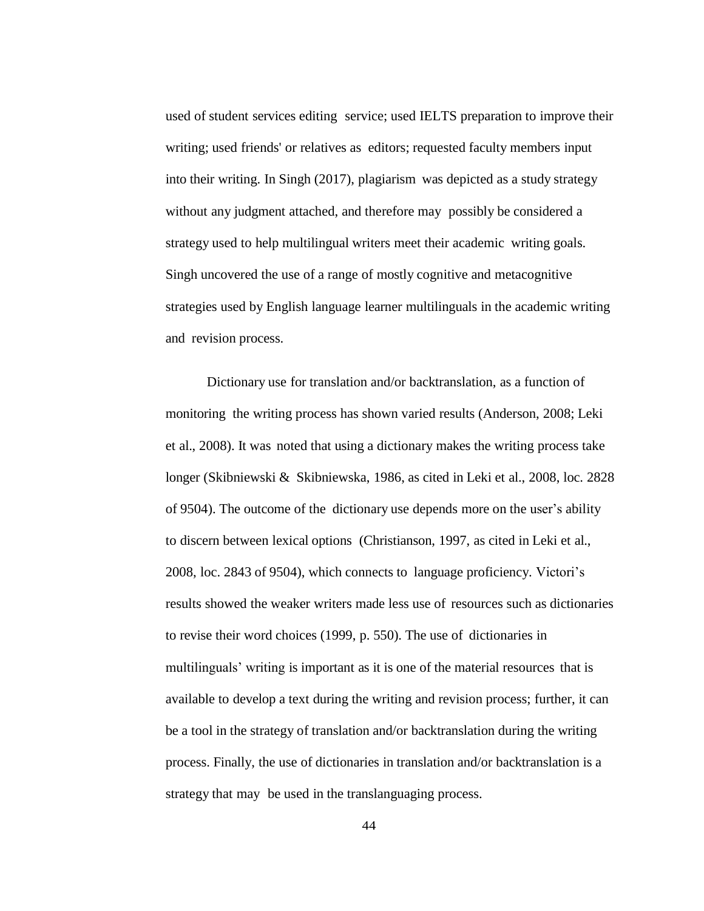used of student services editing service; used IELTS preparation to improve their writing; used friends' or relatives as editors; requested faculty members input into their writing. In Singh (2017), plagiarism was depicted as a study strategy without any judgment attached, and therefore may possibly be considered a strategy used to help multilingual writers meet their academic writing goals. Singh uncovered the use of a range of mostly cognitive and metacognitive strategies used by English language learner multilinguals in the academic writing and revision process.

Dictionary use for translation and/or backtranslation, as a function of monitoring the writing process has shown varied results (Anderson, 2008; Leki et al., 2008). It was noted that using a dictionary makes the writing process take longer (Skibniewski & Skibniewska, 1986, as cited in Leki et al., 2008, loc. 2828 of 9504). The outcome of the dictionary use depends more on the user's ability to discern between lexical options (Christianson, 1997, as cited in Leki et al., 2008, loc. 2843 of 9504), which connects to language proficiency. Victori's results showed the weaker writers made less use of resources such as dictionaries to revise their word choices (1999, p. 550). The use of dictionaries in multilinguals' writing is important as it is one of the material resources that is available to develop a text during the writing and revision process; further, it can be a tool in the strategy of translation and/or backtranslation during the writing process. Finally, the use of dictionaries in translation and/or backtranslation is a strategy that may be used in the translanguaging process.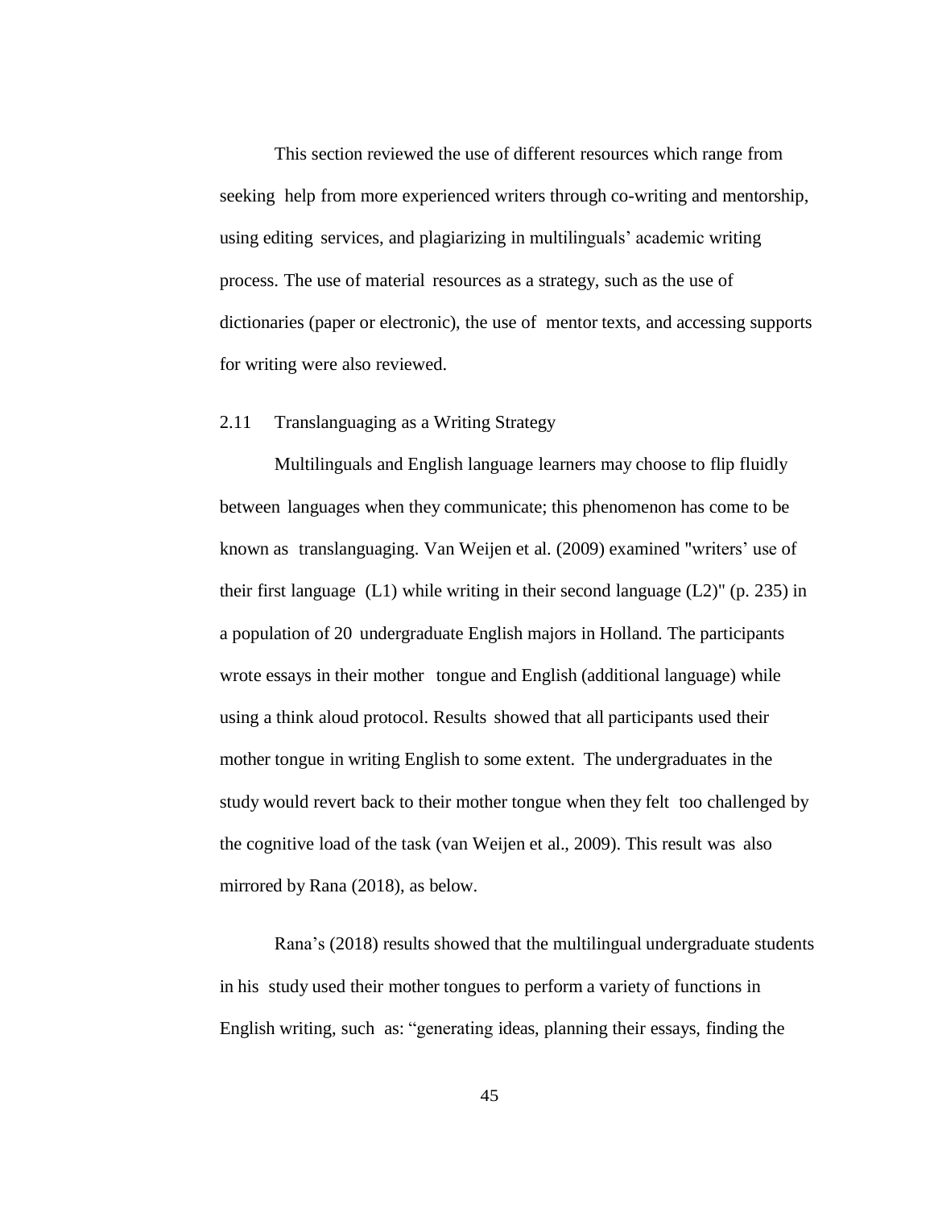This section reviewed the use of different resources which range from seeking help from more experienced writers through co-writing and mentorship, using editing services, and plagiarizing in multilinguals' academic writing process. The use of material resources as a strategy, such as the use of dictionaries (paper or electronic), the use of mentor texts, and accessing supports for writing were also reviewed.

## 2.11 Translanguaging as a Writing Strategy

Multilinguals and English language learners may choose to flip fluidly between languages when they communicate; this phenomenon has come to be known as translanguaging. Van Weijen et al. (2009) examined "writers' use of their first language (L1) while writing in their second language (L2)" (p. 235) in a population of 20 undergraduate English majors in Holland. The participants wrote essays in their mother tongue and English (additional language) while using a think aloud protocol. Results showed that all participants used their mother tongue in writing English to some extent. The undergraduates in the study would revert back to their mother tongue when they felt too challenged by the cognitive load of the task (van Weijen et al., 2009). This result was also mirrored by Rana (2018), as below.

Rana's (2018) results showed that the multilingual undergraduate students in his study used their mother tongues to perform a variety of functions in English writing, such as: "generating ideas, planning their essays, finding the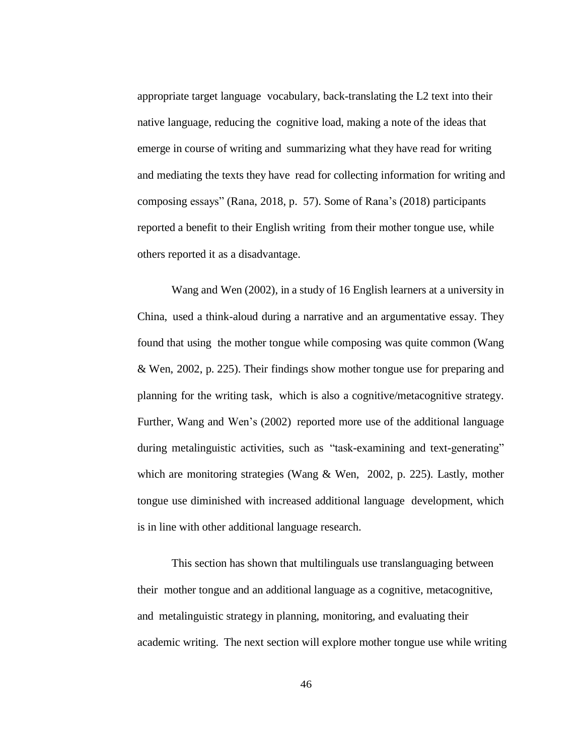appropriate target language vocabulary, back-translating the L2 text into their native language, reducing the cognitive load, making a note of the ideas that emerge in course of writing and summarizing what they have read for writing and mediating the texts they have read for collecting information for writing and composing essays" (Rana, 2018, p. 57). Some of Rana's (2018) participants reported a benefit to their English writing from their mother tongue use, while others reported it as a disadvantage.

Wang and Wen (2002), in a study of 16 English learners at a university in China, used a think-aloud during a narrative and an argumentative essay. They found that using the mother tongue while composing was quite common (Wang & Wen, 2002, p. 225). Their findings show mother tongue use for preparing and planning for the writing task, which is also a cognitive/metacognitive strategy. Further, Wang and Wen's (2002) reported more use of the additional language during metalinguistic activities, such as "task-examining and text-generating" which are monitoring strategies (Wang & Wen, 2002, p. 225). Lastly, mother tongue use diminished with increased additional language development, which is in line with other additional language research.

This section has shown that multilinguals use translanguaging between their mother tongue and an additional language as a cognitive, metacognitive, and metalinguistic strategy in planning, monitoring, and evaluating their academic writing. The next section will explore mother tongue use while writing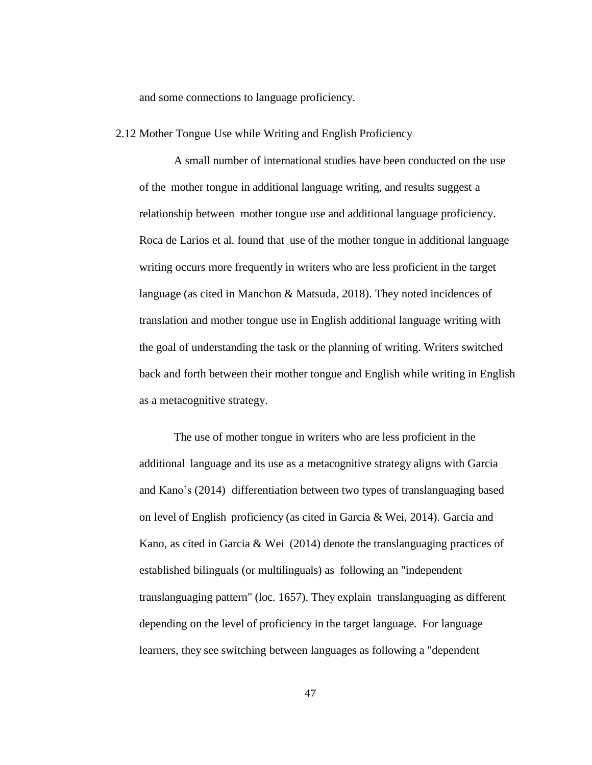and some connections to language proficiency.

## 2.12 Mother Tongue Use while Writing and English Proficiency

A small number of international studies have been conducted on the use of the mother tongue in additional language writing, and results suggest a relationship between mother tongue use and additional language proficiency. Roca de Larios et al. found that use of the mother tongue in additional language writing occurs more frequently in writers who are less proficient in the target language (as cited in Manchon & Matsuda, 2018). They noted incidences of translation and mother tongue use in English additional language writing with the goal of understanding the task or the planning of writing. Writers switched back and forth between their mother tongue and English while writing in English as a metacognitive strategy.

The use of mother tongue in writers who are less proficient in the additional language and its use as a metacognitive strategy aligns with Garcia and Kano's (2014) differentiation between two types of translanguaging based on level of English proficiency (as cited in Garcia & Wei, 2014). Garcia and Kano, as cited in Garcia & Wei (2014) denote the translanguaging practices of established bilinguals (or multilinguals) as following an "independent translanguaging pattern" (loc. 1657). They explain translanguaging as different depending on the level of proficiency in the target language. For language learners, they see switching between languages as following a "dependent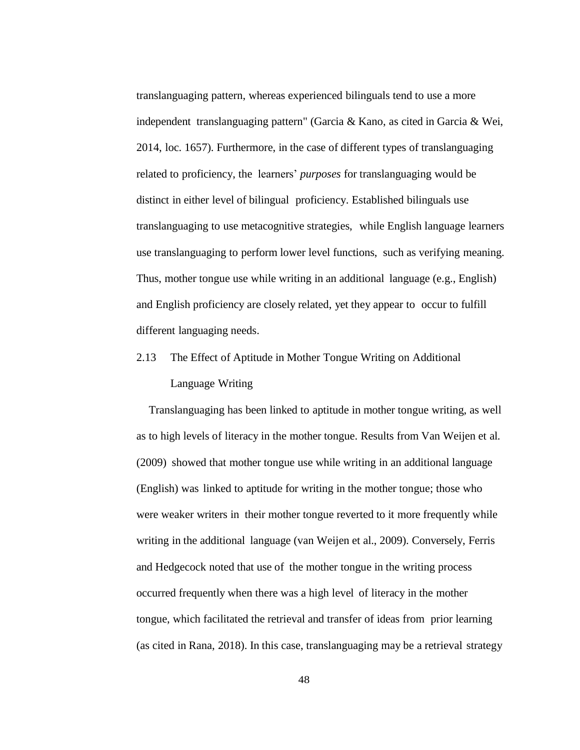translanguaging pattern, whereas experienced bilinguals tend to use a more independent translanguaging pattern" (Garcia & Kano, as cited in Garcia & Wei, 2014, loc. 1657). Furthermore, in the case of different types of translanguaging related to proficiency, the learners' *purposes* for translanguaging would be distinct in either level of bilingual proficiency. Established bilinguals use translanguaging to use metacognitive strategies, while English language learners use translanguaging to perform lower level functions, such as verifying meaning. Thus, mother tongue use while writing in an additional language (e.g., English) and English proficiency are closely related, yet they appear to occur to fulfill different languaging needs.

## 2.13 The Effect of Aptitude in Mother Tongue Writing on Additional Language Writing

Translanguaging has been linked to aptitude in mother tongue writing, as well as to high levels of literacy in the mother tongue. Results from Van Weijen et al. (2009) showed that mother tongue use while writing in an additional language (English) was linked to aptitude for writing in the mother tongue; those who were weaker writers in their mother tongue reverted to it more frequently while writing in the additional language (van Weijen et al., 2009). Conversely, Ferris and Hedgecock noted that use of the mother tongue in the writing process occurred frequently when there was a high level of literacy in the mother tongue, which facilitated the retrieval and transfer of ideas from prior learning (as cited in Rana, 2018). In this case, translanguaging may be a retrieval strategy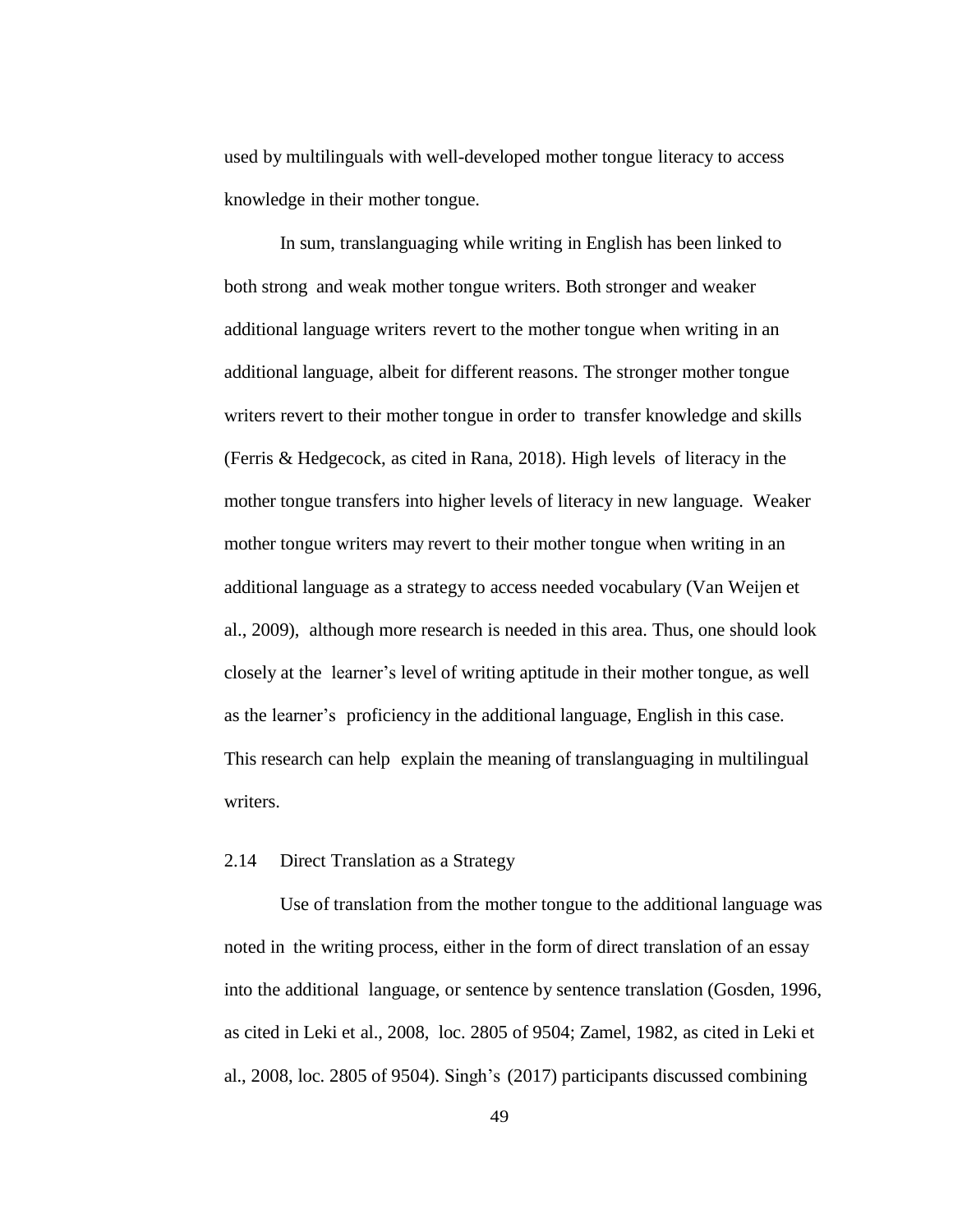used by multilinguals with well-developed mother tongue literacy to access knowledge in their mother tongue.

In sum, translanguaging while writing in English has been linked to both strong and weak mother tongue writers. Both stronger and weaker additional language writers revert to the mother tongue when writing in an additional language, albeit for different reasons. The stronger mother tongue writers revert to their mother tongue in order to transfer knowledge and skills (Ferris & Hedgecock, as cited in Rana, 2018). High levels of literacy in the mother tongue transfers into higher levels of literacy in new language. Weaker mother tongue writers may revert to their mother tongue when writing in an additional language as a strategy to access needed vocabulary (Van Weijen et al., 2009), although more research is needed in this area. Thus, one should look closely at the learner's level of writing aptitude in their mother tongue, as well as the learner's proficiency in the additional language, English in this case. This research can help explain the meaning of translanguaging in multilingual writers.

## 2.14 Direct Translation as a Strategy

Use of translation from the mother tongue to the additional language was noted in the writing process, either in the form of direct translation of an essay into the additional language, or sentence by sentence translation (Gosden, 1996, as cited in Leki et al., 2008, loc. 2805 of 9504; Zamel, 1982, as cited in Leki et al., 2008, loc. 2805 of 9504). Singh's (2017) participants discussed combining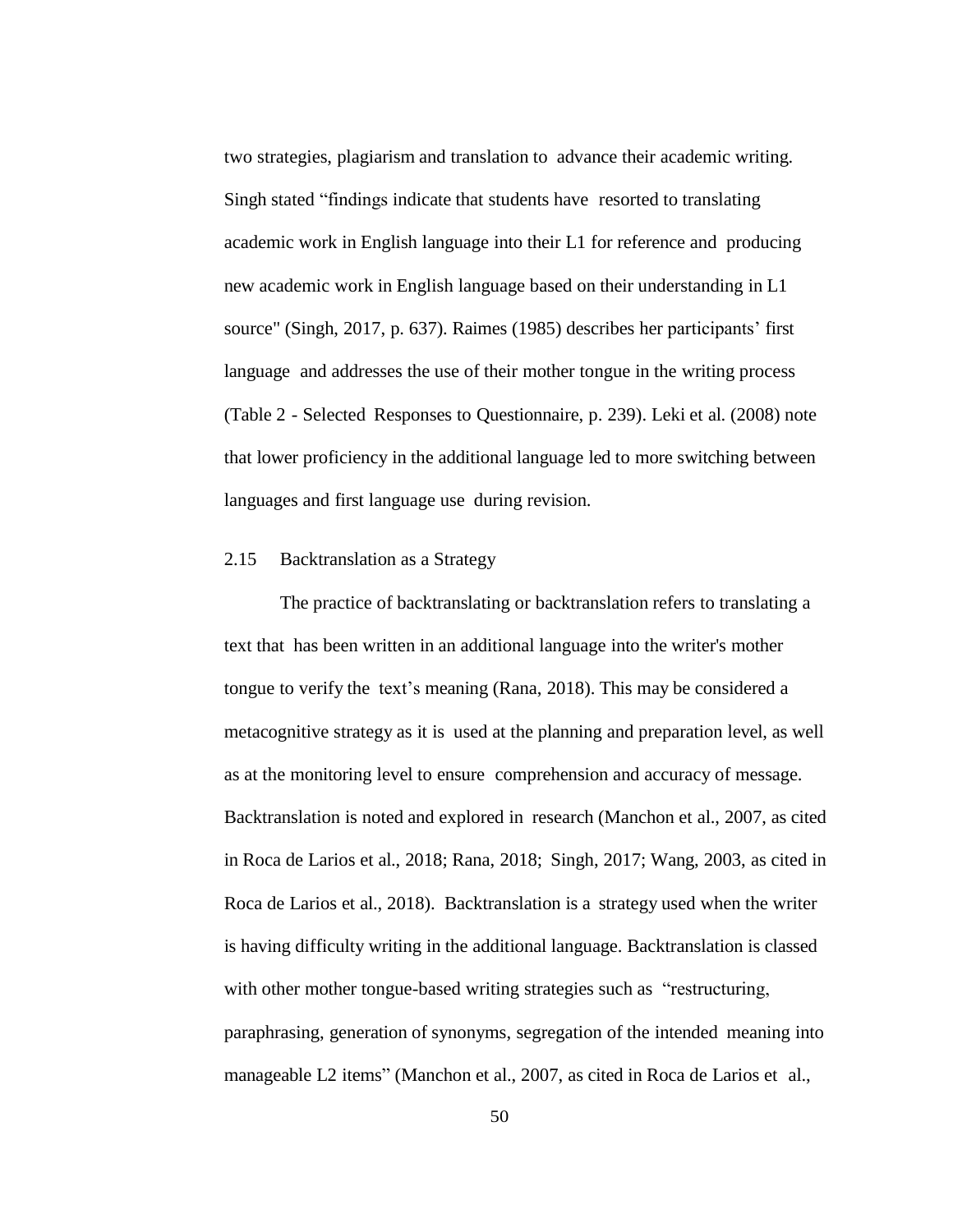two strategies, plagiarism and translation to advance their academic writing. Singh stated "findings indicate that students have resorted to translating academic work in English language into their L1 for reference and producing new academic work in English language based on their understanding in L1 source" (Singh, 2017, p. 637). Raimes (1985) describes her participants' first language and addresses the use of their mother tongue in the writing process (Table 2 - Selected Responses to Questionnaire, p. 239). Leki et al. (2008) note that lower proficiency in the additional language led to more switching between languages and first language use during revision.

## 2.15 Backtranslation as a Strategy

The practice of backtranslating or backtranslation refers to translating a text that has been written in an additional language into the writer's mother tongue to verify the text's meaning (Rana, 2018). This may be considered a metacognitive strategy as it is used at the planning and preparation level, as well as at the monitoring level to ensure comprehension and accuracy of message. Backtranslation is noted and explored in research (Manchon et al., 2007, as cited in Roca de Larios et al., 2018; Rana, 2018; Singh, 2017; Wang, 2003, as cited in Roca de Larios et al., 2018). Backtranslation is a strategy used when the writer is having difficulty writing in the additional language. Backtranslation is classed with other mother tongue-based writing strategies such as "restructuring, paraphrasing, generation of synonyms, segregation of the intended meaning into manageable L2 items" (Manchon et al., 2007, as cited in Roca de Larios et al.,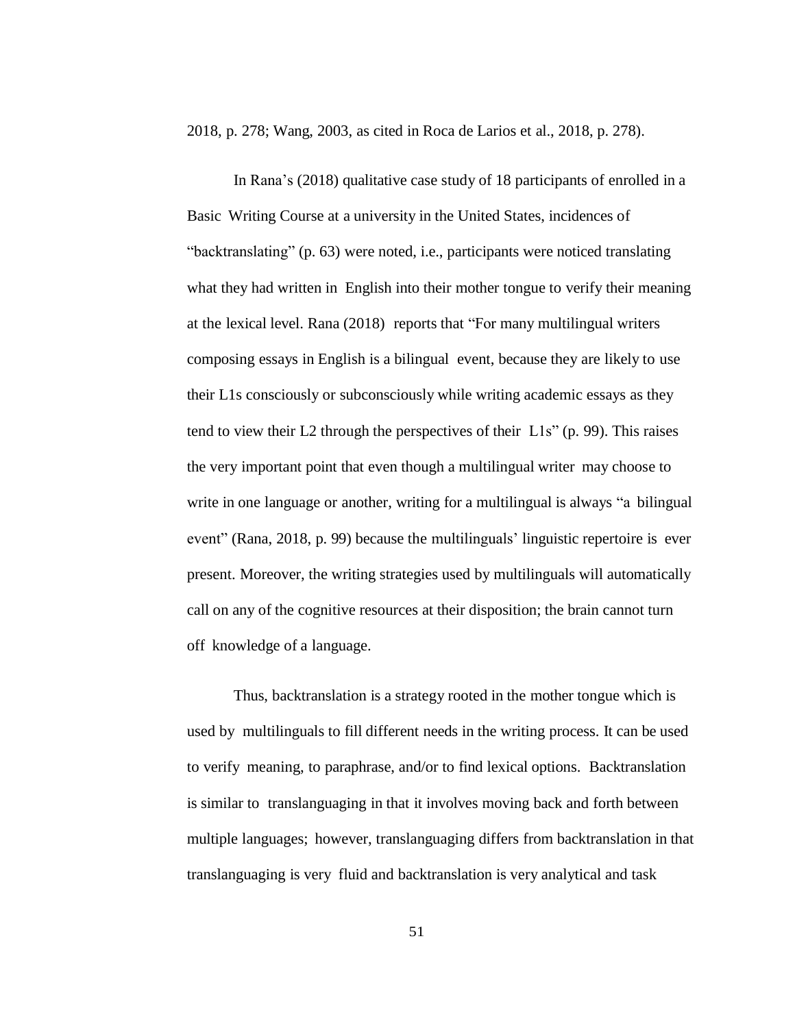2018, p. 278; Wang, 2003, as cited in Roca de Larios et al., 2018, p. 278).

In Rana's (2018) qualitative case study of 18 participants of enrolled in a Basic Writing Course at a university in the United States, incidences of "backtranslating" (p. 63) were noted, i.e., participants were noticed translating what they had written in English into their mother tongue to verify their meaning at the lexical level. Rana (2018) reports that "For many multilingual writers composing essays in English is a bilingual event, because they are likely to use their L1s consciously or subconsciously while writing academic essays as they tend to view their L2 through the perspectives of their L1s" (p. 99). This raises the very important point that even though a multilingual writer may choose to write in one language or another, writing for a multilingual is always "a bilingual event" (Rana, 2018, p. 99) because the multilinguals' linguistic repertoire is ever present. Moreover, the writing strategies used by multilinguals will automatically call on any of the cognitive resources at their disposition; the brain cannot turn off knowledge of a language.

Thus, backtranslation is a strategy rooted in the mother tongue which is used by multilinguals to fill different needs in the writing process. It can be used to verify meaning, to paraphrase, and/or to find lexical options. Backtranslation is similar to translanguaging in that it involves moving back and forth between multiple languages; however, translanguaging differs from backtranslation in that translanguaging is very fluid and backtranslation is very analytical and task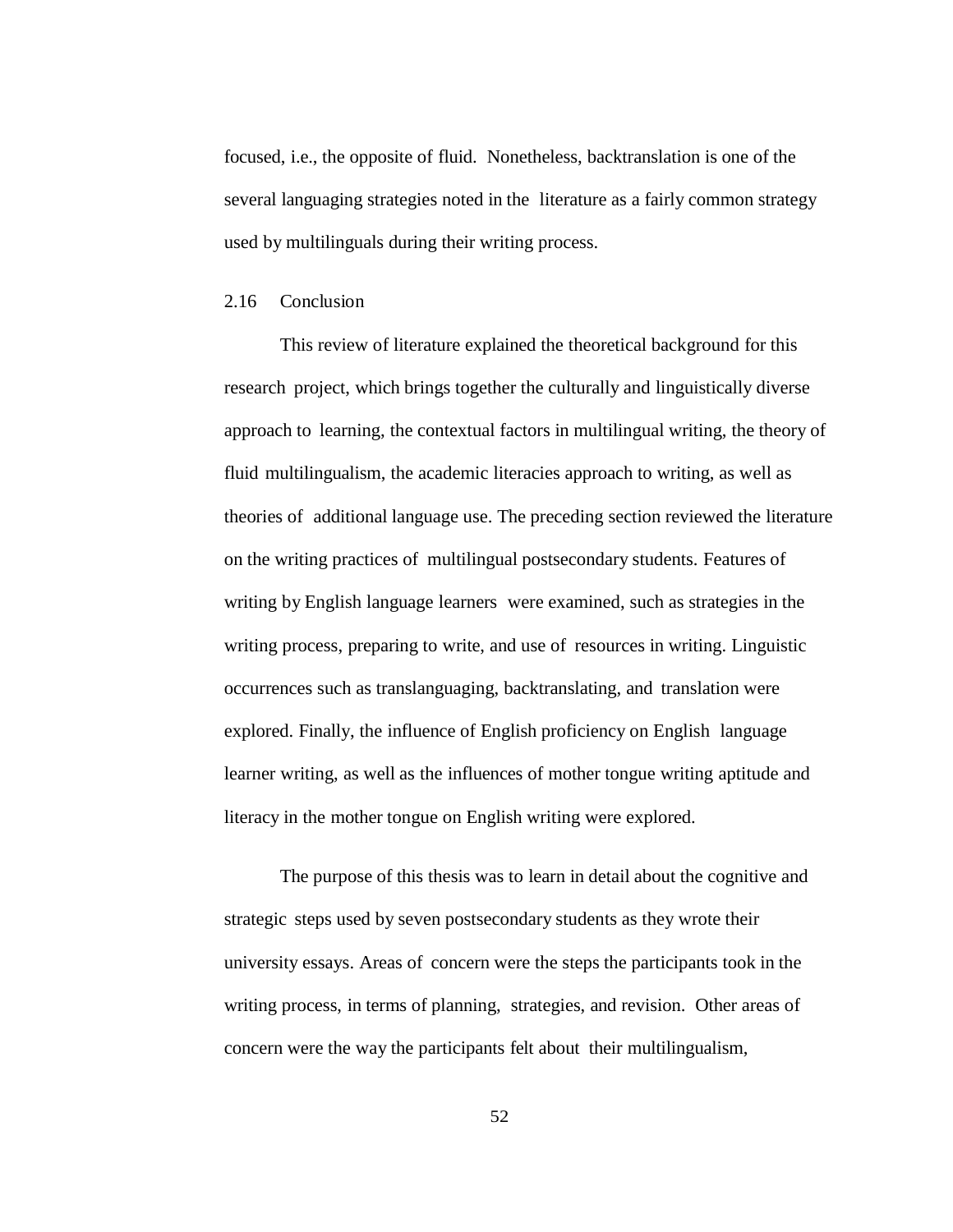focused, i.e., the opposite of fluid. Nonetheless, backtranslation is one of the several languaging strategies noted in the literature as a fairly common strategy used by multilinguals during their writing process.

## 2.16 Conclusion

This review of literature explained the theoretical background for this research project, which brings together the culturally and linguistically diverse approach to learning, the contextual factors in multilingual writing, the theory of fluid multilingualism, the academic literacies approach to writing, as well as theories of additional language use. The preceding section reviewed the literature on the writing practices of multilingual postsecondary students. Features of writing by English language learners were examined, such as strategies in the writing process, preparing to write, and use of resources in writing. Linguistic occurrences such as translanguaging, backtranslating, and translation were explored. Finally, the influence of English proficiency on English language learner writing, as well as the influences of mother tongue writing aptitude and literacy in the mother tongue on English writing were explored.

The purpose of this thesis was to learn in detail about the cognitive and strategic steps used by seven postsecondary students as they wrote their university essays. Areas of concern were the steps the participants took in the writing process, in terms of planning, strategies, and revision. Other areas of concern were the way the participants felt about their multilingualism,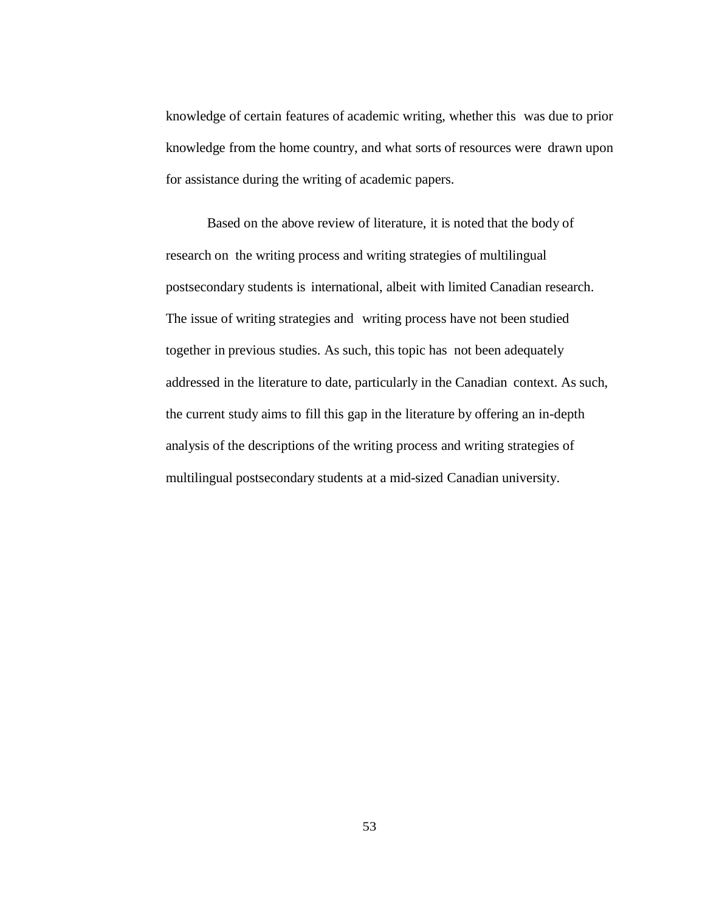knowledge of certain features of academic writing, whether this was due to prior knowledge from the home country, and what sorts of resources were drawn upon for assistance during the writing of academic papers.

Based on the above review of literature, it is noted that the body of research on the writing process and writing strategies of multilingual postsecondary students is international, albeit with limited Canadian research. The issue of writing strategies and writing process have not been studied together in previous studies. As such, this topic has not been adequately addressed in the literature to date, particularly in the Canadian context. As such, the current study aims to fill this gap in the literature by offering an in-depth analysis of the descriptions of the writing process and writing strategies of multilingual postsecondary students at a mid-sized Canadian university.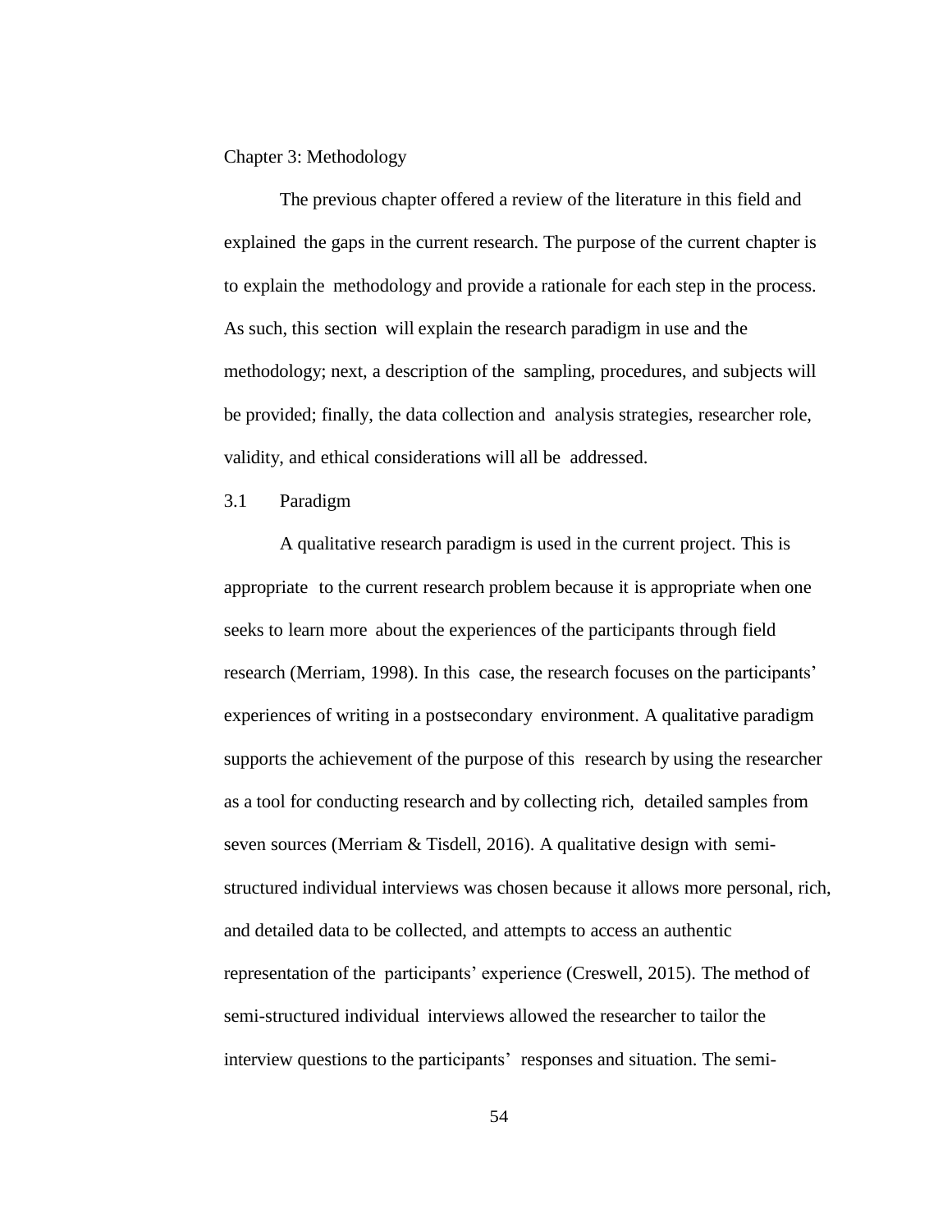# Chapter 3: Methodology

The previous chapter offered a review of the literature in this field and explained the gaps in the current research. The purpose of the current chapter is to explain the methodology and provide a rationale for each step in the process. As such, this section will explain the research paradigm in use and the methodology; next, a description of the sampling, procedures, and subjects will be provided; finally, the data collection and analysis strategies, researcher role, validity, and ethical considerations will all be addressed.

## 3.1 Paradigm

A qualitative research paradigm is used in the current project. This is appropriate to the current research problem because it is appropriate when one seeks to learn more about the experiences of the participants through field research (Merriam, 1998). In this case, the research focuses on the participants' experiences of writing in a postsecondary environment. A qualitative paradigm supports the achievement of the purpose of this research by using the researcher as a tool for conducting research and by collecting rich, detailed samples from seven sources (Merriam & Tisdell, 2016). A qualitative design with semi-structured individual interviews was chosen because it allows more personal, rich, and detailed data to be collected, and attempts to access an authentic representation of the participants' experience (Creswell, 2015). The method of semi-structured individual interviews allowed the researcher to tailor the interview questions to the participants' responses and situation. The semi-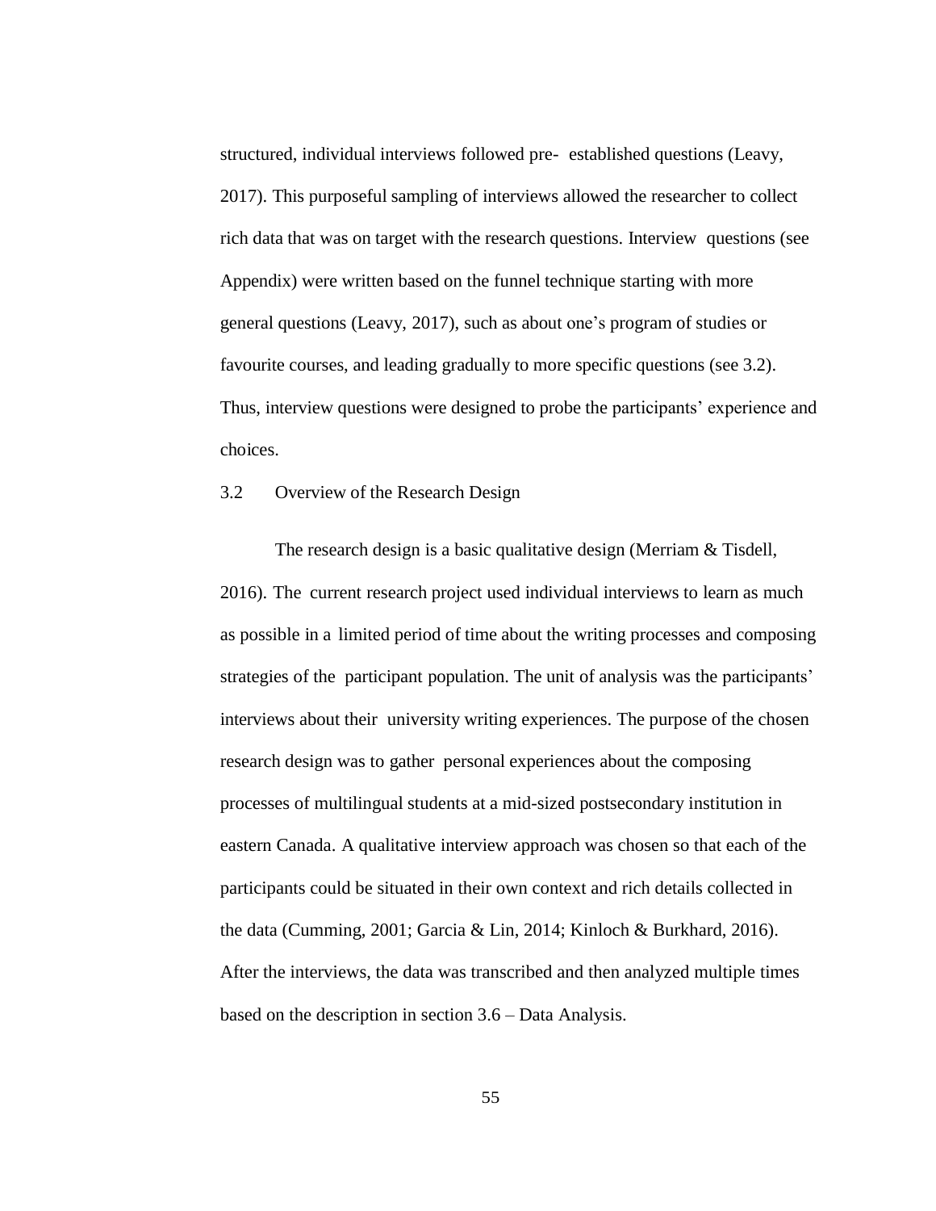structured, individual interviews followed pre- established questions (Leavy, 2017). This purposeful sampling of interviews allowed the researcher to collect rich data that was on target with the research questions. Interview questions (see Appendix) were written based on the funnel technique starting with more general questions (Leavy, 2017), such as about one's program of studies or favourite courses, and leading gradually to more specific questions (see 3.2). Thus, interview questions were designed to probe the participants' experience and choices.

## 3.2 Overview of the Research Design

The research design is a basic qualitative design (Merriam & Tisdell, 2016). The current research project used individual interviews to learn as much as possible in a limited period of time about the writing processes and composing strategies of the participant population. The unit of analysis was the participants' interviews about their university writing experiences. The purpose of the chosen research design was to gather personal experiences about the composing processes of multilingual students at a mid-sized postsecondary institution in eastern Canada. A qualitative interview approach was chosen so that each of the participants could be situated in their own context and rich details collected in the data (Cumming, 2001; Garcia & Lin, 2014; Kinloch & Burkhard, 2016). After the interviews, the data was transcribed and then analyzed multiple times based on the description in section 3.6 – Data Analysis.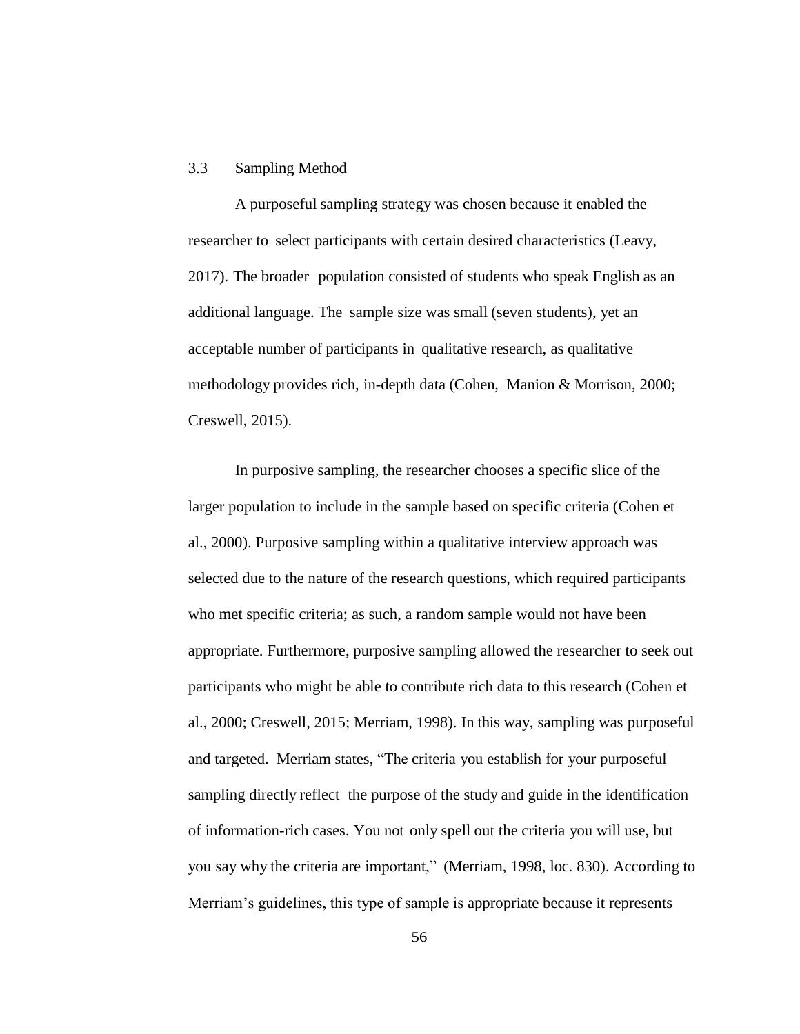## 3.3 Sampling Method

A purposeful sampling strategy was chosen because it enabled the researcher to select participants with certain desired characteristics (Leavy, 2017). The broader population consisted of students who speak English as an additional language. The sample size was small (seven students), yet an acceptable number of participants in qualitative research, as qualitative methodology provides rich, in-depth data (Cohen, Manion & Morrison, 2000; Creswell, 2015).

In purposive sampling, the researcher chooses a specific slice of the larger population to include in the sample based on specific criteria (Cohen et al., 2000). Purposive sampling within a qualitative interview approach was selected due to the nature of the research questions, which required participants who met specific criteria; as such, a random sample would not have been appropriate. Furthermore, purposive sampling allowed the researcher to seek out participants who might be able to contribute rich data to this research (Cohen et al., 2000; Creswell, 2015; Merriam, 1998). In this way, sampling was purposeful and targeted. Merriam states, "The criteria you establish for your purposeful sampling directly reflect the purpose of the study and guide in the identification of information-rich cases. You not only spell out the criteria you will use, but you say why the criteria are important," (Merriam, 1998, loc. 830). According to Merriam's guidelines, this type of sample is appropriate because it represents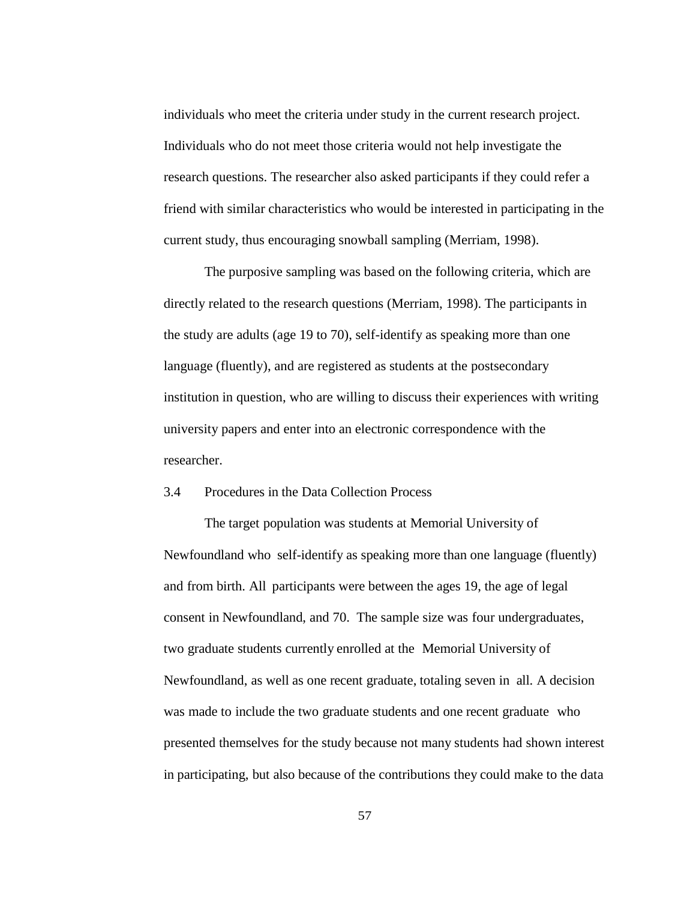individuals who meet the criteria under study in the current research project. Individuals who do not meet those criteria would not help investigate the research questions. The researcher also asked participants if they could refer a friend with similar characteristics who would be interested in participating in the current study, thus encouraging snowball sampling (Merriam, 1998).

The purposive sampling was based on the following criteria, which are directly related to the research questions (Merriam, 1998). The participants in the study are adults (age 19 to 70), self-identify as speaking more than one language (fluently), and are registered as students at the postsecondary institution in question, who are willing to discuss their experiences with writing university papers and enter into an electronic correspondence with the researcher.

### 3.4 Procedures in the Data Collection Process

The target population was students at Memorial University of Newfoundland who self-identify as speaking more than one language (fluently) and from birth. All participants were between the ages 19, the age of legal consent in Newfoundland, and 70. The sample size was four undergraduates, two graduate students currently enrolled at the Memorial University of Newfoundland, as well as one recent graduate, totaling seven in all. A decision was made to include the two graduate students and one recent graduate who presented themselves for the study because not many students had shown interest in participating, but also because of the contributions they could make to the data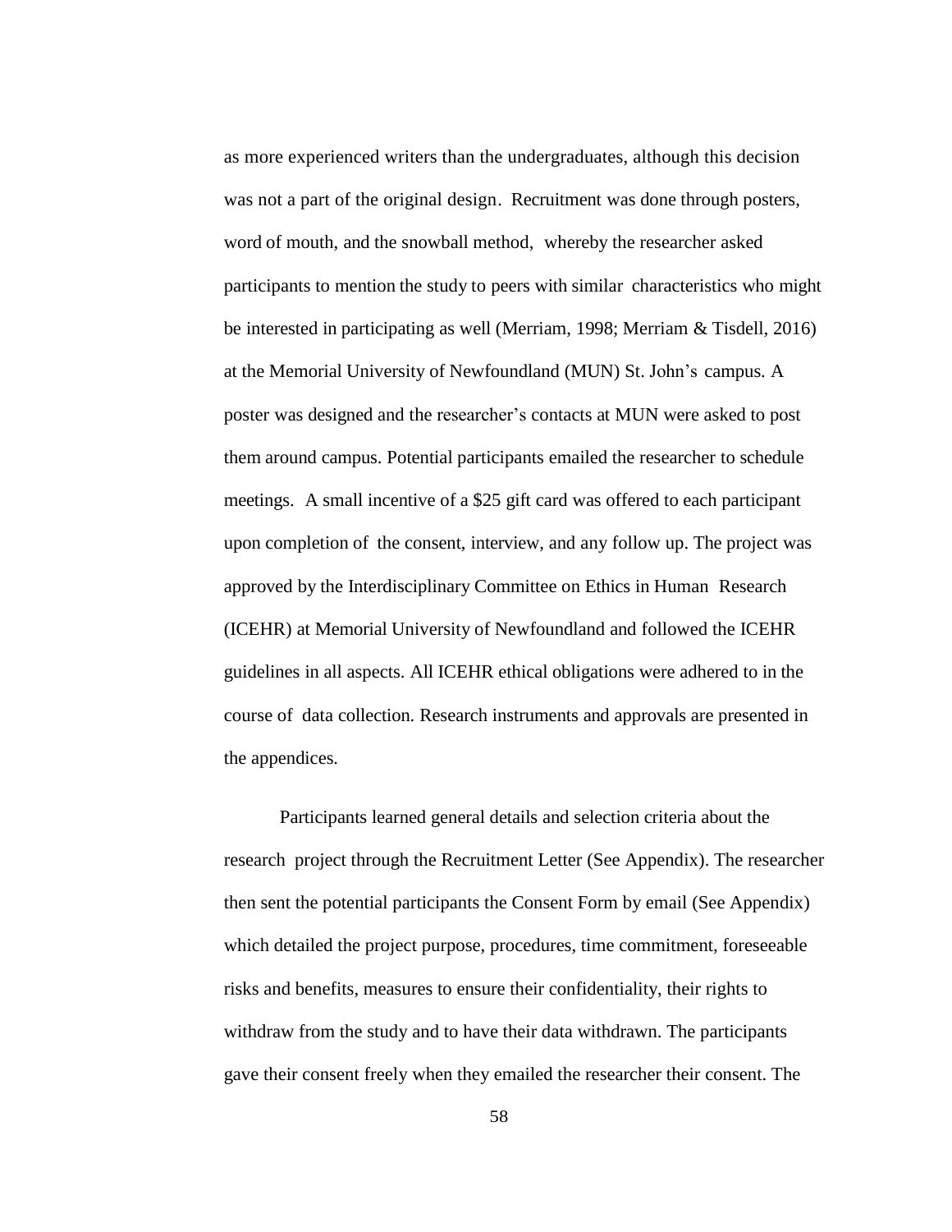as more experienced writers than the undergraduates, although this decision was not a part of the original design. Recruitment was done through posters, word of mouth, and the snowball method, whereby the researcher asked participants to mention the study to peers with similar characteristics who might be interested in participating as well (Merriam, 1998; Merriam & Tisdell, 2016) at the Memorial University of Newfoundland (MUN) St. John's campus. A poster was designed and the researcher's contacts at MUN were asked to post them around campus. Potential participants emailed the researcher to schedule meetings. A small incentive of a $25 gift card was offered to each participant upon completion of the consent, interview, and any follow up. The project was approved by the Interdisciplinary Committee on Ethics in Human Research (ICEHR) at Memorial University of Newfoundland and followed the ICEHR guidelines in all aspects. All ICEHR ethical obligations were adhered to in the course of data collection. Research instruments and approvals are presented in the appendices.

Participants learned general details and selection criteria about the research project through the Recruitment Letter (See Appendix). The researcher then sent the potential participants the Consent Form by email (See Appendix) which detailed the project purpose, procedures, time commitment, foreseeable risks and benefits, measures to ensure their confidentiality, their rights to withdraw from the study and to have their data withdrawn. The participants gave their consent freely when they emailed the researcher their consent. The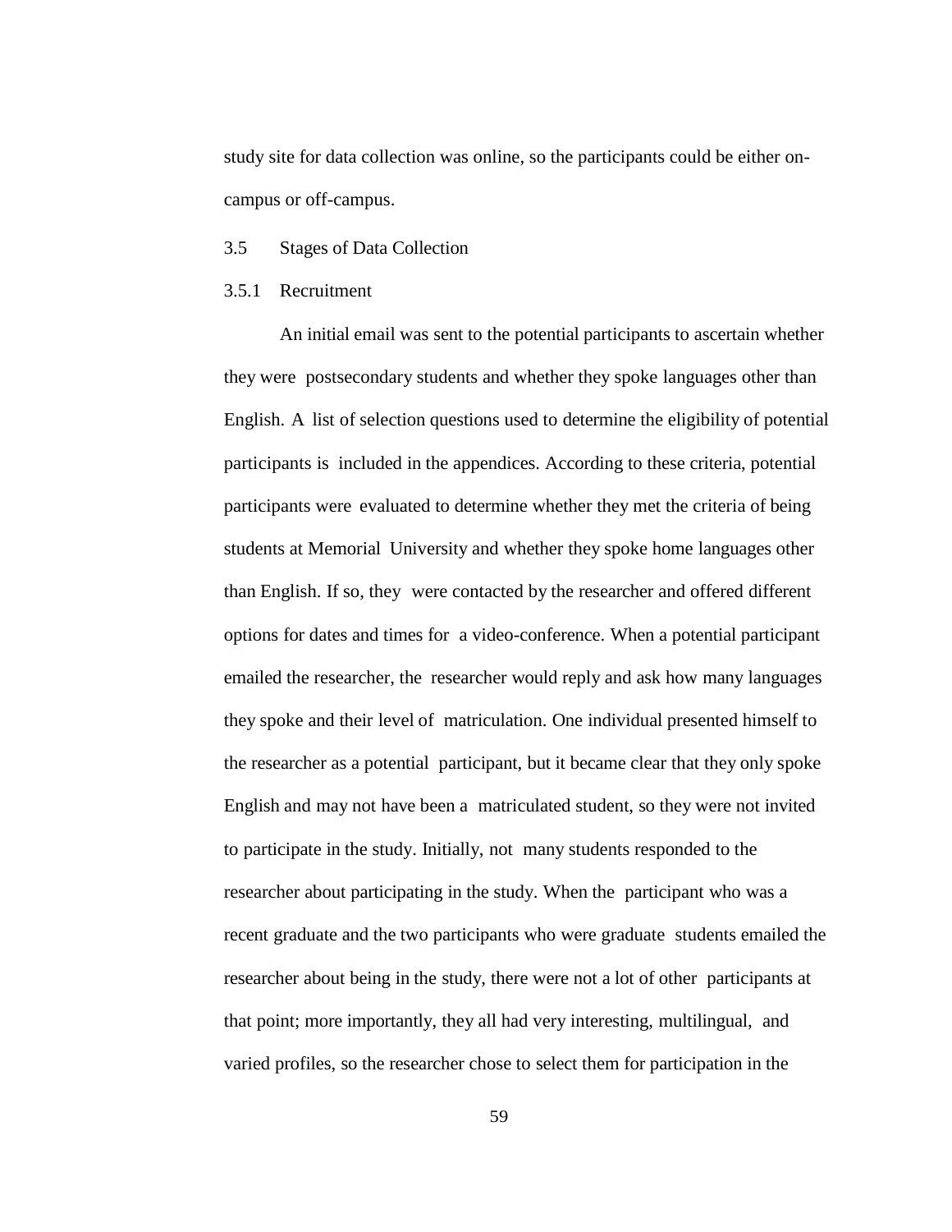study site for data collection was online, so the participants could be either on-campus or off-campus.

## 3.5 Stages of Data Collection

### 3.5.1 Recruitment

An initial email was sent to the potential participants to ascertain whether they were postsecondary students and whether they spoke languages other than English. A list of selection questions used to determine the eligibility of potential participants is included in the appendices. According to these criteria, potential participants were evaluated to determine whether they met the criteria of being students at Memorial University and whether they spoke home languages other than English. If so, they were contacted by the researcher and offered different options for dates and times for a video-conference. When a potential participant emailed the researcher, the researcher would reply and ask how many languages they spoke and their level of matriculation. One individual presented himself to the researcher as a potential participant, but it became clear that they only spoke English and may not have been a matriculated student, so they were not invited to participate in the study. Initially, not many students responded to the researcher about participating in the study. When the participant who was a recent graduate and the two participants who were graduate students emailed the researcher about being in the study, there were not a lot of other participants at that point; more importantly, they all had very interesting, multilingual, and varied profiles, so the researcher chose to select them for participation in the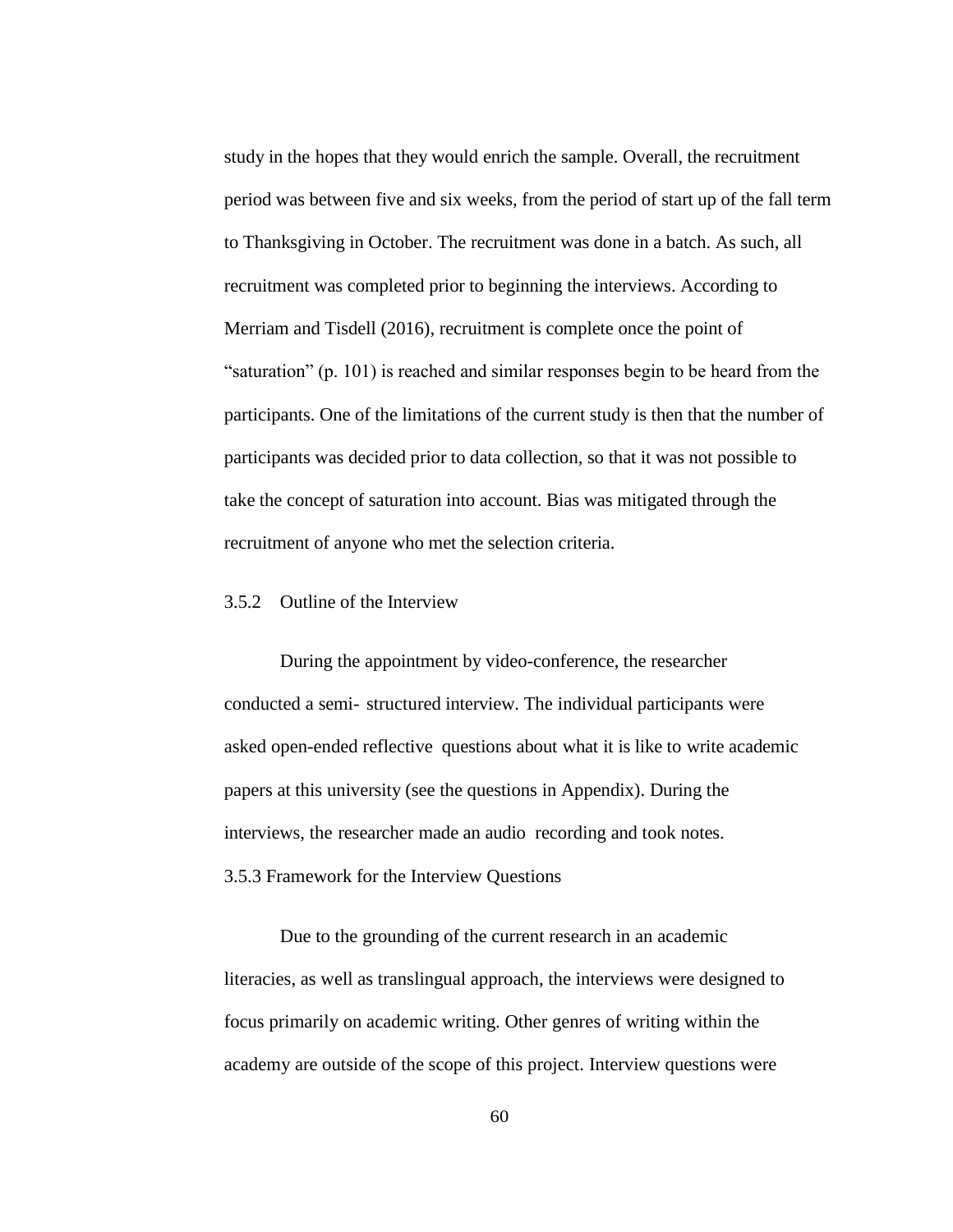study in the hopes that they would enrich the sample. Overall, the recruitment period was between five and six weeks, from the period of start up of the fall term to Thanksgiving in October. The recruitment was done in a batch. As such, all recruitment was completed prior to beginning the interviews. According to Merriam and Tisdell (2016), recruitment is complete once the point of "saturation" (p. 101) is reached and similar responses begin to be heard from the participants. One of the limitations of the current study is then that the number of participants was decided prior to data collection, so that it was not possible to take the concept of saturation into account. Bias was mitigated through the recruitment of anyone who met the selection criteria.

### 3.5.2 Outline of the Interview

During the appointment by video-conference, the researcher conducted a semi- structured interview. The individual participants were asked open-ended reflective questions about what it is like to write academic papers at this university (see the questions in Appendix). During the interviews, the researcher made an audio recording and took notes.

### 3.5.3 Framework for the Interview Questions

Due to the grounding of the current research in an academic literacies, as well as translingual approach, the interviews were designed to focus primarily on academic writing. Other genres of writing within the academy are outside of the scope of this project. Interview questions were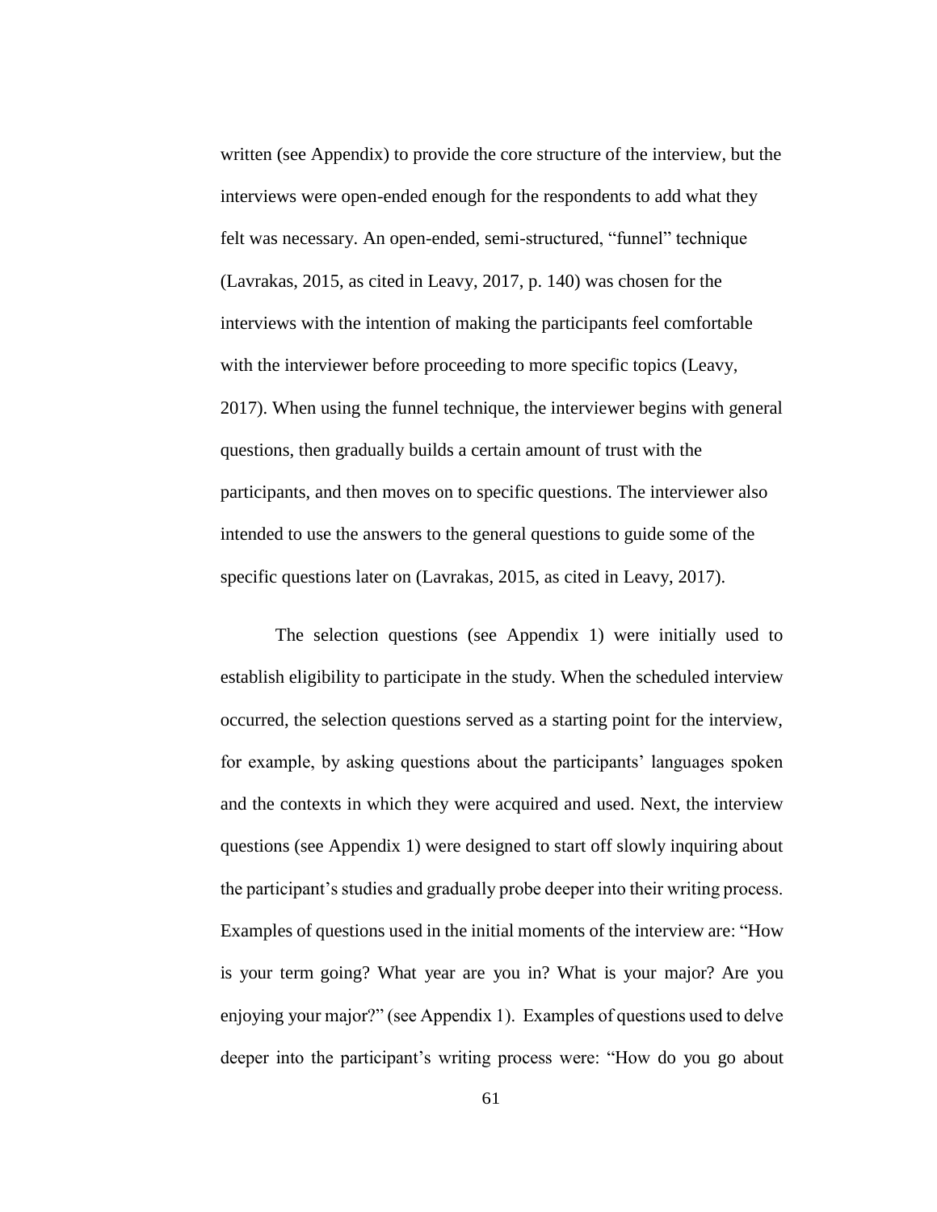written (see Appendix) to provide the core structure of the interview, but the interviews were open-ended enough for the respondents to add what they felt was necessary. An open-ended, semi-structured, "funnel" technique (Lavrakas, 2015, as cited in Leavy, 2017, p. 140) was chosen for the interviews with the intention of making the participants feel comfortable with the interviewer before proceeding to more specific topics (Leavy, 2017). When using the funnel technique, the interviewer begins with general questions, then gradually builds a certain amount of trust with the participants, and then moves on to specific questions. The interviewer also intended to use the answers to the general questions to guide some of the specific questions later on (Lavrakas, 2015, as cited in Leavy, 2017).

The selection questions (see Appendix 1) were initially used to establish eligibility to participate in the study. When the scheduled interview occurred, the selection questions served as a starting point for the interview, for example, by asking questions about the participants' languages spoken and the contexts in which they were acquired and used. Next, the interview questions (see Appendix 1) were designed to start off slowly inquiring about the participant's studies and gradually probe deeper into their writing process. Examples of questions used in the initial moments of the interview are: "How is your term going? What year are you in? What is your major? Are you enjoying your major?" (see Appendix 1). Examples of questions used to delve deeper into the participant's writing process were: "How do you go about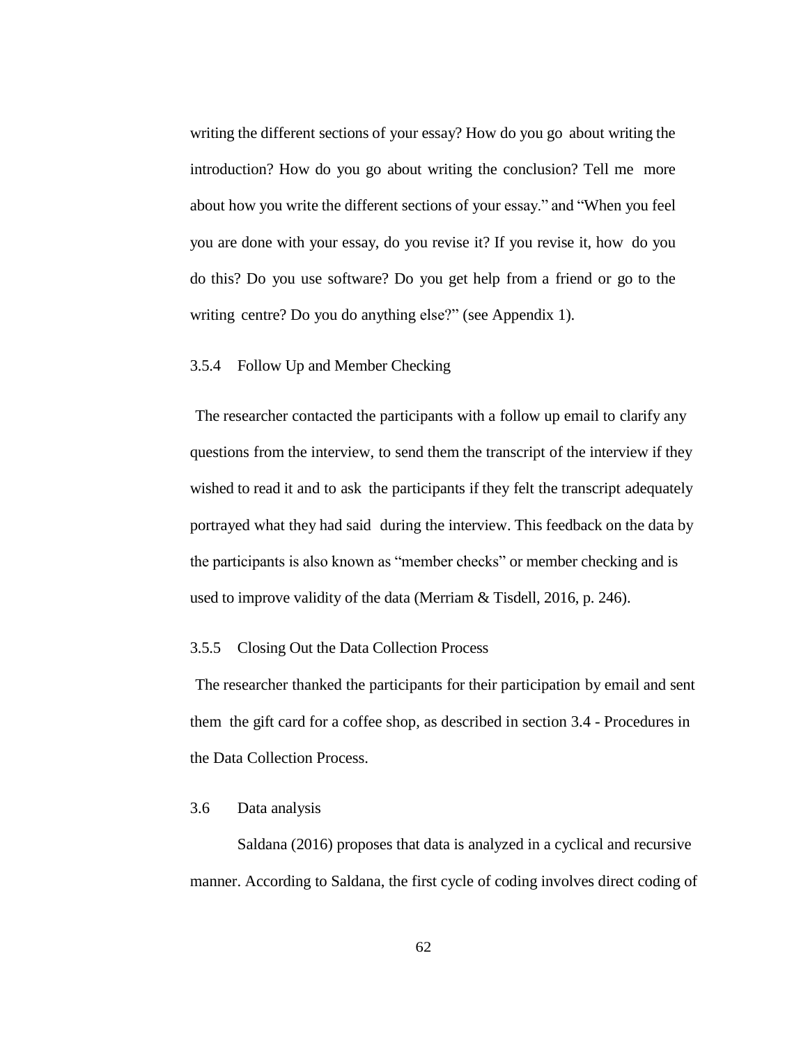writing the different sections of your essay? How do you go about writing the introduction? How do you go about writing the conclusion? Tell me more about how you write the different sections of your essay." and "When you feel you are done with your essay, do you revise it? If you revise it, how do you do this? Do you use software? Do you get help from a friend or go to the writing centre? Do you do anything else?" (see Appendix 1).

### 3.5.4 Follow Up and Member Checking

The researcher contacted the participants with a follow up email to clarify any questions from the interview, to send them the transcript of the interview if they wished to read it and to ask the participants if they felt the transcript adequately portrayed what they had said during the interview. This feedback on the data by the participants is also known as "member checks" or member checking and is used to improve validity of the data (Merriam & Tisdell, 2016, p. 246).

### 3.5.5 Closing Out the Data Collection Process

The researcher thanked the participants for their participation by email and sent them the gift card for a coffee shop, as described in section 3.4 - Procedures in the Data Collection Process.

## 3.6 Data analysis

Saldana (2016) proposes that data is analyzed in a cyclical and recursive manner. According to Saldana, the first cycle of coding involves direct coding of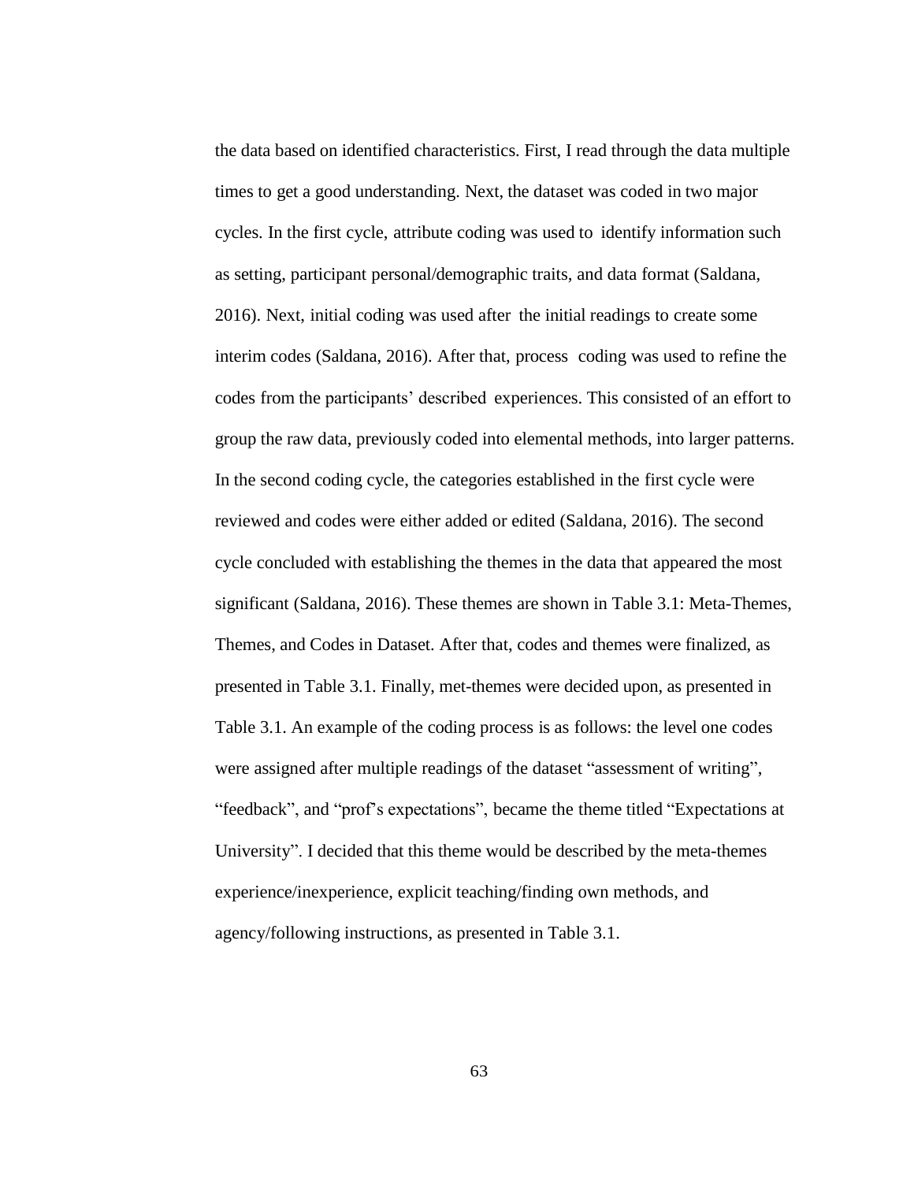the data based on identified characteristics. First, I read through the data multiple times to get a good understanding. Next, the dataset was coded in two major cycles. In the first cycle, attribute coding was used to identify information such as setting, participant personal/demographic traits, and data format (Saldana, 2016). Next, initial coding was used after the initial readings to create some interim codes (Saldana, 2016). After that, process coding was used to refine the codes from the participants' described experiences. This consisted of an effort to group the raw data, previously coded into elemental methods, into larger patterns. In the second coding cycle, the categories established in the first cycle were reviewed and codes were either added or edited (Saldana, 2016). The second cycle concluded with establishing the themes in the data that appeared the most significant (Saldana, 2016). These themes are shown in Table 3.1: Meta-Themes, Themes, and Codes in Dataset. After that, codes and themes were finalized, as presented in Table 3.1. Finally, met-themes were decided upon, as presented in Table 3.1. An example of the coding process is as follows: the level one codes were assigned after multiple readings of the dataset "assessment of writing", "feedback", and "prof's expectations", became the theme titled "Expectations at University". I decided that this theme would be described by the meta-themes experience/inexperience, explicit teaching/finding own methods, and agency/following instructions, as presented in Table 3.1.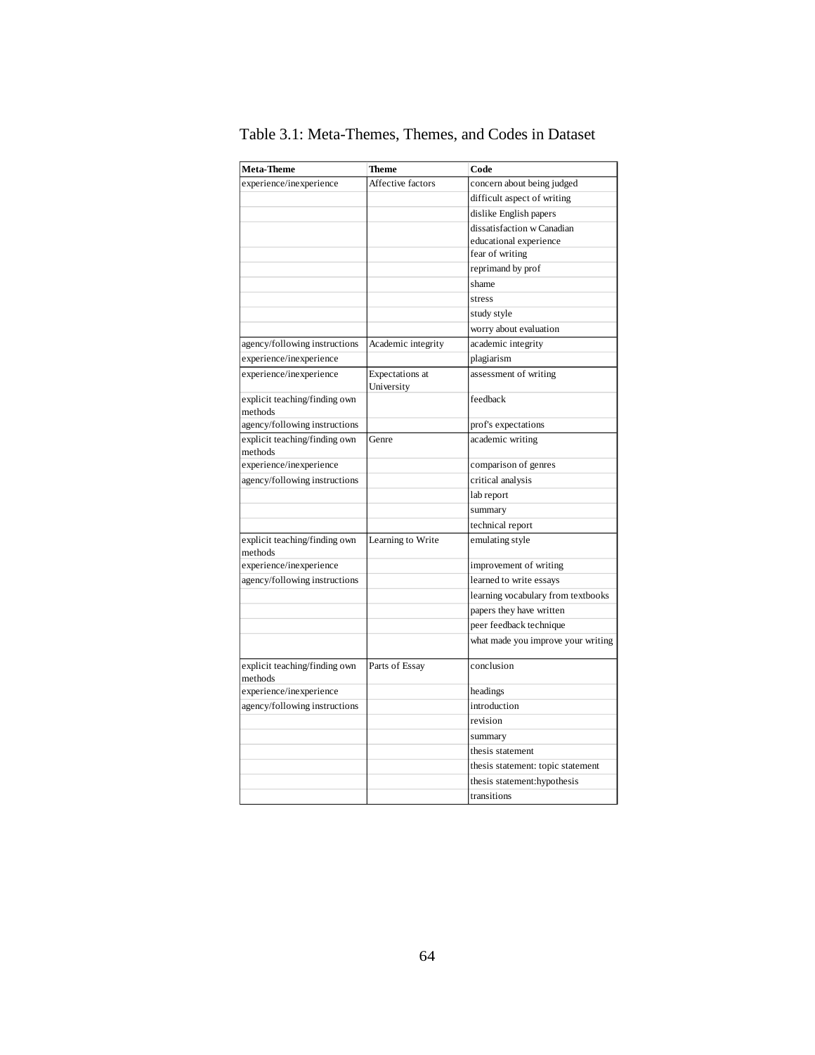Table 3.1: Meta-Themes, Themes, and Codes in Dataset

| Meta-Theme | Theme | Code |
|---|---|---|
| experience/inexperience | Affective factors | concern about being judged |
| | | difficult aspect of writing |
| | | dislike English papers |
| | | dissatisfaction w Canadian educational experience |
| | | fear of writing |
| | | reprimand by prof |
| | | shame |
| | | stress |
| | | study style |
| | | worry about evaluation |
| agency/following instructions | Academic integrity | academic integrity |
| experience/inexperience | | plagiarism |
| experience/inexperience | Expectations at University | assessment of writing |
| explicit teaching/finding own methods | | feedback |
| agency/following instructions | | prof's expectations |
| explicit teaching/finding own methods | Genre | academic writing |
| experience/inexperience | | comparison of genres |
| agency/following instructions | | critical analysis |
| | | lab report |
| | | summary |
| | | technical report |
| explicit teaching/finding own methods | Learning to Write | emulating style |
| experience/inexperience | | improvement of writing |
| agency/following instructions | | learned to write essays |
| | | learning vocabulary from textbooks |
| | | papers they have written |
| | | peer feedback technique |
| | | what made you improve your writing |
| explicit teaching/finding own methods | Parts of Essay | conclusion |
| experience/inexperience | | headings |
| agency/following instructions | | introduction |
| | | revision |
| | | summary |
| | | thesis statement |
| | | thesis statement: topic statement |
| | | thesis statement:hypothesis |
| | | transitions |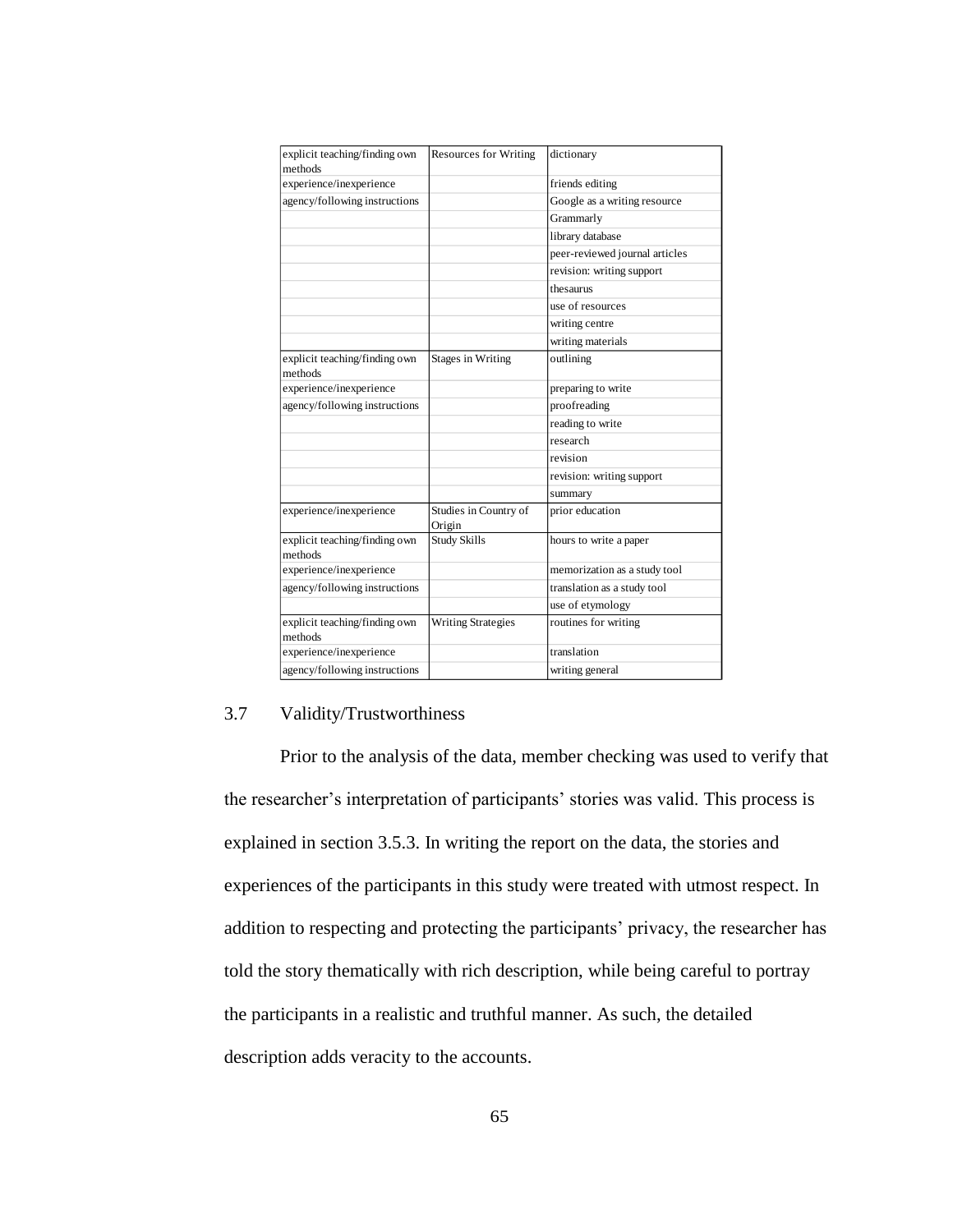| | | |
|---|---|---|
| explicit teaching/finding own methods | Resources for Writing | dictionary |
| experience/inexperience | | friends editing |
| agency/following instructions | | Google as a writing resource |
| | | Grammarly |
| | | library database |
| | | peer-reviewed journal articles |
| | | revision: writing support |
| | | thesaurus |
| | | use of resources |
| | | writing centre |
| | | writing materials |
| explicit teaching/finding own methods | Stages in Writing | outlining |
| experience/inexperience | | preparing to write |
| agency/following instructions | | proofreading |
| | | reading to write |
| | | research |
| | | revision |
| | | revision: writing support |
| | | summary |
| experience/inexperience | Studies in Country of Origin | prior education |
| explicit teaching/finding own methods | Study Skills | hours to write a paper |
| experience/inexperience | | memorization as a study tool |
| agency/following instructions | | translation as a study tool |
| | | use of etymology |
| explicit teaching/finding own methods | Writing Strategies | routines for writing |
| experience/inexperience | | translation |
| agency/following instructions | | writing general |

## 3.7 Validity/Trustworthiness

Prior to the analysis of the data, member checking was used to verify that the researcher's interpretation of participants' stories was valid. This process is explained in section 3.5.3. In writing the report on the data, the stories and experiences of the participants in this study were treated with utmost respect. In addition to respecting and protecting the participants' privacy, the researcher has told the story thematically with rich description, while being careful to portray the participants in a realistic and truthful manner. As such, the detailed description adds veracity to the accounts.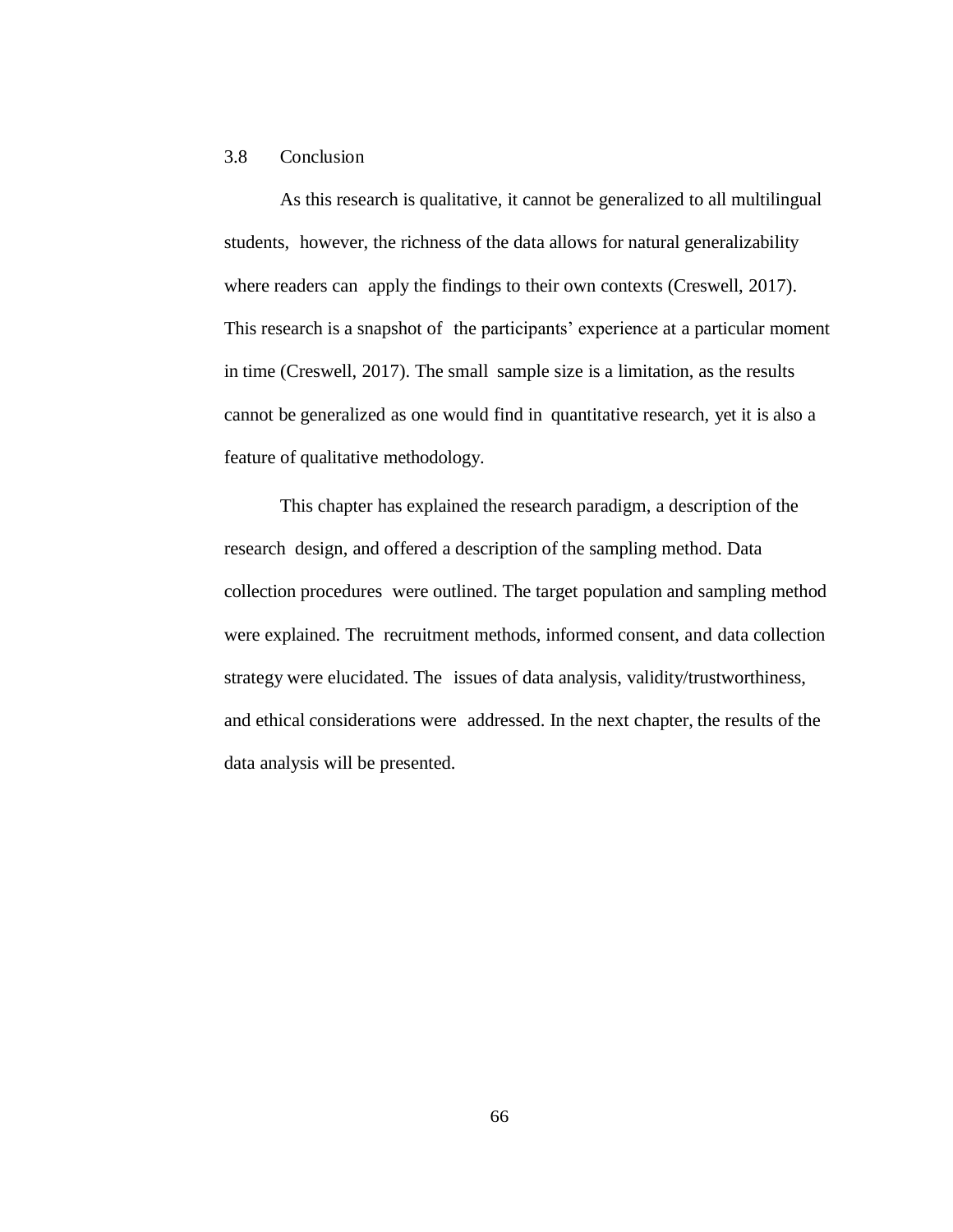## 3.8 Conclusion

As this research is qualitative, it cannot be generalized to all multilingual students, however, the richness of the data allows for natural generalizability where readers can apply the findings to their own contexts (Creswell, 2017). This research is a snapshot of the participants' experience at a particular moment in time (Creswell, 2017). The small sample size is a limitation, as the results cannot be generalized as one would find in quantitative research, yet it is also a feature of qualitative methodology.

This chapter has explained the research paradigm, a description of the research design, and offered a description of the sampling method. Data collection procedures were outlined. The target population and sampling method were explained. The recruitment methods, informed consent, and data collection strategy were elucidated. The issues of data analysis, validity/trustworthiness, and ethical considerations were addressed. In the next chapter, the results of the data analysis will be presented.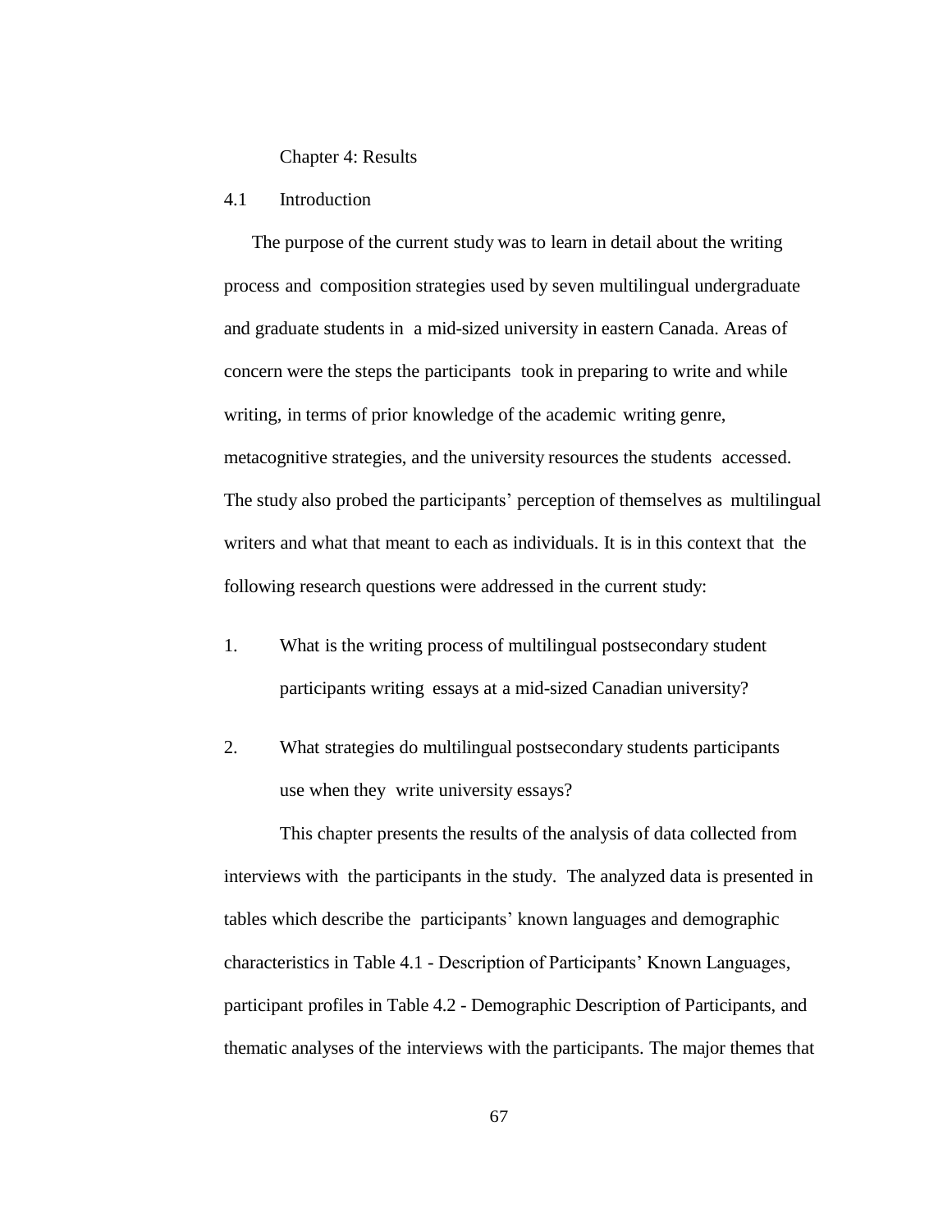# Chapter 4: Results

## 4.1 Introduction

The purpose of the current study was to learn in detail about the writing process and composition strategies used by seven multilingual undergraduate and graduate students in a mid-sized university in eastern Canada. Areas of concern were the steps the participants took in preparing to write and while writing, in terms of prior knowledge of the academic writing genre, metacognitive strategies, and the university resources the students accessed. The study also probed the participants' perception of themselves as multilingual writers and what that meant to each as individuals. It is in this context that the following research questions were addressed in the current study:

1. What is the writing process of multilingual postsecondary student participants writing essays at a mid-sized Canadian university?
2. What strategies do multilingual postsecondary students participants use when they write university essays?

This chapter presents the results of the analysis of data collected from interviews with the participants in the study. The analyzed data is presented in tables which describe the participants' known languages and demographic characteristics in Table 4.1 - Description of Participants' Known Languages, participant profiles in Table 4.2 - Demographic Description of Participants, and thematic analyses of the interviews with the participants. The major themes that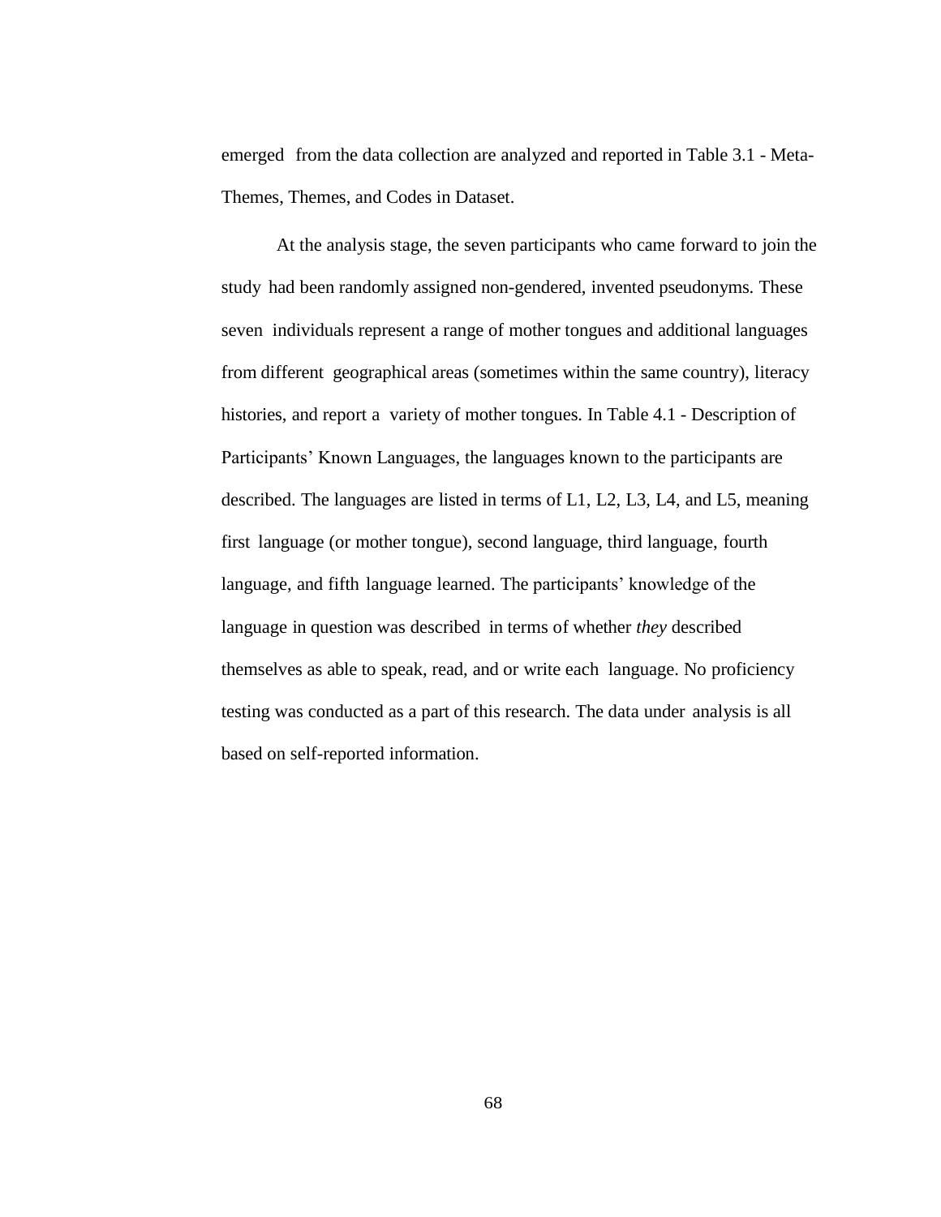emerged from the data collection are analyzed and reported in Table 3.1 - Meta-Themes, Themes, and Codes in Dataset.

At the analysis stage, the seven participants who came forward to join the study had been randomly assigned non-gendered, invented pseudonyms. These seven individuals represent a range of mother tongues and additional languages from different geographical areas (sometimes within the same country), literacy histories, and report a variety of mother tongues. In Table 4.1 - Description of Participants' Known Languages, the languages known to the participants are described. The languages are listed in terms of L1, L2, L3, L4, and L5, meaning first language (or mother tongue), second language, third language, fourth language, and fifth language learned. The participants' knowledge of the language in question was described in terms of whether *they* described themselves as able to speak, read, and or write each language. No proficiency testing was conducted as a part of this research. The data under analysis is all based on self-reported information.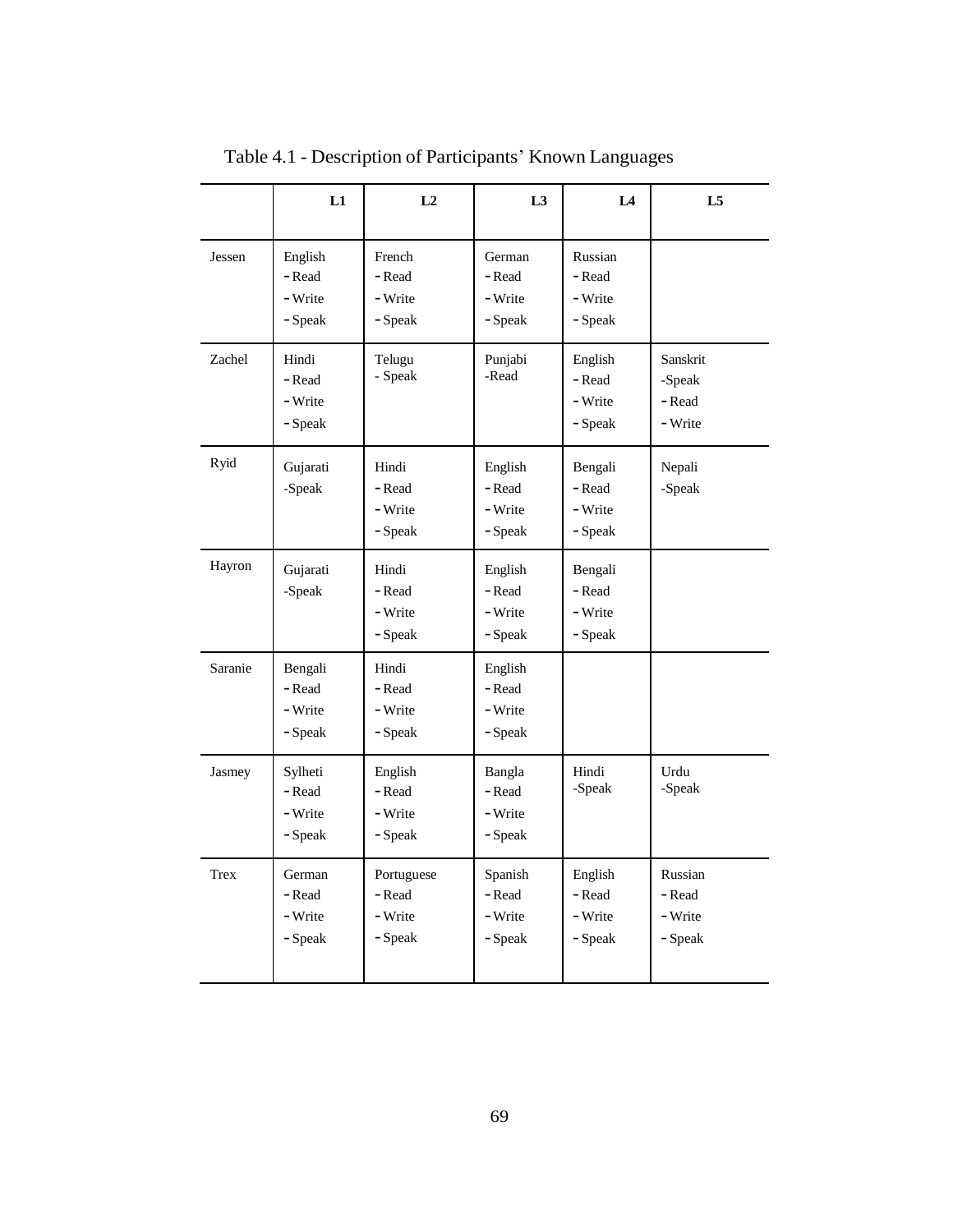Table 4.1 - Description of Participants' Known Languages

| | L1 | L2 | L3 | L4 | L5 |
|---|---|---|---|---|---|
| Jessen | English<br>- Read<br>- Write<br>- Speak | French<br>- Read<br>- Write<br>- Speak | German<br>- Read<br>- Write<br>- Speak | Russian<br>- Read<br>- Write<br>- Speak | |
| Zachel | Hindi<br>- Read<br>- Write<br>- Speak | Telugu<br>- Speak | Punjabi<br>-Read | English<br>- Read<br>- Write<br>- Speak | Sanskrit<br>-Speak<br>- Read<br>- Write |
| Ryid | Gujarati<br>-Speak | Hindi<br>- Read<br>- Write<br>- Speak | English<br>- Read<br>- Write<br>- Speak | Bengali<br>- Read<br>- Write<br>- Speak | Nepali<br>-Speak |
| Hayron | Gujarati<br>-Speak | Hindi<br>- Read<br>- Write<br>- Speak | English<br>- Read<br>- Write<br>- Speak | Bengali<br>- Read<br>- Write<br>- Speak | |
| Saranie | Bengali<br>- Read<br>- Write<br>- Speak | Hindi<br>- Read<br>- Write<br>- Speak | English<br>- Read<br>- Write<br>- Speak | | |
| Jasmey | Sylheti<br>- Read<br>- Write<br>- Speak | English<br>- Read<br>- Write<br>- Speak | Bangla<br>- Read<br>- Write<br>- Speak | Hindi<br>-Speak | Urdu<br>-Speak |
| Trex | German<br>- Read<br>- Write<br>- Speak | Portuguese<br>- Read<br>- Write<br>- Speak | Spanish<br>- Read<br>- Write<br>- Speak | English<br>- Read<br>- Write<br>- Speak | Russian<br>- Read<br>- Write<br>- Speak |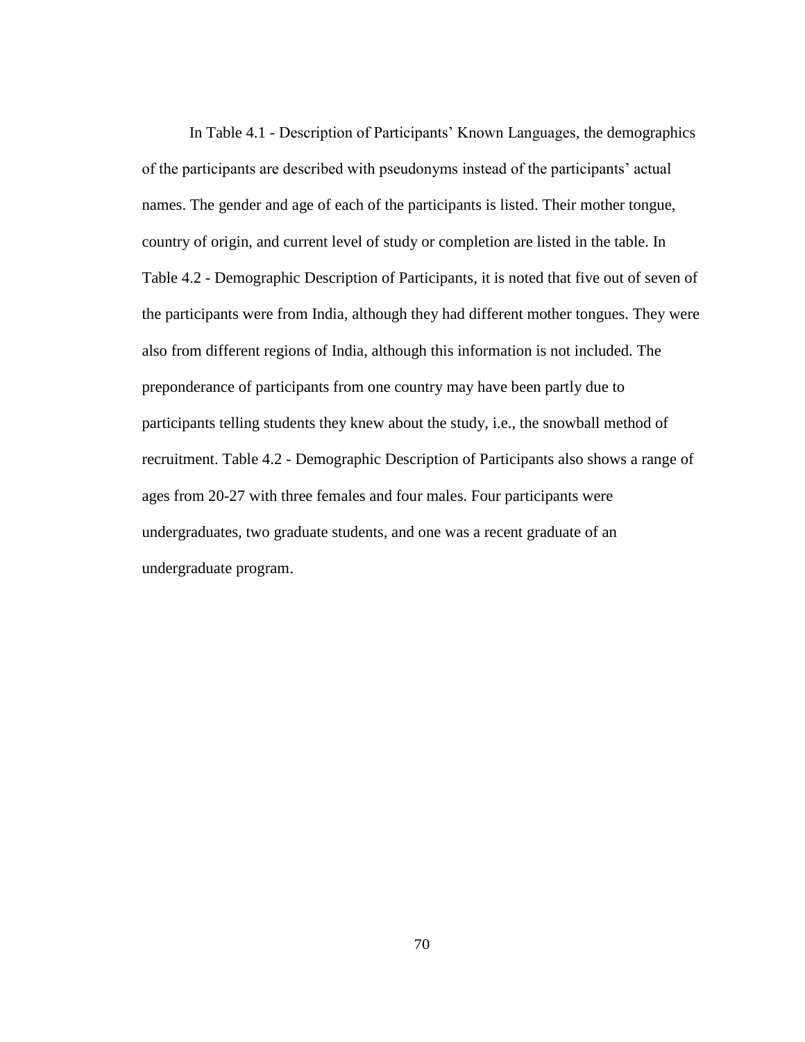In Table 4.1 - Description of Participants' Known Languages, the demographics of the participants are described with pseudonyms instead of the participants' actual names. The gender and age of each of the participants is listed. Their mother tongue, country of origin, and current level of study or completion are listed in the table. In Table 4.2 - Demographic Description of Participants, it is noted that five out of seven of the participants were from India, although they had different mother tongues. They were also from different regions of India, although this information is not included. The preponderance of participants from one country may have been partly due to participants telling students they knew about the study, i.e., the snowball method of recruitment. Table 4.2 - Demographic Description of Participants also shows a range of ages from 20-27 with three females and four males. Four participants were undergraduates, two graduate students, and one was a recent graduate of an undergraduate program.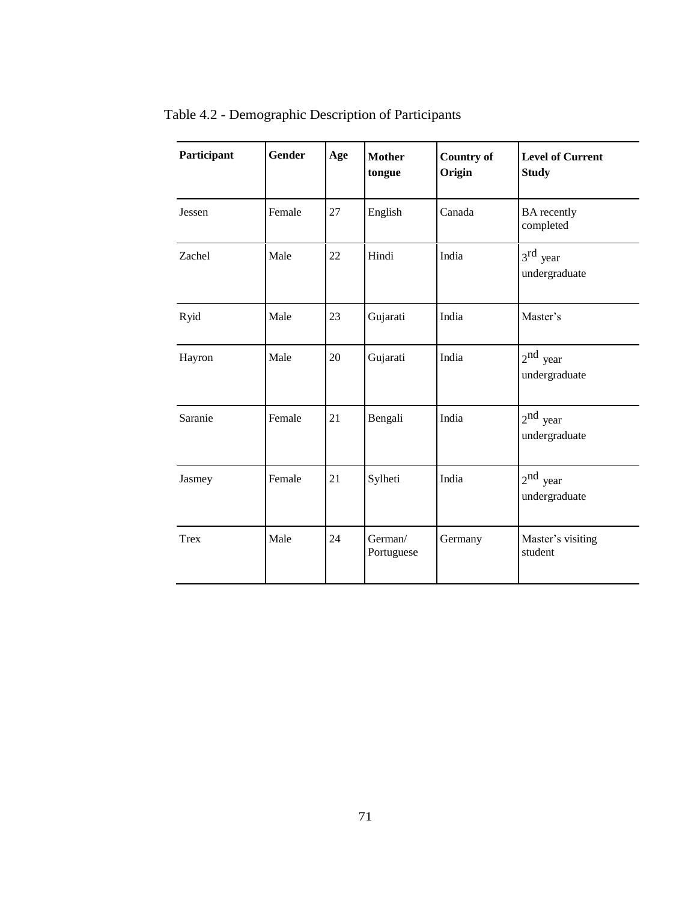Table 4.2 - Demographic Description of Participants

| Participant | Gender | Age | Mother tongue | Country of Origin | Level of Current Study |
|---|---|---|---|---|---|
| Jessen | Female | 27 | English | Canada | BA recently completed |
| Zachel | Male | 22 | Hindi | India | 3rd year undergraduate |
| Ryid | Male | 23 | Gujarati | India | Master's |
| Hayron | Male | 20 | Gujarati | India | 2nd year undergraduate |
| Saranie | Female | 21 | Bengali | India | 2nd year undergraduate |
| Jasmey | Female | 21 | Sylheti | India | 2nd year undergraduate |
| Trex | Male | 24 | German/ Portuguese | Germany | Master's visiting student |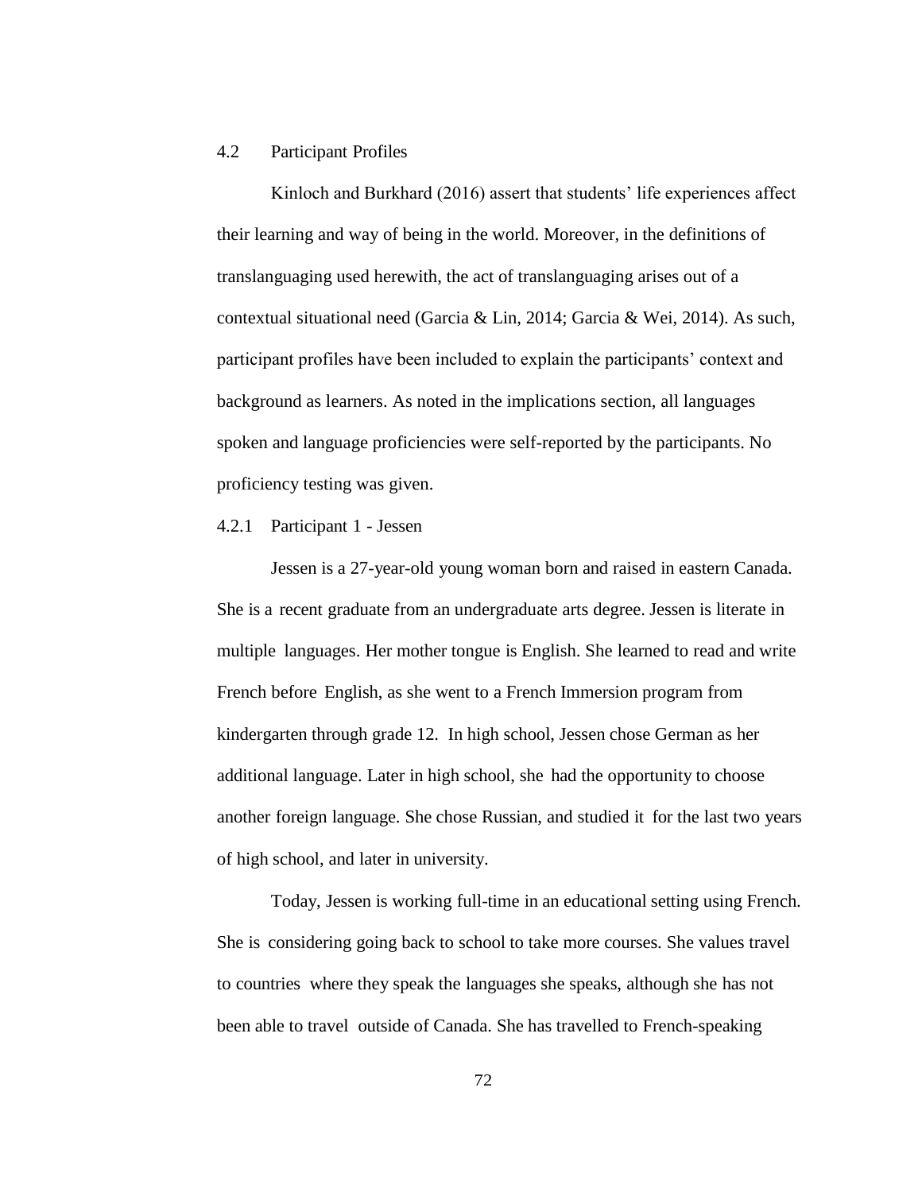## 4.2 Participant Profiles

Kinloch and Burkhard (2016) assert that students' life experiences affect their learning and way of being in the world. Moreover, in the definitions of translanguaging used herewith, the act of translanguaging arises out of a contextual situational need (Garcia & Lin, 2014; Garcia & Wei, 2014). As such, participant profiles have been included to explain the participants' context and background as learners. As noted in the implications section, all languages spoken and language proficiencies were self-reported by the participants. No proficiency testing was given.

### 4.2.1 Participant 1 - Jessen

Jessen is a 27-year-old young woman born and raised in eastern Canada. She is a recent graduate from an undergraduate arts degree. Jessen is literate in multiple languages. Her mother tongue is English. She learned to read and write French before English, as she went to a French Immersion program from kindergarten through grade 12. In high school, Jessen chose German as her additional language. Later in high school, she had the opportunity to choose another foreign language. She chose Russian, and studied it for the last two years of high school, and later in university.

Today, Jessen is working full-time in an educational setting using French. She is considering going back to school to take more courses. She values travel to countries where they speak the languages she speaks, although she has not been able to travel outside of Canada. She has travelled to French-speaking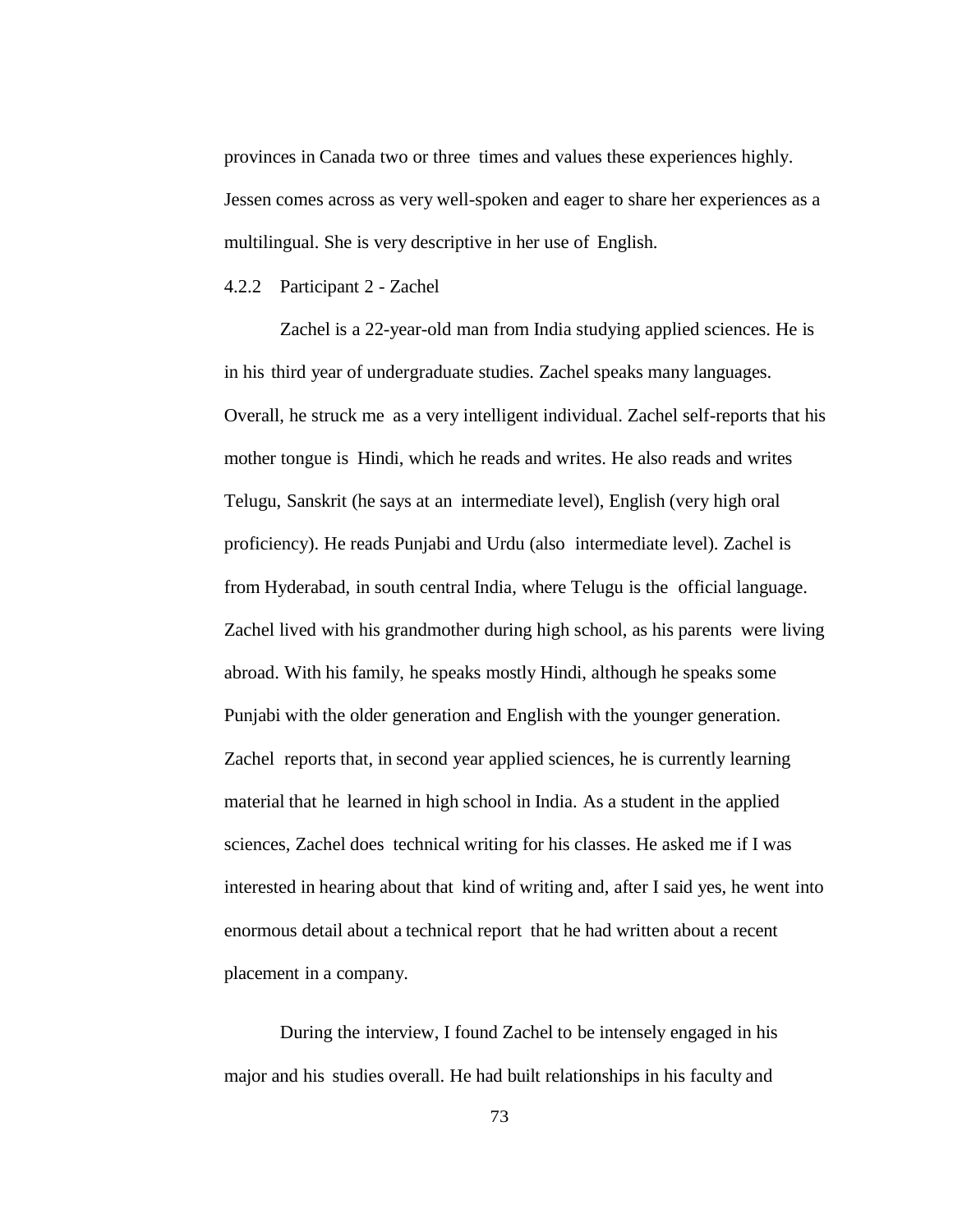provinces in Canada two or three times and values these experiences highly. Jessen comes across as very well-spoken and eager to share her experiences as a multilingual. She is very descriptive in her use of English.

### 4.2.2 Participant 2 - Zachel

Zachel is a 22-year-old man from India studying applied sciences. He is in his third year of undergraduate studies. Zachel speaks many languages. Overall, he struck me as a very intelligent individual. Zachel self-reports that his mother tongue is Hindi, which he reads and writes. He also reads and writes Telugu, Sanskrit (he says at an intermediate level), English (very high oral proficiency). He reads Punjabi and Urdu (also intermediate level). Zachel is from Hyderabad, in south central India, where Telugu is the official language. Zachel lived with his grandmother during high school, as his parents were living abroad. With his family, he speaks mostly Hindi, although he speaks some Punjabi with the older generation and English with the younger generation. Zachel reports that, in second year applied sciences, he is currently learning material that he learned in high school in India. As a student in the applied sciences, Zachel does technical writing for his classes. He asked me if I was interested in hearing about that kind of writing and, after I said yes, he went into enormous detail about a technical report that he had written about a recent placement in a company.

During the interview, I found Zachel to be intensely engaged in his major and his studies overall. He had built relationships in his faculty and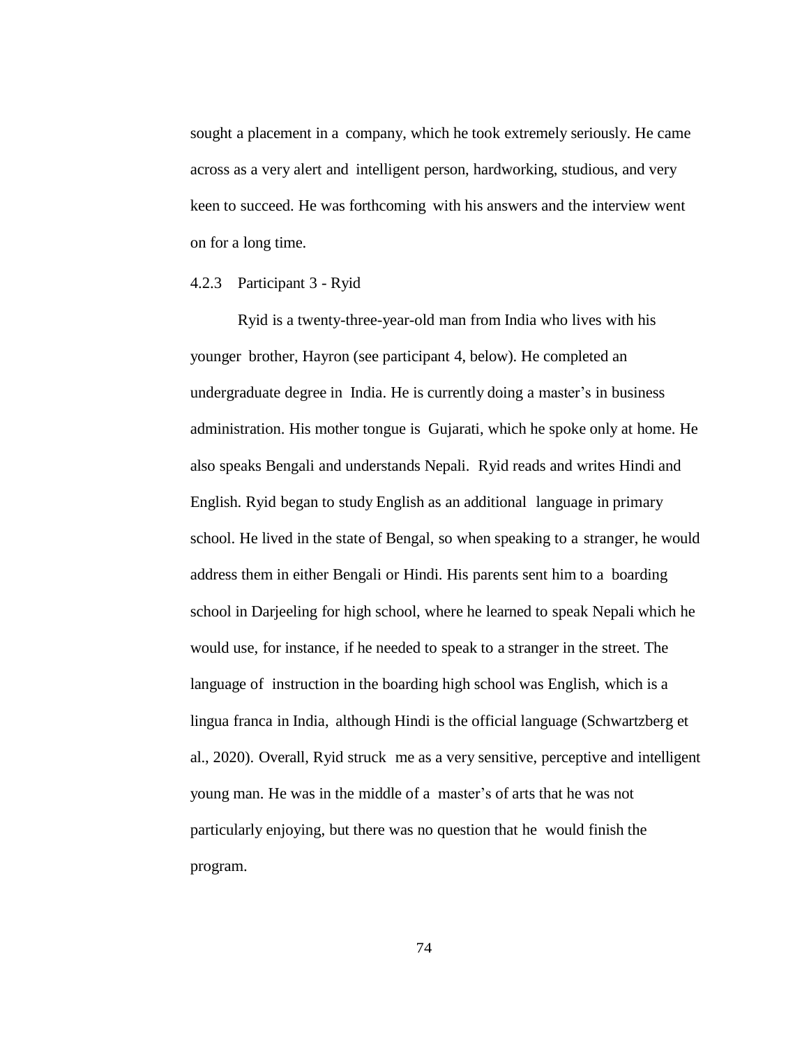sought a placement in a company, which he took extremely seriously. He came across as a very alert and intelligent person, hardworking, studious, and very keen to succeed. He was forthcoming with his answers and the interview went on for a long time.

### 4.2.3 Participant 3 - Ryid

Ryid is a twenty-three-year-old man from India who lives with his younger brother, Hayron (see participant 4, below). He completed an undergraduate degree in India. He is currently doing a master's in business administration. His mother tongue is Gujarati, which he spoke only at home. He also speaks Bengali and understands Nepali. Ryid reads and writes Hindi and English. Ryid began to study English as an additional language in primary school. He lived in the state of Bengal, so when speaking to a stranger, he would address them in either Bengali or Hindi. His parents sent him to a boarding school in Darjeeling for high school, where he learned to speak Nepali which he would use, for instance, if he needed to speak to a stranger in the street. The language of instruction in the boarding high school was English, which is a lingua franca in India, although Hindi is the official language (Schwartzberg et al., 2020). Overall, Ryid struck me as a very sensitive, perceptive and intelligent young man. He was in the middle of a master's of arts that he was not particularly enjoying, but there was no question that he would finish the program.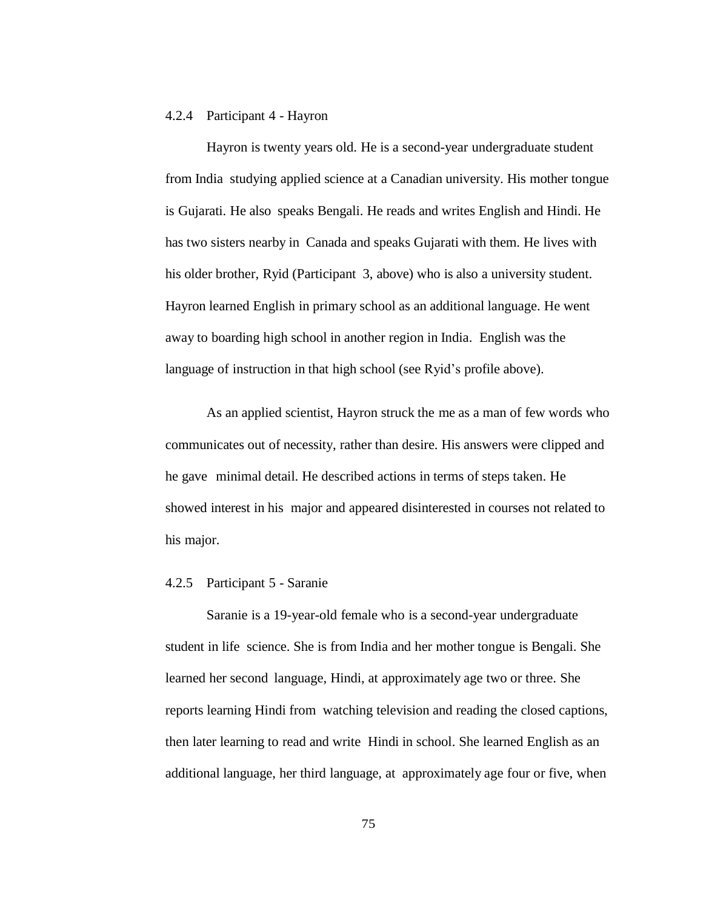#### 4.2.4 Participant 4 - Hayron

Hayron is twenty years old. He is a second-year undergraduate student from India studying applied science at a Canadian university. His mother tongue is Gujarati. He also speaks Bengali. He reads and writes English and Hindi. He has two sisters nearby in Canada and speaks Gujarati with them. He lives with his older brother, Ryid (Participant 3, above) who is also a university student. Hayron learned English in primary school as an additional language. He went away to boarding high school in another region in India. English was the language of instruction in that high school (see Ryid's profile above).

As an applied scientist, Hayron struck the me as a man of few words who communicates out of necessity, rather than desire. His answers were clipped and he gave minimal detail. He described actions in terms of steps taken. He showed interest in his major and appeared disinterested in courses not related to his major.

#### 4.2.5 Participant 5 - Saranie

Saranie is a 19-year-old female who is a second-year undergraduate student in life science. She is from India and her mother tongue is Bengali. She learned her second language, Hindi, at approximately age two or three. She reports learning Hindi from watching television and reading the closed captions, then later learning to read and write Hindi in school. She learned English as an additional language, her third language, at approximately age four or five, when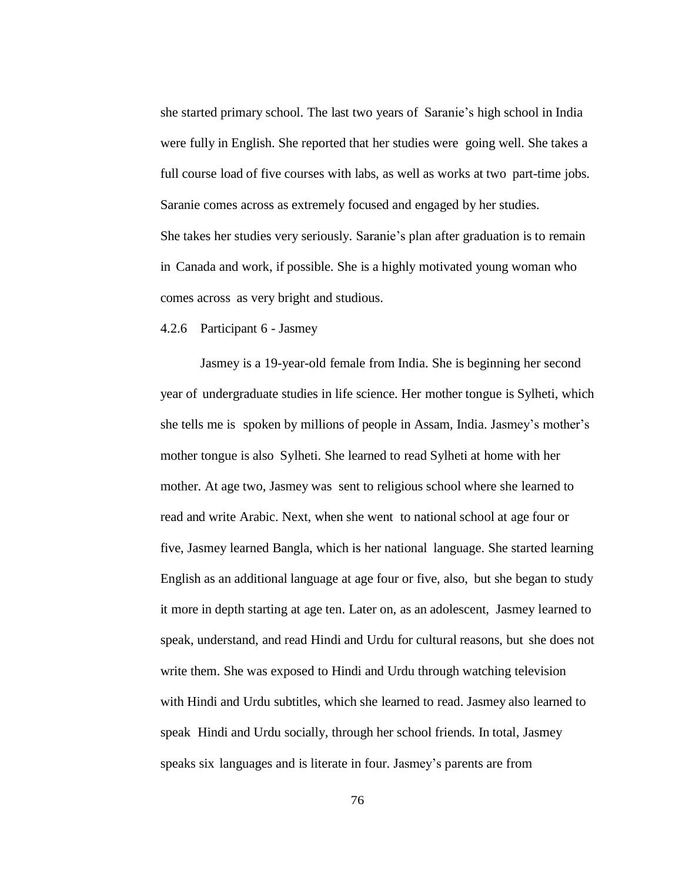she started primary school. The last two years of Saranie's high school in India were fully in English. She reported that her studies were going well. She takes a full course load of five courses with labs, as well as works at two part-time jobs. Saranie comes across as extremely focused and engaged by her studies. She takes her studies very seriously. Saranie's plan after graduation is to remain in Canada and work, if possible. She is a highly motivated young woman who comes across as very bright and studious.

#### 4.2.6 Participant 6 - Jasmey

Jasmey is a 19-year-old female from India. She is beginning her second year of undergraduate studies in life science. Her mother tongue is Sylheti, which she tells me is spoken by millions of people in Assam, India. Jasmey's mother's mother tongue is also Sylheti. She learned to read Sylheti at home with her mother. At age two, Jasmey was sent to religious school where she learned to read and write Arabic. Next, when she went to national school at age four or five, Jasmey learned Bangla, which is her national language. She started learning English as an additional language at age four or five, also, but she began to study it more in depth starting at age ten. Later on, as an adolescent, Jasmey learned to speak, understand, and read Hindi and Urdu for cultural reasons, but she does not write them. She was exposed to Hindi and Urdu through watching television with Hindi and Urdu subtitles, which she learned to read. Jasmey also learned to speak Hindi and Urdu socially, through her school friends. In total, Jasmey speaks six languages and is literate in four. Jasmey's parents are from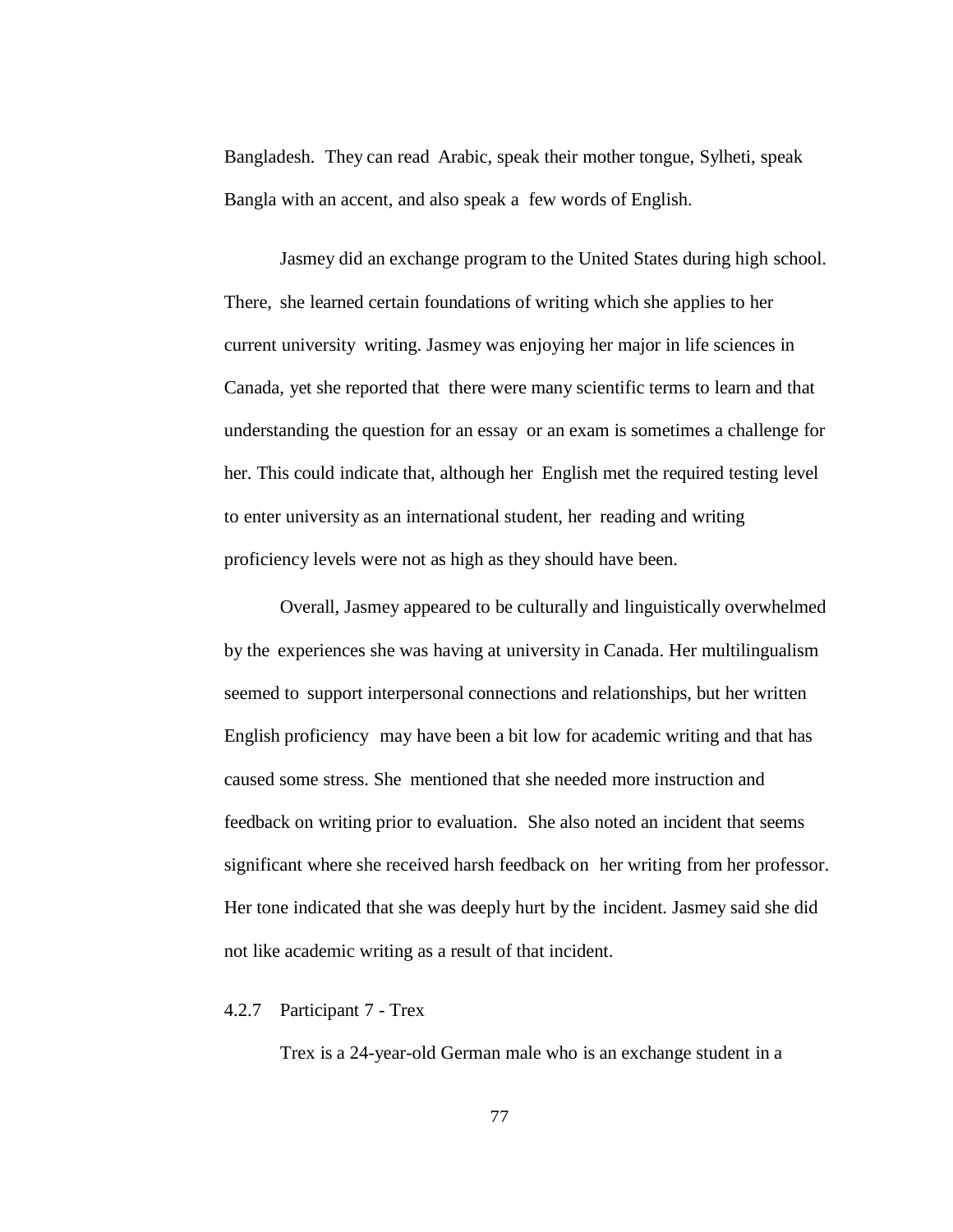Bangladesh. They can read Arabic, speak their mother tongue, Sylheti, speak Bangla with an accent, and also speak a few words of English.

Jasmey did an exchange program to the United States during high school. There, she learned certain foundations of writing which she applies to her current university writing. Jasmey was enjoying her major in life sciences in Canada, yet she reported that there were many scientific terms to learn and that understanding the question for an essay or an exam is sometimes a challenge for her. This could indicate that, although her English met the required testing level to enter university as an international student, her reading and writing proficiency levels were not as high as they should have been.

Overall, Jasmey appeared to be culturally and linguistically overwhelmed by the experiences she was having at university in Canada. Her multilingualism seemed to support interpersonal connections and relationships, but her written English proficiency may have been a bit low for academic writing and that has caused some stress. She mentioned that she needed more instruction and feedback on writing prior to evaluation. She also noted an incident that seems significant where she received harsh feedback on her writing from her professor. Her tone indicated that she was deeply hurt by the incident. Jasmey said she did not like academic writing as a result of that incident.

### 4.2.7 Participant 7 - Trex

Trex is a 24-year-old German male who is an exchange student in a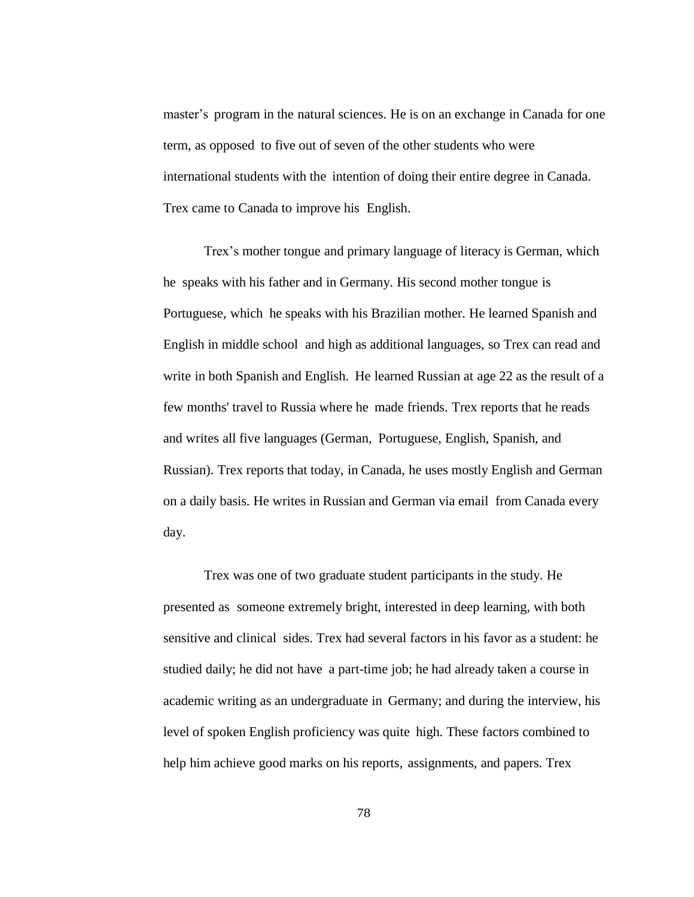master's program in the natural sciences. He is on an exchange in Canada for one term, as opposed to five out of seven of the other students who were international students with the intention of doing their entire degree in Canada. Trex came to Canada to improve his English.

Trex's mother tongue and primary language of literacy is German, which he speaks with his father and in Germany. His second mother tongue is Portuguese, which he speaks with his Brazilian mother. He learned Spanish and English in middle school and high as additional languages, so Trex can read and write in both Spanish and English. He learned Russian at age 22 as the result of a few months' travel to Russia where he made friends. Trex reports that he reads and writes all five languages (German, Portuguese, English, Spanish, and Russian). Trex reports that today, in Canada, he uses mostly English and German on a daily basis. He writes in Russian and German via email from Canada every day.

Trex was one of two graduate student participants in the study. He presented as someone extremely bright, interested in deep learning, with both sensitive and clinical sides. Trex had several factors in his favor as a student: he studied daily; he did not have a part-time job; he had already taken a course in academic writing as an undergraduate in Germany; and during the interview, his level of spoken English proficiency was quite high. These factors combined to help him achieve good marks on his reports, assignments, and papers. Trex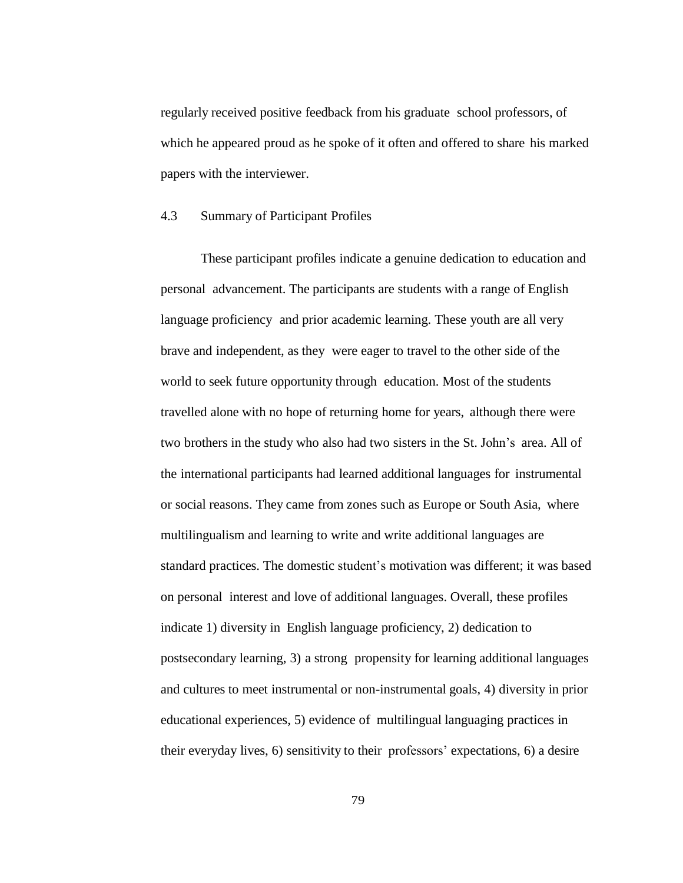regularly received positive feedback from his graduate school professors, of which he appeared proud as he spoke of it often and offered to share his marked papers with the interviewer.

## 4.3 Summary of Participant Profiles

These participant profiles indicate a genuine dedication to education and personal advancement. The participants are students with a range of English language proficiency and prior academic learning. These youth are all very brave and independent, as they were eager to travel to the other side of the world to seek future opportunity through education. Most of the students travelled alone with no hope of returning home for years, although there were two brothers in the study who also had two sisters in the St. John's area. All of the international participants had learned additional languages for instrumental or social reasons. They came from zones such as Europe or South Asia, where multilingualism and learning to write and write additional languages are standard practices. The domestic student's motivation was different; it was based on personal interest and love of additional languages. Overall, these profiles indicate 1) diversity in English language proficiency, 2) dedication to postsecondary learning, 3) a strong propensity for learning additional languages and cultures to meet instrumental or non-instrumental goals, 4) diversity in prior educational experiences, 5) evidence of multilingual languaging practices in their everyday lives, 6) sensitivity to their professors' expectations, 6) a desire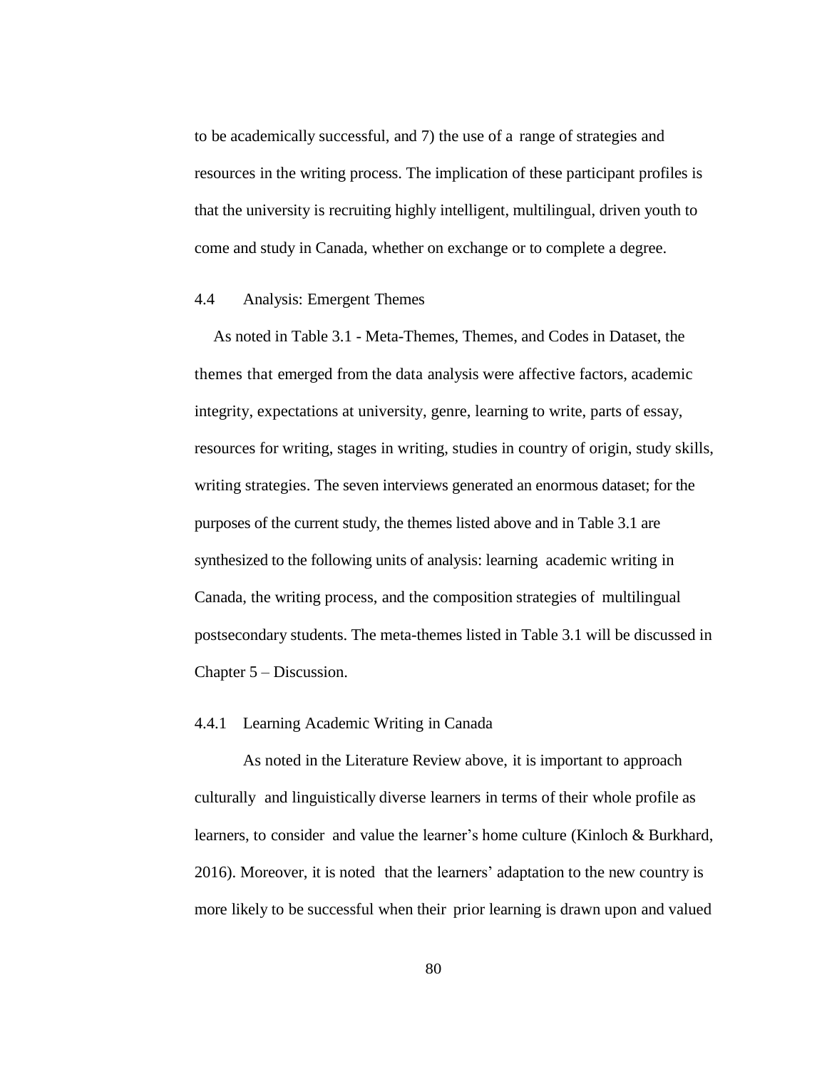to be academically successful, and 7) the use of a range of strategies and resources in the writing process. The implication of these participant profiles is that the university is recruiting highly intelligent, multilingual, driven youth to come and study in Canada, whether on exchange or to complete a degree.

### 4.4 Analysis: Emergent Themes

As noted in Table 3.1 - Meta-Themes, Themes, and Codes in Dataset, the themes that emerged from the data analysis were affective factors, academic integrity, expectations at university, genre, learning to write, parts of essay, resources for writing, stages in writing, studies in country of origin, study skills, writing strategies. The seven interviews generated an enormous dataset; for the purposes of the current study, the themes listed above and in Table 3.1 are synthesized to the following units of analysis: learning academic writing in Canada, the writing process, and the composition strategies of multilingual postsecondary students. The meta-themes listed in Table 3.1 will be discussed in Chapter 5 – Discussion.

#### 4.4.1 Learning Academic Writing in Canada

As noted in the Literature Review above, it is important to approach culturally and linguistically diverse learners in terms of their whole profile as learners, to consider and value the learner's home culture (Kinloch & Burkhard, 2016). Moreover, it is noted that the learners' adaptation to the new country is more likely to be successful when their prior learning is drawn upon and valued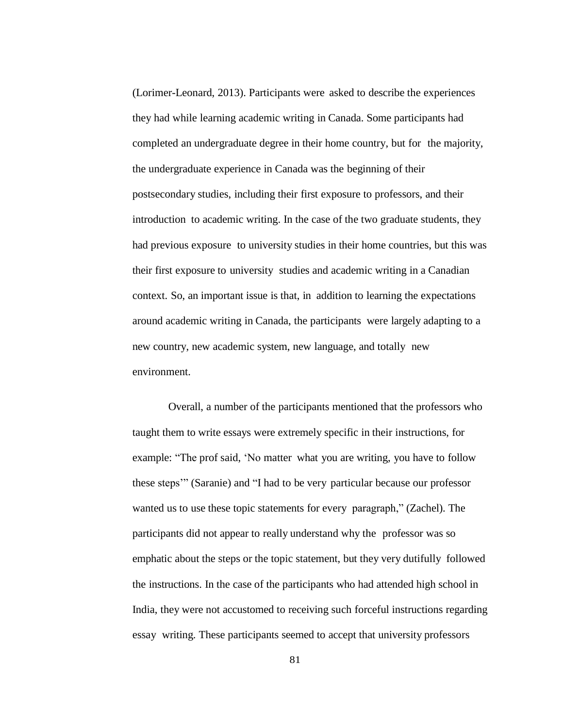(Lorimer-Leonard, 2013). Participants were asked to describe the experiences they had while learning academic writing in Canada. Some participants had completed an undergraduate degree in their home country, but for the majority, the undergraduate experience in Canada was the beginning of their postsecondary studies, including their first exposure to professors, and their introduction to academic writing. In the case of the two graduate students, they had previous exposure to university studies in their home countries, but this was their first exposure to university studies and academic writing in a Canadian context. So, an important issue is that, in addition to learning the expectations around academic writing in Canada, the participants were largely adapting to a new country, new academic system, new language, and totally new environment.

Overall, a number of the participants mentioned that the professors who taught them to write essays were extremely specific in their instructions, for example: "The prof said, 'No matter what you are writing, you have to follow these steps'" (Saranie) and "I had to be very particular because our professor wanted us to use these topic statements for every paragraph," (Zachel). The participants did not appear to really understand why the professor was so emphatic about the steps or the topic statement, but they very dutifully followed the instructions. In the case of the participants who had attended high school in India, they were not accustomed to receiving such forceful instructions regarding essay writing. These participants seemed to accept that university professors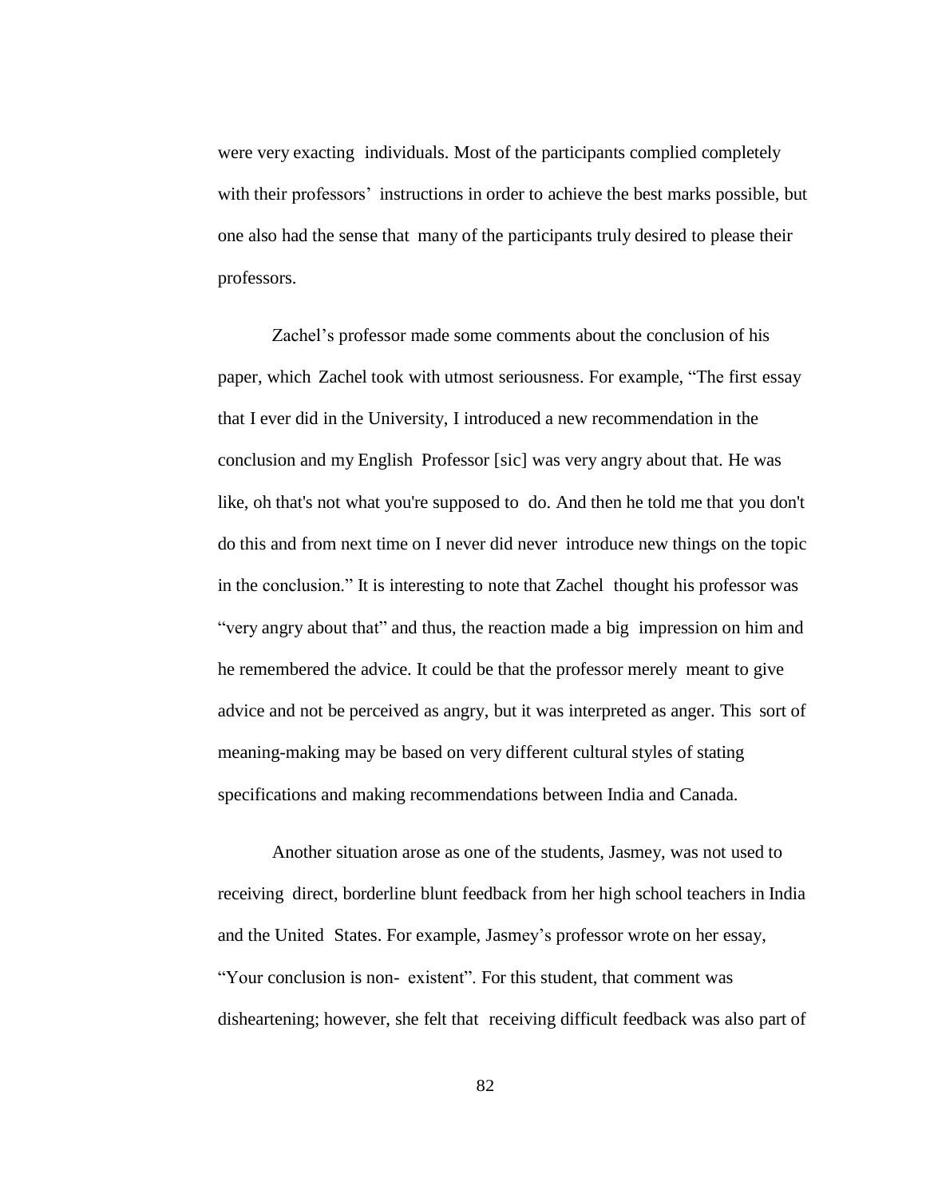were very exacting individuals. Most of the participants complied completely with their professors' instructions in order to achieve the best marks possible, but one also had the sense that many of the participants truly desired to please their professors.

Zachel's professor made some comments about the conclusion of his paper, which Zachel took with utmost seriousness. For example, "The first essay that I ever did in the University, I introduced a new recommendation in the conclusion and my English Professor [sic] was very angry about that. He was like, oh that's not what you're supposed to do. And then he told me that you don't do this and from next time on I never did never introduce new things on the topic in the conclusion." It is interesting to note that Zachel thought his professor was "very angry about that" and thus, the reaction made a big impression on him and he remembered the advice. It could be that the professor merely meant to give advice and not be perceived as angry, but it was interpreted as anger. This sort of meaning-making may be based on very different cultural styles of stating specifications and making recommendations between India and Canada.

Another situation arose as one of the students, Jasmey, was not used to receiving direct, borderline blunt feedback from her high school teachers in India and the United States. For example, Jasmey's professor wrote on her essay, "Your conclusion is non- existent". For this student, that comment was disheartening; however, she felt that receiving difficult feedback was also part of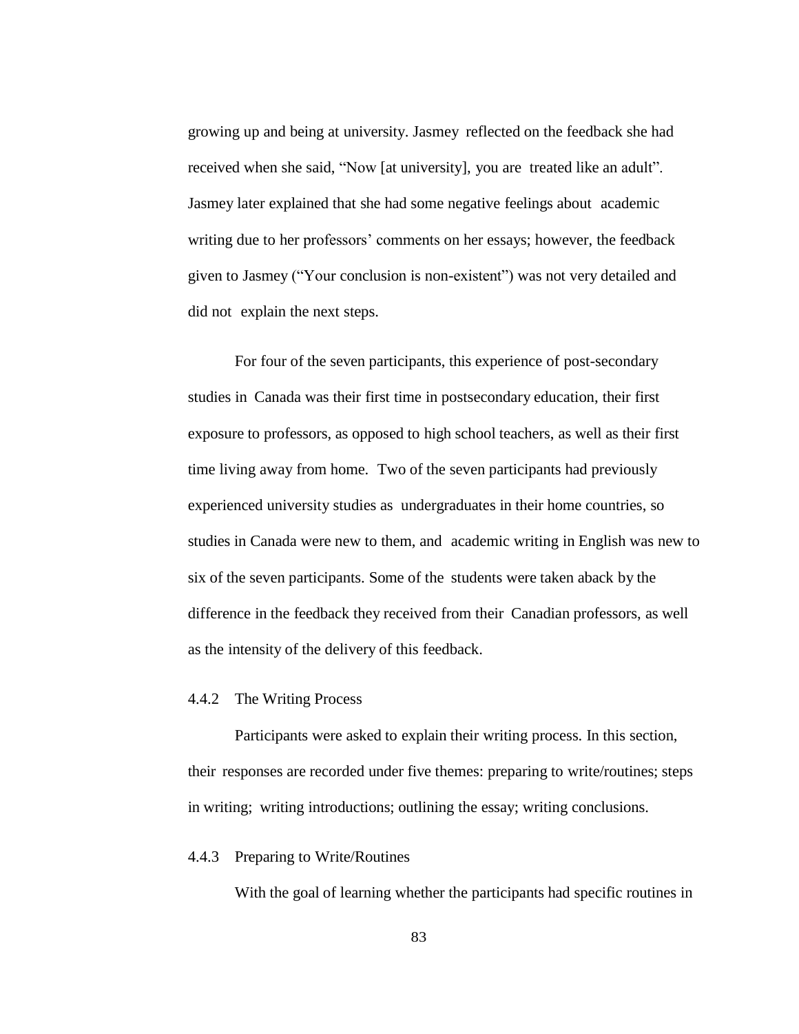growing up and being at university. Jasmey reflected on the feedback she had received when she said, "Now [at university], you are treated like an adult". Jasmey later explained that she had some negative feelings about academic writing due to her professors' comments on her essays; however, the feedback given to Jasmey ("Your conclusion is non-existent") was not very detailed and did not explain the next steps.

For four of the seven participants, this experience of post-secondary studies in Canada was their first time in postsecondary education, their first exposure to professors, as opposed to high school teachers, as well as their first time living away from home. Two of the seven participants had previously experienced university studies as undergraduates in their home countries, so studies in Canada were new to them, and academic writing in English was new to six of the seven participants. Some of the students were taken aback by the difference in the feedback they received from their Canadian professors, as well as the intensity of the delivery of this feedback.

### 4.4.2 The Writing Process

Participants were asked to explain their writing process. In this section, their responses are recorded under five themes: preparing to write/routines; steps in writing; writing introductions; outlining the essay; writing conclusions.

### 4.4.3 Preparing to Write/Routines

With the goal of learning whether the participants had specific routines in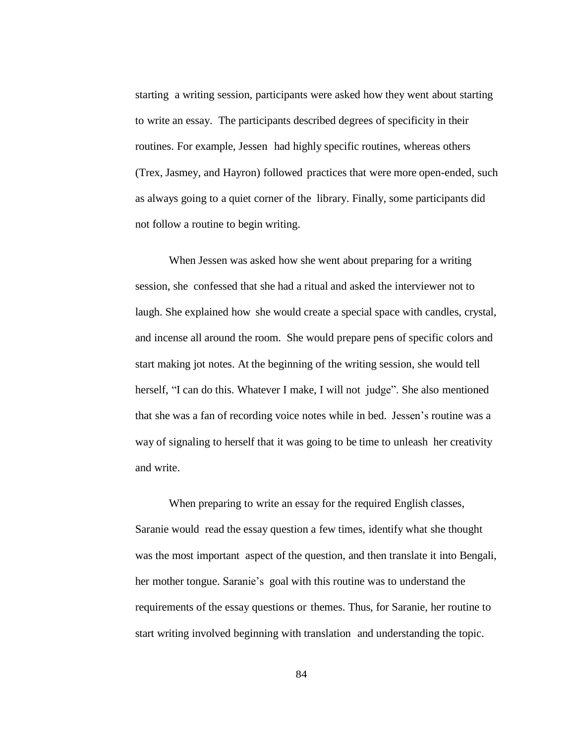starting a writing session, participants were asked how they went about starting to write an essay. The participants described degrees of specificity in their routines. For example, Jessen had highly specific routines, whereas others (Trex, Jasmey, and Hayron) followed practices that were more open-ended, such as always going to a quiet corner of the library. Finally, some participants did not follow a routine to begin writing.

When Jessen was asked how she went about preparing for a writing session, she confessed that she had a ritual and asked the interviewer not to laugh. She explained how she would create a special space with candles, crystal, and incense all around the room. She would prepare pens of specific colors and start making jot notes. At the beginning of the writing session, she would tell herself, "I can do this. Whatever I make, I will not judge". She also mentioned that she was a fan of recording voice notes while in bed. Jessen's routine was a way of signaling to herself that it was going to be time to unleash her creativity and write.

When preparing to write an essay for the required English classes, Saranie would read the essay question a few times, identify what she thought was the most important aspect of the question, and then translate it into Bengali, her mother tongue. Saranie's goal with this routine was to understand the requirements of the essay questions or themes. Thus, for Saranie, her routine to start writing involved beginning with translation and understanding the topic.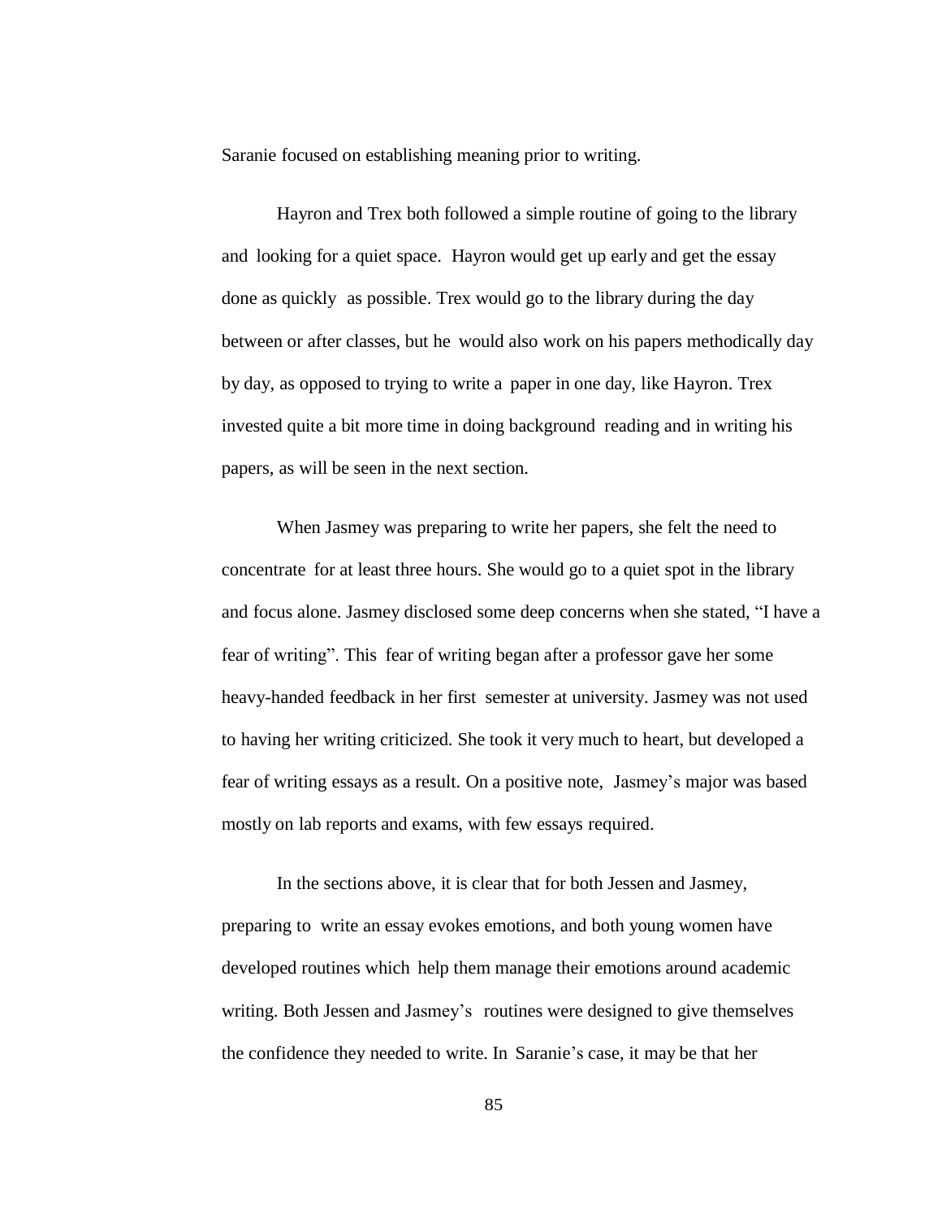Saranie focused on establishing meaning prior to writing.

Hayron and Trex both followed a simple routine of going to the library and looking for a quiet space. Hayron would get up early and get the essay done as quickly as possible. Trex would go to the library during the day between or after classes, but he would also work on his papers methodically day by day, as opposed to trying to write a paper in one day, like Hayron. Trex invested quite a bit more time in doing background reading and in writing his papers, as will be seen in the next section.

When Jasmey was preparing to write her papers, she felt the need to concentrate for at least three hours. She would go to a quiet spot in the library and focus alone. Jasmey disclosed some deep concerns when she stated, "I have a fear of writing". This fear of writing began after a professor gave her some heavy-handed feedback in her first semester at university. Jasmey was not used to having her writing criticized. She took it very much to heart, but developed a fear of writing essays as a result. On a positive note, Jasmey's major was based mostly on lab reports and exams, with few essays required.

In the sections above, it is clear that for both Jessen and Jasmey, preparing to write an essay evokes emotions, and both young women have developed routines which help them manage their emotions around academic writing. Both Jessen and Jasmey's routines were designed to give themselves the confidence they needed to write. In Saranie's case, it may be that her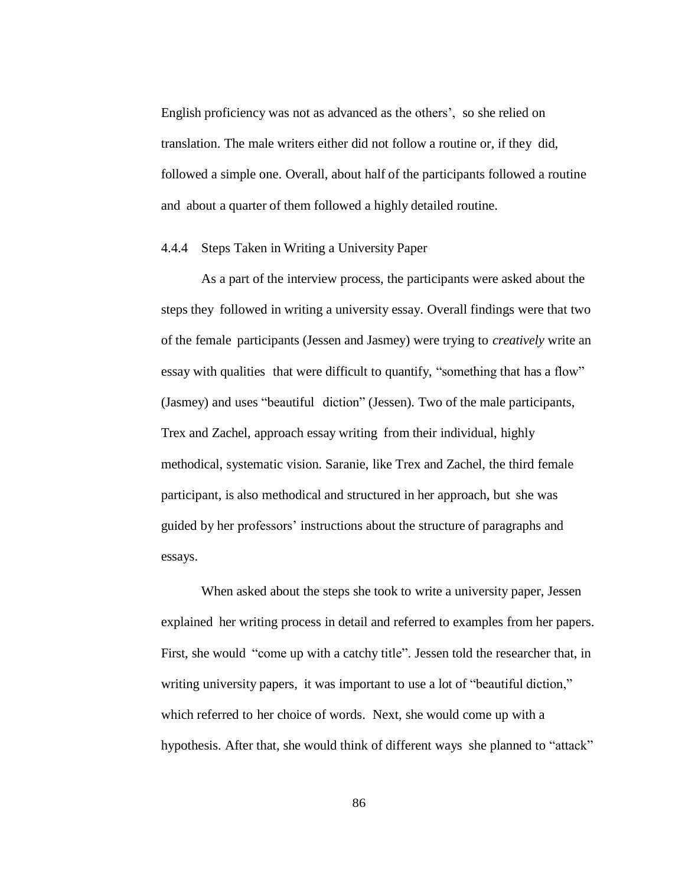English proficiency was not as advanced as the others', so she relied on translation. The male writers either did not follow a routine or, if they did, followed a simple one. Overall, about half of the participants followed a routine and about a quarter of them followed a highly detailed routine.

#### 4.4.4 Steps Taken in Writing a University Paper

As a part of the interview process, the participants were asked about the steps they followed in writing a university essay. Overall findings were that two of the female participants (Jessen and Jasmey) were trying to *creatively* write an essay with qualities that were difficult to quantify, "something that has a flow" (Jasmey) and uses "beautiful diction" (Jessen). Two of the male participants, Trex and Zachel, approach essay writing from their individual, highly methodical, systematic vision. Saranie, like Trex and Zachel, the third female participant, is also methodical and structured in her approach, but she was guided by her professors' instructions about the structure of paragraphs and essays.

When asked about the steps she took to write a university paper, Jessen explained her writing process in detail and referred to examples from her papers. First, she would "come up with a catchy title". Jessen told the researcher that, in writing university papers, it was important to use a lot of "beautiful diction," which referred to her choice of words. Next, she would come up with a hypothesis. After that, she would think of different ways she planned to "attack"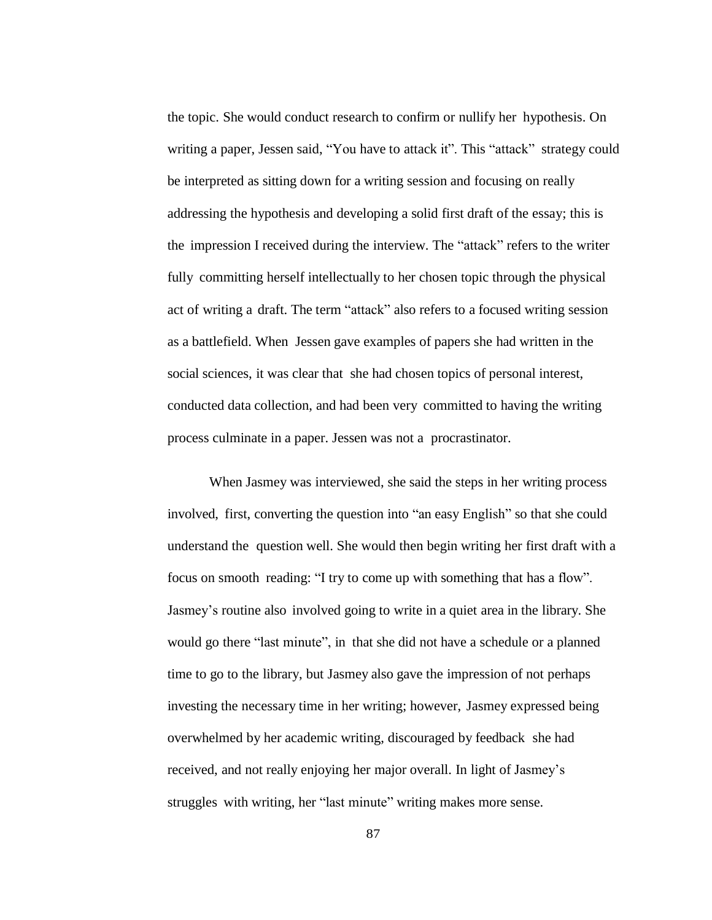the topic. She would conduct research to confirm or nullify her hypothesis. On writing a paper, Jessen said, "You have to attack it". This "attack" strategy could be interpreted as sitting down for a writing session and focusing on really addressing the hypothesis and developing a solid first draft of the essay; this is the impression I received during the interview. The "attack" refers to the writer fully committing herself intellectually to her chosen topic through the physical act of writing a draft. The term "attack" also refers to a focused writing session as a battlefield. When Jessen gave examples of papers she had written in the social sciences, it was clear that she had chosen topics of personal interest, conducted data collection, and had been very committed to having the writing process culminate in a paper. Jessen was not a procrastinator.

When Jasmey was interviewed, she said the steps in her writing process involved, first, converting the question into "an easy English" so that she could understand the question well. She would then begin writing her first draft with a focus on smooth reading: "I try to come up with something that has a flow". Jasmey's routine also involved going to write in a quiet area in the library. She would go there "last minute", in that she did not have a schedule or a planned time to go to the library, but Jasmey also gave the impression of not perhaps investing the necessary time in her writing; however, Jasmey expressed being overwhelmed by her academic writing, discouraged by feedback she had received, and not really enjoying her major overall. In light of Jasmey's struggles with writing, her "last minute" writing makes more sense.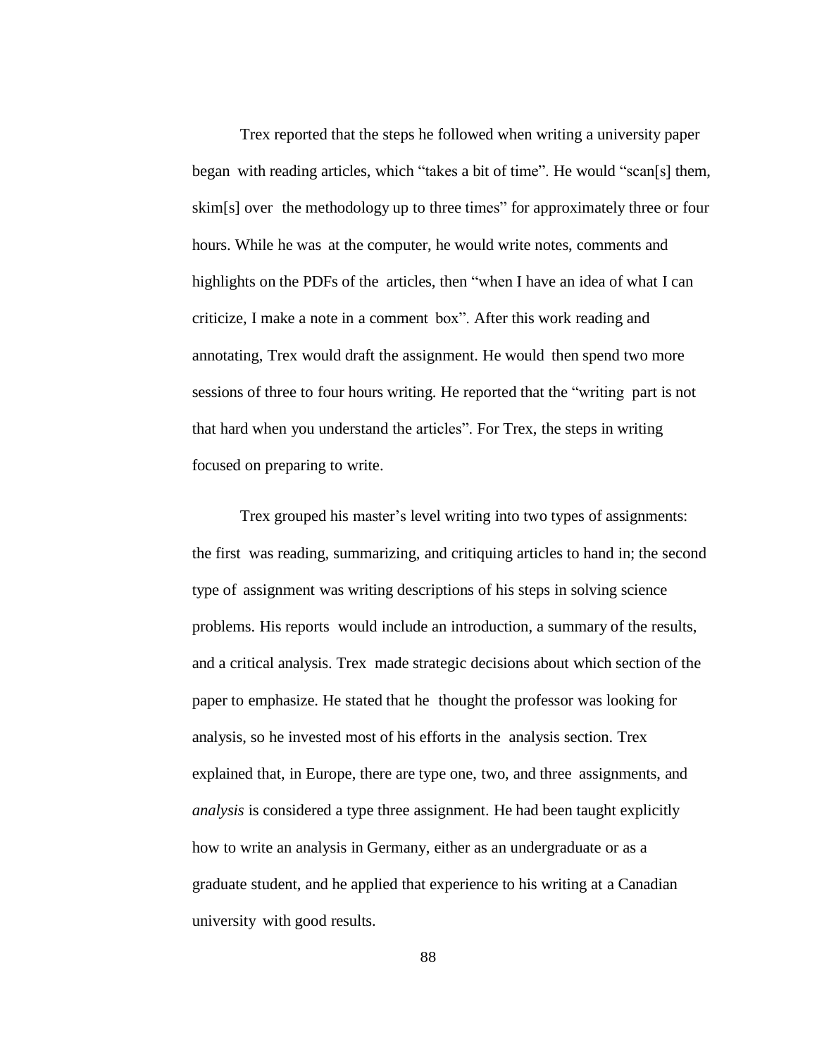Trex reported that the steps he followed when writing a university paper began with reading articles, which “takes a bit of time”. He would “scan[s] them, skim[s] over the methodology up to three times” for approximately three or four hours. While he was at the computer, he would write notes, comments and highlights on the PDFs of the articles, then “when I have an idea of what I can criticize, I make a note in a comment box”. After this work reading and annotating, Trex would draft the assignment. He would then spend two more sessions of three to four hours writing. He reported that the “writing part is not that hard when you understand the articles”. For Trex, the steps in writing focused on preparing to write.

Trex grouped his master’s level writing into two types of assignments: the first was reading, summarizing, and critiquing articles to hand in; the second type of assignment was writing descriptions of his steps in solving science problems. His reports would include an introduction, a summary of the results, and a critical analysis. Trex made strategic decisions about which section of the paper to emphasize. He stated that he thought the professor was looking for analysis, so he invested most of his efforts in the analysis section. Trex explained that, in Europe, there are type one, two, and three assignments, and *analysis* is considered a type three assignment. He had been taught explicitly how to write an analysis in Germany, either as an undergraduate or as a graduate student, and he applied that experience to his writing at a Canadian university with good results.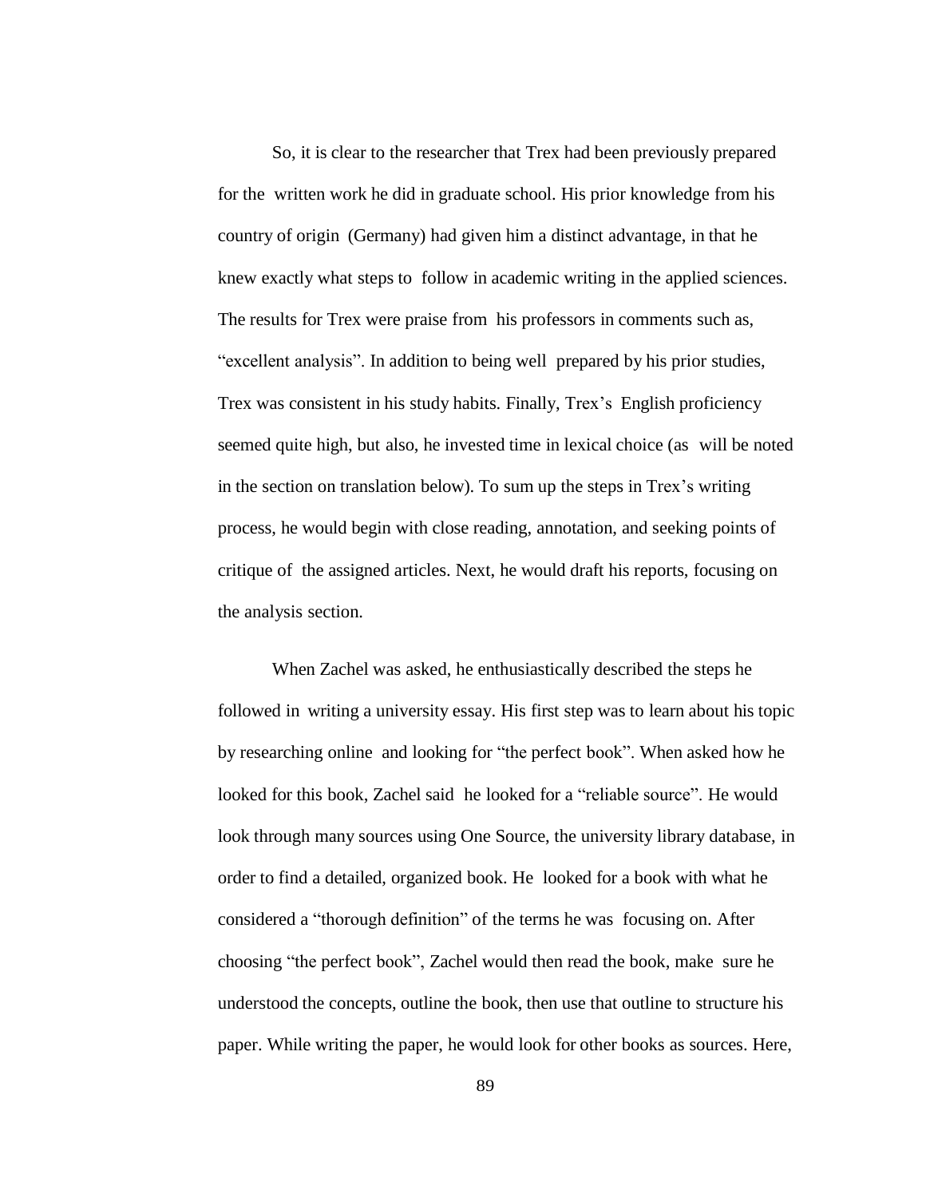So, it is clear to the researcher that Trex had been previously prepared for the written work he did in graduate school. His prior knowledge from his country of origin (Germany) had given him a distinct advantage, in that he knew exactly what steps to follow in academic writing in the applied sciences. The results for Trex were praise from his professors in comments such as, “excellent analysis”. In addition to being well prepared by his prior studies, Trex was consistent in his study habits. Finally, Trex’s English proficiency seemed quite high, but also, he invested time in lexical choice (as will be noted in the section on translation below). To sum up the steps in Trex’s writing process, he would begin with close reading, annotation, and seeking points of critique of the assigned articles. Next, he would draft his reports, focusing on the analysis section.

When Zachel was asked, he enthusiastically described the steps he followed in writing a university essay. His first step was to learn about his topic by researching online and looking for “the perfect book”. When asked how he looked for this book, Zachel said he looked for a “reliable source”. He would look through many sources using One Source, the university library database, in order to find a detailed, organized book. He looked for a book with what he considered a “thorough definition” of the terms he was focusing on. After choosing “the perfect book”, Zachel would then read the book, make sure he understood the concepts, outline the book, then use that outline to structure his paper. While writing the paper, he would look for other books as sources. Here,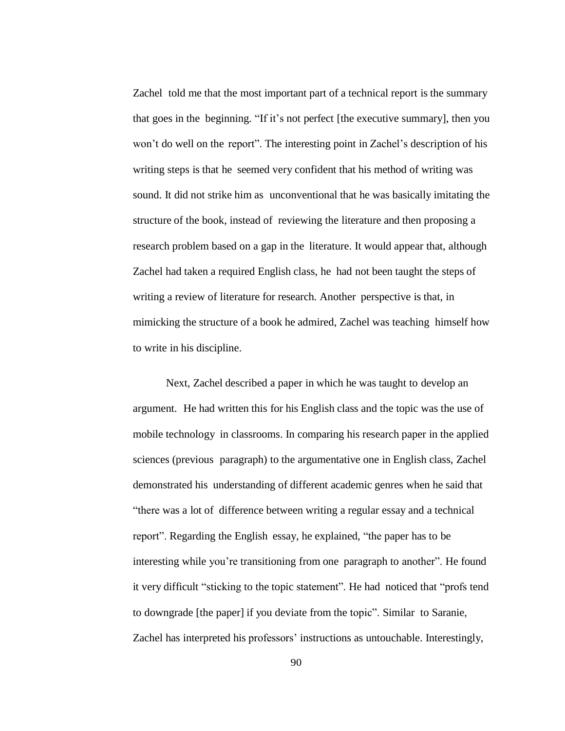Zachel told me that the most important part of a technical report is the summary that goes in the beginning. “If it’s not perfect [the executive summary], then you won’t do well on the report”. The interesting point in Zachel’s description of his writing steps is that he seemed very confident that his method of writing was sound. It did not strike him as unconventional that he was basically imitating the structure of the book, instead of reviewing the literature and then proposing a research problem based on a gap in the literature. It would appear that, although Zachel had taken a required English class, he had not been taught the steps of writing a review of literature for research. Another perspective is that, in mimicking the structure of a book he admired, Zachel was teaching himself how to write in his discipline.

Next, Zachel described a paper in which he was taught to develop an argument. He had written this for his English class and the topic was the use of mobile technology in classrooms. In comparing his research paper in the applied sciences (previous paragraph) to the argumentative one in English class, Zachel demonstrated his understanding of different academic genres when he said that “there was a lot of difference between writing a regular essay and a technical report”. Regarding the English essay, he explained, “the paper has to be interesting while you’re transitioning from one paragraph to another”. He found it very difficult “sticking to the topic statement”. He had noticed that “profs tend to downgrade [the paper] if you deviate from the topic”. Similar to Saranie, Zachel has interpreted his professors’ instructions as untouchable. Interestingly,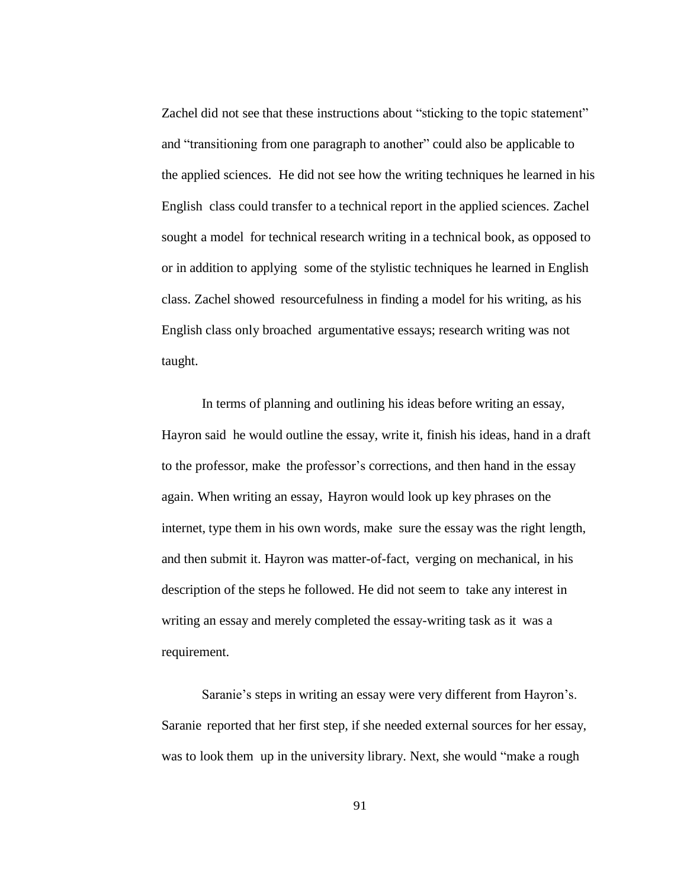Zachel did not see that these instructions about "sticking to the topic statement" and "transitioning from one paragraph to another" could also be applicable to the applied sciences. He did not see how the writing techniques he learned in his English class could transfer to a technical report in the applied sciences. Zachel sought a model for technical research writing in a technical book, as opposed to or in addition to applying some of the stylistic techniques he learned in English class. Zachel showed resourcefulness in finding a model for his writing, as his English class only broached argumentative essays; research writing was not taught.

In terms of planning and outlining his ideas before writing an essay, Hayron said he would outline the essay, write it, finish his ideas, hand in a draft to the professor, make the professor's corrections, and then hand in the essay again. When writing an essay, Hayron would look up key phrases on the internet, type them in his own words, make sure the essay was the right length, and then submit it. Hayron was matter-of-fact, verging on mechanical, in his description of the steps he followed. He did not seem to take any interest in writing an essay and merely completed the essay-writing task as it was a requirement.

Saranie's steps in writing an essay were very different from Hayron's. Saranie reported that her first step, if she needed external sources for her essay, was to look them up in the university library. Next, she would "make a rough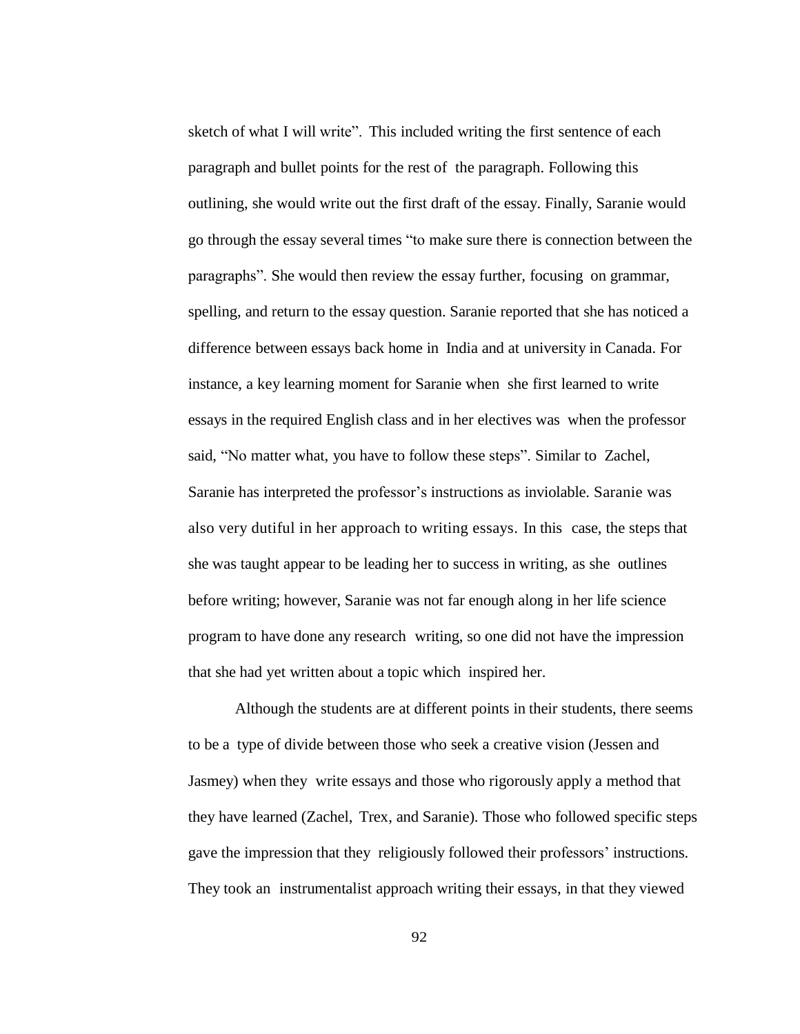sketch of what I will write". This included writing the first sentence of each paragraph and bullet points for the rest of the paragraph. Following this outlining, she would write out the first draft of the essay. Finally, Saranie would go through the essay several times "to make sure there is connection between the paragraphs". She would then review the essay further, focusing on grammar, spelling, and return to the essay question. Saranie reported that she has noticed a difference between essays back home in India and at university in Canada. For instance, a key learning moment for Saranie when she first learned to write essays in the required English class and in her electives was when the professor said, "No matter what, you have to follow these steps". Similar to Zachel, Saranie has interpreted the professor's instructions as inviolable. Saranie was also very dutiful in her approach to writing essays. In this case, the steps that she was taught appear to be leading her to success in writing, as she outlines before writing; however, Saranie was not far enough along in her life science program to have done any research writing, so one did not have the impression that she had yet written about a topic which inspired her.

Although the students are at different points in their students, there seems to be a type of divide between those who seek a creative vision (Jessen and Jasmey) when they write essays and those who rigorously apply a method that they have learned (Zachel, Trex, and Saranie). Those who followed specific steps gave the impression that they religiously followed their professors' instructions. They took an instrumentalist approach writing their essays, in that they viewed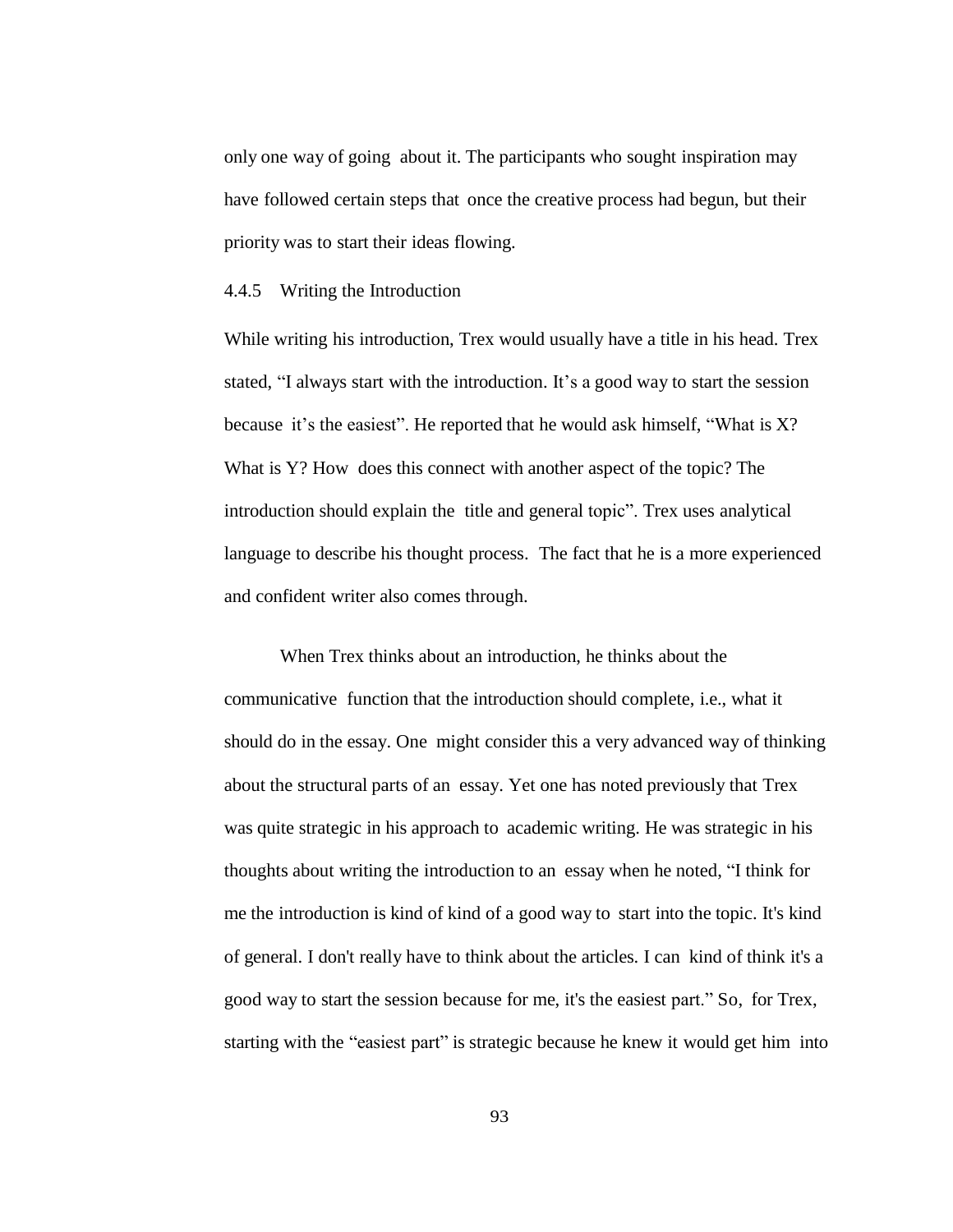only one way of going about it. The participants who sought inspiration may have followed certain steps that once the creative process had begun, but their priority was to start their ideas flowing.

### 4.4.5 Writing the Introduction

While writing his introduction, Trex would usually have a title in his head. Trex stated, "I always start with the introduction. It's a good way to start the session because it's the easiest". He reported that he would ask himself, "What is X? What is Y? How does this connect with another aspect of the topic? The introduction should explain the title and general topic". Trex uses analytical language to describe his thought process. The fact that he is a more experienced and confident writer also comes through.

When Trex thinks about an introduction, he thinks about the communicative function that the introduction should complete, i.e., what it should do in the essay. One might consider this a very advanced way of thinking about the structural parts of an essay. Yet one has noted previously that Trex was quite strategic in his approach to academic writing. He was strategic in his thoughts about writing the introduction to an essay when he noted, "I think for me the introduction is kind of kind of a good way to start into the topic. It's kind of general. I don't really have to think about the articles. I can kind of think it's a good way to start the session because for me, it's the easiest part." So, for Trex, starting with the "easiest part" is strategic because he knew it would get him into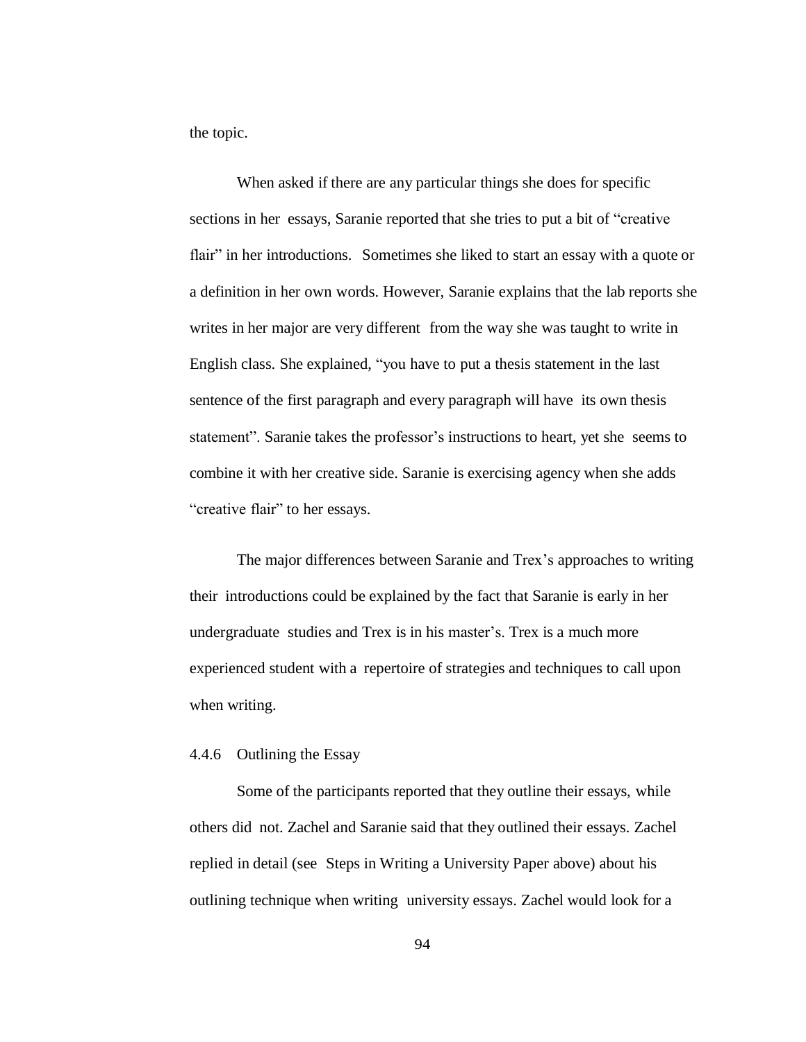the topic.

When asked if there are any particular things she does for specific sections in her essays, Saranie reported that she tries to put a bit of "creative flair" in her introductions. Sometimes she liked to start an essay with a quote or a definition in her own words. However, Saranie explains that the lab reports she writes in her major are very different from the way she was taught to write in English class. She explained, "you have to put a thesis statement in the last sentence of the first paragraph and every paragraph will have its own thesis statement". Saranie takes the professor's instructions to heart, yet she seems to combine it with her creative side. Saranie is exercising agency when she adds "creative flair" to her essays.

The major differences between Saranie and Trex's approaches to writing their introductions could be explained by the fact that Saranie is early in her undergraduate studies and Trex is in his master's. Trex is a much more experienced student with a repertoire of strategies and techniques to call upon when writing.

### 4.4.6 Outlining the Essay

Some of the participants reported that they outline their essays, while others did not. Zachel and Saranie said that they outlined their essays. Zachel replied in detail (see Steps in Writing a University Paper above) about his outlining technique when writing university essays. Zachel would look for a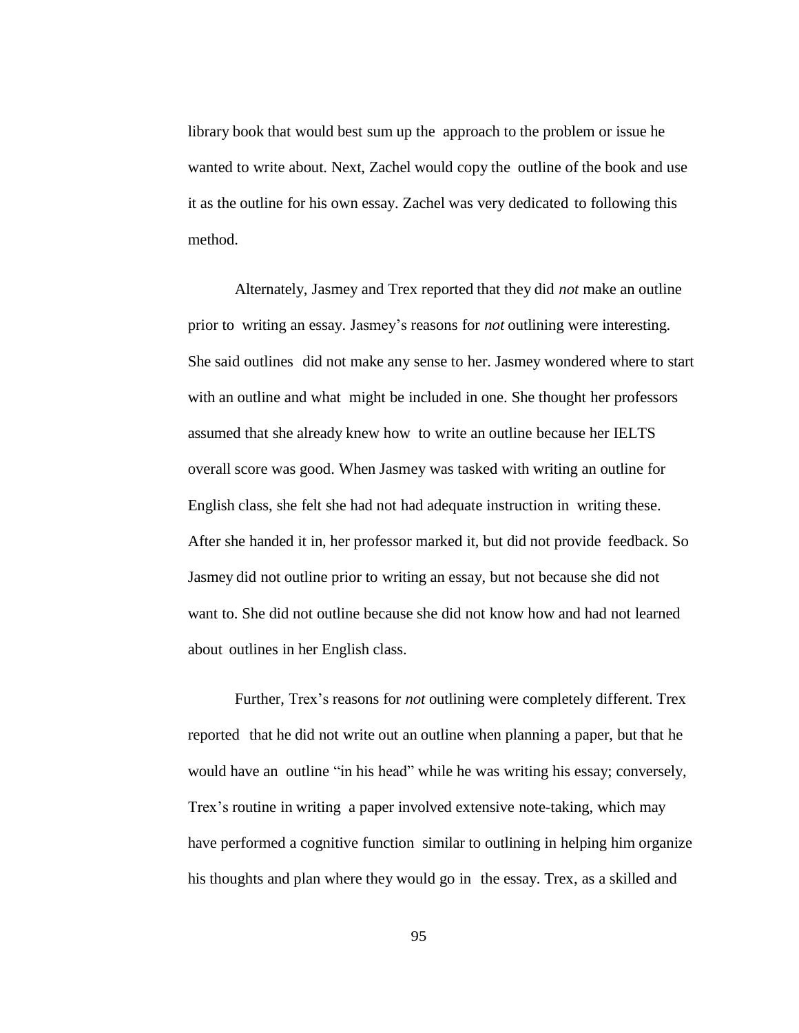library book that would best sum up the approach to the problem or issue he wanted to write about. Next, Zachel would copy the outline of the book and use it as the outline for his own essay. Zachel was very dedicated to following this method.

Alternately, Jasmey and Trex reported that they did *not* make an outline prior to writing an essay. Jasmey's reasons for *not* outlining were interesting. She said outlines did not make any sense to her. Jasmey wondered where to start with an outline and what might be included in one. She thought her professors assumed that she already knew how to write an outline because her IELTS overall score was good. When Jasmey was tasked with writing an outline for English class, she felt she had not had adequate instruction in writing these. After she handed it in, her professor marked it, but did not provide feedback. So Jasmey did not outline prior to writing an essay, but not because she did not want to. She did not outline because she did not know how and had not learned about outlines in her English class.

Further, Trex's reasons for *not* outlining were completely different. Trex reported that he did not write out an outline when planning a paper, but that he would have an outline "in his head" while he was writing his essay; conversely, Trex's routine in writing a paper involved extensive note-taking, which may have performed a cognitive function similar to outlining in helping him organize his thoughts and plan where they would go in the essay. Trex, as a skilled and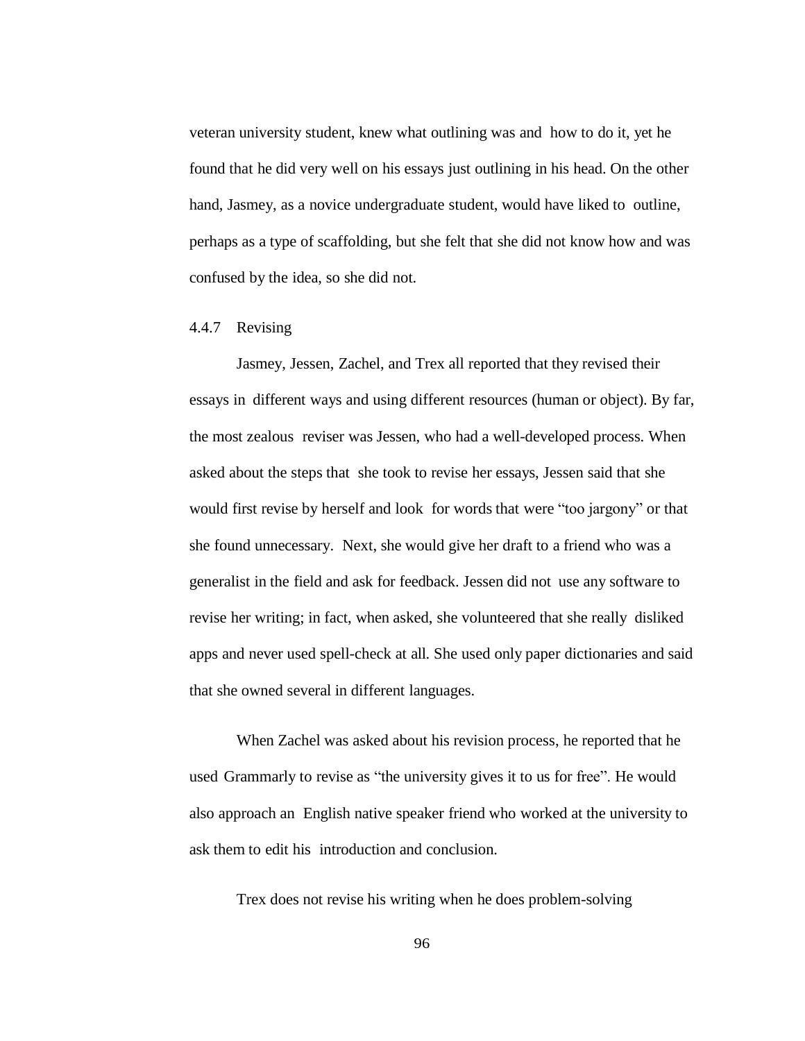veteran university student, knew what outlining was and how to do it, yet he found that he did very well on his essays just outlining in his head. On the other hand, Jasmey, as a novice undergraduate student, would have liked to outline, perhaps as a type of scaffolding, but she felt that she did not know how and was confused by the idea, so she did not.

### 4.4.7 Revising

Jasmey, Jessen, Zachel, and Trex all reported that they revised their essays in different ways and using different resources (human or object). By far, the most zealous reviser was Jessen, who had a well-developed process. When asked about the steps that she took to revise her essays, Jessen said that she would first revise by herself and look for words that were "too jargony" or that she found unnecessary. Next, she would give her draft to a friend who was a generalist in the field and ask for feedback. Jessen did not use any software to revise her writing; in fact, when asked, she volunteered that she really disliked apps and never used spell-check at all. She used only paper dictionaries and said that she owned several in different languages.

When Zachel was asked about his revision process, he reported that he used Grammarly to revise as "the university gives it to us for free". He would also approach an English native speaker friend who worked at the university to ask them to edit his introduction and conclusion.

Trex does not revise his writing when he does problem-solving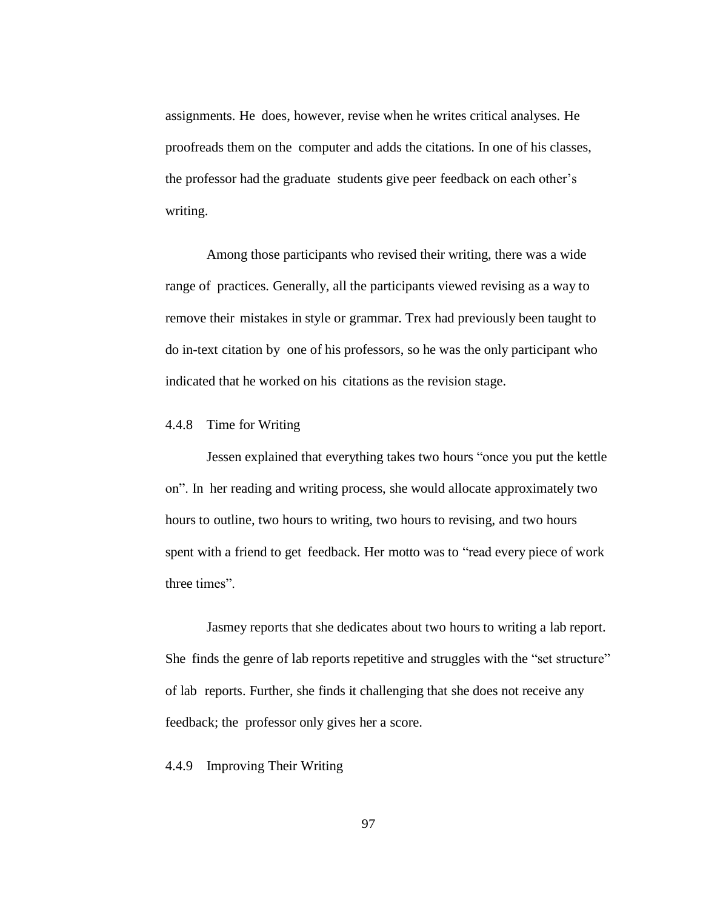assignments. He does, however, revise when he writes critical analyses. He proofreads them on the computer and adds the citations. In one of his classes, the professor had the graduate students give peer feedback on each other's writing.

Among those participants who revised their writing, there was a wide range of practices. Generally, all the participants viewed revising as a way to remove their mistakes in style or grammar. Trex had previously been taught to do in-text citation by one of his professors, so he was the only participant who indicated that he worked on his citations as the revision stage.

### 4.4.8 Time for Writing

Jessen explained that everything takes two hours "once you put the kettle on". In her reading and writing process, she would allocate approximately two hours to outline, two hours to writing, two hours to revising, and two hours spent with a friend to get feedback. Her motto was to "read every piece of work three times".

Jasmey reports that she dedicates about two hours to writing a lab report. She finds the genre of lab reports repetitive and struggles with the "set structure" of lab reports. Further, she finds it challenging that she does not receive any feedback; the professor only gives her a score.

### 4.4.9 Improving Their Writing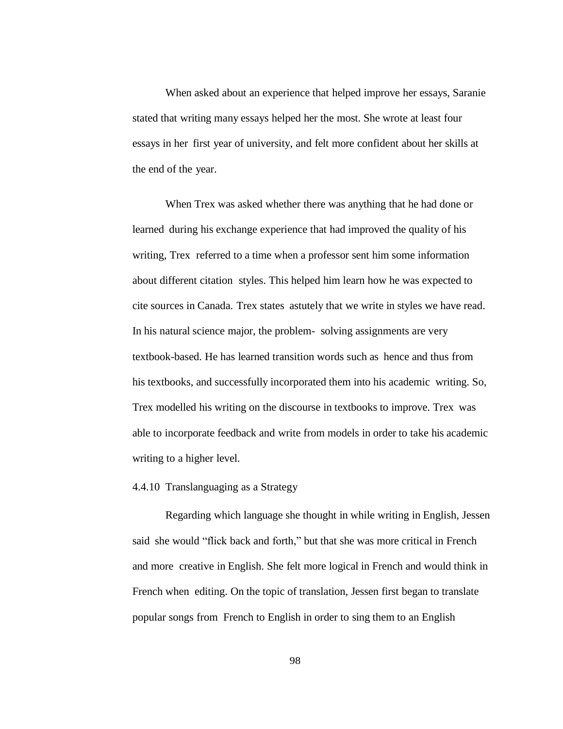When asked about an experience that helped improve her essays, Saranie stated that writing many essays helped her the most. She wrote at least four essays in her first year of university, and felt more confident about her skills at the end of the year.

When Trex was asked whether there was anything that he had done or learned during his exchange experience that had improved the quality of his writing, Trex referred to a time when a professor sent him some information about different citation styles. This helped him learn how he was expected to cite sources in Canada. Trex states astutely that we write in styles we have read. In his natural science major, the problem- solving assignments are very textbook-based. He has learned transition words such as hence and thus from his textbooks, and successfully incorporated them into his academic writing. So, Trex modelled his writing on the discourse in textbooks to improve. Trex was able to incorporate feedback and write from models in order to take his academic writing to a higher level.

#### 4.4.10 Translanguaging as a Strategy

Regarding which language she thought in while writing in English, Jessen said she would "flick back and forth," but that she was more critical in French and more creative in English. She felt more logical in French and would think in French when editing. On the topic of translation, Jessen first began to translate popular songs from French to English in order to sing them to an English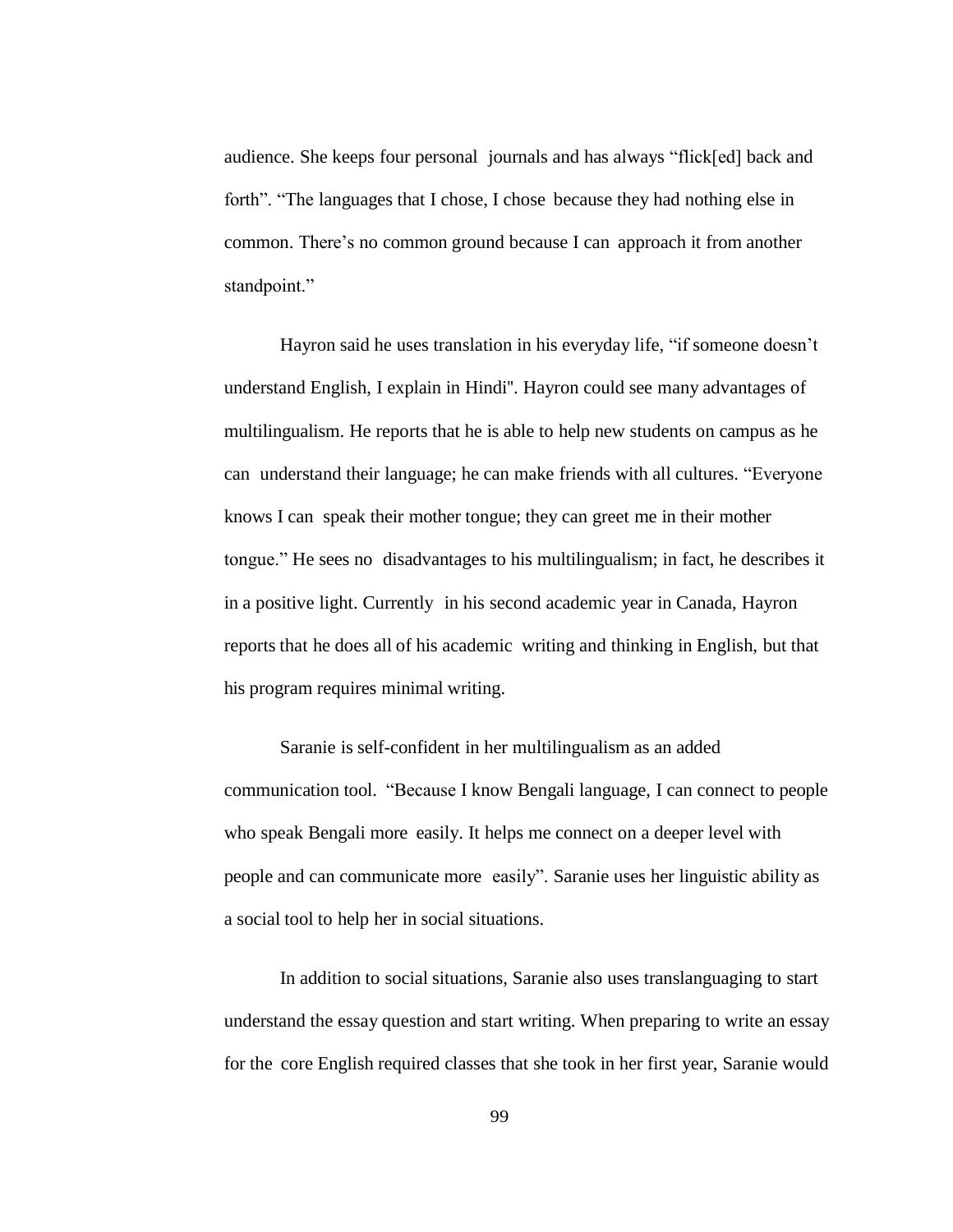audience. She keeps four personal journals and has always "flick[ed] back and forth". "The languages that I chose, I chose because they had nothing else in common. There's no common ground because I can approach it from another standpoint."

Hayron said he uses translation in his everyday life, "if someone doesn't understand English, I explain in Hindi". Hayron could see many advantages of multilingualism. He reports that he is able to help new students on campus as he can understand their language; he can make friends with all cultures. "Everyone knows I can speak their mother tongue; they can greet me in their mother tongue." He sees no disadvantages to his multilingualism; in fact, he describes it in a positive light. Currently in his second academic year in Canada, Hayron reports that he does all of his academic writing and thinking in English, but that his program requires minimal writing.

Saranie is self-confident in her multilingualism as an added communication tool. "Because I know Bengali language, I can connect to people who speak Bengali more easily. It helps me connect on a deeper level with people and can communicate more easily". Saranie uses her linguistic ability as a social tool to help her in social situations.

In addition to social situations, Saranie also uses translanguaging to start understand the essay question and start writing. When preparing to write an essay for the core English required classes that she took in her first year, Saranie would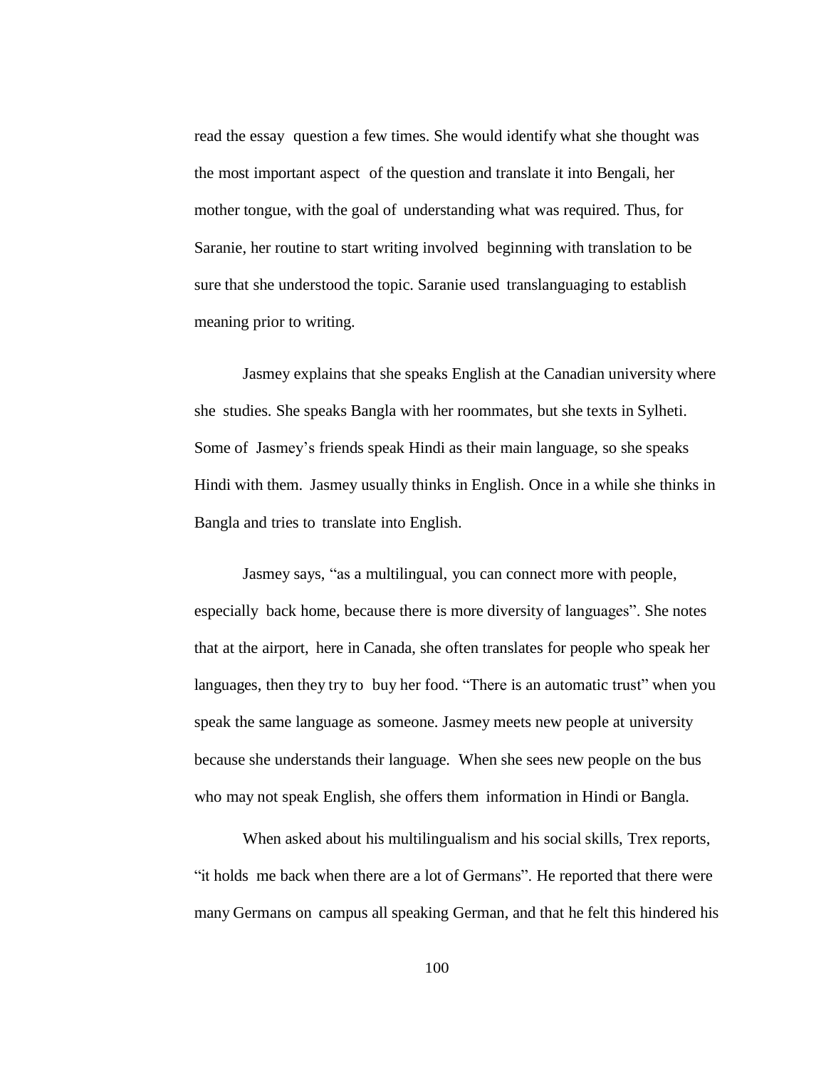read the essay question a few times. She would identify what she thought was the most important aspect of the question and translate it into Bengali, her mother tongue, with the goal of understanding what was required. Thus, for Saranie, her routine to start writing involved beginning with translation to be sure that she understood the topic. Saranie used translanguaging to establish meaning prior to writing.

Jasmey explains that she speaks English at the Canadian university where she studies. She speaks Bangla with her roommates, but she texts in Sylheti. Some of Jasmey's friends speak Hindi as their main language, so she speaks Hindi with them. Jasmey usually thinks in English. Once in a while she thinks in Bangla and tries to translate into English.

Jasmey says, "as a multilingual, you can connect more with people, especially back home, because there is more diversity of languages". She notes that at the airport, here in Canada, she often translates for people who speak her languages, then they try to buy her food. "There is an automatic trust" when you speak the same language as someone. Jasmey meets new people at university because she understands their language. When she sees new people on the bus who may not speak English, she offers them information in Hindi or Bangla.

When asked about his multilingualism and his social skills, Trex reports, "it holds me back when there are a lot of Germans". He reported that there were many Germans on campus all speaking German, and that he felt this hindered his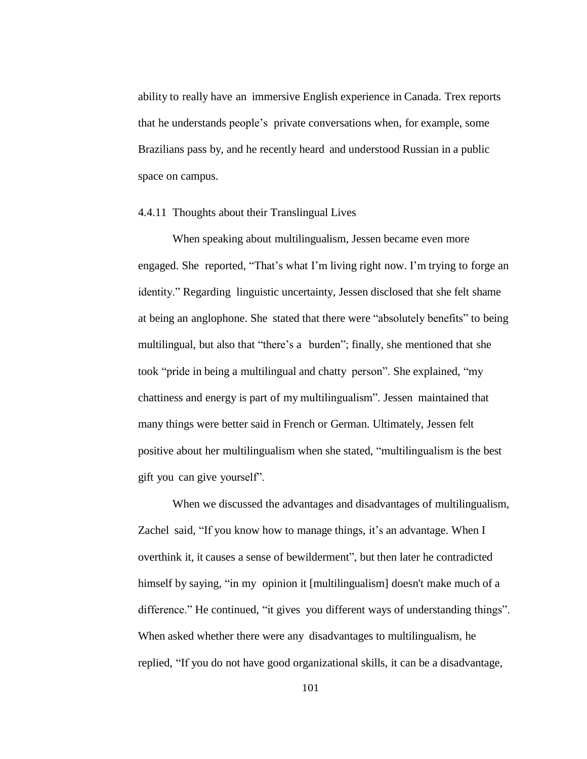ability to really have an immersive English experience in Canada. Trex reports that he understands people's private conversations when, for example, some Brazilians pass by, and he recently heard and understood Russian in a public space on campus.

#### 4.4.11 Thoughts about their Translingual Lives

When speaking about multilingualism, Jessen became even more engaged. She reported, "That's what I'm living right now. I'm trying to forge an identity." Regarding linguistic uncertainty, Jessen disclosed that she felt shame at being an anglophone. She stated that there were "absolutely benefits" to being multilingual, but also that "there's a burden"; finally, she mentioned that she took "pride in being a multilingual and chatty person". She explained, "my chattiness and energy is part of my multilingualism". Jessen maintained that many things were better said in French or German. Ultimately, Jessen felt positive about her multilingualism when she stated, "multilingualism is the best gift you can give yourself".

When we discussed the advantages and disadvantages of multilingualism, Zachel said, "If you know how to manage things, it's an advantage. When I overthink it, it causes a sense of bewilderment", but then later he contradicted himself by saying, "in my opinion it [multilingualism] doesn't make much of a difference." He continued, "it gives you different ways of understanding things". When asked whether there were any disadvantages to multilingualism, he replied, "If you do not have good organizational skills, it can be a disadvantage,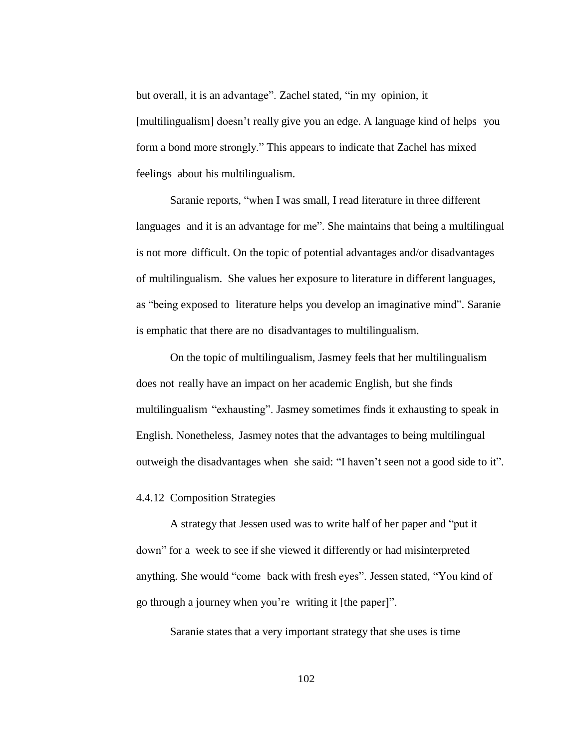but overall, it is an advantage". Zachel stated, "in my opinion, it [multilingualism] doesn't really give you an edge. A language kind of helps you form a bond more strongly." This appears to indicate that Zachel has mixed feelings about his multilingualism.

Saranie reports, "when I was small, I read literature in three different languages and it is an advantage for me". She maintains that being a multilingual is not more difficult. On the topic of potential advantages and/or disadvantages of multilingualism. She values her exposure to literature in different languages, as "being exposed to literature helps you develop an imaginative mind". Saranie is emphatic that there are no disadvantages to multilingualism.

On the topic of multilingualism, Jasmey feels that her multilingualism does not really have an impact on her academic English, but she finds multilingualism "exhausting". Jasmey sometimes finds it exhausting to speak in English. Nonetheless, Jasmey notes that the advantages to being multilingual outweigh the disadvantages when she said: "I haven't seen not a good side to it".

#### 4.4.12 Composition Strategies

A strategy that Jessen used was to write half of her paper and "put it down" for a week to see if she viewed it differently or had misinterpreted anything. She would "come back with fresh eyes". Jessen stated, "You kind of go through a journey when you're writing it [the paper]".

Saranie states that a very important strategy that she uses is time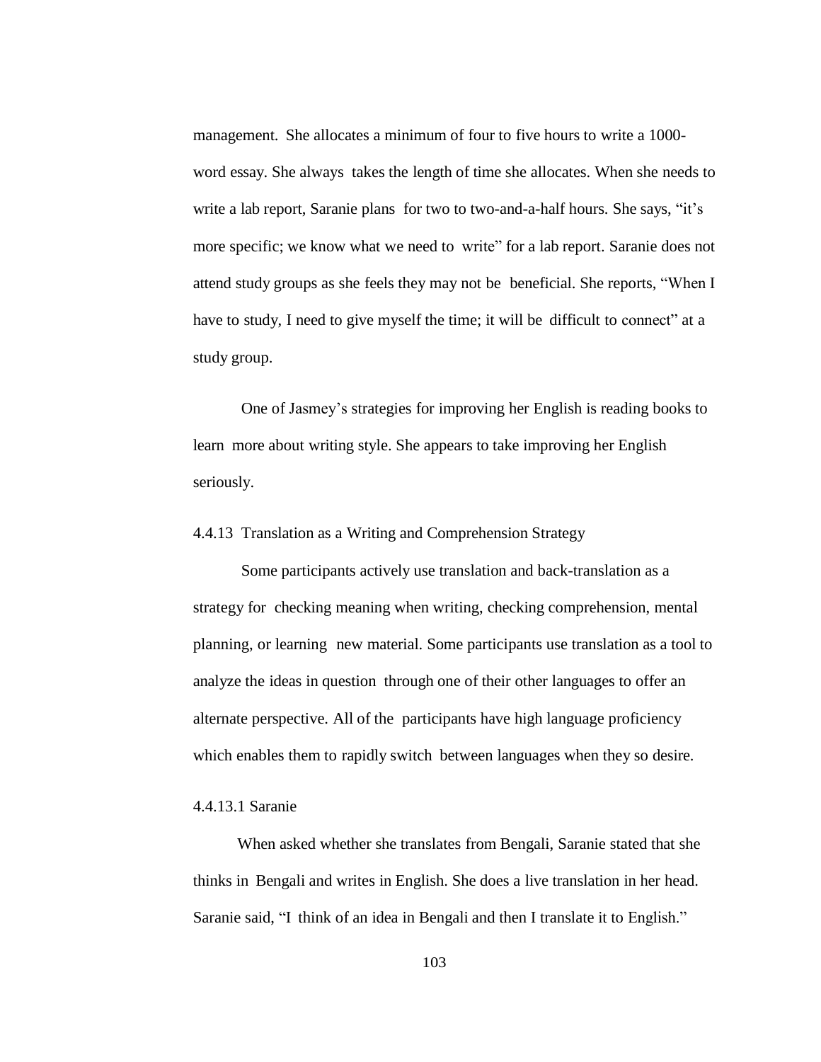management. She allocates a minimum of four to five hours to write a 1000-word essay. She always takes the length of time she allocates. When she needs to write a lab report, Saranie plans for two to two-and-a-half hours. She says, "it's more specific; we know what we need to write" for a lab report. Saranie does not attend study groups as she feels they may not be beneficial. She reports, "When I have to study, I need to give myself the time; it will be difficult to connect" at a study group.

One of Jasmey's strategies for improving her English is reading books to learn more about writing style. She appears to take improving her English seriously.

#### 4.4.13 Translation as a Writing and Comprehension Strategy

Some participants actively use translation and back-translation as a strategy for checking meaning when writing, checking comprehension, mental planning, or learning new material. Some participants use translation as a tool to analyze the ideas in question through one of their other languages to offer an alternate perspective. All of the participants have high language proficiency which enables them to rapidly switch between languages when they so desire.

##### 4.4.13.1 Saranie

When asked whether she translates from Bengali, Saranie stated that she thinks in Bengali and writes in English. She does a live translation in her head. Saranie said, "I think of an idea in Bengali and then I translate it to English."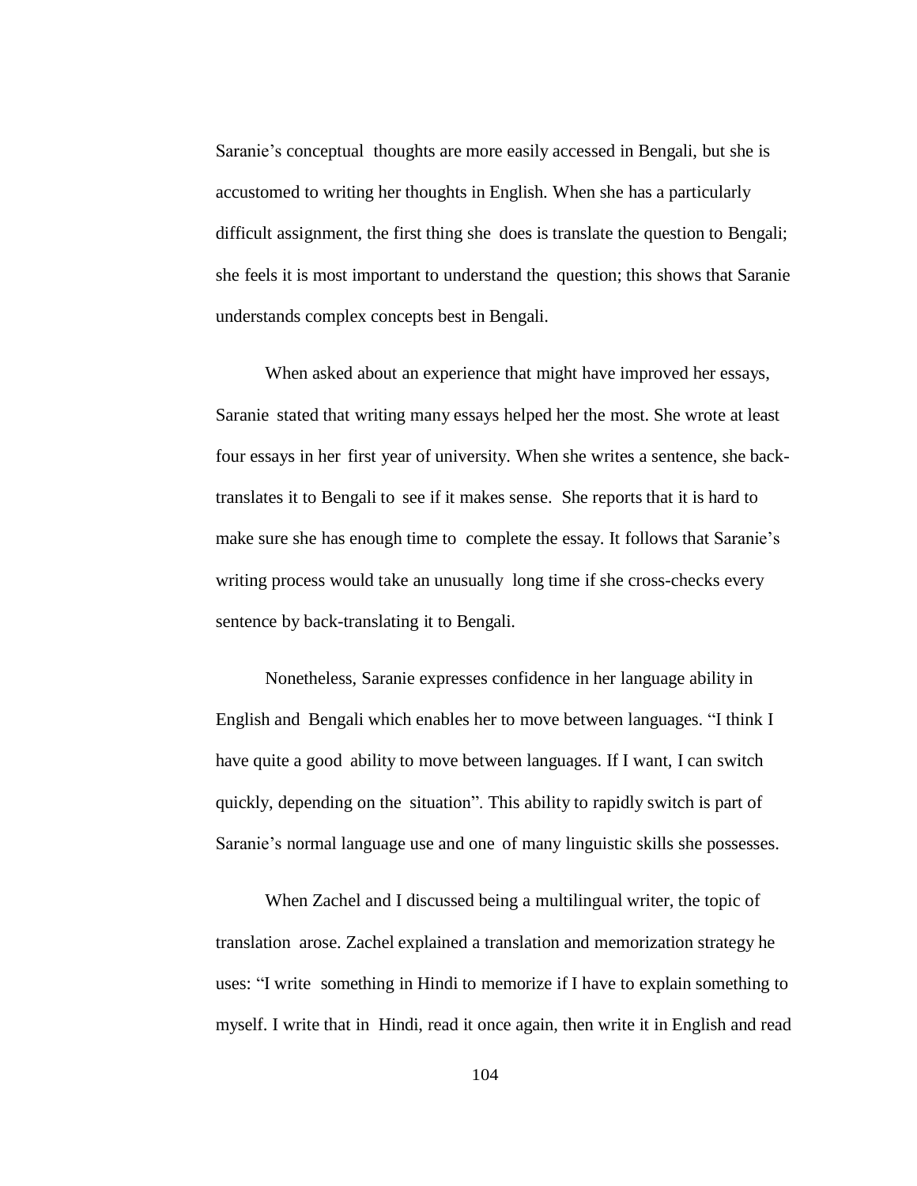Saranie's conceptual thoughts are more easily accessed in Bengali, but she is accustomed to writing her thoughts in English. When she has a particularly difficult assignment, the first thing she does is translate the question to Bengali; she feels it is most important to understand the question; this shows that Saranie understands complex concepts best in Bengali.

When asked about an experience that might have improved her essays, Saranie stated that writing many essays helped her the most. She wrote at least four essays in her first year of university. When she writes a sentence, she back-translates it to Bengali to see if it makes sense. She reports that it is hard to make sure she has enough time to complete the essay. It follows that Saranie's writing process would take an unusually long time if she cross-checks every sentence by back-translating it to Bengali.

Nonetheless, Saranie expresses confidence in her language ability in English and Bengali which enables her to move between languages. "I think I have quite a good ability to move between languages. If I want, I can switch quickly, depending on the situation". This ability to rapidly switch is part of Saranie's normal language use and one of many linguistic skills she possesses.

When Zachel and I discussed being a multilingual writer, the topic of translation arose. Zachel explained a translation and memorization strategy he uses: "I write something in Hindi to memorize if I have to explain something to myself. I write that in Hindi, read it once again, then write it in English and read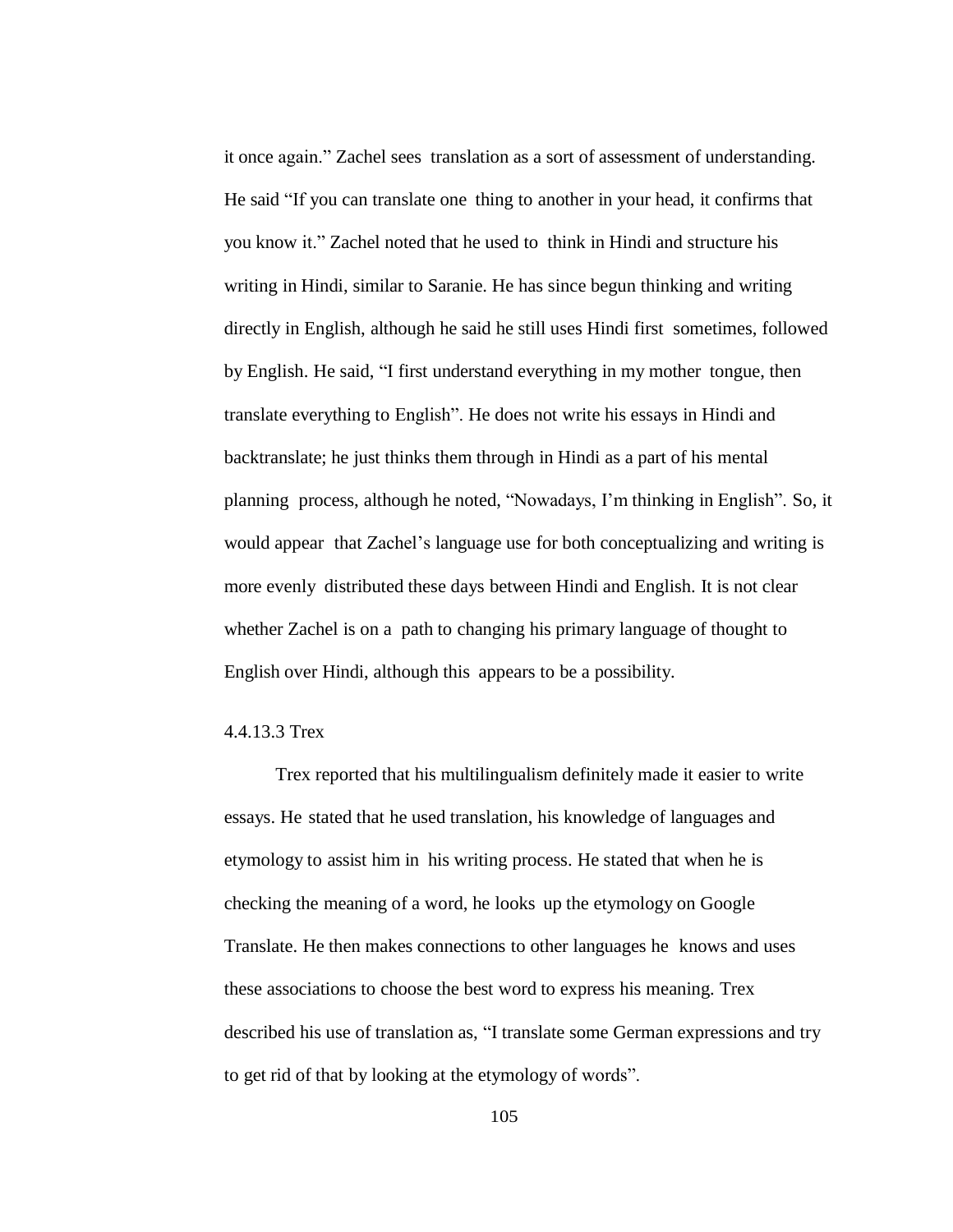it once again." Zachel sees translation as a sort of assessment of understanding. He said "If you can translate one thing to another in your head, it confirms that you know it." Zachel noted that he used to think in Hindi and structure his writing in Hindi, similar to Saranie. He has since begun thinking and writing directly in English, although he said he still uses Hindi first sometimes, followed by English. He said, "I first understand everything in my mother tongue, then translate everything to English". He does not write his essays in Hindi and backtranslate; he just thinks them through in Hindi as a part of his mental planning process, although he noted, "Nowadays, I'm thinking in English". So, it would appear that Zachel's language use for both conceptualizing and writing is more evenly distributed these days between Hindi and English. It is not clear whether Zachel is on a path to changing his primary language of thought to English over Hindi, although this appears to be a possibility.

#### 4.4.13.3 Trex

Trex reported that his multilingualism definitely made it easier to write essays. He stated that he used translation, his knowledge of languages and etymology to assist him in his writing process. He stated that when he is checking the meaning of a word, he looks up the etymology on Google Translate. He then makes connections to other languages he knows and uses these associations to choose the best word to express his meaning. Trex described his use of translation as, "I translate some German expressions and try to get rid of that by looking at the etymology of words".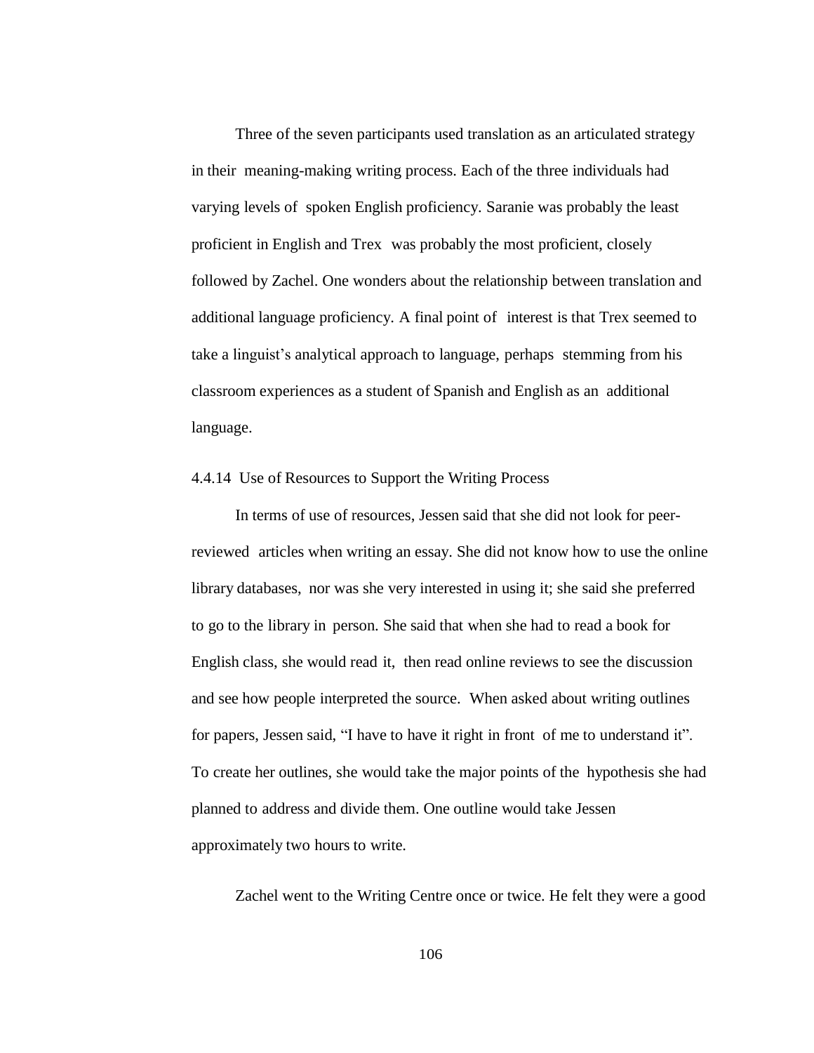Three of the seven participants used translation as an articulated strategy in their meaning-making writing process. Each of the three individuals had varying levels of spoken English proficiency. Saranie was probably the least proficient in English and Trex was probably the most proficient, closely followed by Zachel. One wonders about the relationship between translation and additional language proficiency. A final point of interest is that Trex seemed to take a linguist's analytical approach to language, perhaps stemming from his classroom experiences as a student of Spanish and English as an additional language.

### 4.4.14 Use of Resources to Support the Writing Process

In terms of use of resources, Jessen said that she did not look for peer-reviewed articles when writing an essay. She did not know how to use the online library databases, nor was she very interested in using it; she said she preferred to go to the library in person. She said that when she had to read a book for English class, she would read it, then read online reviews to see the discussion and see how people interpreted the source. When asked about writing outlines for papers, Jessen said, "I have to have it right in front of me to understand it". To create her outlines, she would take the major points of the hypothesis she had planned to address and divide them. One outline would take Jessen approximately two hours to write.

Zachel went to the Writing Centre once or twice. He felt they were a good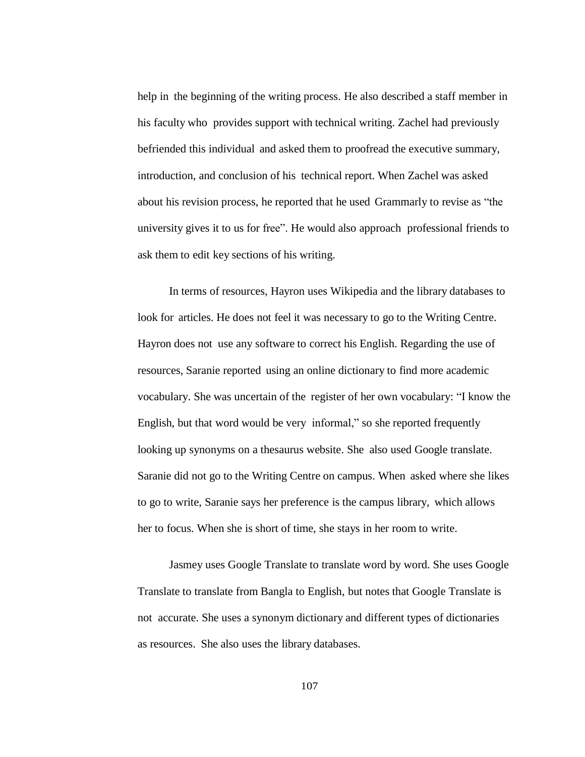help in the beginning of the writing process. He also described a staff member in his faculty who provides support with technical writing. Zachel had previously befriended this individual and asked them to proofread the executive summary, introduction, and conclusion of his technical report. When Zachel was asked about his revision process, he reported that he used Grammarly to revise as "the university gives it to us for free". He would also approach professional friends to ask them to edit key sections of his writing.

In terms of resources, Hayron uses Wikipedia and the library databases to look for articles. He does not feel it was necessary to go to the Writing Centre. Hayron does not use any software to correct his English. Regarding the use of resources, Saranie reported using an online dictionary to find more academic vocabulary. She was uncertain of the register of her own vocabulary: "I know the English, but that word would be very informal," so she reported frequently looking up synonyms on a thesaurus website. She also used Google translate. Saranie did not go to the Writing Centre on campus. When asked where she likes to go to write, Saranie says her preference is the campus library, which allows her to focus. When she is short of time, she stays in her room to write.

Jasmey uses Google Translate to translate word by word. She uses Google Translate to translate from Bangla to English, but notes that Google Translate is not accurate. She uses a synonym dictionary and different types of dictionaries as resources. She also uses the library databases.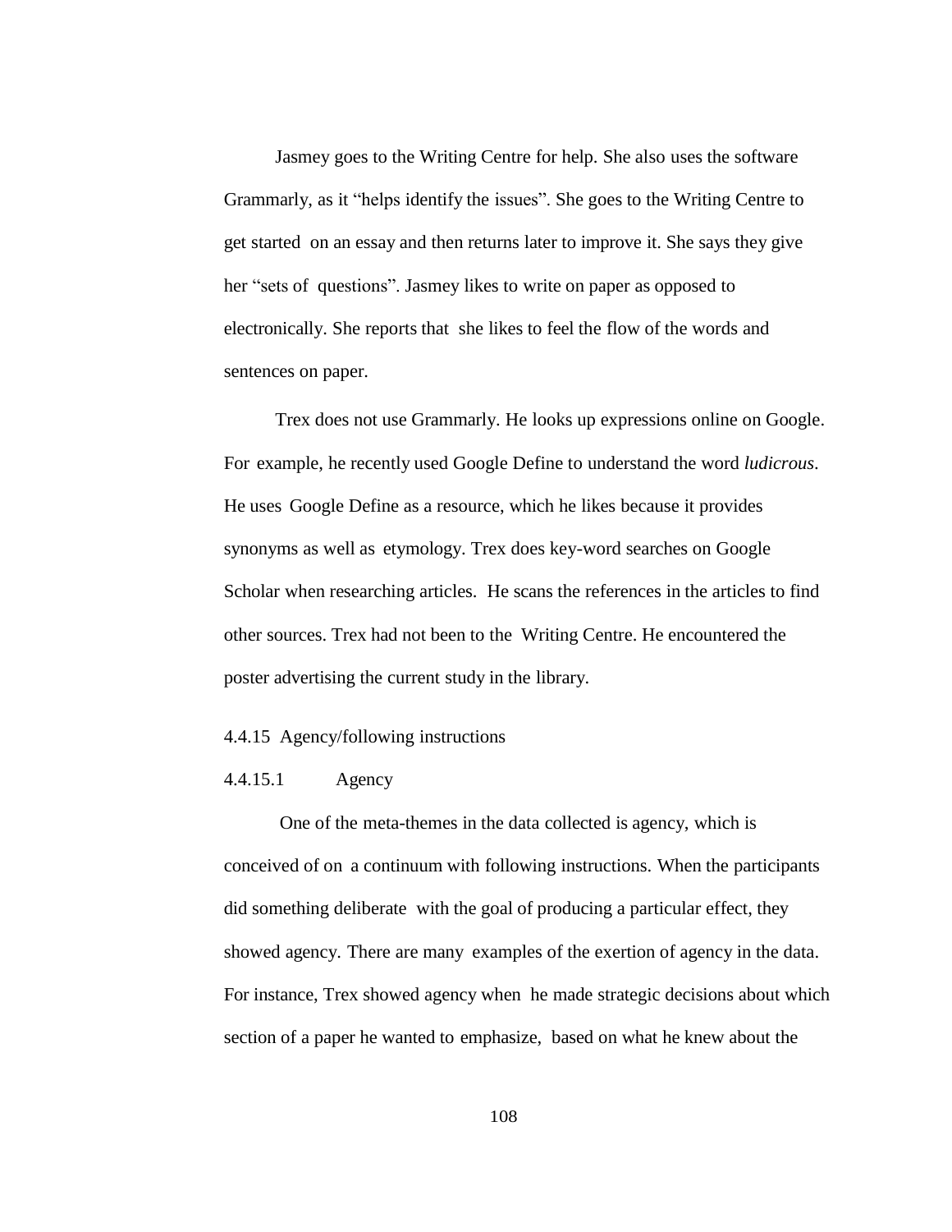Jasmey goes to the Writing Centre for help. She also uses the software Grammarly, as it "helps identify the issues". She goes to the Writing Centre to get started on an essay and then returns later to improve it. She says they give her "sets of questions". Jasmey likes to write on paper as opposed to electronically. She reports that she likes to feel the flow of the words and sentences on paper.

Trex does not use Grammarly. He looks up expressions online on Google. For example, he recently used Google Define to understand the word *ludicrous*. He uses Google Define as a resource, which he likes because it provides synonyms as well as etymology. Trex does key-word searches on Google Scholar when researching articles. He scans the references in the articles to find other sources. Trex had not been to the Writing Centre. He encountered the poster advertising the current study in the library.

### 4.4.15 Agency/following instructions

#### 4.4.15.1 Agency

One of the meta-themes in the data collected is agency, which is conceived of on a continuum with following instructions. When the participants did something deliberate with the goal of producing a particular effect, they showed agency. There are many examples of the exertion of agency in the data. For instance, Trex showed agency when he made strategic decisions about which section of a paper he wanted to emphasize, based on what he knew about the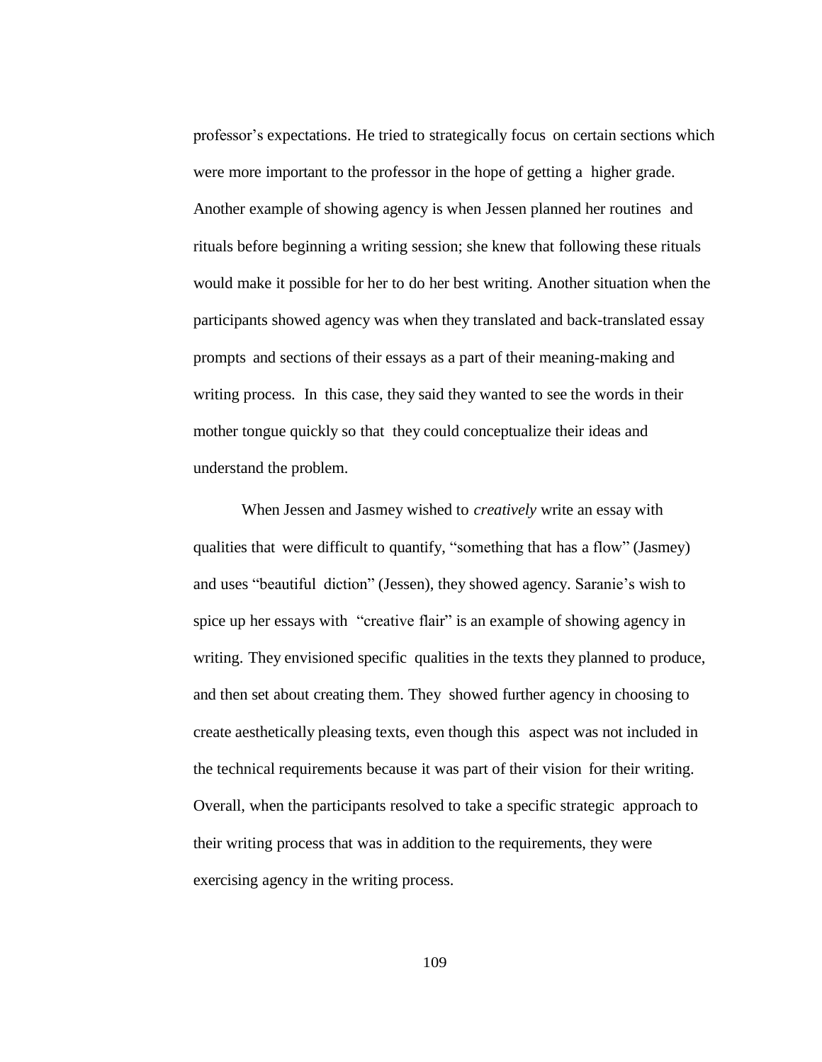professor's expectations. He tried to strategically focus on certain sections which were more important to the professor in the hope of getting a higher grade. Another example of showing agency is when Jessen planned her routines and rituals before beginning a writing session; she knew that following these rituals would make it possible for her to do her best writing. Another situation when the participants showed agency was when they translated and back-translated essay prompts and sections of their essays as a part of their meaning-making and writing process. In this case, they said they wanted to see the words in their mother tongue quickly so that they could conceptualize their ideas and understand the problem.

When Jessen and Jasmey wished to *creatively* write an essay with qualities that were difficult to quantify, "something that has a flow" (Jasmey) and uses "beautiful diction" (Jessen), they showed agency. Saranie's wish to spice up her essays with "creative flair" is an example of showing agency in writing. They envisioned specific qualities in the texts they planned to produce, and then set about creating them. They showed further agency in choosing to create aesthetically pleasing texts, even though this aspect was not included in the technical requirements because it was part of their vision for their writing. Overall, when the participants resolved to take a specific strategic approach to their writing process that was in addition to the requirements, they were exercising agency in the writing process.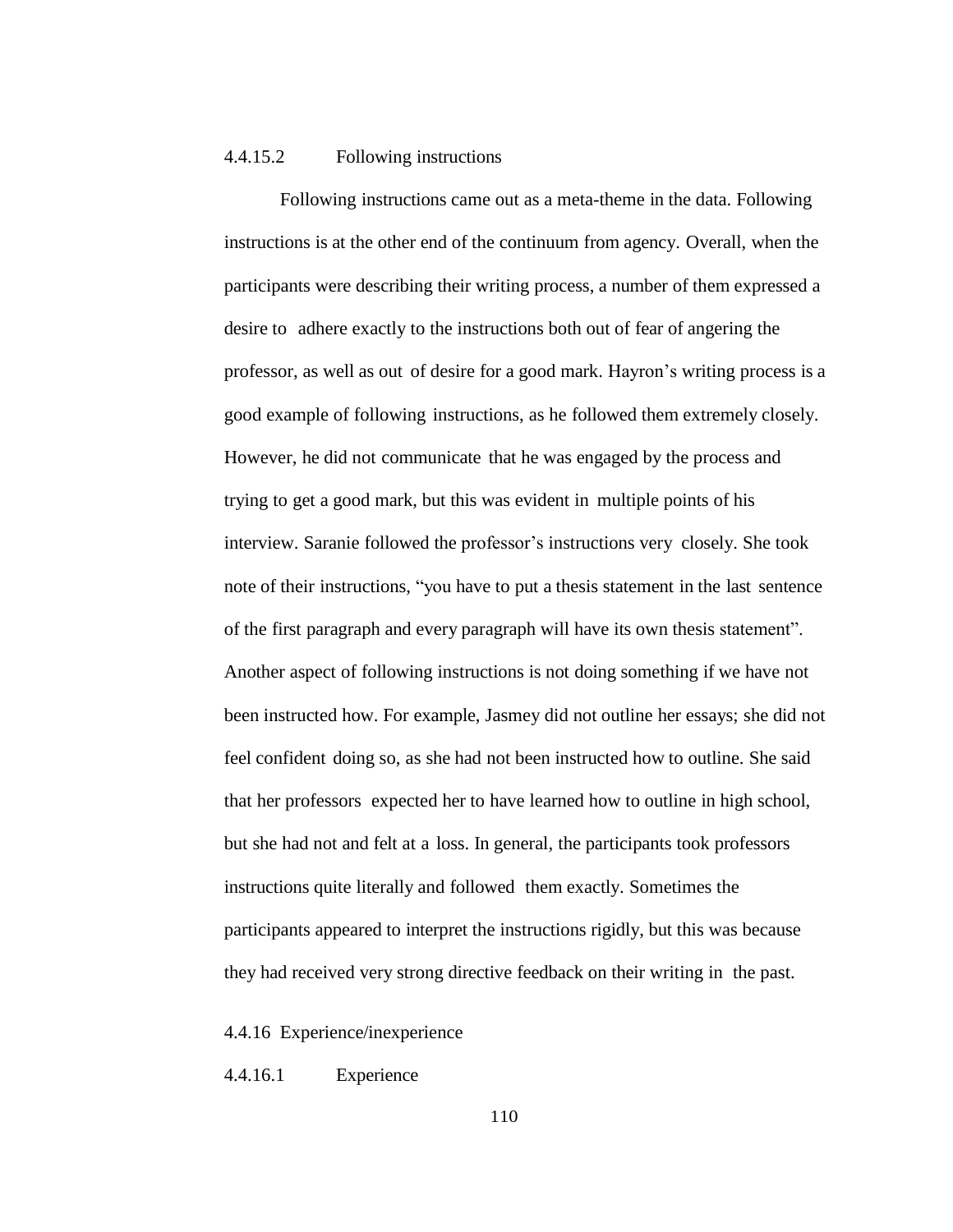#### 4.4.15.2 Following instructions

Following instructions came out as a meta-theme in the data. Following instructions is at the other end of the continuum from agency. Overall, when the participants were describing their writing process, a number of them expressed a desire to adhere exactly to the instructions both out of fear of angering the professor, as well as out of desire for a good mark. Hayron's writing process is a good example of following instructions, as he followed them extremely closely. However, he did not communicate that he was engaged by the process and trying to get a good mark, but this was evident in multiple points of his interview. Saranie followed the professor's instructions very closely. She took note of their instructions, "you have to put a thesis statement in the last sentence of the first paragraph and every paragraph will have its own thesis statement". Another aspect of following instructions is not doing something if we have not been instructed how. For example, Jasmey did not outline her essays; she did not feel confident doing so, as she had not been instructed how to outline. She said that her professors expected her to have learned how to outline in high school, but she had not and felt at a loss. In general, the participants took professors instructions quite literally and followed them exactly. Sometimes the participants appeared to interpret the instructions rigidly, but this was because they had received very strong directive feedback on their writing in the past.

### 4.4.16 Experience/inexperience

#### 4.4.16.1 Experience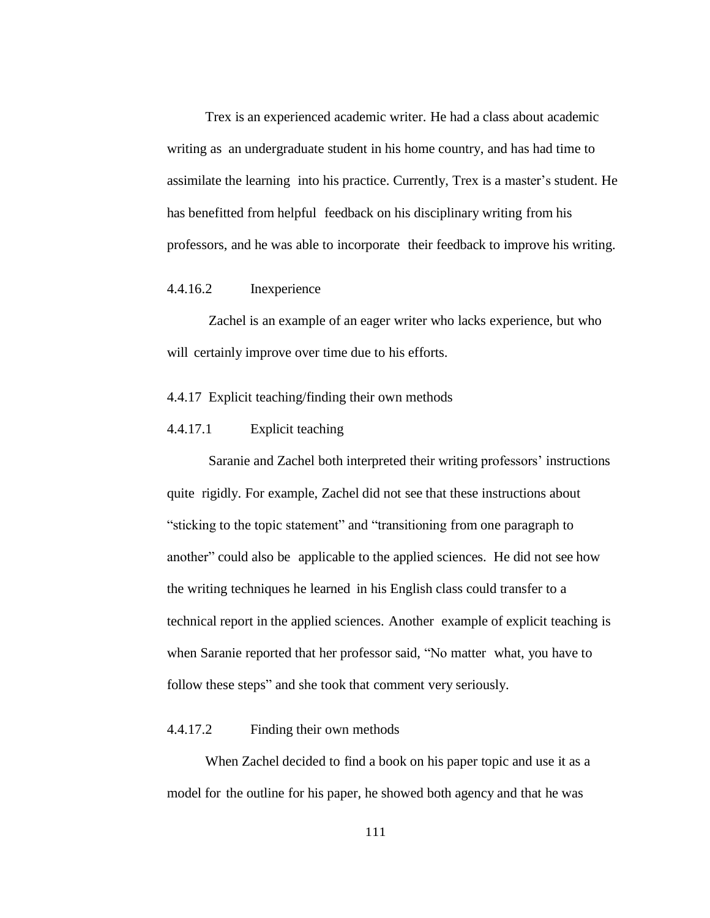Trex is an experienced academic writer. He had a class about academic writing as an undergraduate student in his home country, and has had time to assimilate the learning into his practice. Currently, Trex is a master's student. He has benefitted from helpful feedback on his disciplinary writing from his professors, and he was able to incorporate their feedback to improve his writing.

#### 4.4.16.2 Inexperience

Zachel is an example of an eager writer who lacks experience, but who will certainly improve over time due to his efforts.

### 4.4.17 Explicit teaching/finding their own methods

#### 4.4.17.1 Explicit teaching

Saranie and Zachel both interpreted their writing professors' instructions quite rigidly. For example, Zachel did not see that these instructions about "sticking to the topic statement" and "transitioning from one paragraph to another" could also be applicable to the applied sciences. He did not see how the writing techniques he learned in his English class could transfer to a technical report in the applied sciences. Another example of explicit teaching is when Saranie reported that her professor said, "No matter what, you have to follow these steps" and she took that comment very seriously.

#### 4.4.17.2 Finding their own methods

When Zachel decided to find a book on his paper topic and use it as a model for the outline for his paper, he showed both agency and that he was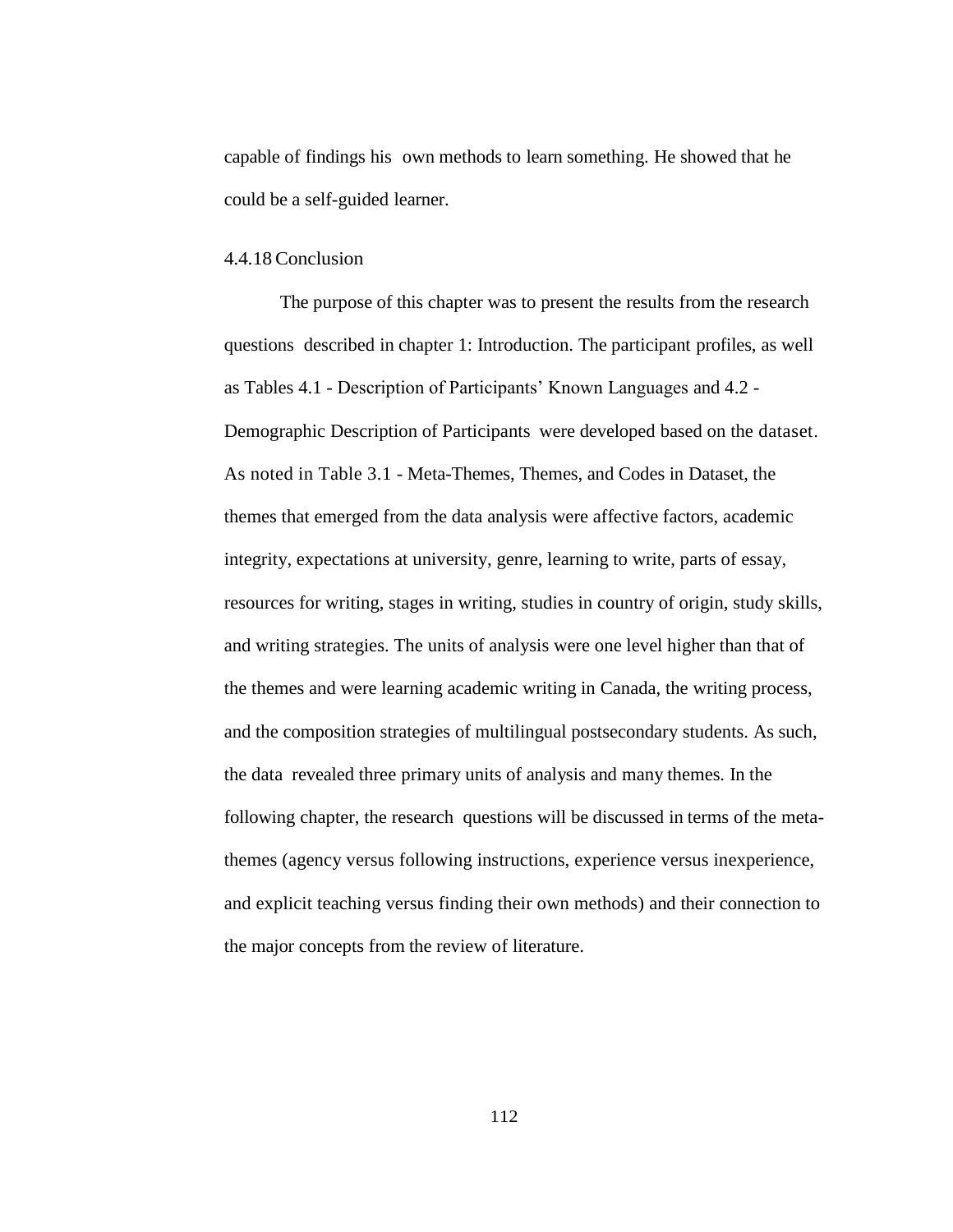capable of findings his own methods to learn something. He showed that he could be a self-guided learner.

### 4.4.18 Conclusion

The purpose of this chapter was to present the results from the research questions described in chapter 1: Introduction. The participant profiles, as well as Tables 4.1 - Description of Participants' Known Languages and 4.2 - Demographic Description of Participants were developed based on the dataset. As noted in Table 3.1 - Meta-Themes, Themes, and Codes in Dataset, the themes that emerged from the data analysis were affective factors, academic integrity, expectations at university, genre, learning to write, parts of essay, resources for writing, stages in writing, studies in country of origin, study skills, and writing strategies. The units of analysis were one level higher than that of the themes and were learning academic writing in Canada, the writing process, and the composition strategies of multilingual postsecondary students. As such, the data revealed three primary units of analysis and many themes. In the following chapter, the research questions will be discussed in terms of the meta-themes (agency versus following instructions, experience versus inexperience, and explicit teaching versus finding their own methods) and their connection to the major concepts from the review of literature.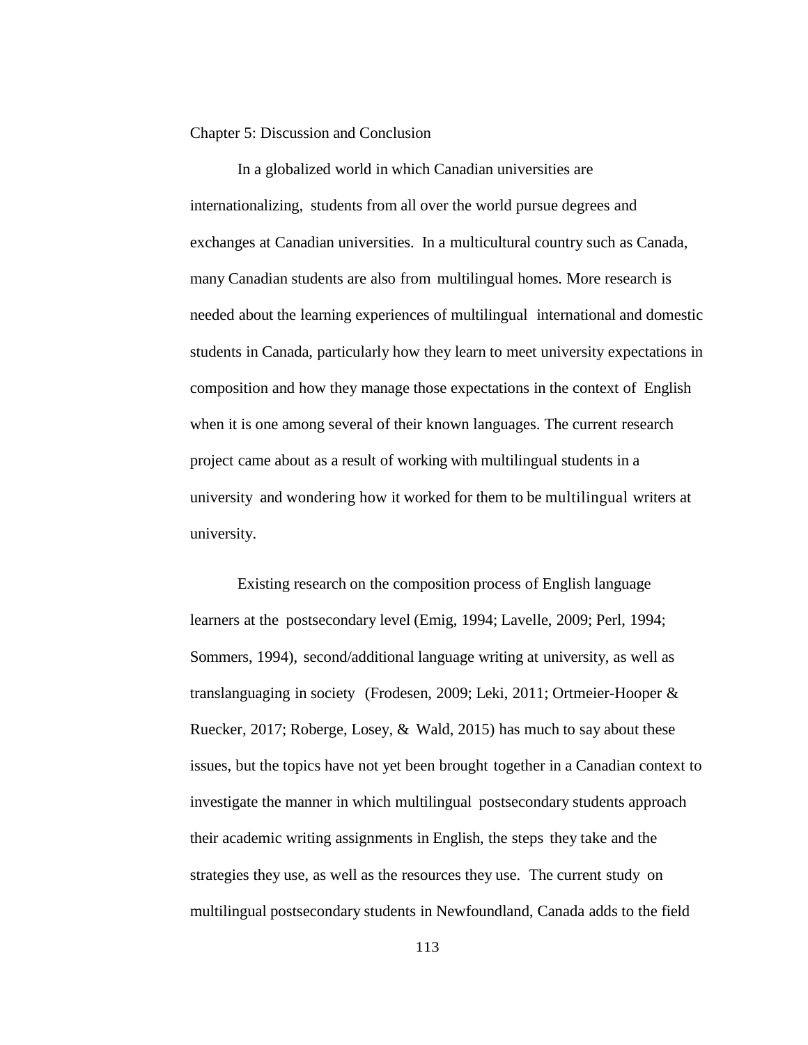# Chapter 5: Discussion and Conclusion

In a globalized world in which Canadian universities are internationalizing, students from all over the world pursue degrees and exchanges at Canadian universities. In a multicultural country such as Canada, many Canadian students are also from multilingual homes. More research is needed about the learning experiences of multilingual international and domestic students in Canada, particularly how they learn to meet university expectations in composition and how they manage those expectations in the context of English when it is one among several of their known languages. The current research project came about as a result of working with multilingual students in a university and wondering how it worked for them to be multilingual writers at university.

Existing research on the composition process of English language learners at the postsecondary level (Emig, 1994; Lavelle, 2009; Perl, 1994; Sommers, 1994), second/additional language writing at university, as well as translanguaging in society (Frodesen, 2009; Leki, 2011; Ortmeier-Hooper & Ruecker, 2017; Roberge, Losey, & Wald, 2015) has much to say about these issues, but the topics have not yet been brought together in a Canadian context to investigate the manner in which multilingual postsecondary students approach their academic writing assignments in English, the steps they take and the strategies they use, as well as the resources they use. The current study on multilingual postsecondary students in Newfoundland, Canada adds to the field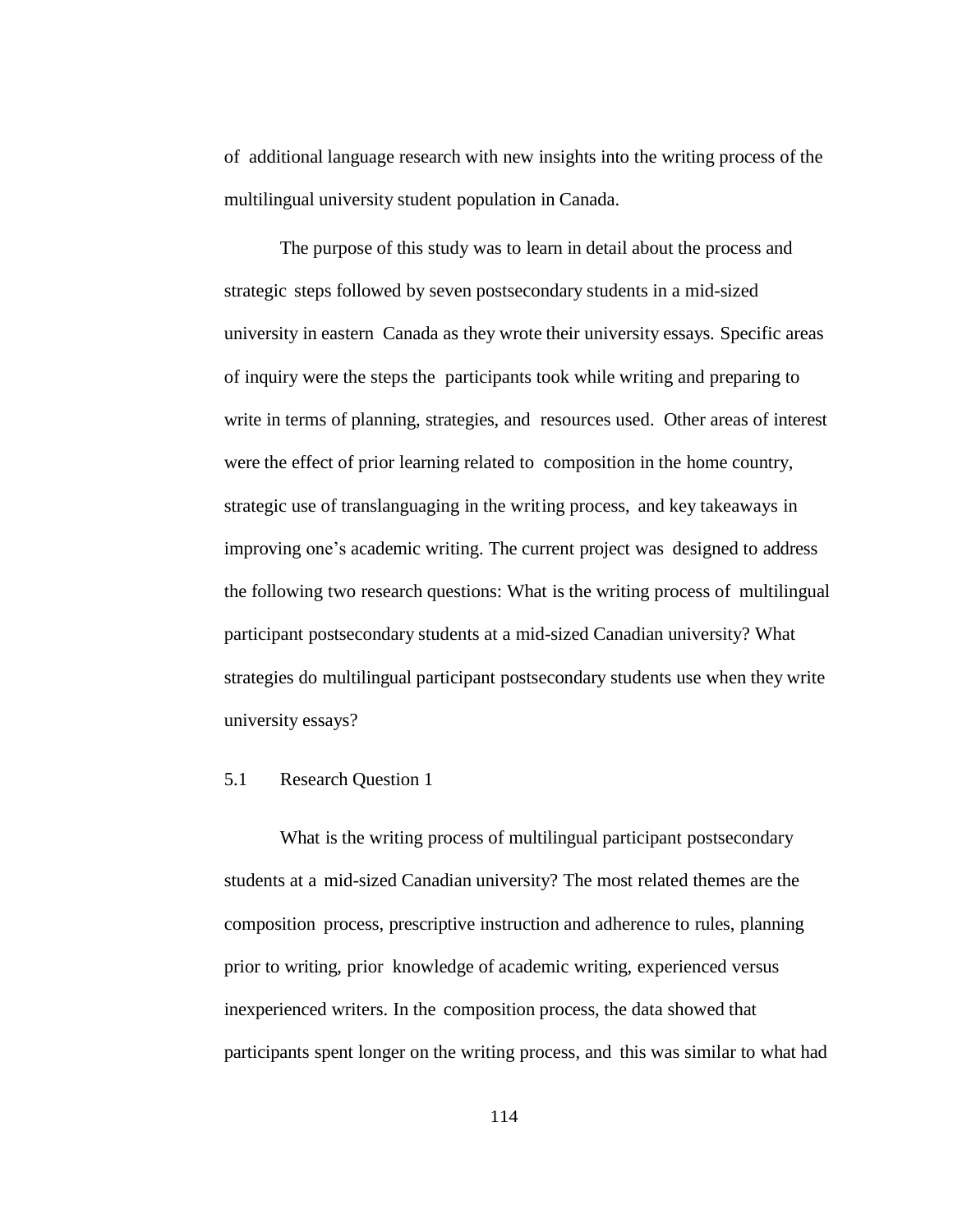of additional language research with new insights into the writing process of the multilingual university student population in Canada.

The purpose of this study was to learn in detail about the process and strategic steps followed by seven postsecondary students in a mid-sized university in eastern Canada as they wrote their university essays. Specific areas of inquiry were the steps the participants took while writing and preparing to write in terms of planning, strategies, and resources used. Other areas of interest were the effect of prior learning related to composition in the home country, strategic use of translanguaging in the writing process, and key takeaways in improving one's academic writing. The current project was designed to address the following two research questions: What is the writing process of multilingual participant postsecondary students at a mid-sized Canadian university? What strategies do multilingual participant postsecondary students use when they write university essays?

## 5.1 Research Question 1

What is the writing process of multilingual participant postsecondary students at a mid-sized Canadian university? The most related themes are the composition process, prescriptive instruction and adherence to rules, planning prior to writing, prior knowledge of academic writing, experienced versus inexperienced writers. In the composition process, the data showed that participants spent longer on the writing process, and this was similar to what had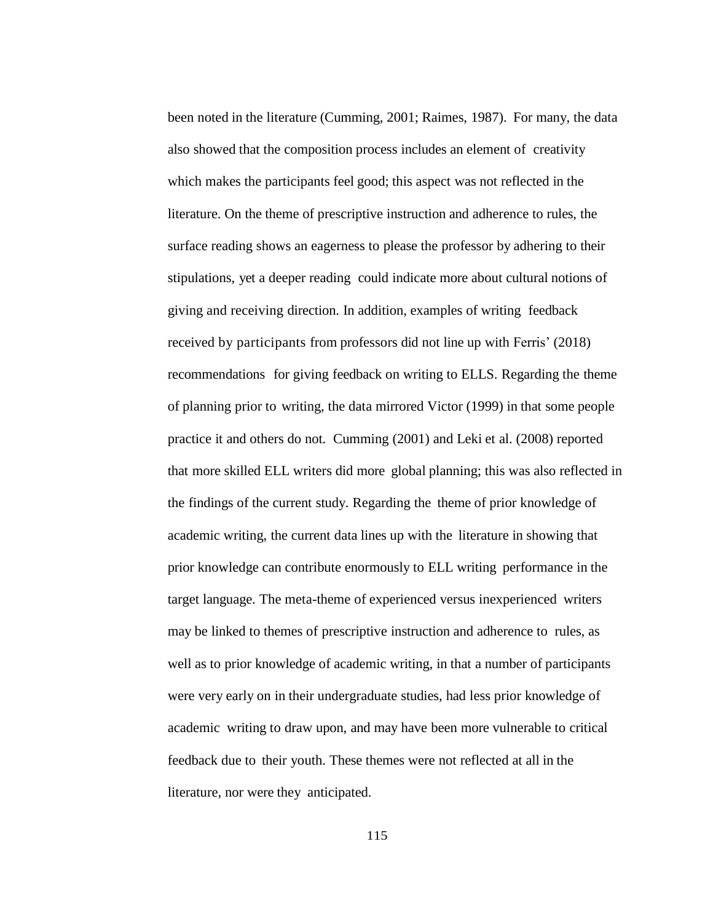been noted in the literature (Cumming, 2001; Raimes, 1987). For many, the data also showed that the composition process includes an element of creativity which makes the participants feel good; this aspect was not reflected in the literature. On the theme of prescriptive instruction and adherence to rules, the surface reading shows an eagerness to please the professor by adhering to their stipulations, yet a deeper reading could indicate more about cultural notions of giving and receiving direction. In addition, examples of writing feedback received by participants from professors did not line up with Ferris' (2018) recommendations for giving feedback on writing to ELLS. Regarding the theme of planning prior to writing, the data mirrored Victor (1999) in that some people practice it and others do not. Cumming (2001) and Leki et al. (2008) reported that more skilled ELL writers did more global planning; this was also reflected in the findings of the current study. Regarding the theme of prior knowledge of academic writing, the current data lines up with the literature in showing that prior knowledge can contribute enormously to ELL writing performance in the target language. The meta-theme of experienced versus inexperienced writers may be linked to themes of prescriptive instruction and adherence to rules, as well as to prior knowledge of academic writing, in that a number of participants were very early on in their undergraduate studies, had less prior knowledge of academic writing to draw upon, and may have been more vulnerable to critical feedback due to their youth. These themes were not reflected at all in the literature, nor were they anticipated.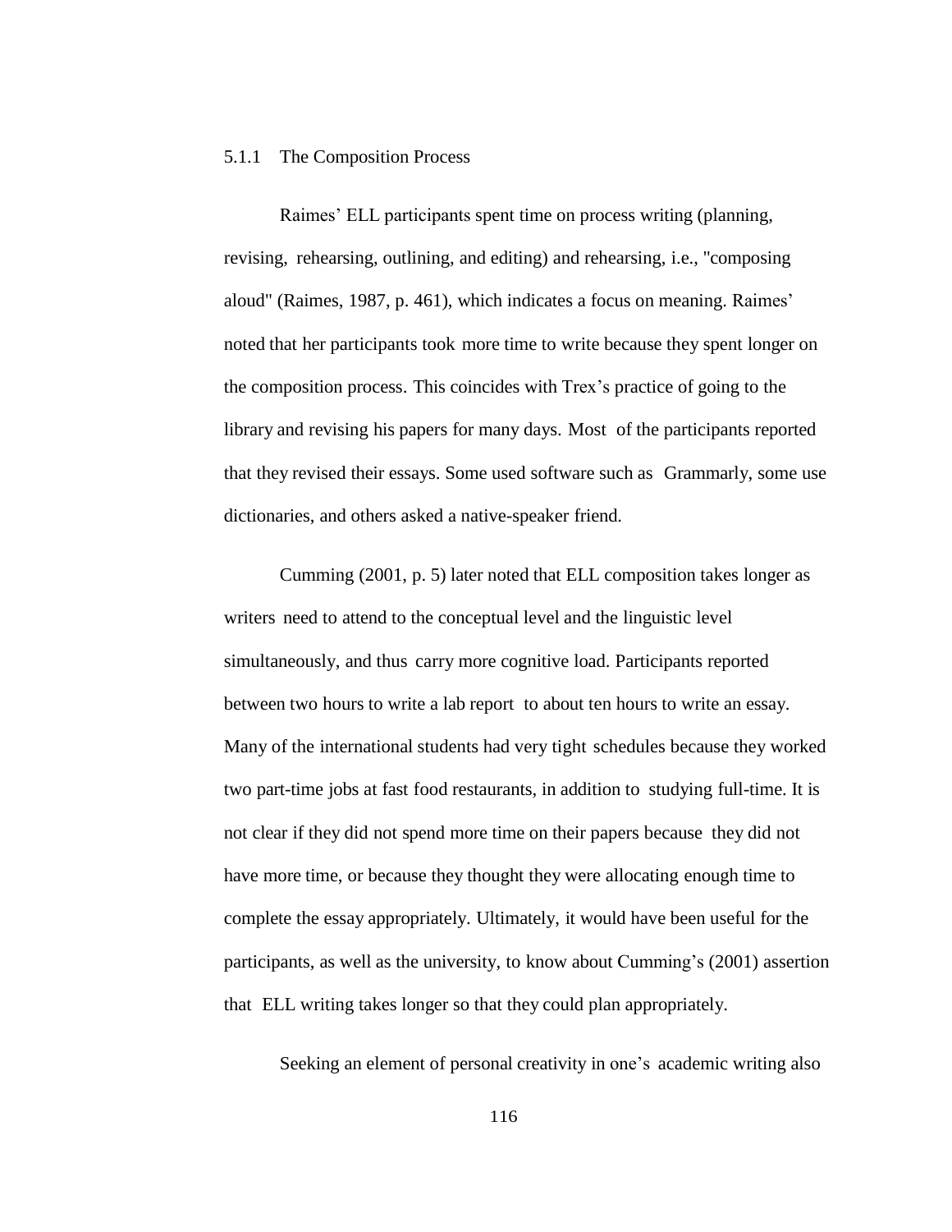### 5.1.1 The Composition Process

Raimes' ELL participants spent time on process writing (planning, revising, rehearsing, outlining, and editing) and rehearsing, i.e., "composing aloud" (Raimes, 1987, p. 461), which indicates a focus on meaning. Raimes' noted that her participants took more time to write because they spent longer on the composition process. This coincides with Trex's practice of going to the library and revising his papers for many days. Most of the participants reported that they revised their essays. Some used software such as Grammarly, some use dictionaries, and others asked a native-speaker friend.

Cumming (2001, p. 5) later noted that ELL composition takes longer as writers need to attend to the conceptual level and the linguistic level simultaneously, and thus carry more cognitive load. Participants reported between two hours to write a lab report to about ten hours to write an essay. Many of the international students had very tight schedules because they worked two part-time jobs at fast food restaurants, in addition to studying full-time. It is not clear if they did not spend more time on their papers because they did not have more time, or because they thought they were allocating enough time to complete the essay appropriately. Ultimately, it would have been useful for the participants, as well as the university, to know about Cumming's (2001) assertion that ELL writing takes longer so that they could plan appropriately.

Seeking an element of personal creativity in one's academic writing also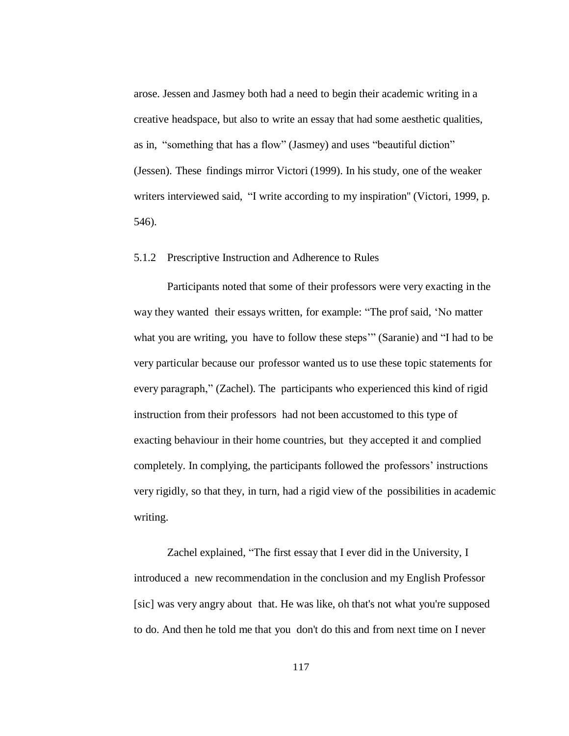arose. Jessen and Jasmey both had a need to begin their academic writing in a creative headspace, but also to write an essay that had some aesthetic qualities, as in, "something that has a flow" (Jasmey) and uses "beautiful diction" (Jessen). These findings mirror Victori (1999). In his study, one of the weaker writers interviewed said, "I write according to my inspiration" (Victori, 1999, p. 546).

### 5.1.2 Prescriptive Instruction and Adherence to Rules

Participants noted that some of their professors were very exacting in the way they wanted their essays written, for example: "The prof said, 'No matter what you are writing, you have to follow these steps'" (Saranie) and "I had to be very particular because our professor wanted us to use these topic statements for every paragraph," (Zachel). The participants who experienced this kind of rigid instruction from their professors had not been accustomed to this type of exacting behaviour in their home countries, but they accepted it and complied completely. In complying, the participants followed the professors' instructions very rigidly, so that they, in turn, had a rigid view of the possibilities in academic writing.

Zachel explained, "The first essay that I ever did in the University, I introduced a new recommendation in the conclusion and my English Professor [sic] was very angry about that. He was like, oh that's not what you're supposed to do. And then he told me that you don't do this and from next time on I never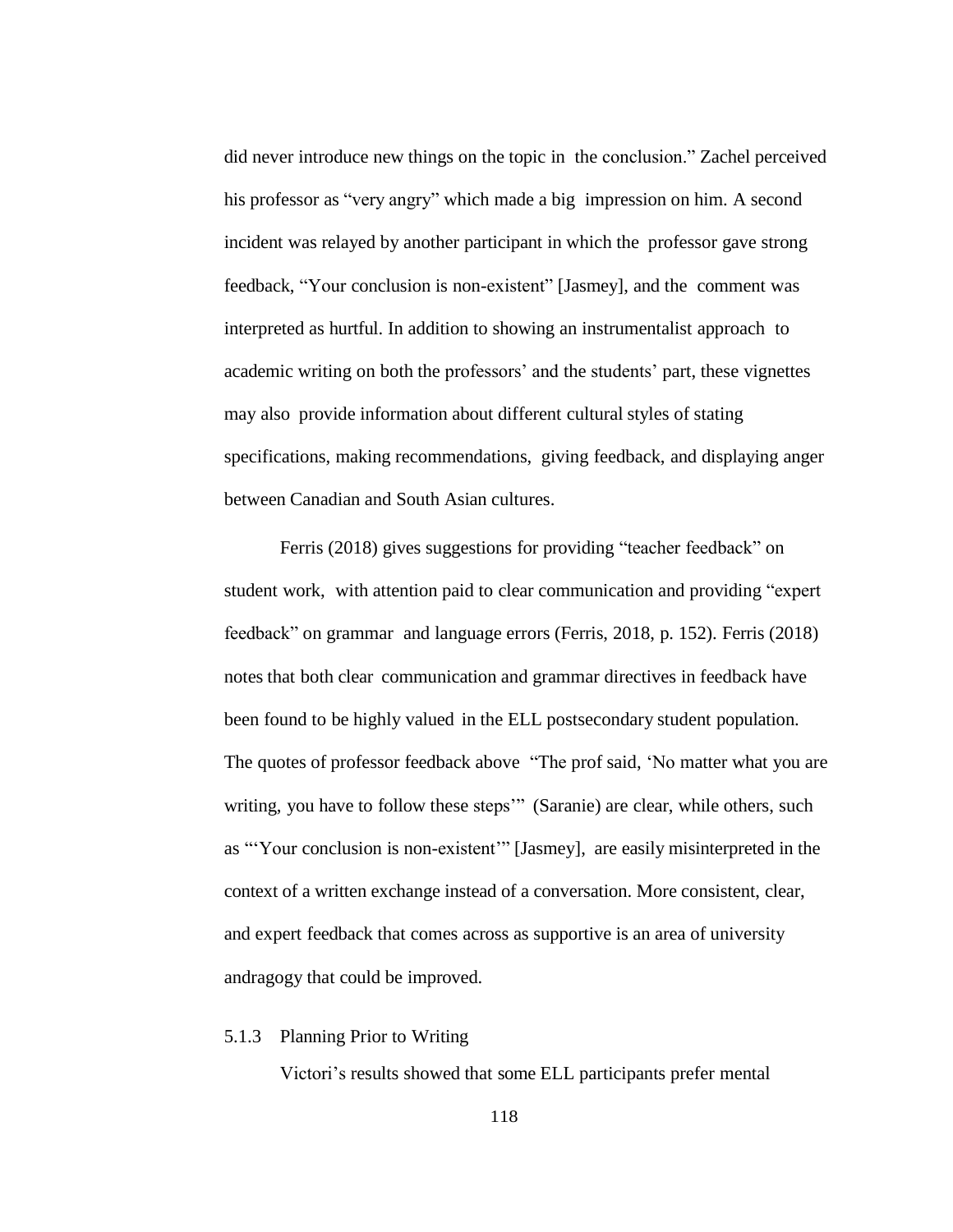did never introduce new things on the topic in the conclusion." Zachel perceived his professor as "very angry" which made a big impression on him. A second incident was relayed by another participant in which the professor gave strong feedback, "Your conclusion is non-existent" [Jasmey], and the comment was interpreted as hurtful. In addition to showing an instrumentalist approach to academic writing on both the professors' and the students' part, these vignettes may also provide information about different cultural styles of stating specifications, making recommendations, giving feedback, and displaying anger between Canadian and South Asian cultures.

Ferris (2018) gives suggestions for providing "teacher feedback" on student work, with attention paid to clear communication and providing "expert feedback" on grammar and language errors (Ferris, 2018, p. 152). Ferris (2018) notes that both clear communication and grammar directives in feedback have been found to be highly valued in the ELL postsecondary student population. The quotes of professor feedback above "The prof said, 'No matter what you are writing, you have to follow these steps'" (Saranie) are clear, while others, such as "'Your conclusion is non-existent'" [Jasmey], are easily misinterpreted in the context of a written exchange instead of a conversation. More consistent, clear, and expert feedback that comes across as supportive is an area of university andragogy that could be improved.

### 5.1.3 Planning Prior to Writing

Victori's results showed that some ELL participants prefer mental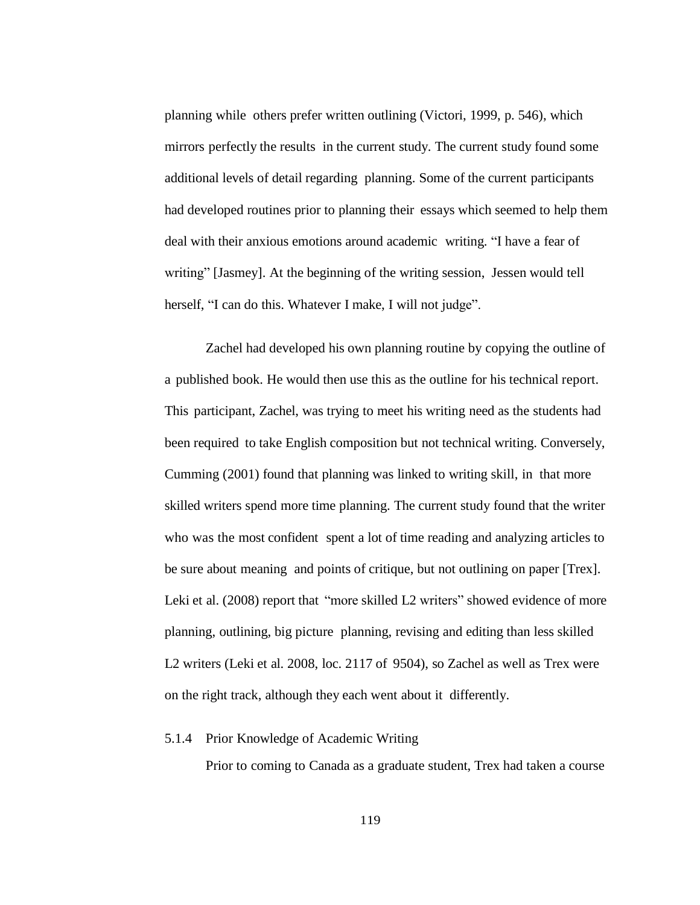planning while others prefer written outlining (Victori, 1999, p. 546), which mirrors perfectly the results in the current study. The current study found some additional levels of detail regarding planning. Some of the current participants had developed routines prior to planning their essays which seemed to help them deal with their anxious emotions around academic writing. "I have a fear of writing" [Jasmey]. At the beginning of the writing session, Jessen would tell herself, "I can do this. Whatever I make, I will not judge".

Zachel had developed his own planning routine by copying the outline of a published book. He would then use this as the outline for his technical report. This participant, Zachel, was trying to meet his writing need as the students had been required to take English composition but not technical writing. Conversely, Cumming (2001) found that planning was linked to writing skill, in that more skilled writers spend more time planning. The current study found that the writer who was the most confident spent a lot of time reading and analyzing articles to be sure about meaning and points of critique, but not outlining on paper [Trex]. Leki et al. (2008) report that "more skilled L2 writers" showed evidence of more planning, outlining, big picture planning, revising and editing than less skilled L2 writers (Leki et al. 2008, loc. 2117 of 9504), so Zachel as well as Trex were on the right track, although they each went about it differently.

### 5.1.4 Prior Knowledge of Academic Writing

Prior to coming to Canada as a graduate student, Trex had taken a course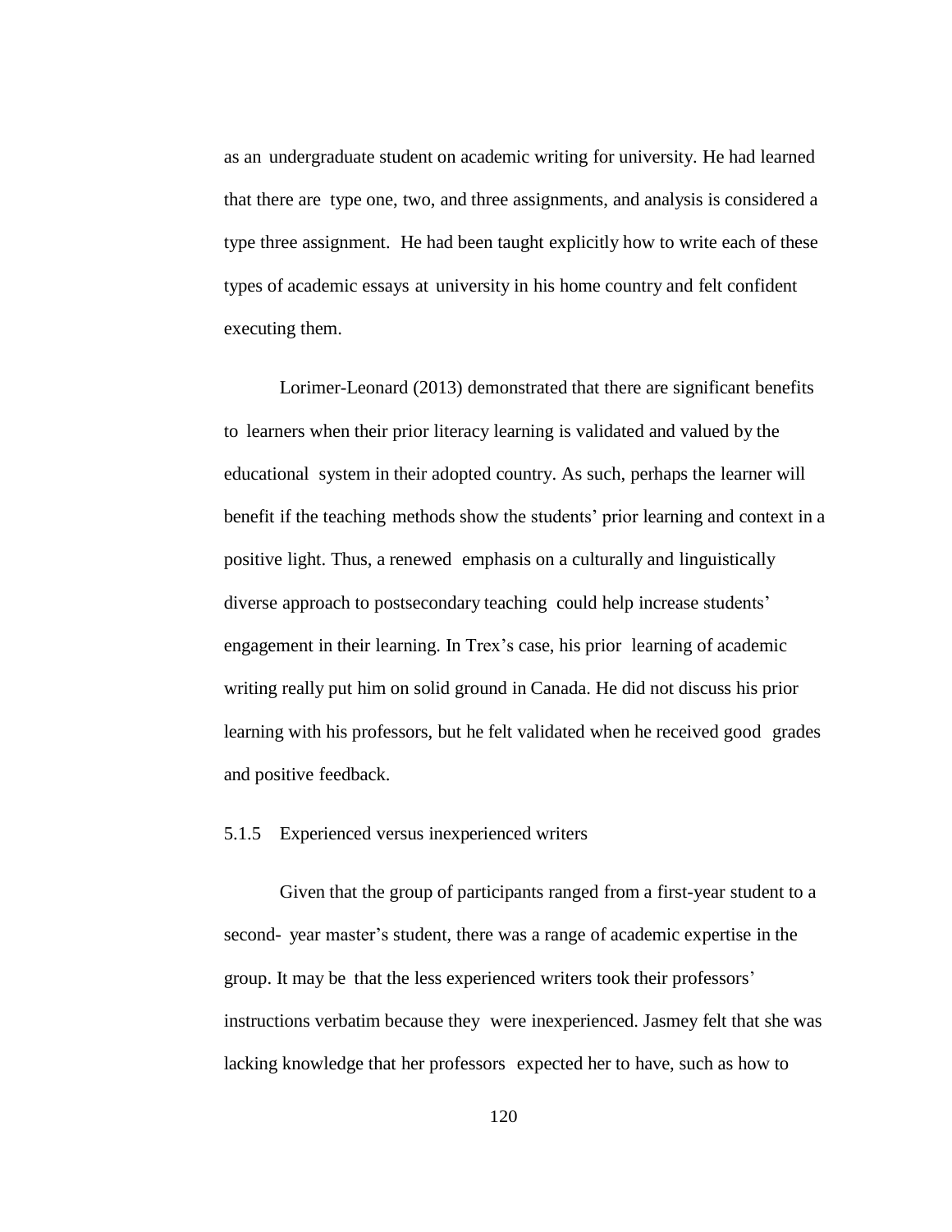as an undergraduate student on academic writing for university. He had learned that there are type one, two, and three assignments, and analysis is considered a type three assignment. He had been taught explicitly how to write each of these types of academic essays at university in his home country and felt confident executing them.

Lorimer-Leonard (2013) demonstrated that there are significant benefits to learners when their prior literacy learning is validated and valued by the educational system in their adopted country. As such, perhaps the learner will benefit if the teaching methods show the students' prior learning and context in a positive light. Thus, a renewed emphasis on a culturally and linguistically diverse approach to postsecondary teaching could help increase students' engagement in their learning. In Trex's case, his prior learning of academic writing really put him on solid ground in Canada. He did not discuss his prior learning with his professors, but he felt validated when he received good grades and positive feedback.

### 5.1.5 Experienced versus inexperienced writers

Given that the group of participants ranged from a first-year student to a second- year master's student, there was a range of academic expertise in the group. It may be that the less experienced writers took their professors' instructions verbatim because they were inexperienced. Jasmey felt that she was lacking knowledge that her professors expected her to have, such as how to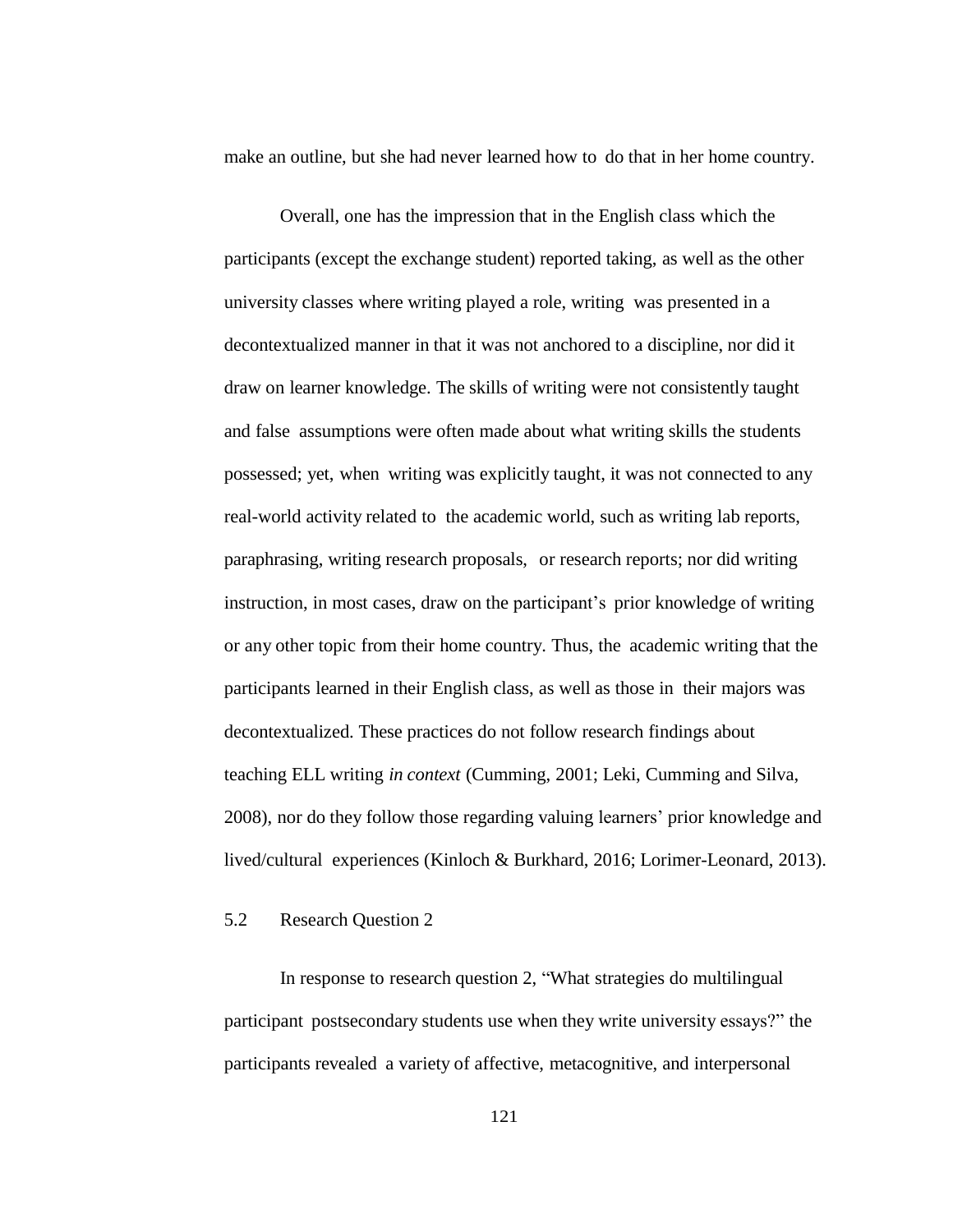make an outline, but she had never learned how to do that in her home country.

Overall, one has the impression that in the English class which the participants (except the exchange student) reported taking, as well as the other university classes where writing played a role, writing was presented in a decontextualized manner in that it was not anchored to a discipline, nor did it draw on learner knowledge. The skills of writing were not consistently taught and false assumptions were often made about what writing skills the students possessed; yet, when writing was explicitly taught, it was not connected to any real-world activity related to the academic world, such as writing lab reports, paraphrasing, writing research proposals, or research reports; nor did writing instruction, in most cases, draw on the participant's prior knowledge of writing or any other topic from their home country. Thus, the academic writing that the participants learned in their English class, as well as those in their majors was decontextualized. These practices do not follow research findings about teaching ELL writing *in context* (Cumming, 2001; Leki, Cumming and Silva, 2008), nor do they follow those regarding valuing learners' prior knowledge and lived/cultural experiences (Kinloch & Burkhard, 2016; Lorimer-Leonard, 2013).

## 5.2 Research Question 2

In response to research question 2, "What strategies do multilingual participant postsecondary students use when they write university essays?" the participants revealed a variety of affective, metacognitive, and interpersonal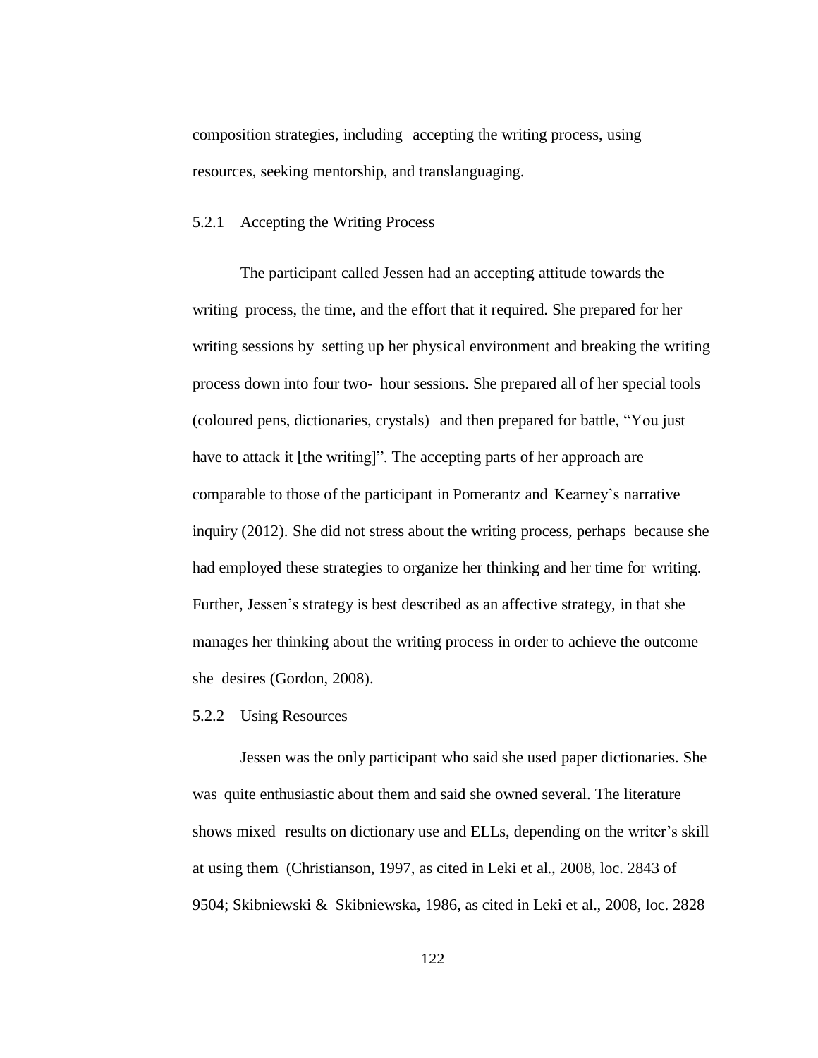composition strategies, including accepting the writing process, using resources, seeking mentorship, and translanguaging.

### 5.2.1 Accepting the Writing Process

The participant called Jessen had an accepting attitude towards the writing process, the time, and the effort that it required. She prepared for her writing sessions by setting up her physical environment and breaking the writing process down into four two- hour sessions. She prepared all of her special tools (coloured pens, dictionaries, crystals) and then prepared for battle, "You just have to attack it [the writing]". The accepting parts of her approach are comparable to those of the participant in Pomerantz and Kearney's narrative inquiry (2012). She did not stress about the writing process, perhaps because she had employed these strategies to organize her thinking and her time for writing. Further, Jessen's strategy is best described as an affective strategy, in that she manages her thinking about the writing process in order to achieve the outcome she desires (Gordon, 2008).

### 5.2.2 Using Resources

Jessen was the only participant who said she used paper dictionaries. She was quite enthusiastic about them and said she owned several. The literature shows mixed results on dictionary use and ELLs, depending on the writer's skill at using them (Christianson, 1997, as cited in Leki et al., 2008, loc. 2843 of 9504; Skibniewski & Skibniewska, 1986, as cited in Leki et al., 2008, loc. 2828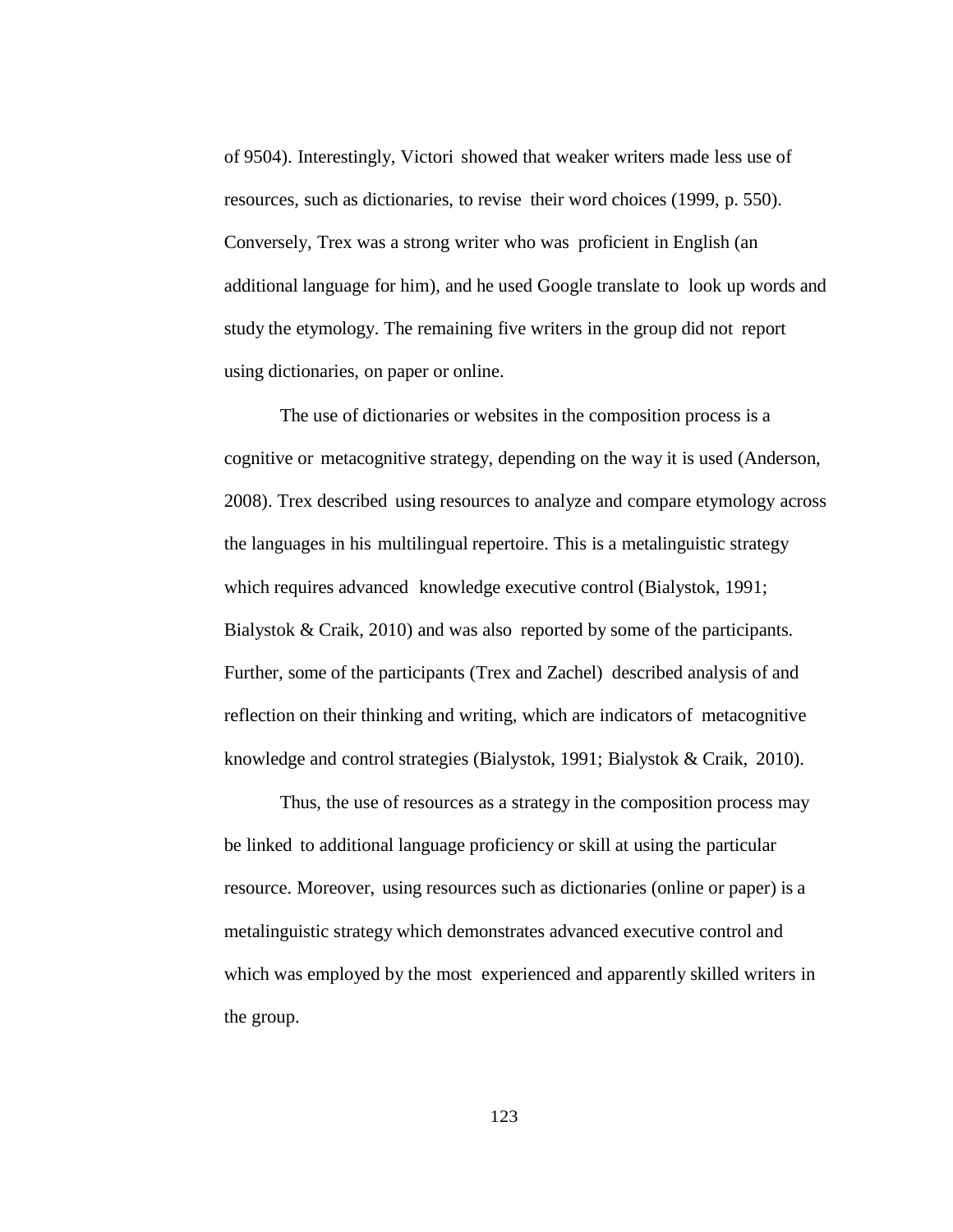of 9504). Interestingly, Victori showed that weaker writers made less use of resources, such as dictionaries, to revise their word choices (1999, p. 550). Conversely, Trex was a strong writer who was proficient in English (an additional language for him), and he used Google translate to look up words and study the etymology. The remaining five writers in the group did not report using dictionaries, on paper or online.

The use of dictionaries or websites in the composition process is a cognitive or metacognitive strategy, depending on the way it is used (Anderson, 2008). Trex described using resources to analyze and compare etymology across the languages in his multilingual repertoire. This is a metalinguistic strategy which requires advanced knowledge executive control (Bialystok, 1991; Bialystok & Craik, 2010) and was also reported by some of the participants. Further, some of the participants (Trex and Zachel) described analysis of and reflection on their thinking and writing, which are indicators of metacognitive knowledge and control strategies (Bialystok, 1991; Bialystok & Craik, 2010).

Thus, the use of resources as a strategy in the composition process may be linked to additional language proficiency or skill at using the particular resource. Moreover, using resources such as dictionaries (online or paper) is a metalinguistic strategy which demonstrates advanced executive control and which was employed by the most experienced and apparently skilled writers in the group.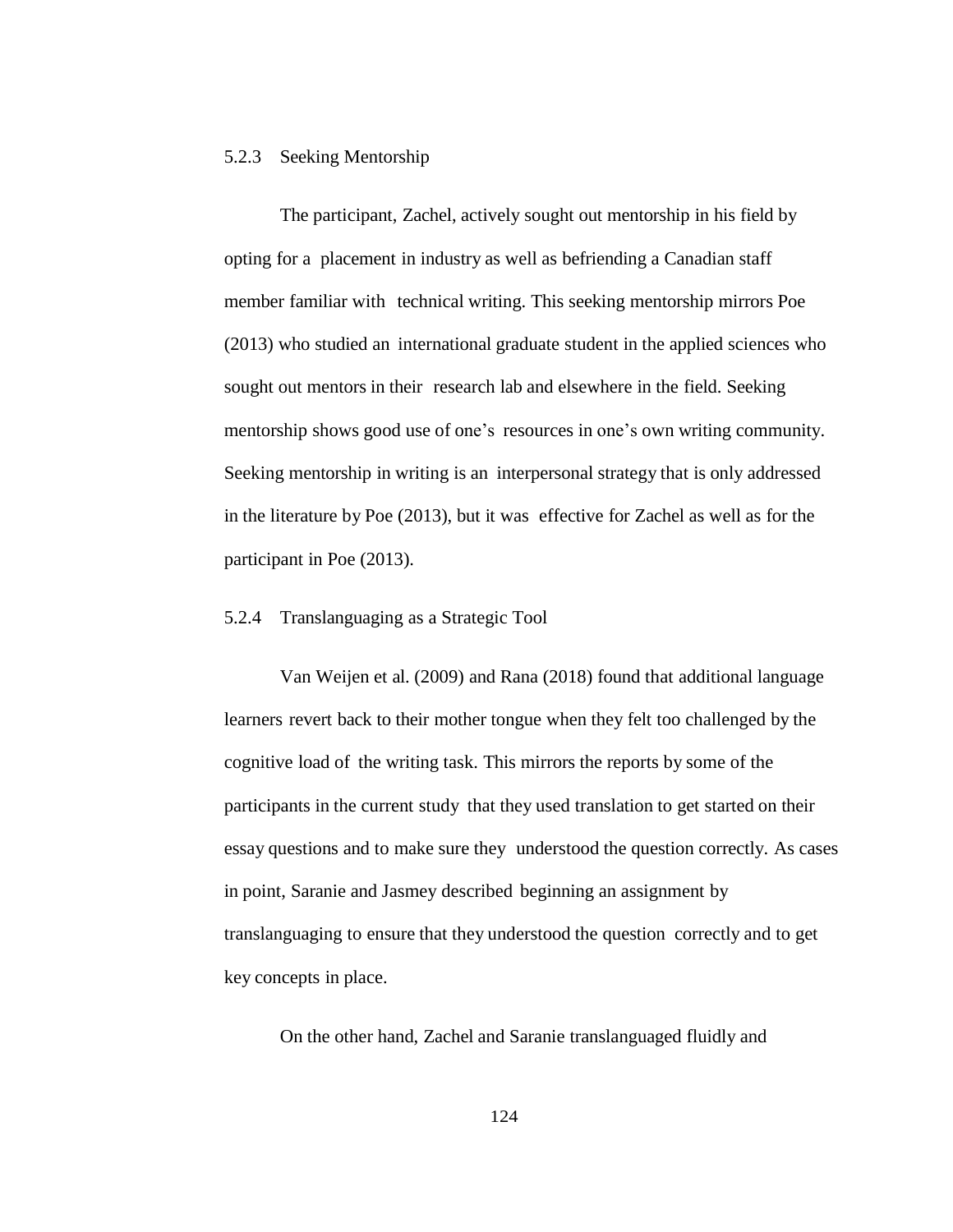### 5.2.3 Seeking Mentorship

The participant, Zachel, actively sought out mentorship in his field by opting for a placement in industry as well as befriending a Canadian staff member familiar with technical writing. This seeking mentorship mirrors Poe (2013) who studied an international graduate student in the applied sciences who sought out mentors in their research lab and elsewhere in the field. Seeking mentorship shows good use of one's resources in one's own writing community. Seeking mentorship in writing is an interpersonal strategy that is only addressed in the literature by Poe (2013), but it was effective for Zachel as well as for the participant in Poe (2013).

### 5.2.4 Translanguaging as a Strategic Tool

Van Weijen et al. (2009) and Rana (2018) found that additional language learners revert back to their mother tongue when they felt too challenged by the cognitive load of the writing task. This mirrors the reports by some of the participants in the current study that they used translation to get started on their essay questions and to make sure they understood the question correctly. As cases in point, Saranie and Jasmey described beginning an assignment by translanguaging to ensure that they understood the question correctly and to get key concepts in place.

On the other hand, Zachel and Saranie translanguaged fluidly and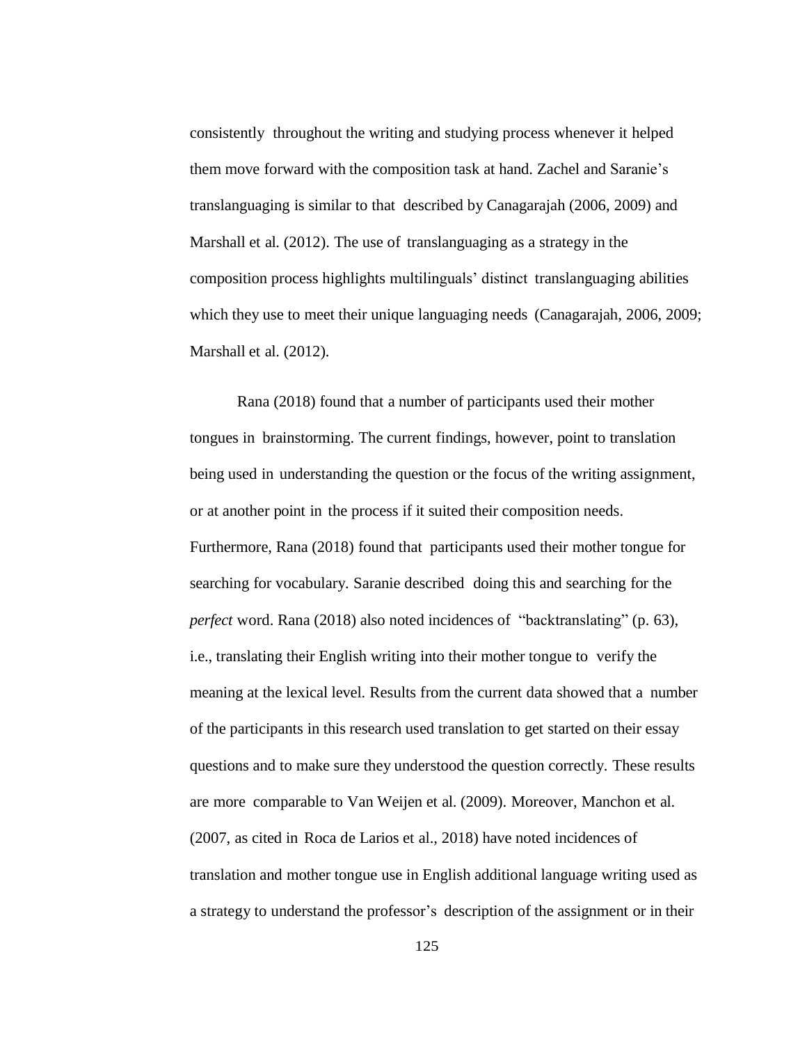consistently throughout the writing and studying process whenever it helped them move forward with the composition task at hand. Zachel and Saranie's translanguaging is similar to that described by Canagarajah (2006, 2009) and Marshall et al. (2012). The use of translanguaging as a strategy in the composition process highlights multilinguals' distinct translanguaging abilities which they use to meet their unique languaging needs (Canagarajah, 2006, 2009; Marshall et al. (2012).

Rana (2018) found that a number of participants used their mother tongues in brainstorming. The current findings, however, point to translation being used in understanding the question or the focus of the writing assignment, or at another point in the process if it suited their composition needs. Furthermore, Rana (2018) found that participants used their mother tongue for searching for vocabulary. Saranie described doing this and searching for the *perfect* word. Rana (2018) also noted incidences of "backtranslating" (p. 63), i.e., translating their English writing into their mother tongue to verify the meaning at the lexical level. Results from the current data showed that a number of the participants in this research used translation to get started on their essay questions and to make sure they understood the question correctly. These results are more comparable to Van Weijen et al. (2009). Moreover, Manchon et al. (2007, as cited in Roca de Larios et al., 2018) have noted incidences of translation and mother tongue use in English additional language writing used as a strategy to understand the professor's description of the assignment or in their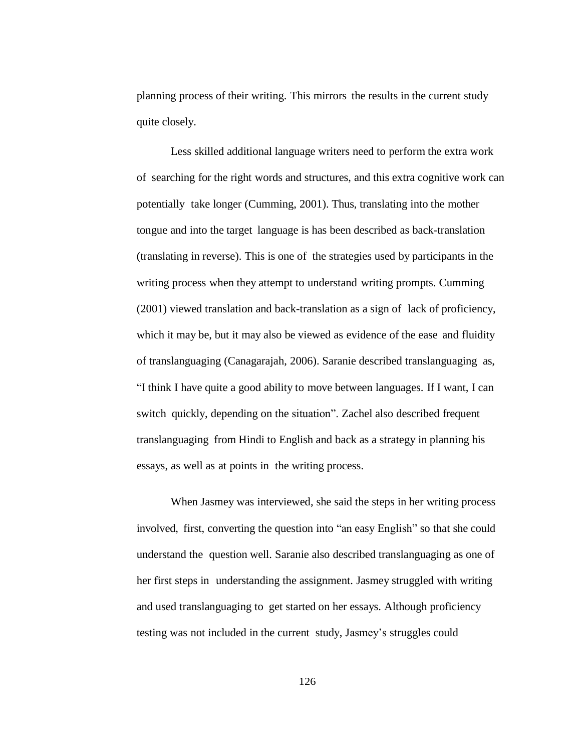planning process of their writing. This mirrors the results in the current study quite closely.

Less skilled additional language writers need to perform the extra work of searching for the right words and structures, and this extra cognitive work can potentially take longer (Cumming, 2001). Thus, translating into the mother tongue and into the target language is has been described as back-translation (translating in reverse). This is one of the strategies used by participants in the writing process when they attempt to understand writing prompts. Cumming (2001) viewed translation and back-translation as a sign of lack of proficiency, which it may be, but it may also be viewed as evidence of the ease and fluidity of translanguaging (Canagarajah, 2006). Saranie described translanguaging as, "I think I have quite a good ability to move between languages. If I want, I can switch quickly, depending on the situation". Zachel also described frequent translanguaging from Hindi to English and back as a strategy in planning his essays, as well as at points in the writing process.

When Jasmey was interviewed, she said the steps in her writing process involved, first, converting the question into "an easy English" so that she could understand the question well. Saranie also described translanguaging as one of her first steps in understanding the assignment. Jasmey struggled with writing and used translanguaging to get started on her essays. Although proficiency testing was not included in the current study, Jasmey's struggles could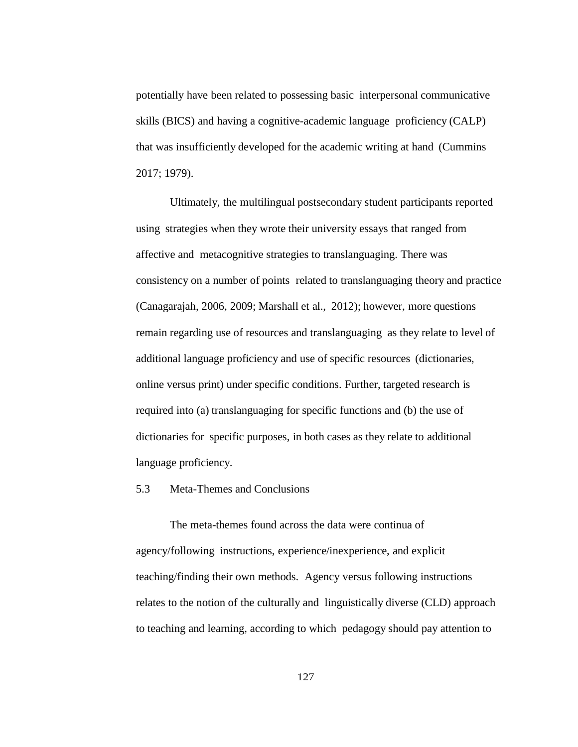potentially have been related to possessing basic interpersonal communicative skills (BICS) and having a cognitive-academic language proficiency (CALP) that was insufficiently developed for the academic writing at hand (Cummins 2017; 1979).

Ultimately, the multilingual postsecondary student participants reported using strategies when they wrote their university essays that ranged from affective and metacognitive strategies to translanguaging. There was consistency on a number of points related to translanguaging theory and practice (Canagarajah, 2006, 2009; Marshall et al., 2012); however, more questions remain regarding use of resources and translanguaging as they relate to level of additional language proficiency and use of specific resources (dictionaries, online versus print) under specific conditions. Further, targeted research is required into (a) translanguaging for specific functions and (b) the use of dictionaries for specific purposes, in both cases as they relate to additional language proficiency.

## 5.3 Meta-Themes and Conclusions

The meta-themes found across the data were continua of agency/following instructions, experience/inexperience, and explicit teaching/finding their own methods. Agency versus following instructions relates to the notion of the culturally and linguistically diverse (CLD) approach to teaching and learning, according to which pedagogy should pay attention to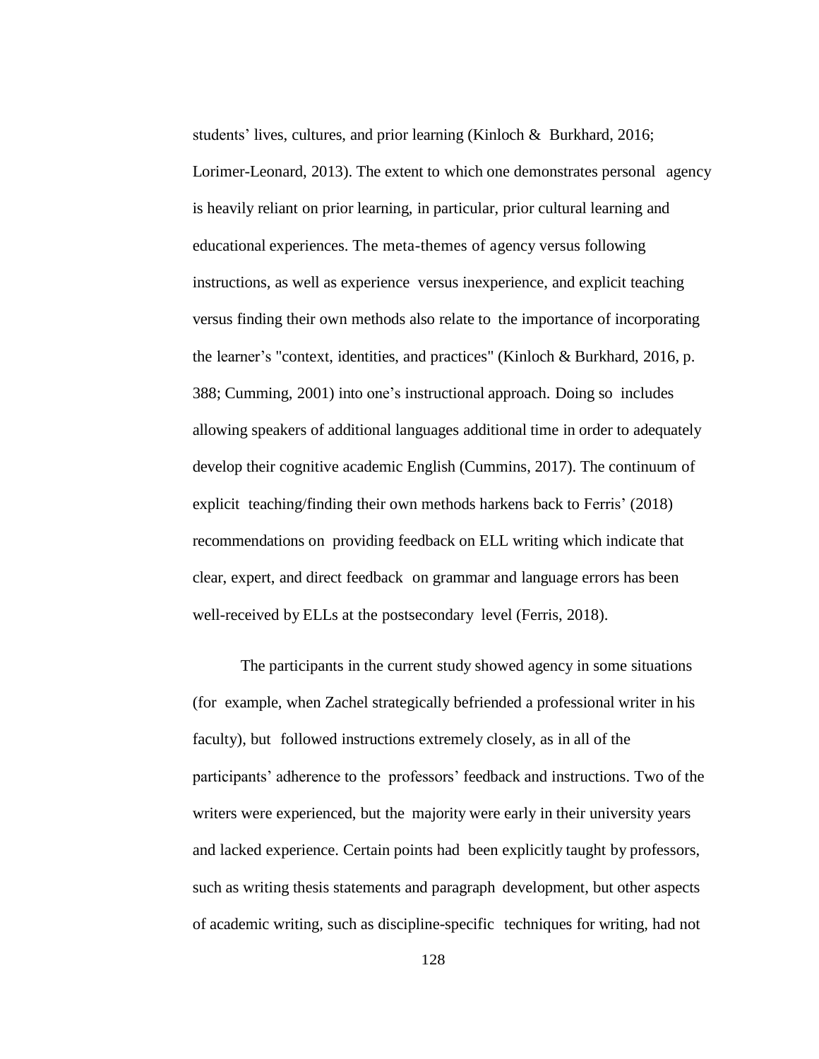students' lives, cultures, and prior learning (Kinloch & Burkhard, 2016; Lorimer-Leonard, 2013). The extent to which one demonstrates personal agency is heavily reliant on prior learning, in particular, prior cultural learning and educational experiences. The meta-themes of agency versus following instructions, as well as experience versus inexperience, and explicit teaching versus finding their own methods also relate to the importance of incorporating the learner's "context, identities, and practices" (Kinloch & Burkhard, 2016, p. 388; Cumming, 2001) into one's instructional approach. Doing so includes allowing speakers of additional languages additional time in order to adequately develop their cognitive academic English (Cummins, 2017). The continuum of explicit teaching/finding their own methods harkens back to Ferris' (2018) recommendations on providing feedback on ELL writing which indicate that clear, expert, and direct feedback on grammar and language errors has been well-received by ELLs at the postsecondary level (Ferris, 2018).

The participants in the current study showed agency in some situations (for example, when Zachel strategically befriended a professional writer in his faculty), but followed instructions extremely closely, as in all of the participants' adherence to the professors' feedback and instructions. Two of the writers were experienced, but the majority were early in their university years and lacked experience. Certain points had been explicitly taught by professors, such as writing thesis statements and paragraph development, but other aspects of academic writing, such as discipline-specific techniques for writing, had not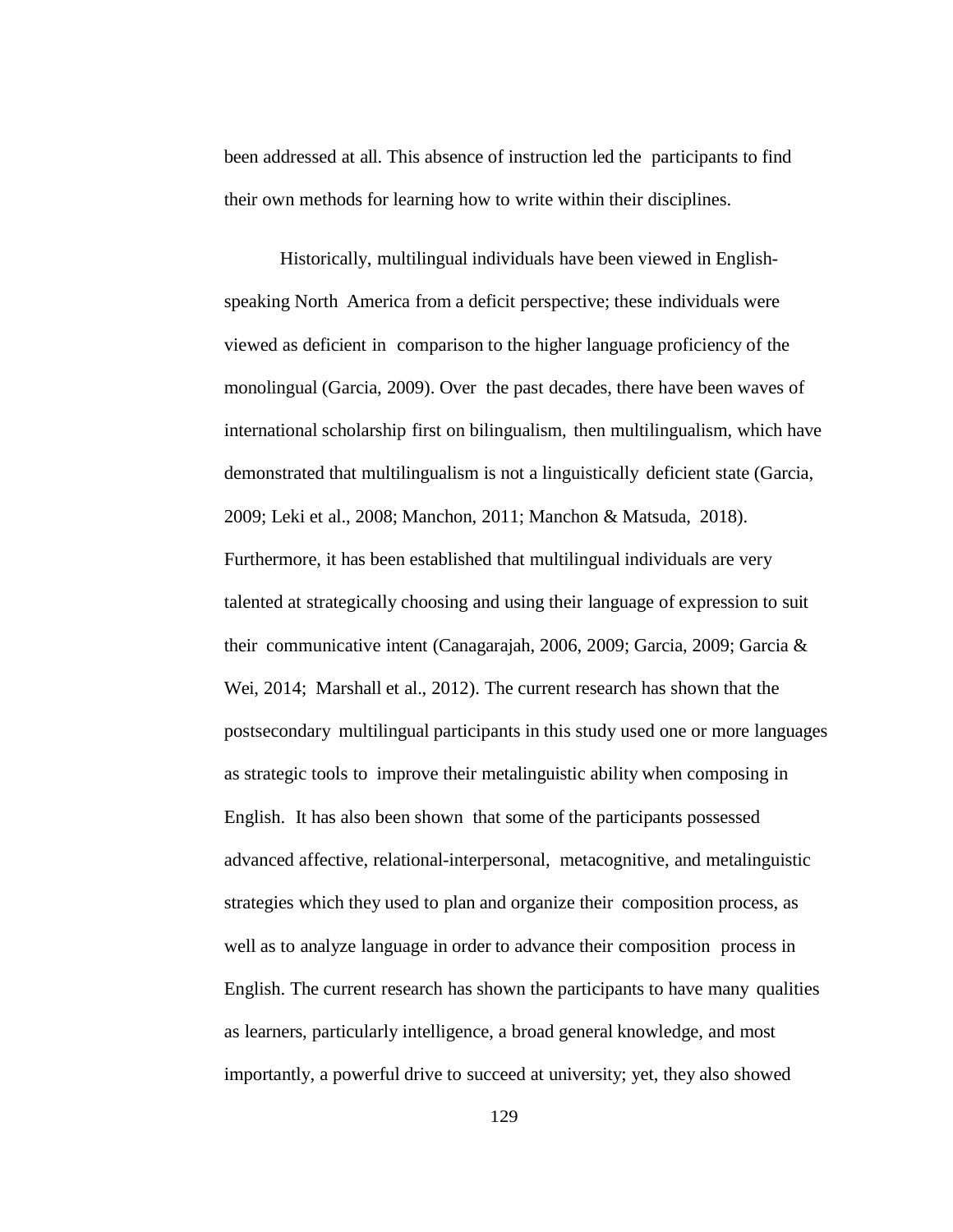been addressed at all. This absence of instruction led the participants to find their own methods for learning how to write within their disciplines.

Historically, multilingual individuals have been viewed in English-speaking North America from a deficit perspective; these individuals were viewed as deficient in comparison to the higher language proficiency of the monolingual (Garcia, 2009). Over the past decades, there have been waves of international scholarship first on bilingualism, then multilingualism, which have demonstrated that multilingualism is not a linguistically deficient state (Garcia, 2009; Leki et al., 2008; Manchon, 2011; Manchon & Matsuda, 2018). Furthermore, it has been established that multilingual individuals are very talented at strategically choosing and using their language of expression to suit their communicative intent (Canagarajah, 2006, 2009; Garcia, 2009; Garcia & Wei, 2014; Marshall et al., 2012). The current research has shown that the postsecondary multilingual participants in this study used one or more languages as strategic tools to improve their metalinguistic ability when composing in English. It has also been shown that some of the participants possessed advanced affective, relational-interpersonal, metacognitive, and metalinguistic strategies which they used to plan and organize their composition process, as well as to analyze language in order to advance their composition process in English. The current research has shown the participants to have many qualities as learners, particularly intelligence, a broad general knowledge, and most importantly, a powerful drive to succeed at university; yet, they also showed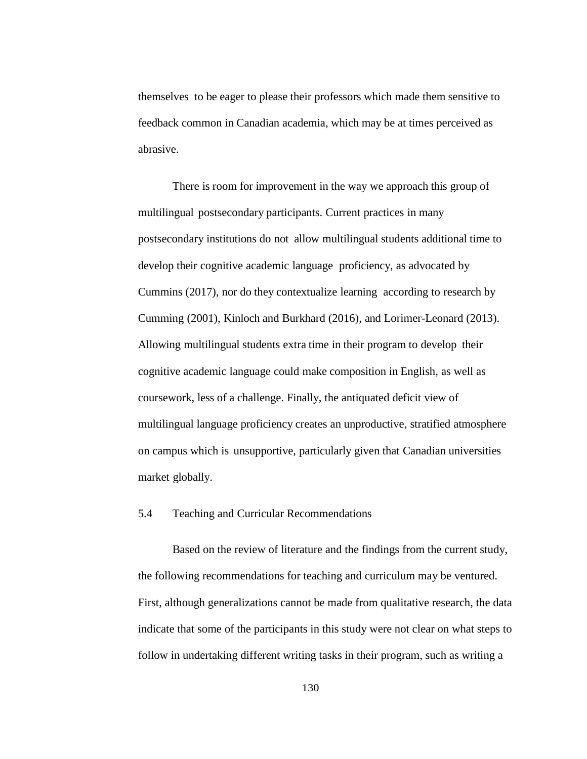themselves to be eager to please their professors which made them sensitive to feedback common in Canadian academia, which may be at times perceived as abrasive.

There is room for improvement in the way we approach this group of multilingual postsecondary participants. Current practices in many postsecondary institutions do not allow multilingual students additional time to develop their cognitive academic language proficiency, as advocated by Cummins (2017), nor do they contextualize learning according to research by Cumming (2001), Kinloch and Burkhard (2016), and Lorimer-Leonard (2013). Allowing multilingual students extra time in their program to develop their cognitive academic language could make composition in English, as well as coursework, less of a challenge. Finally, the antiquated deficit view of multilingual language proficiency creates an unproductive, stratified atmosphere on campus which is unsupportive, particularly given that Canadian universities market globally.

### 5.4 Teaching and Curricular Recommendations

Based on the review of literature and the findings from the current study, the following recommendations for teaching and curriculum may be ventured. First, although generalizations cannot be made from qualitative research, the data indicate that some of the participants in this study were not clear on what steps to follow in undertaking different writing tasks in their program, such as writing a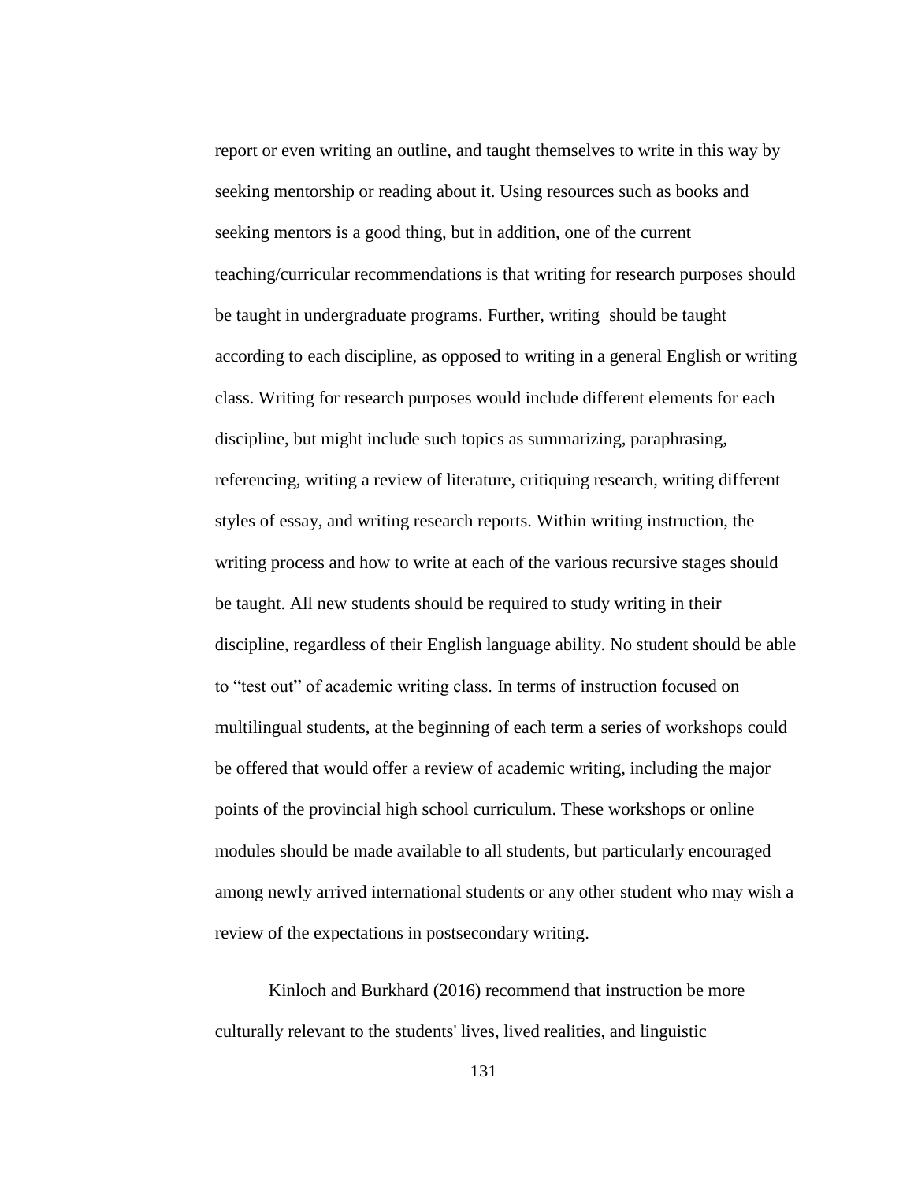report or even writing an outline, and taught themselves to write in this way by seeking mentorship or reading about it. Using resources such as books and seeking mentors is a good thing, but in addition, one of the current teaching/curricular recommendations is that writing for research purposes should be taught in undergraduate programs. Further, writing should be taught according to each discipline, as opposed to writing in a general English or writing class. Writing for research purposes would include different elements for each discipline, but might include such topics as summarizing, paraphrasing, referencing, writing a review of literature, critiquing research, writing different styles of essay, and writing research reports. Within writing instruction, the writing process and how to write at each of the various recursive stages should be taught. All new students should be required to study writing in their discipline, regardless of their English language ability. No student should be able to "test out" of academic writing class. In terms of instruction focused on multilingual students, at the beginning of each term a series of workshops could be offered that would offer a review of academic writing, including the major points of the provincial high school curriculum. These workshops or online modules should be made available to all students, but particularly encouraged among newly arrived international students or any other student who may wish a review of the expectations in postsecondary writing.

Kinloch and Burkhard (2016) recommend that instruction be more culturally relevant to the students' lives, lived realities, and linguistic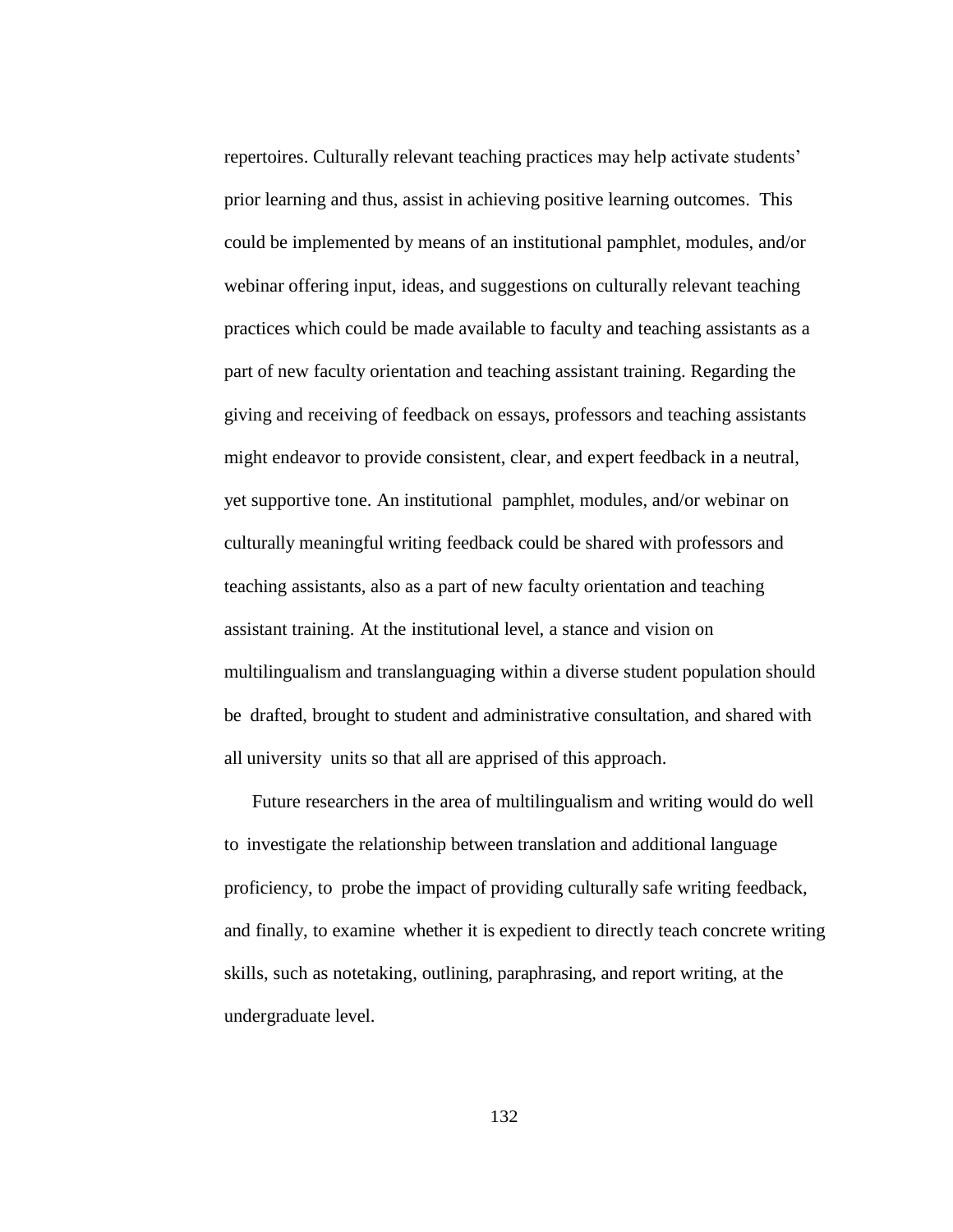repertoires. Culturally relevant teaching practices may help activate students' prior learning and thus, assist in achieving positive learning outcomes. This could be implemented by means of an institutional pamphlet, modules, and/or webinar offering input, ideas, and suggestions on culturally relevant teaching practices which could be made available to faculty and teaching assistants as a part of new faculty orientation and teaching assistant training. Regarding the giving and receiving of feedback on essays, professors and teaching assistants might endeavor to provide consistent, clear, and expert feedback in a neutral, yet supportive tone. An institutional pamphlet, modules, and/or webinar on culturally meaningful writing feedback could be shared with professors and teaching assistants, also as a part of new faculty orientation and teaching assistant training. At the institutional level, a stance and vision on multilingualism and translanguaging within a diverse student population should be drafted, brought to student and administrative consultation, and shared with all university units so that all are apprised of this approach.

Future researchers in the area of multilingualism and writing would do well to investigate the relationship between translation and additional language proficiency, to probe the impact of providing culturally safe writing feedback, and finally, to examine whether it is expedient to directly teach concrete writing skills, such as notetaking, outlining, paraphrasing, and report writing, at the undergraduate level.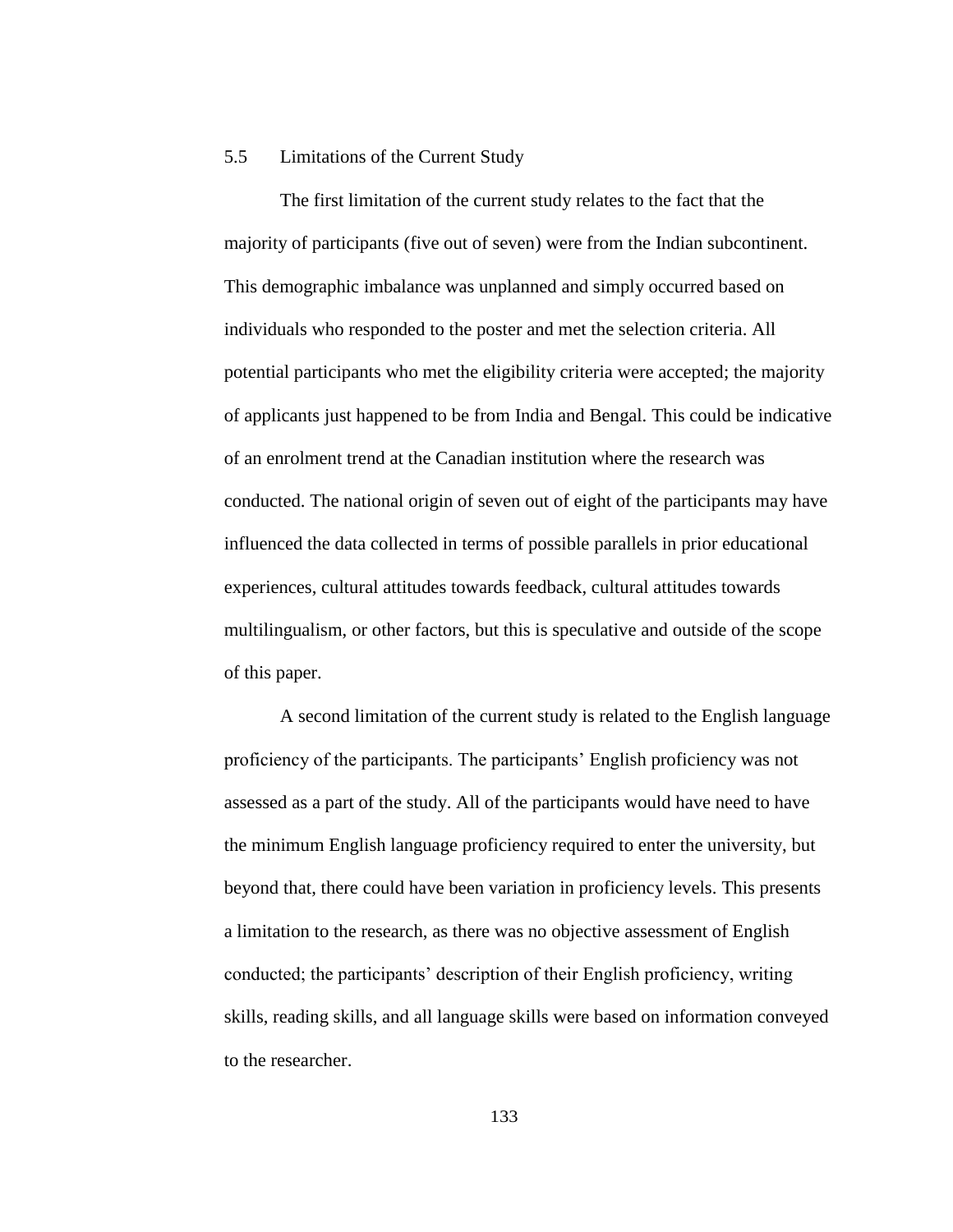## 5.5 Limitations of the Current Study

The first limitation of the current study relates to the fact that the majority of participants (five out of seven) were from the Indian subcontinent. This demographic imbalance was unplanned and simply occurred based on individuals who responded to the poster and met the selection criteria. All potential participants who met the eligibility criteria were accepted; the majority of applicants just happened to be from India and Bengal. This could be indicative of an enrolment trend at the Canadian institution where the research was conducted. The national origin of seven out of eight of the participants may have influenced the data collected in terms of possible parallels in prior educational experiences, cultural attitudes towards feedback, cultural attitudes towards multilingualism, or other factors, but this is speculative and outside of the scope of this paper.

A second limitation of the current study is related to the English language proficiency of the participants. The participants' English proficiency was not assessed as a part of the study. All of the participants would have need to have the minimum English language proficiency required to enter the university, but beyond that, there could have been variation in proficiency levels. This presents a limitation to the research, as there was no objective assessment of English conducted; the participants' description of their English proficiency, writing skills, reading skills, and all language skills were based on information conveyed to the researcher.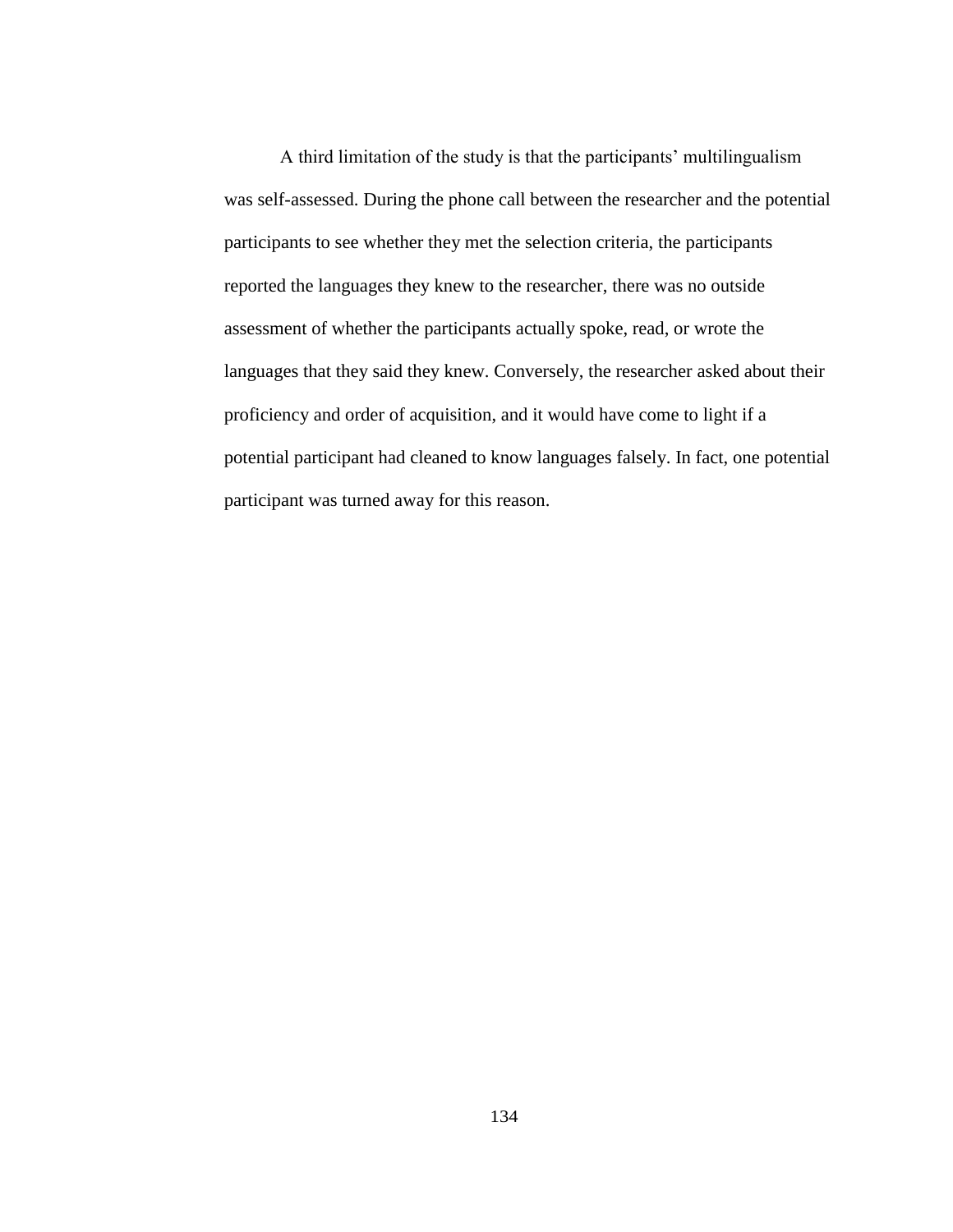A third limitation of the study is that the participants' multilingualism was self-assessed. During the phone call between the researcher and the potential participants to see whether they met the selection criteria, the participants reported the languages they knew to the researcher, there was no outside assessment of whether the participants actually spoke, read, or wrote the languages that they said they knew. Conversely, the researcher asked about their proficiency and order of acquisition, and it would have come to light if a potential participant had cleaned to know languages falsely. In fact, one potential participant was turned away for this reason.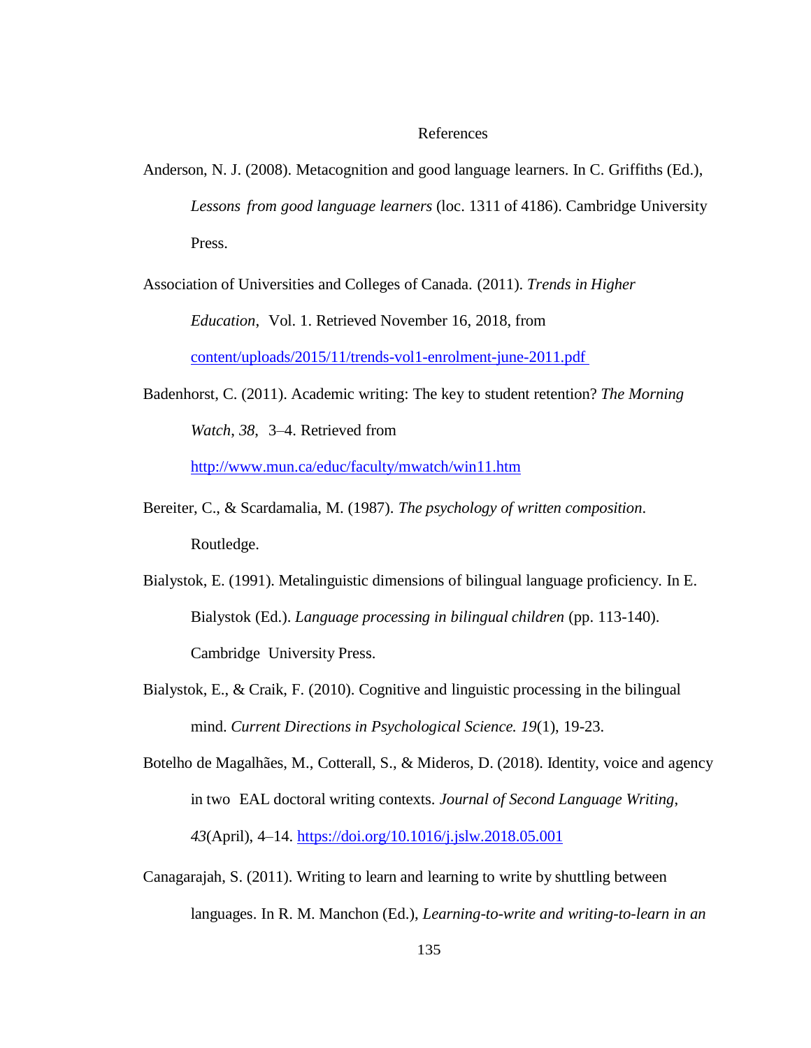# References

Anderson, N. J. (2008). Metacognition and good language learners. In C. Griffiths (Ed.), *Lessons from good language learners* (loc. 1311 of 4186). Cambridge University Press.

Association of Universities and Colleges of Canada. (2011). *Trends in Higher Education*, Vol. 1. Retrieved November 16, 2018, from content/uploads/2015/11/trends-vol1-enrolment-june-2011.pdf

Badenhorst, C. (2011). Academic writing: The key to student retention? *The Morning Watch*, *38*, 3–4. Retrieved from http://www.mun.ca/educ/faculty/mwatch/win11.htm

Bereiter, C., & Scardamalia, M. (1987). *The psychology of written composition*. Routledge.

Bialystok, E. (1991). Metalinguistic dimensions of bilingual language proficiency. In E. Bialystok (Ed.). *Language processing in bilingual children* (pp. 113-140). Cambridge University Press.

Bialystok, E., & Craik, F. (2010). Cognitive and linguistic processing in the bilingual mind. *Current Directions in Psychological Science. 19*(1), 19-23.

Botelho de Magalhães, M., Cotterall, S., & Mideros, D. (2018). Identity, voice and agency in two EAL doctoral writing contexts. *Journal of Second Language Writing*, *43*(April), 4–14. https://doi.org/10.1016/j.jslw.2018.05.001

Canagarajah, S. (2011). Writing to learn and learning to write by shuttling between languages. In R. M. Manchon (Ed.), *Learning-to-write and writing-to-learn in an*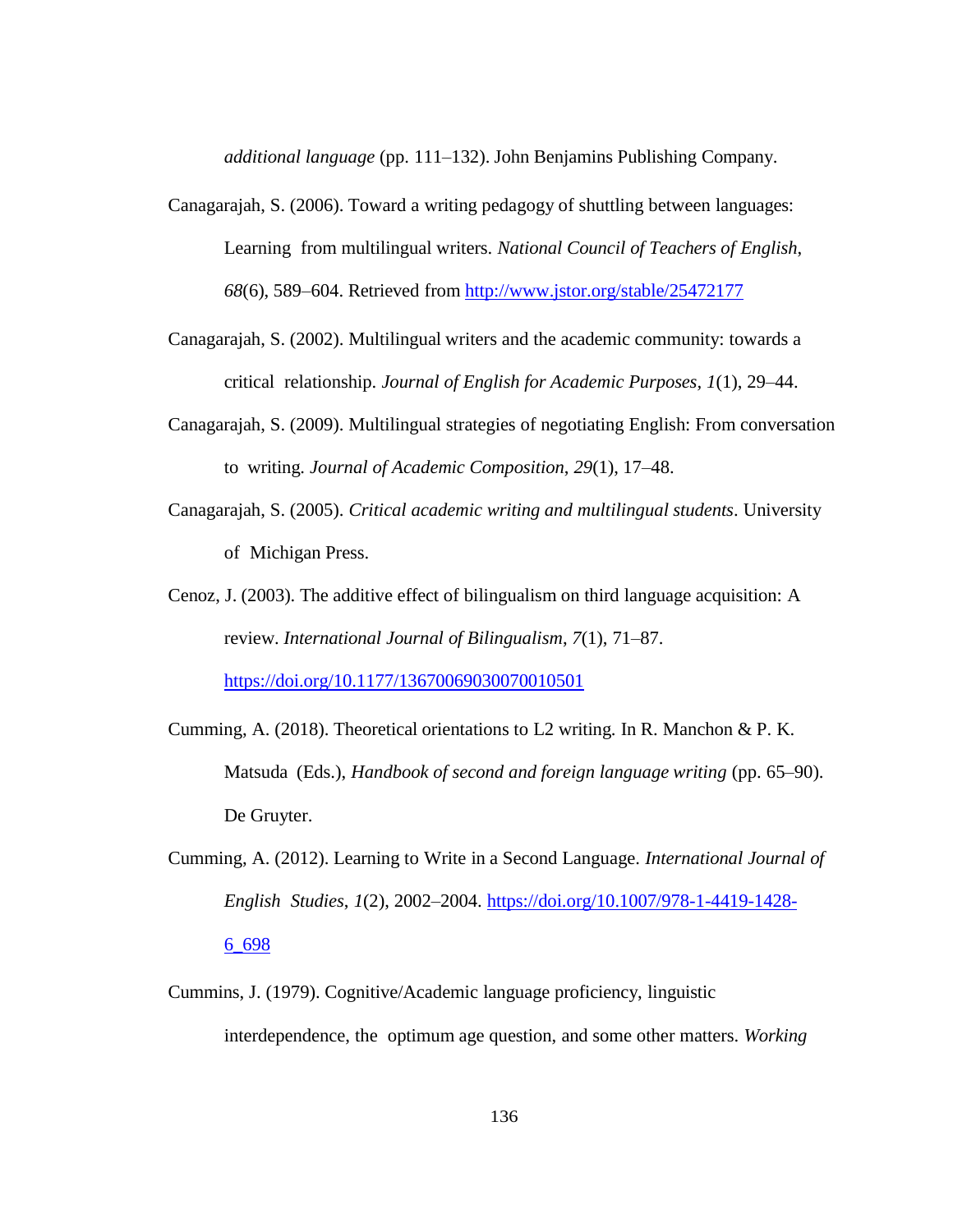*additional language* (pp. 111–132). John Benjamins Publishing Company.

Canagarajah, S. (2006). Toward a writing pedagogy of shuttling between languages: Learning from multilingual writers. *National Council of Teachers of English*, *68*(6), 589–604. Retrieved from http://www.jstor.org/stable/25472177

Canagarajah, S. (2002). Multilingual writers and the academic community: towards a critical relationship. *Journal of English for Academic Purposes*, *1*(1), 29–44.

Canagarajah, S. (2009). Multilingual strategies of negotiating English: From conversation to writing. *Journal of Academic Composition*, *29*(1), 17–48.

Canagarajah, S. (2005). *Critical academic writing and multilingual students*. University of Michigan Press.

Cenoz, J. (2003). The additive effect of bilingualism on third language acquisition: A review. *International Journal of Bilingualism*, *7*(1), 71–87. https://doi.org/10.1177/13670069030070010501

Cumming, A. (2018). Theoretical orientations to L2 writing. In R. Manchon & P. K. Matsuda (Eds.), *Handbook of second and foreign language writing* (pp. 65–90). De Gruyter.

Cumming, A. (2012). Learning to Write in a Second Language. *International Journal of English Studies*, *1*(2), 2002–2004. https://doi.org/10.1007/978-1-4419-1428-6_698

Cummins, J. (1979). Cognitive/Academic language proficiency, linguistic interdependence, the optimum age question, and some other matters. *Working*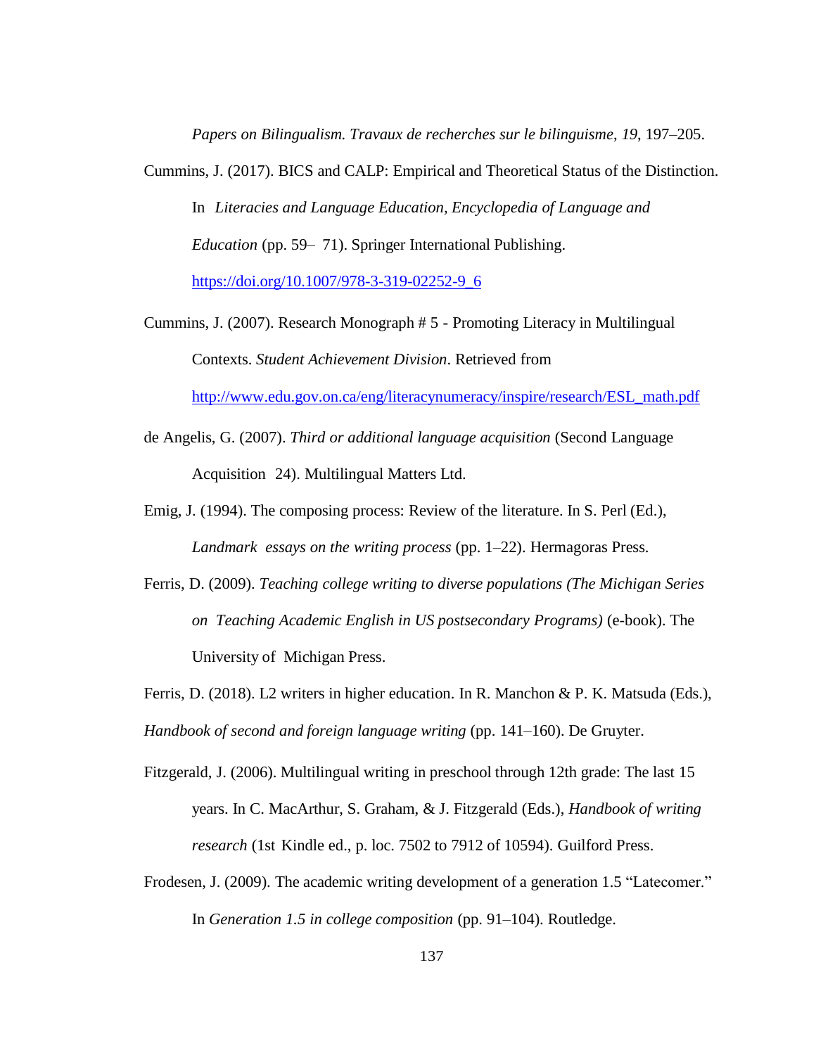*Papers on Bilingualism. Travaux de recherches sur le bilinguisme*, *19*, 197–205.

Cummins, J. (2017). BICS and CALP: Empirical and Theoretical Status of the Distinction. In *Literacies and Language Education, Encyclopedia of Language and Education* (pp. 59– 71). Springer International Publishing. https://doi.org/10.1007/978-3-319-02252-9_6

Cummins, J. (2007). Research Monograph # 5 - Promoting Literacy in Multilingual Contexts. *Student Achievement Division*. Retrieved from http://www.edu.gov.on.ca/eng/literacynumeracy/inspire/research/ESL_math.pdf

de Angelis, G. (2007). *Third or additional language acquisition* (Second Language Acquisition 24). Multilingual Matters Ltd.

Emig, J. (1994). The composing process: Review of the literature. In S. Perl (Ed.), *Landmark essays on the writing process* (pp. 1–22). Hermagoras Press.

Ferris, D. (2009). *Teaching college writing to diverse populations (The Michigan Series on Teaching Academic English in US postsecondary Programs)* (e-book). The University of Michigan Press.

Ferris, D. (2018). L2 writers in higher education. In R. Manchon & P. K. Matsuda (Eds.), *Handbook of second and foreign language writing* (pp. 141–160). De Gruyter.

Fitzgerald, J. (2006). Multilingual writing in preschool through 12th grade: The last 15 years. In C. MacArthur, S. Graham, & J. Fitzgerald (Eds.), *Handbook of writing research* (1st Kindle ed., p. loc. 7502 to 7912 of 10594). Guilford Press.

Frodesen, J. (2009). The academic writing development of a generation 1.5 "Latecomer." In *Generation 1.5 in college composition* (pp. 91–104). Routledge.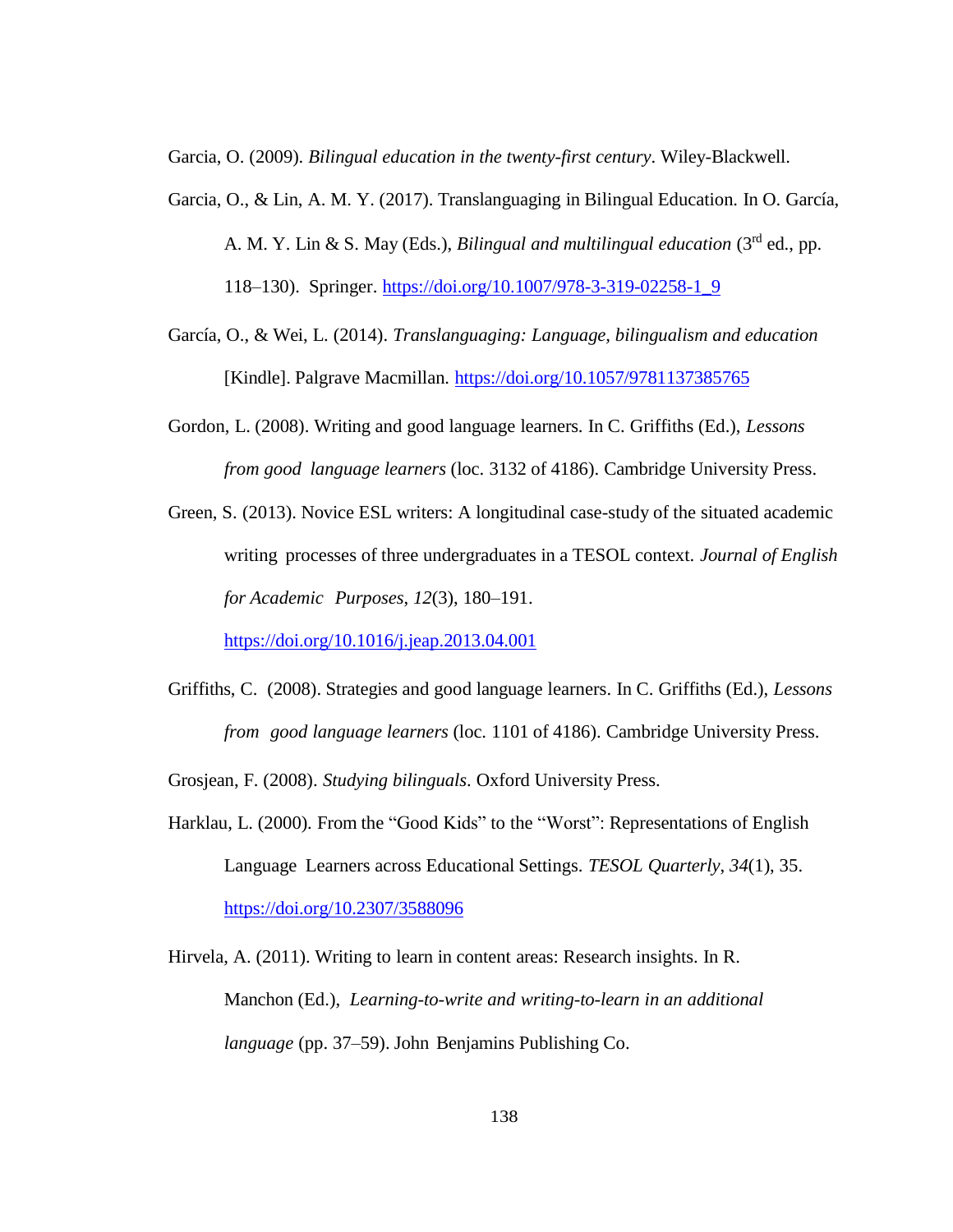Garcia, O. (2009). *Bilingual education in the twenty-first century*. Wiley-Blackwell.

Garcia, O., & Lin, A. M. Y. (2017). Translanguaging in Bilingual Education. In O. García, A. M. Y. Lin & S. May (Eds.), *Bilingual and multilingual education* (3rd ed., pp. 118–130). Springer. https://doi.org/10.1007/978-3-319-02258-1_9

García, O., & Wei, L. (2014). *Translanguaging: Language, bilingualism and education* [Kindle]. Palgrave Macmillan. https://doi.org/10.1057/9781137385765

Gordon, L. (2008). Writing and good language learners. In C. Griffiths (Ed.), *Lessons from good language learners* (loc. 3132 of 4186). Cambridge University Press.

Green, S. (2013). Novice ESL writers: A longitudinal case-study of the situated academic writing processes of three undergraduates in a TESOL context. *Journal of English for Academic Purposes*, *12*(3), 180–191. https://doi.org/10.1016/j.jeap.2013.04.001

Griffiths, C. (2008). Strategies and good language learners. In C. Griffiths (Ed.), *Lessons from good language learners* (loc. 1101 of 4186). Cambridge University Press.

Grosjean, F. (2008). *Studying bilinguals*. Oxford University Press.

Harklau, L. (2000). From the "Good Kids" to the "Worst": Representations of English Language Learners across Educational Settings. *TESOL Quarterly*, *34*(1), 35. https://doi.org/10.2307/3588096

Hirvela, A. (2011). Writing to learn in content areas: Research insights. In R. Manchon (Ed.), *Learning-to-write and writing-to-learn in an additional language* (pp. 37–59). John Benjamins Publishing Co.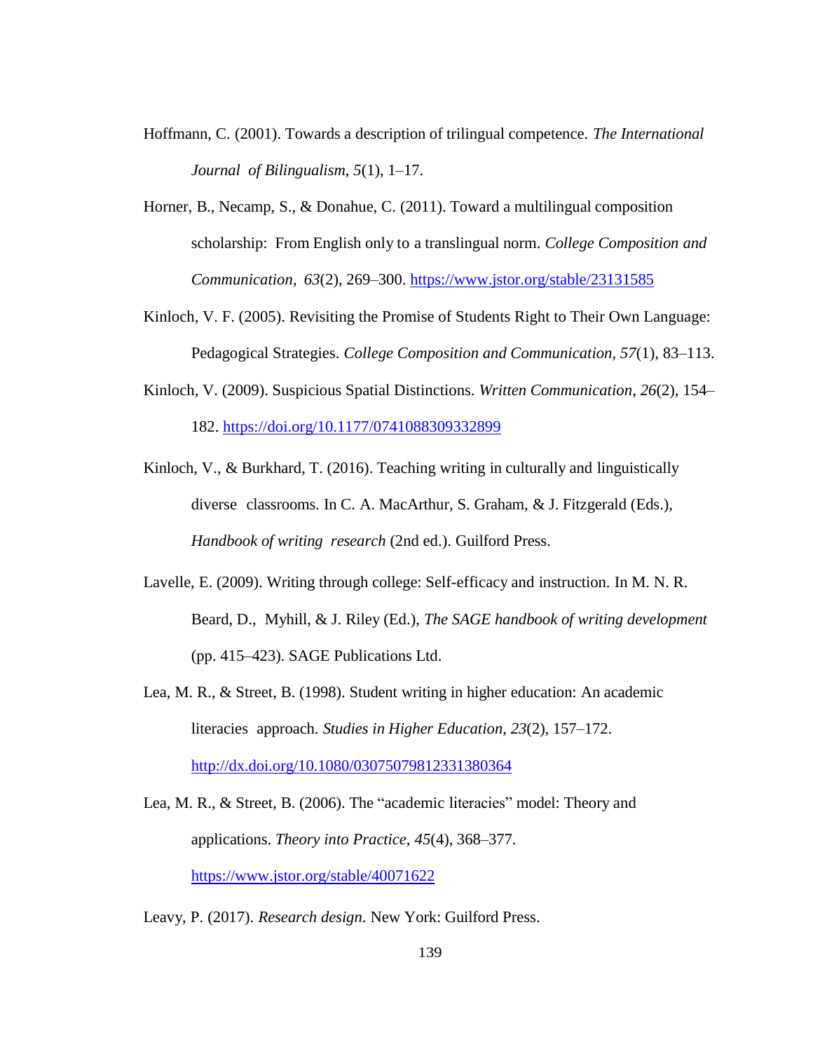Hoffmann, C. (2001). Towards a description of trilingual competence. *The International Journal of Bilingualism*, *5*(1), 1–17.

Horner, B., Necamp, S., & Donahue, C. (2011). Toward a multilingual composition scholarship: From English only to a translingual norm. *College Composition and Communication*, *63*(2), 269–300. https://www.jstor.org/stable/23131585

Kinloch, V. F. (2005). Revisiting the Promise of Students Right to Their Own Language: Pedagogical Strategies. *College Composition and Communication*, *57*(1), 83–113.

Kinloch, V. (2009). Suspicious Spatial Distinctions. *Written Communication*, *26*(2), 154–182. https://doi.org/10.1177/0741088309332899

Kinloch, V., & Burkhard, T. (2016). Teaching writing in culturally and linguistically diverse classrooms. In C. A. MacArthur, S. Graham, & J. Fitzgerald (Eds.), *Handbook of writing research* (2nd ed.). Guilford Press.

Lavelle, E. (2009). Writing through college: Self-efficacy and instruction. In M. N. R. Beard, D., Myhill, & J. Riley (Ed.), *The SAGE handbook of writing development* (pp. 415–423). SAGE Publications Ltd.

Lea, M. R., & Street, B. (1998). Student writing in higher education: An academic literacies approach. *Studies in Higher Education*, *23*(2), 157–172. http://dx.doi.org/10.1080/03075079812331380364

Lea, M. R., & Street, B. (2006). The "academic literacies" model: Theory and applications. *Theory into Practice*, *45*(4), 368–377. https://www.jstor.org/stable/40071622

Leavy, P. (2017). *Research design*. New York: Guilford Press.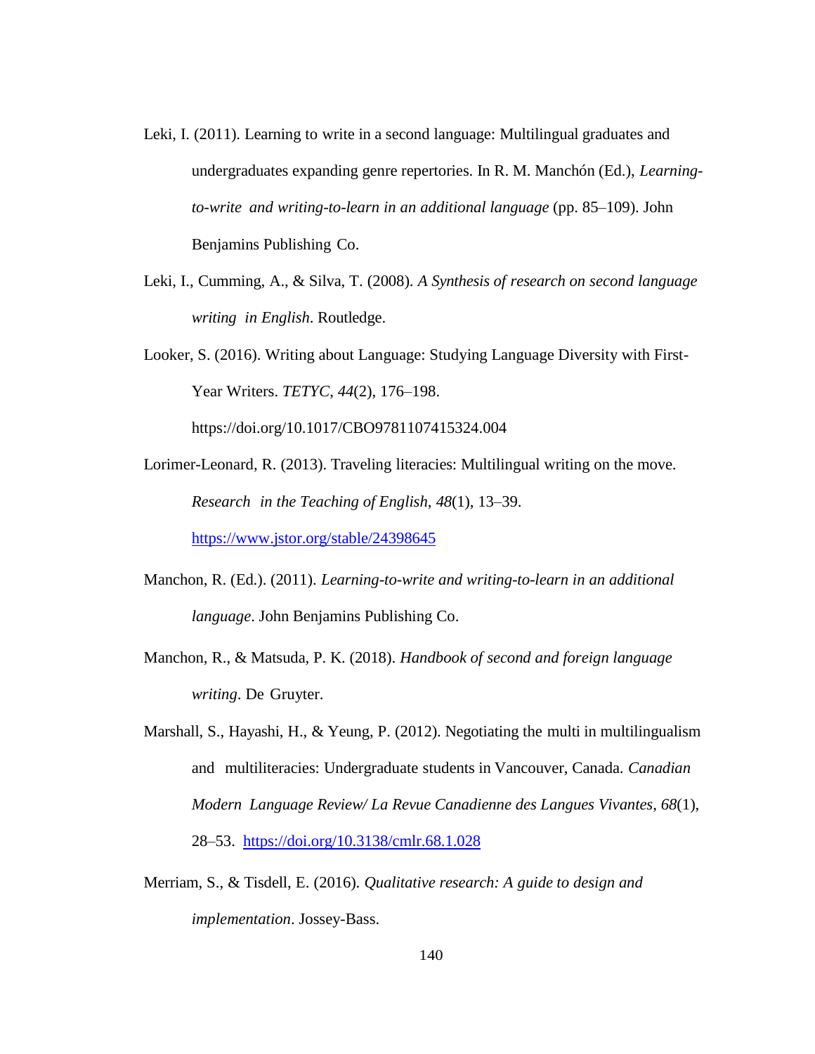Leki, I. (2011). Learning to write in a second language: Multilingual graduates and undergraduates expanding genre repertories. In R. M. Manchón (Ed.), *Learning-to-write and writing-to-learn in an additional language* (pp. 85–109). John Benjamins Publishing Co.

Leki, I., Cumming, A., & Silva, T. (2008). *A Synthesis of research on second language writing in English*. Routledge.

Looker, S. (2016). Writing about Language: Studying Language Diversity with First-Year Writers. *TETYC*, *44*(2), 176–198. https://doi.org/10.1017/CBO9781107415324.004

Lorimer-Leonard, R. (2013). Traveling literacies: Multilingual writing on the move. *Research in the Teaching of English*, *48*(1), 13–39. https://www.jstor.org/stable/24398645

Manchon, R. (Ed.). (2011). *Learning-to-write and writing-to-learn in an additional language*. John Benjamins Publishing Co.

Manchon, R., & Matsuda, P. K. (2018). *Handbook of second and foreign language writing*. De Gruyter.

Marshall, S., Hayashi, H., & Yeung, P. (2012). Negotiating the multi in multilingualism and multiliteracies: Undergraduate students in Vancouver, Canada. *Canadian Modern Language Review/ La Revue Canadienne des Langues Vivantes*, *68*(1), 28–53. https://doi.org/10.3138/cmlr.68.1.028

Merriam, S., & Tisdell, E. (2016). *Qualitative research: A guide to design and implementation*. Jossey-Bass.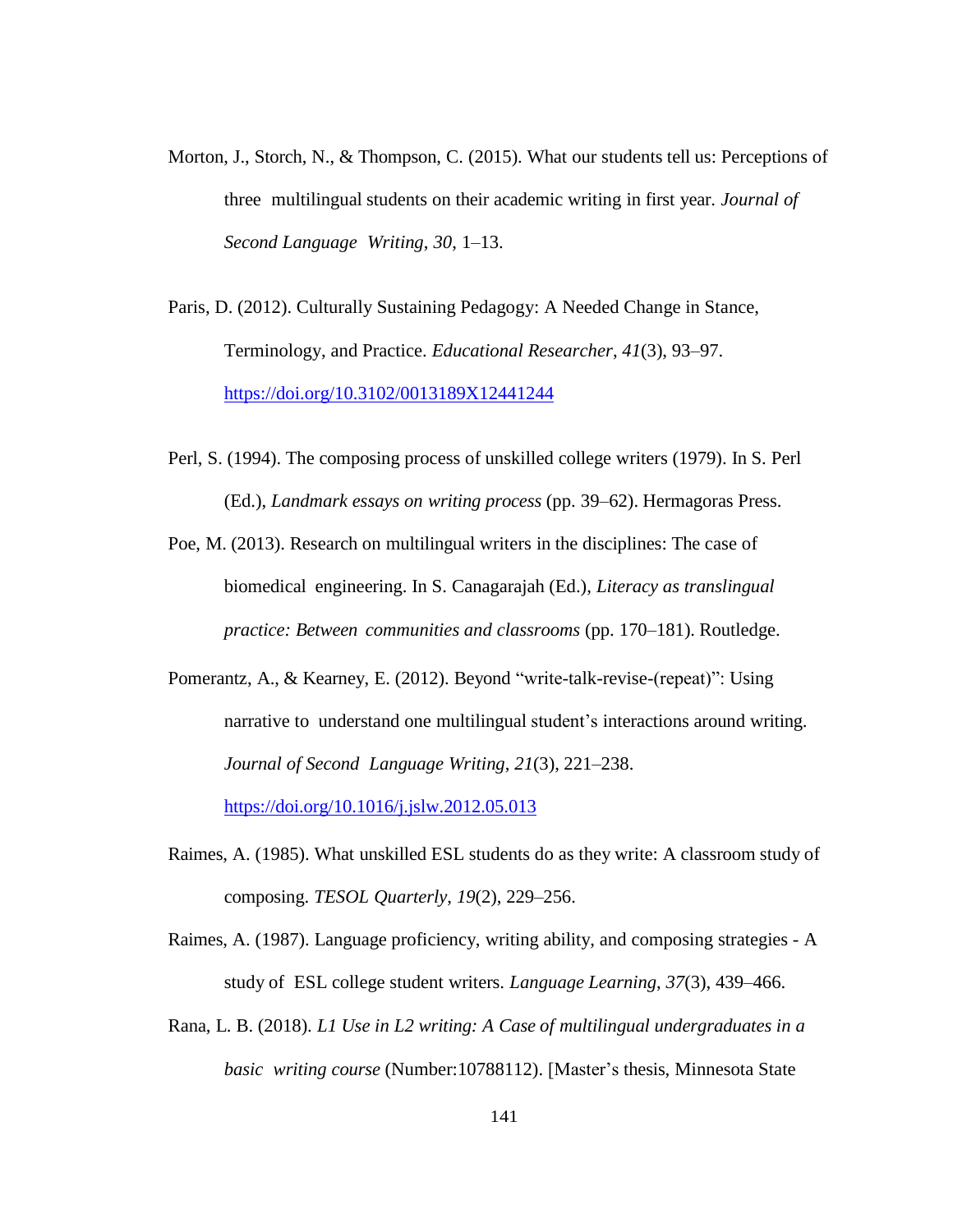Morton, J., Storch, N., & Thompson, C. (2015). What our students tell us: Perceptions of three multilingual students on their academic writing in first year. *Journal of Second Language Writing*, *30*, 1–13.

Paris, D. (2012). Culturally Sustaining Pedagogy: A Needed Change in Stance, Terminology, and Practice. *Educational Researcher*, *41*(3), 93–97. https://doi.org/10.3102/0013189X12441244

Perl, S. (1994). The composing process of unskilled college writers (1979). In S. Perl (Ed.), *Landmark essays on writing process* (pp. 39–62). Hermagoras Press.

Poe, M. (2013). Research on multilingual writers in the disciplines: The case of biomedical engineering. In S. Canagarajah (Ed.), *Literacy as translingual practice: Between communities and classrooms* (pp. 170–181). Routledge.

Pomerantz, A., & Kearney, E. (2012). Beyond "write-talk-revise-(repeat)": Using narrative to understand one multilingual student's interactions around writing. *Journal of Second Language Writing*, *21*(3), 221–238. https://doi.org/10.1016/j.jslw.2012.05.013

Raimes, A. (1985). What unskilled ESL students do as they write: A classroom study of composing. *TESOL Quarterly*, *19*(2), 229–256.

Raimes, A. (1987). Language proficiency, writing ability, and composing strategies - A study of ESL college student writers. *Language Learning*, *37*(3), 439–466.

Rana, L. B. (2018). *L1 Use in L2 writing: A Case of multilingual undergraduates in a basic writing course* (Number:10788112). [Master's thesis, Minnesota State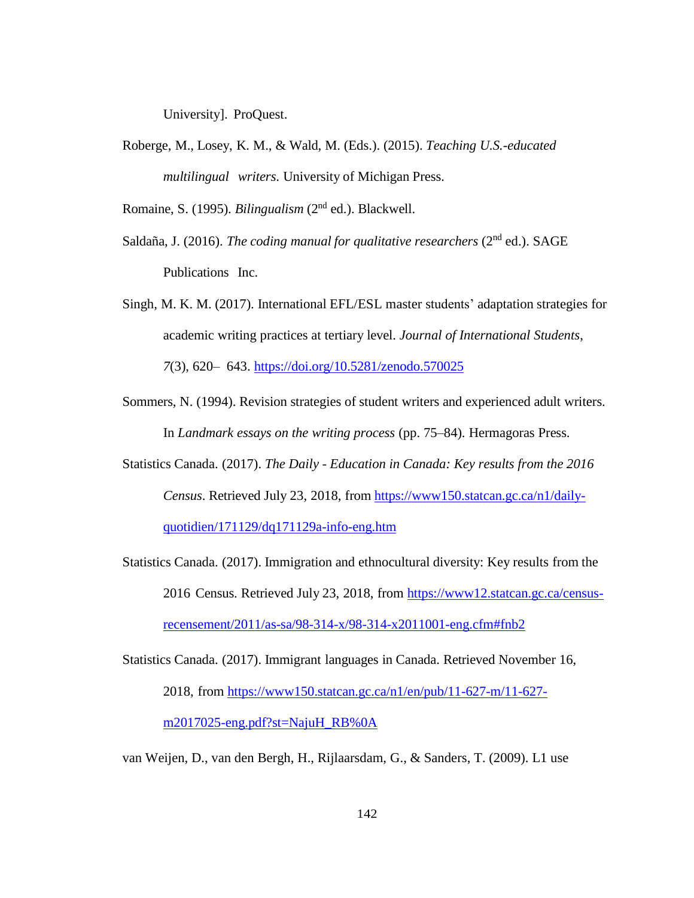University]. ProQuest.

Roberge, M., Losey, K. M., & Wald, M. (Eds.). (2015). *Teaching U.S.-educated multilingual writers*. University of Michigan Press.

Romaine, S. (1995). *Bilingualism* (2nd ed.). Blackwell.

Saldaña, J. (2016). *The coding manual for qualitative researchers* (2nd ed.). SAGE Publications Inc.

Singh, M. K. M. (2017). International EFL/ESL master students' adaptation strategies for academic writing practices at tertiary level. *Journal of International Students*, *7*(3), 620– 643. https://doi.org/10.5281/zenodo.570025

Sommers, N. (1994). Revision strategies of student writers and experienced adult writers. In *Landmark essays on the writing process* (pp. 75–84). Hermagoras Press.

Statistics Canada. (2017). *The Daily - Education in Canada: Key results from the 2016 Census*. Retrieved July 23, 2018, from https://www150.statcan.gc.ca/n1/daily-quotidien/171129/dq171129a-info-eng.htm

Statistics Canada. (2017). Immigration and ethnocultural diversity: Key results from the 2016 Census. Retrieved July 23, 2018, from https://www12.statcan.gc.ca/census-recensement/2011/as-sa/98-314-x/98-314-x2011001-eng.cfm#fnb2

Statistics Canada. (2017). Immigrant languages in Canada. Retrieved November 16, 2018, from https://www150.statcan.gc.ca/n1/en/pub/11-627-m/11-627-m2017025-eng.pdf?st=NajuH_RB%0A

van Weijen, D., van den Bergh, H., Rijlaarsdam, G., & Sanders, T. (2009). L1 use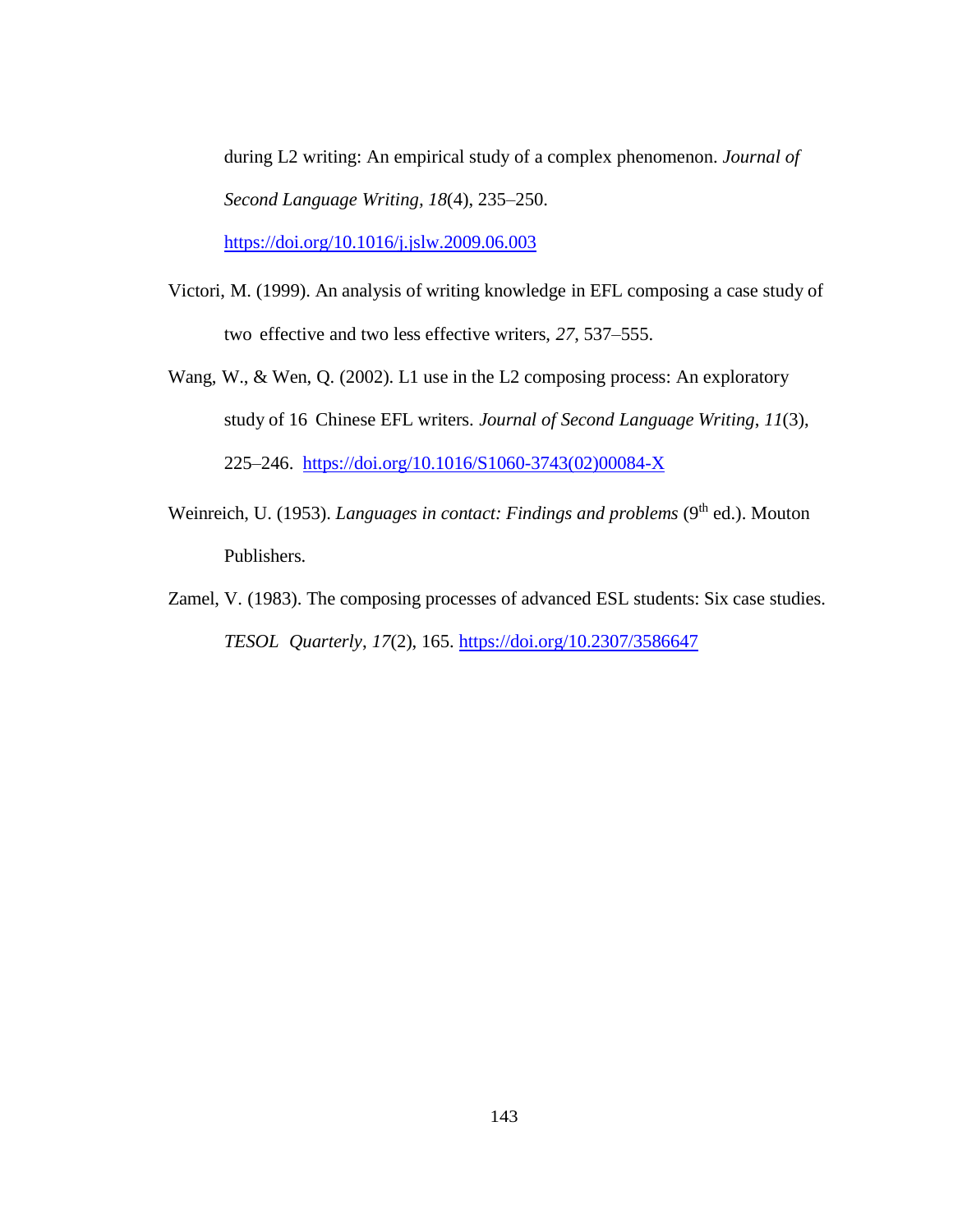during L2 writing: An empirical study of a complex phenomenon. *Journal of Second Language Writing*, *18*(4), 235–250. https://doi.org/10.1016/j.jslw.2009.06.003

Victori, M. (1999). An analysis of writing knowledge in EFL composing a case study of two effective and two less effective writers, *27*, 537–555.

Wang, W., & Wen, Q. (2002). L1 use in the L2 composing process: An exploratory study of 16 Chinese EFL writers. *Journal of Second Language Writing*, *11*(3), 225–246. https://doi.org/10.1016/S1060-3743(02)00084-X

Weinreich, U. (1953). *Languages in contact: Findings and problems* (9th ed.). Mouton Publishers.

Zamel, V. (1983). The composing processes of advanced ESL students: Six case studies. *TESOL Quarterly*, *17*(2), 165. https://doi.org/10.2307/3586647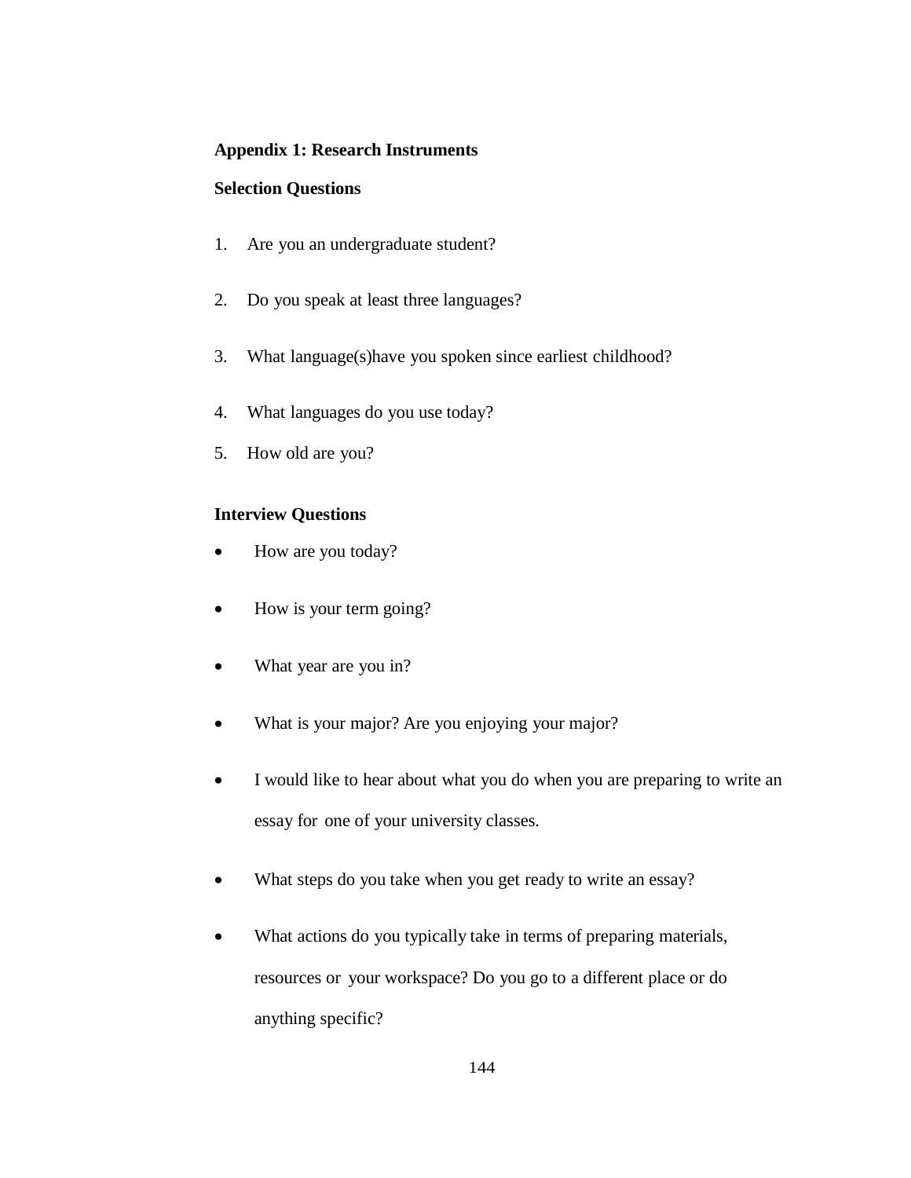**Appendix 1: Research Instruments**

**Selection Questions**

1. Are you an undergraduate student?

2. Do you speak at least three languages?

3. What language(s)have you spoken since earliest childhood?

4. What languages do you use today?
5. How old are you?

**Interview Questions**

- How are you today?

- How is your term going?

- What year are you in?

- What is your major? Are you enjoying your major?

- I would like to hear about what you do when you are preparing to write an essay for one of your university classes.

- What steps do you take when you get ready to write an essay?

- What actions do you typically take in terms of preparing materials, resources or your workspace? Do you go to a different place or do anything specific?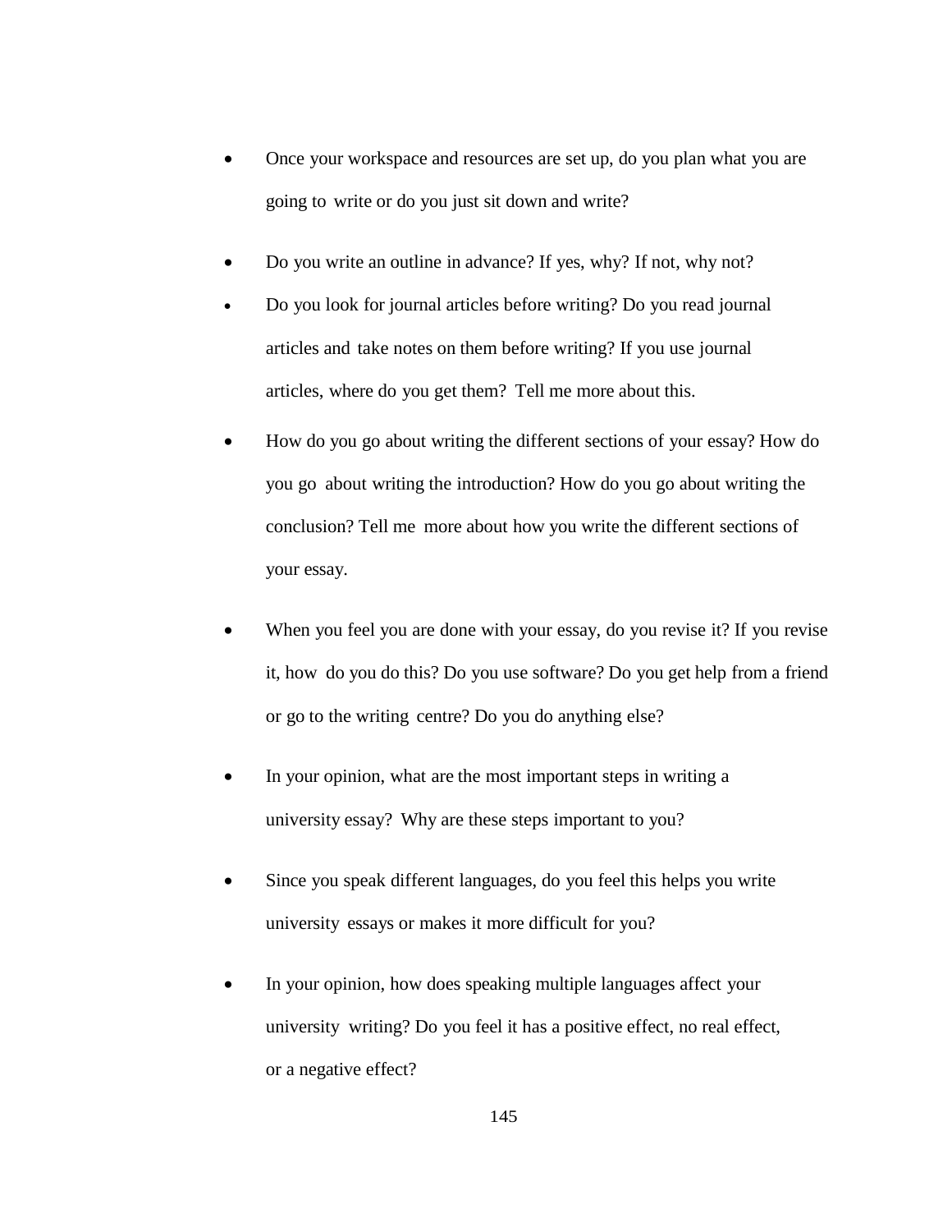- Once your workspace and resources are set up, do you plan what you are going to write or do you just sit down and write?
- Do you write an outline in advance? If yes, why? If not, why not?
- Do you look for journal articles before writing? Do you read journal articles and take notes on them before writing? If you use journal articles, where do you get them? Tell me more about this.
- How do you go about writing the different sections of your essay? How do you go about writing the introduction? How do you go about writing the conclusion? Tell me more about how you write the different sections of your essay.
- When you feel you are done with your essay, do you revise it? If you revise it, how do you do this? Do you use software? Do you get help from a friend or go to the writing centre? Do you do anything else?
- In your opinion, what are the most important steps in writing a university essay? Why are these steps important to you?
- Since you speak different languages, do you feel this helps you write university essays or makes it more difficult for you?
- In your opinion, how does speaking multiple languages affect your university writing? Do you feel it has a positive effect, no real effect, or a negative effect?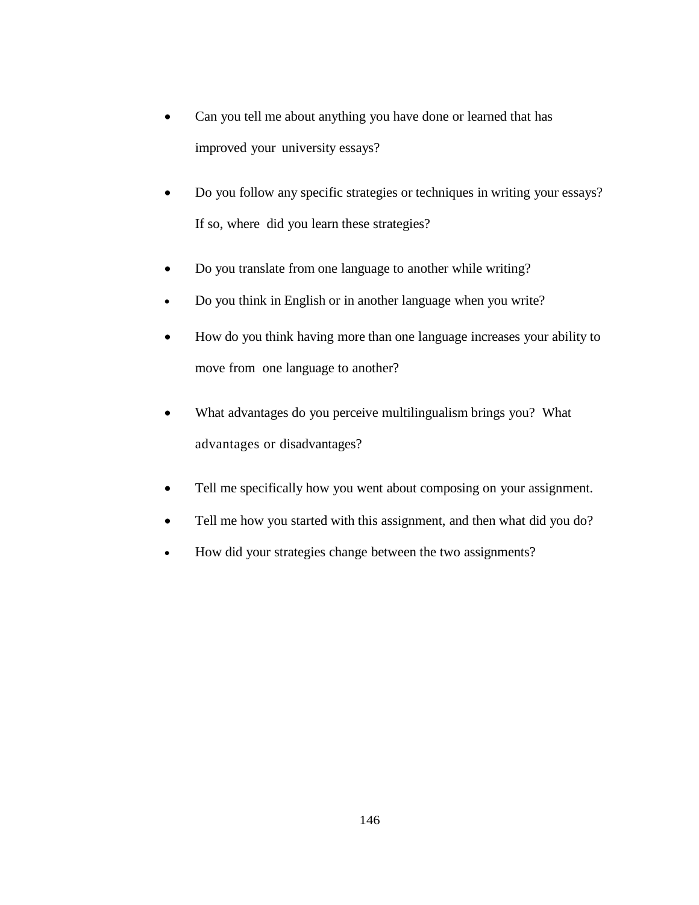- Can you tell me about anything you have done or learned that has improved your university essays?
- Do you follow any specific strategies or techniques in writing your essays? If so, where did you learn these strategies?
- Do you translate from one language to another while writing?
- Do you think in English or in another language when you write?
- How do you think having more than one language increases your ability to move from one language to another?
- What advantages do you perceive multilingualism brings you? What advantages or disadvantages?
- Tell me specifically how you went about composing on your assignment.
- Tell me how you started with this assignment, and then what did you do?
- How did your strategies change between the two assignments?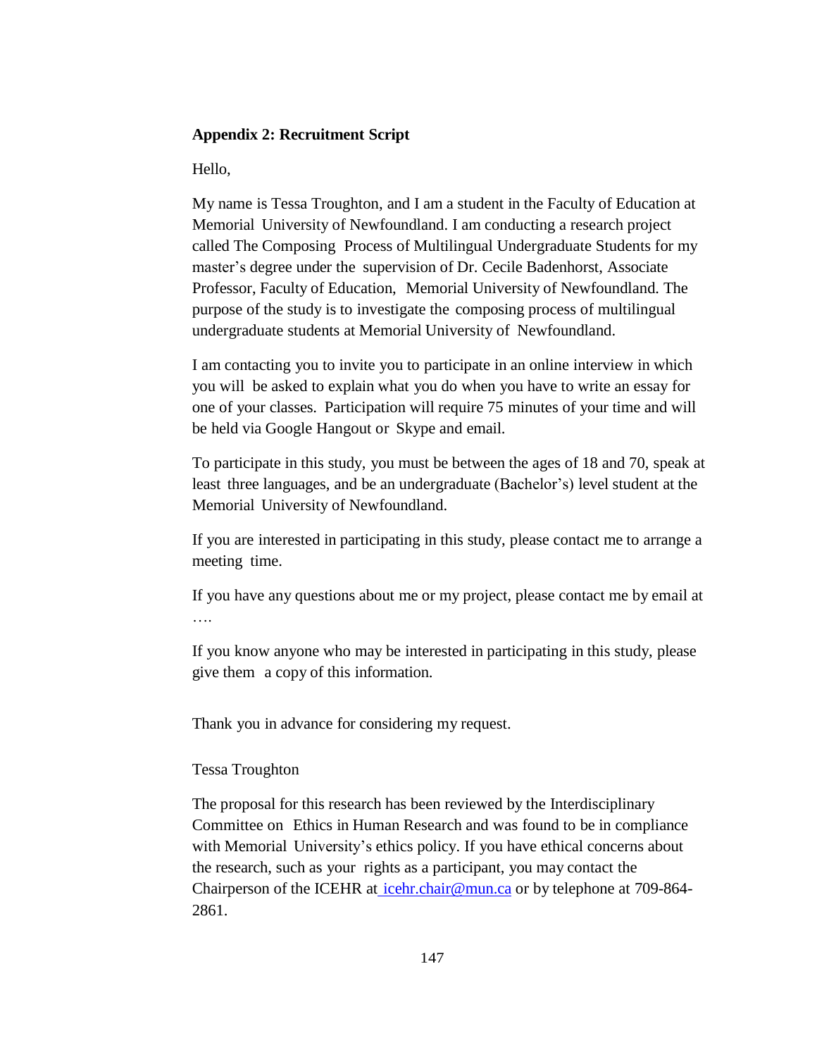**Appendix 2: Recruitment Script**

Hello,

My name is Tessa Troughton, and I am a student in the Faculty of Education at Memorial University of Newfoundland. I am conducting a research project called The Composing Process of Multilingual Undergraduate Students for my master's degree under the supervision of Dr. Cecile Badenhorst, Associate Professor, Faculty of Education, Memorial University of Newfoundland. The purpose of the study is to investigate the composing process of multilingual undergraduate students at Memorial University of Newfoundland.

I am contacting you to invite you to participate in an online interview in which you will be asked to explain what you do when you have to write an essay for one of your classes. Participation will require 75 minutes of your time and will be held via Google Hangout or Skype and email.

To participate in this study, you must be between the ages of 18 and 70, speak at least three languages, and be an undergraduate (Bachelor's) level student at the Memorial University of Newfoundland.

If you are interested in participating in this study, please contact me to arrange a meeting time.

If you have any questions about me or my project, please contact me by email at ….

If you know anyone who may be interested in participating in this study, please give them a copy of this information.

Thank you in advance for considering my request.

Tessa Troughton

The proposal for this research has been reviewed by the Interdisciplinary Committee on Ethics in Human Research and was found to be in compliance with Memorial University's ethics policy. If you have ethical concerns about the research, such as your rights as a participant, you may contact the Chairperson of the ICEHR at icehr.chair@mun.ca or by telephone at 709-864-2861.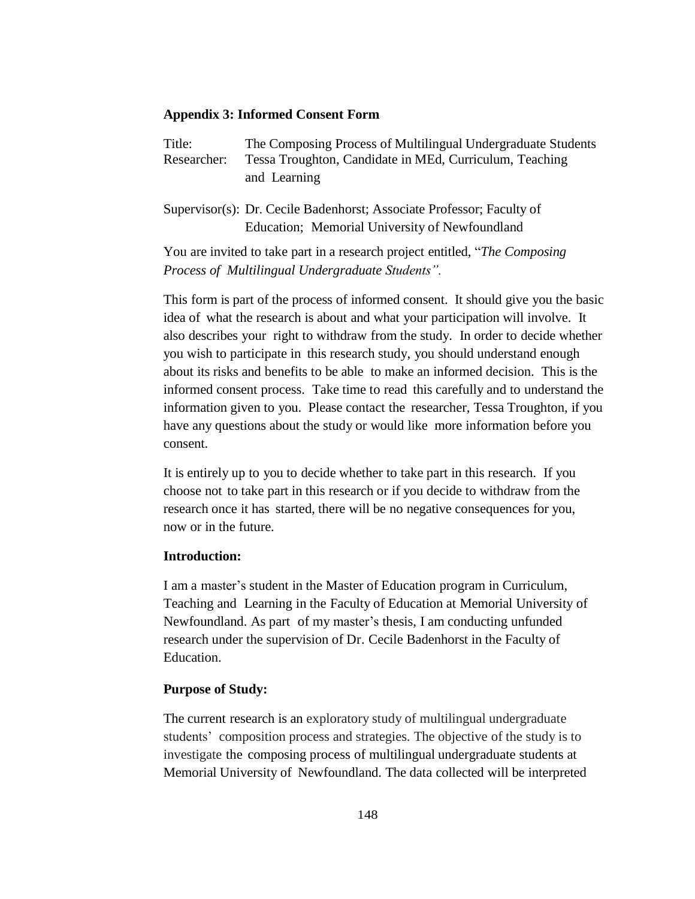**Appendix 3: Informed Consent Form**

Title: The Composing Process of Multilingual Undergraduate Students
Researcher: Tessa Troughton, Candidate in MEd, Curriculum, Teaching and Learning

Supervisor(s): Dr. Cecile Badenhorst; Associate Professor; Faculty of Education; Memorial University of Newfoundland

You are invited to take part in a research project entitled, "*The Composing Process of Multilingual Undergraduate Students".*

This form is part of the process of informed consent. It should give you the basic idea of what the research is about and what your participation will involve. It also describes your right to withdraw from the study. In order to decide whether you wish to participate in this research study, you should understand enough about its risks and benefits to be able to make an informed decision. This is the informed consent process. Take time to read this carefully and to understand the information given to you. Please contact the researcher, Tessa Troughton, if you have any questions about the study or would like more information before you consent.

It is entirely up to you to decide whether to take part in this research. If you choose not to take part in this research or if you decide to withdraw from the research once it has started, there will be no negative consequences for you, now or in the future.

**Introduction:**

I am a master's student in the Master of Education program in Curriculum, Teaching and Learning in the Faculty of Education at Memorial University of Newfoundland. As part of my master's thesis, I am conducting unfunded research under the supervision of Dr. Cecile Badenhorst in the Faculty of Education.

**Purpose of Study:**

The current research is an exploratory study of multilingual undergraduate students' composition process and strategies. The objective of the study is to investigate the composing process of multilingual undergraduate students at Memorial University of Newfoundland. The data collected will be interpreted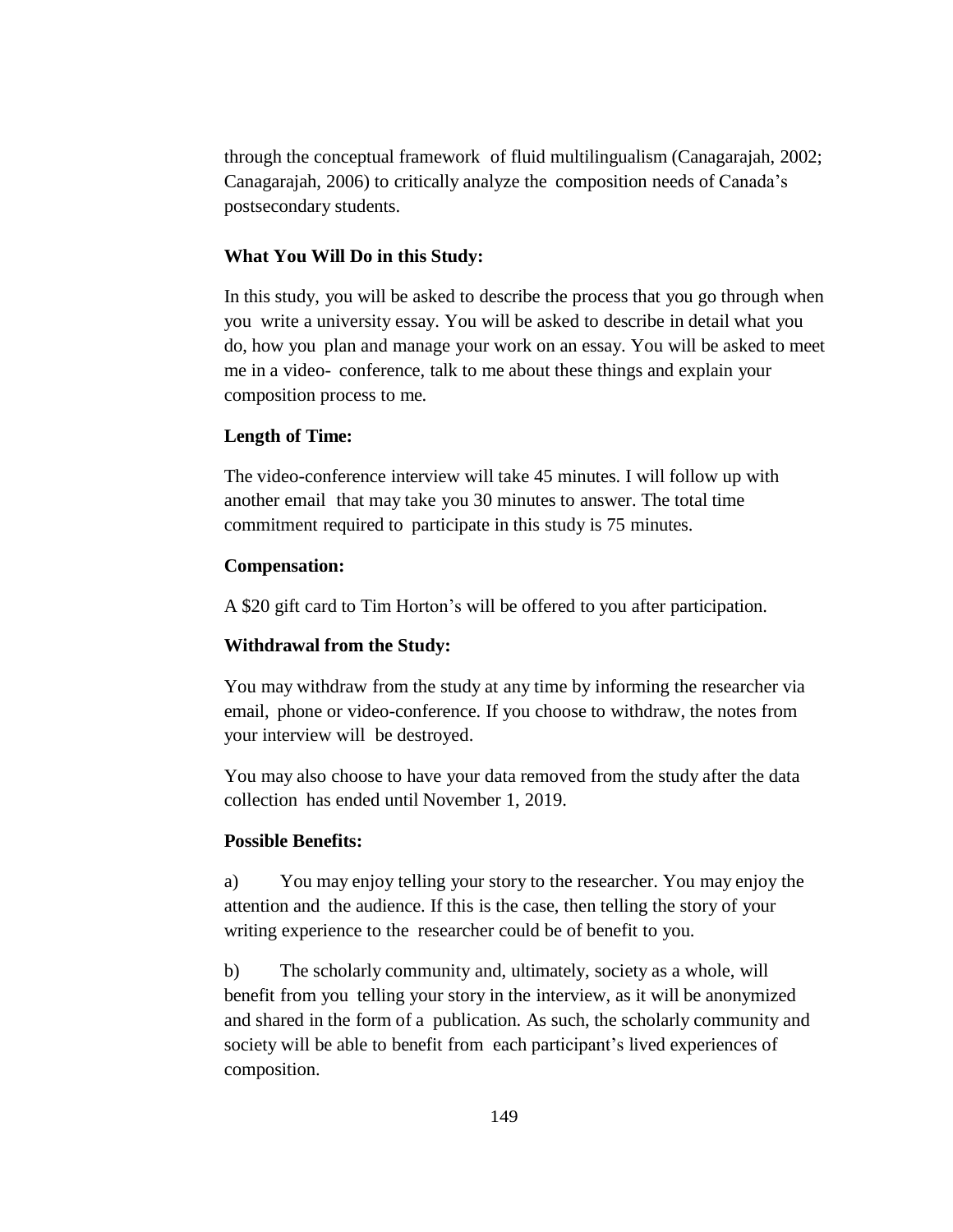through the conceptual framework of fluid multilingualism (Canagarajah, 2002; Canagarajah, 2006) to critically analyze the composition needs of Canada's postsecondary students.

**What You Will Do in this Study:**

In this study, you will be asked to describe the process that you go through when you write a university essay. You will be asked to describe in detail what you do, how you plan and manage your work on an essay. You will be asked to meet me in a video- conference, talk to me about these things and explain your composition process to me.

**Length of Time:**

The video-conference interview will take 45 minutes. I will follow up with another email that may take you 30 minutes to answer. The total time commitment required to participate in this study is 75 minutes.

**Compensation:**

A $20 gift card to Tim Horton's will be offered to you after participation.

**Withdrawal from the Study:**

You may withdraw from the study at any time by informing the researcher via email, phone or video-conference. If you choose to withdraw, the notes from your interview will be destroyed.

You may also choose to have your data removed from the study after the data collection has ended until November 1, 2019.

**Possible Benefits:**

a) You may enjoy telling your story to the researcher. You may enjoy the attention and the audience. If this is the case, then telling the story of your writing experience to the researcher could be of benefit to you.

b) The scholarly community and, ultimately, society as a whole, will benefit from you telling your story in the interview, as it will be anonymized and shared in the form of a publication. As such, the scholarly community and society will be able to benefit from each participant's lived experiences of composition.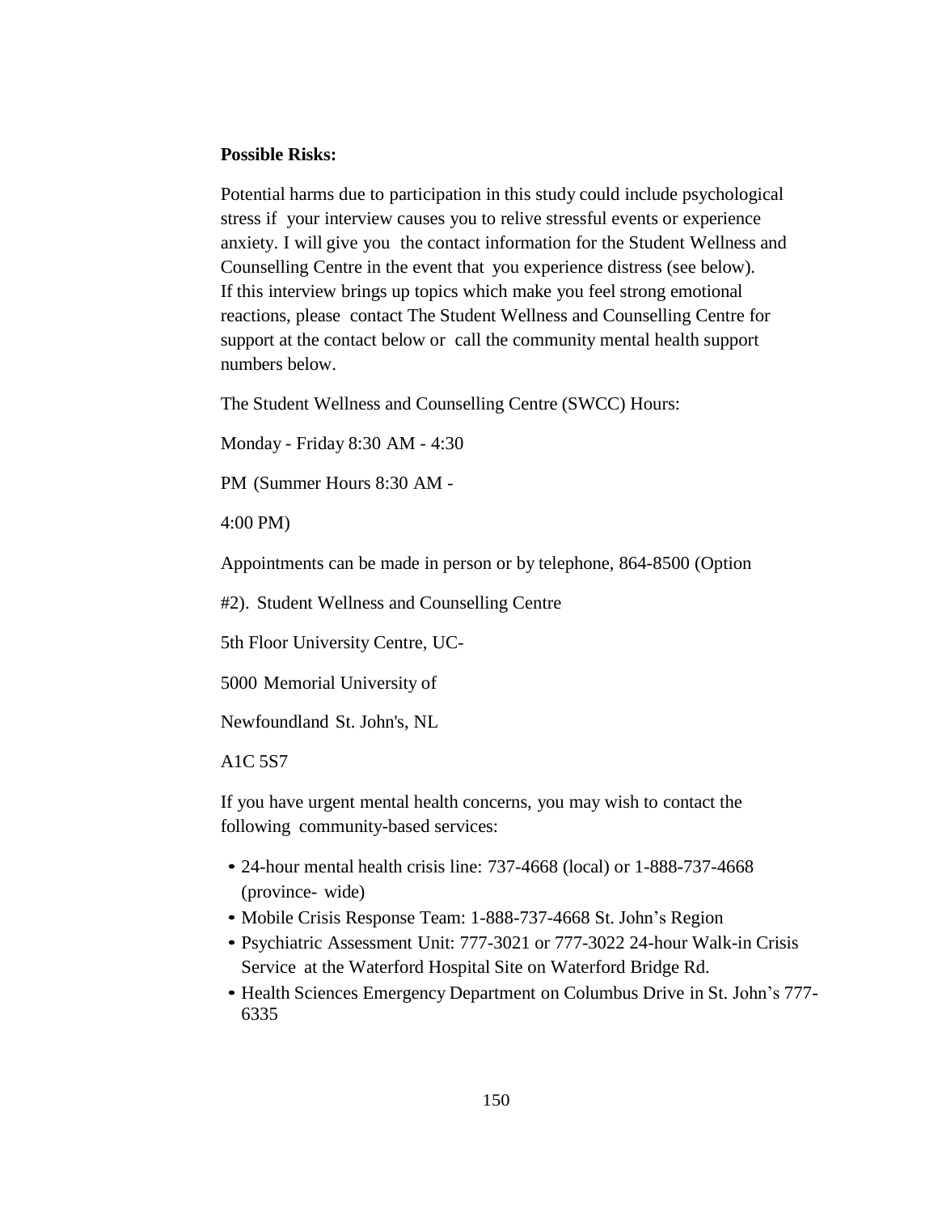**Possible Risks:**

Potential harms due to participation in this study could include psychological stress if your interview causes you to relive stressful events or experience anxiety. I will give you the contact information for the Student Wellness and Counselling Centre in the event that you experience distress (see below). If this interview brings up topics which make you feel strong emotional reactions, please contact The Student Wellness and Counselling Centre for support at the contact below or call the community mental health support numbers below.

The Student Wellness and Counselling Centre (SWCC) Hours:

Monday - Friday 8:30 AM - 4:30

PM (Summer Hours 8:30 AM -

4:00 PM)

Appointments can be made in person or by telephone, 864-8500 (Option

#2). Student Wellness and Counselling Centre

5th Floor University Centre, UC-

5000 Memorial University of

Newfoundland St. John's, NL

A1C 5S7

If you have urgent mental health concerns, you may wish to contact the following community-based services:

- 24-hour mental health crisis line: 737-4668 (local) or 1-888-737-4668 (province- wide)
- Mobile Crisis Response Team: 1-888-737-4668 St. John's Region
- Psychiatric Assessment Unit: 777-3021 or 777-3022 24-hour Walk-in Crisis Service at the Waterford Hospital Site on Waterford Bridge Rd.
- Health Sciences Emergency Department on Columbus Drive in St. John's 777-6335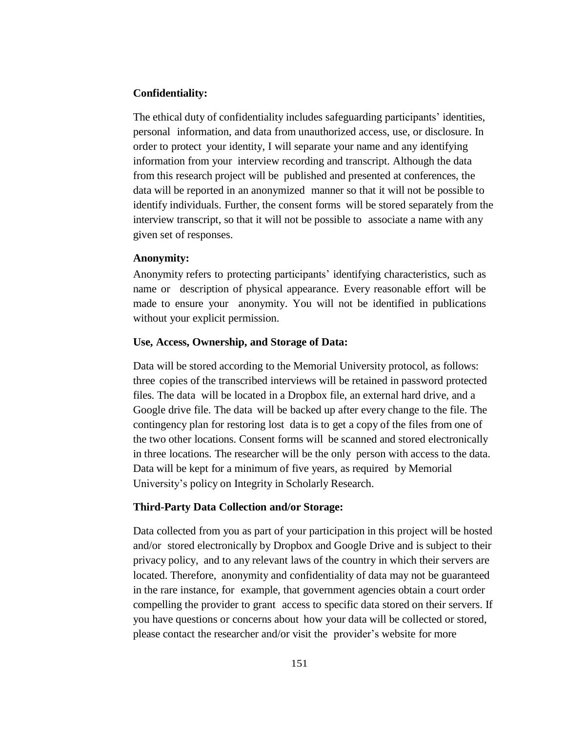**Confidentiality:**

The ethical duty of confidentiality includes safeguarding participants' identities, personal information, and data from unauthorized access, use, or disclosure. In order to protect your identity, I will separate your name and any identifying information from your interview recording and transcript. Although the data from this research project will be published and presented at conferences, the data will be reported in an anonymized manner so that it will not be possible to identify individuals. Further, the consent forms will be stored separately from the interview transcript, so that it will not be possible to associate a name with any given set of responses.

**Anonymity:**

Anonymity refers to protecting participants' identifying characteristics, such as name or description of physical appearance. Every reasonable effort will be made to ensure your anonymity. You will not be identified in publications without your explicit permission.

**Use, Access, Ownership, and Storage of Data:**

Data will be stored according to the Memorial University protocol, as follows: three copies of the transcribed interviews will be retained in password protected files. The data will be located in a Dropbox file, an external hard drive, and a Google drive file. The data will be backed up after every change to the file. The contingency plan for restoring lost data is to get a copy of the files from one of the two other locations. Consent forms will be scanned and stored electronically in three locations. The researcher will be the only person with access to the data. Data will be kept for a minimum of five years, as required by Memorial University's policy on Integrity in Scholarly Research.

**Third-Party Data Collection and/or Storage:**

Data collected from you as part of your participation in this project will be hosted and/or stored electronically by Dropbox and Google Drive and is subject to their privacy policy, and to any relevant laws of the country in which their servers are located. Therefore, anonymity and confidentiality of data may not be guaranteed in the rare instance, for example, that government agencies obtain a court order compelling the provider to grant access to specific data stored on their servers. If you have questions or concerns about how your data will be collected or stored, please contact the researcher and/or visit the provider's website for more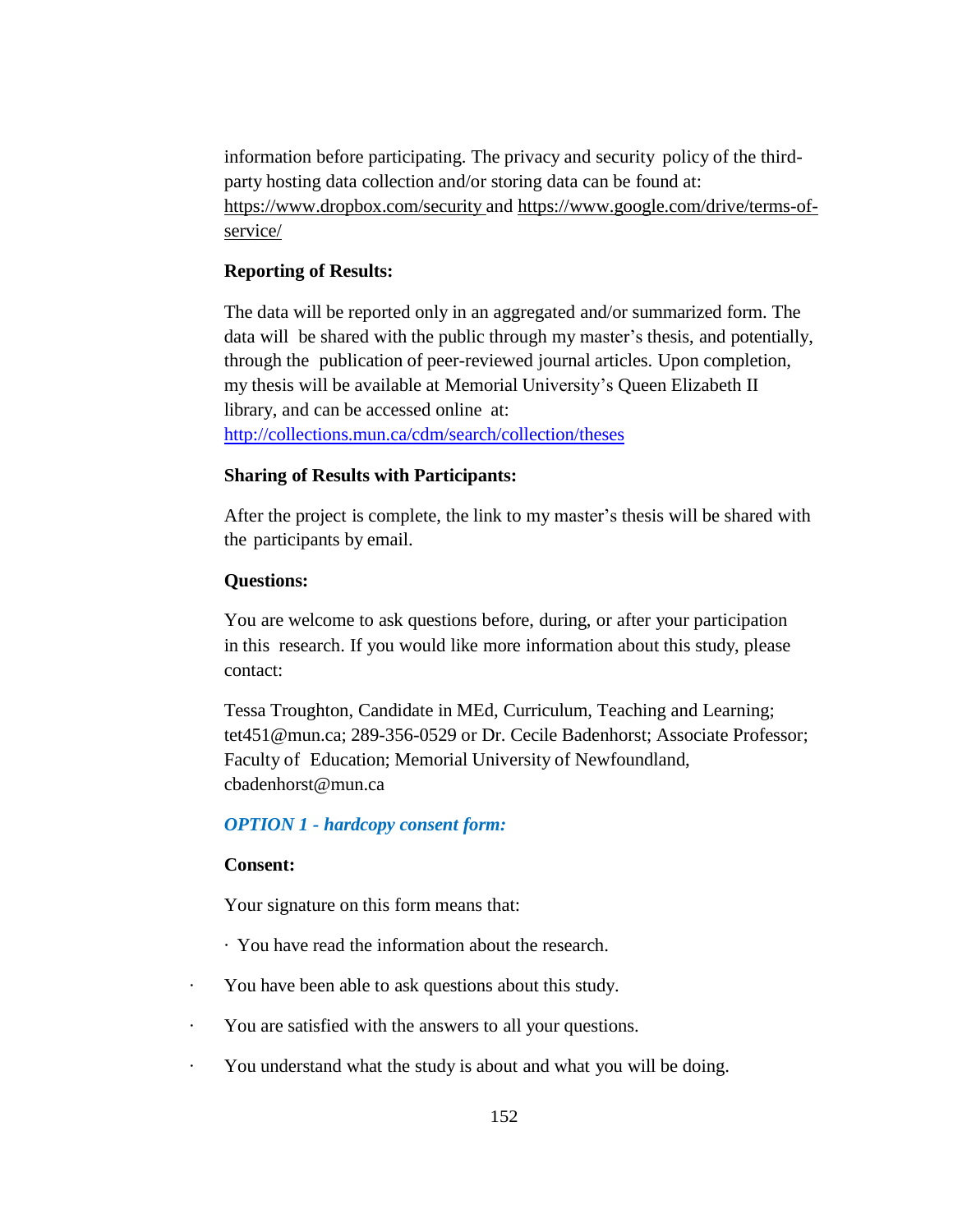information before participating. The privacy and security policy of the third-party hosting data collection and/or storing data can be found at: https://www.dropbox.com/security and https://www.google.com/drive/terms-of-service/

**Reporting of Results:**

The data will be reported only in an aggregated and/or summarized form. The data will be shared with the public through my master's thesis, and potentially, through the publication of peer-reviewed journal articles. Upon completion, my thesis will be available at Memorial University's Queen Elizabeth II library, and can be accessed online at: http://collections.mun.ca/cdm/search/collection/theses

**Sharing of Results with Participants:**

After the project is complete, the link to my master's thesis will be shared with the participants by email.

**Questions:**

You are welcome to ask questions before, during, or after your participation in this research. If you would like more information about this study, please contact:

Tessa Troughton, Candidate in MEd, Curriculum, Teaching and Learning; tet451@mun.ca; 289-356-0529 or Dr. Cecile Badenhorst; Associate Professor; Faculty of Education; Memorial University of Newfoundland, cbadenhorst@mun.ca

***OPTION 1 - hardcopy consent form:***

**Consent:**

Your signature on this form means that:

- You have read the information about the research.
- You have been able to ask questions about this study.
- You are satisfied with the answers to all your questions.
- You understand what the study is about and what you will be doing.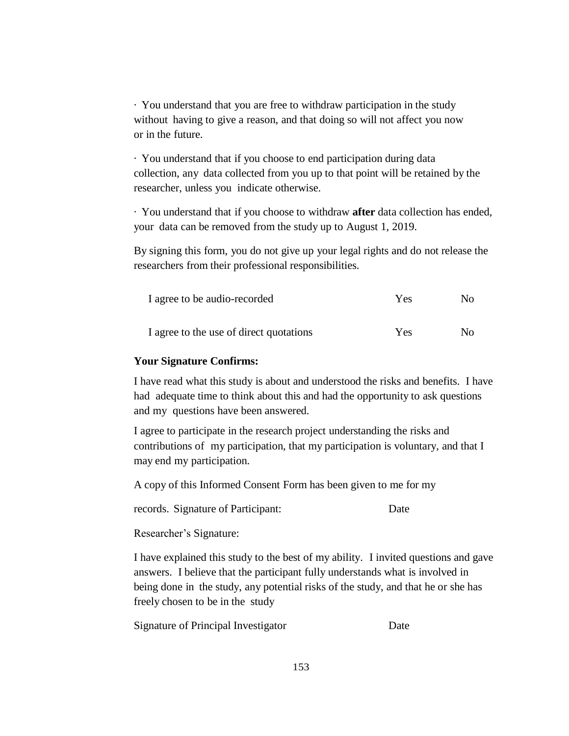· You understand that you are free to withdraw participation in the study without having to give a reason, and that doing so will not affect you now or in the future.

· You understand that if you choose to end participation during data collection, any data collected from you up to that point will be retained by the researcher, unless you indicate otherwise.

· You understand that if you choose to withdraw **after** data collection has ended, your data can be removed from the study up to August 1, 2019.

By signing this form, you do not give up your legal rights and do not release the researchers from their professional responsibilities.

| | | |
|---|---|---|
| I agree to be audio-recorded | Yes | No |
| I agree to the use of direct quotations | Yes | No |

**Your Signature Confirms:**

I have read what this study is about and understood the risks and benefits. I have had adequate time to think about this and had the opportunity to ask questions and my questions have been answered.

I agree to participate in the research project understanding the risks and contributions of my participation, that my participation is voluntary, and that I may end my participation.

A copy of this Informed Consent Form has been given to me for my

records. Signature of Participant: Date

Researcher's Signature:

I have explained this study to the best of my ability. I invited questions and gave answers. I believe that the participant fully understands what is involved in being done in the study, any potential risks of the study, and that he or she has freely chosen to be in the study

Signature of Principal Investigator Date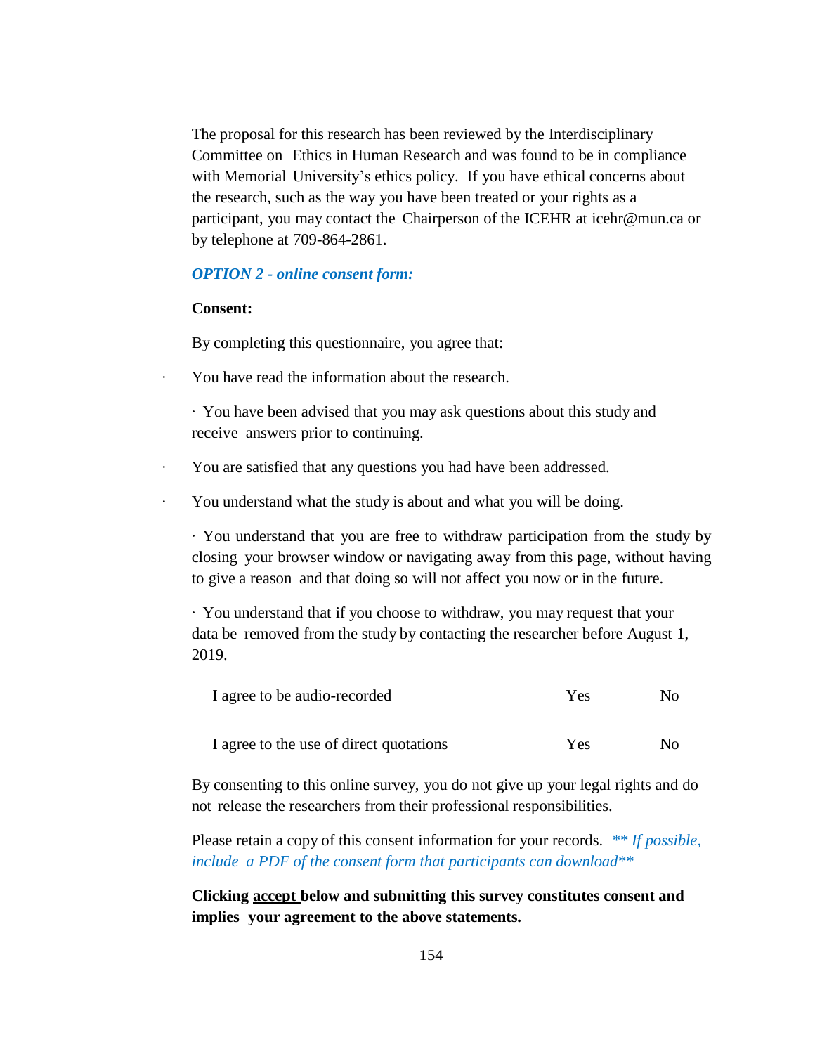The proposal for this research has been reviewed by the Interdisciplinary Committee on Ethics in Human Research and was found to be in compliance with Memorial University's ethics policy. If you have ethical concerns about the research, such as the way you have been treated or your rights as a participant, you may contact the Chairperson of the ICEHR at icehr@mun.ca or by telephone at 709-864-2861.

***OPTION 2 - online consent form:***

**Consent:**

By completing this questionnaire, you agree that:

- You have read the information about the research.
- You have been advised that you may ask questions about this study and receive answers prior to continuing.
- You are satisfied that any questions you had have been addressed.
- You understand what the study is about and what you will be doing.
- You understand that you are free to withdraw participation from the study by closing your browser window or navigating away from this page, without having to give a reason and that doing so will not affect you now or in the future.
- You understand that if you choose to withdraw, you may request that your data be removed from the study by contacting the researcher before August 1, 2019.

| | | |
|---|---|---|
| I agree to be audio-recorded | Yes | No |
| I agree to the use of direct quotations | Yes | No |

By consenting to this online survey, you do not give up your legal rights and do not release the researchers from their professional responsibilities.

Please retain a copy of this consent information for your records. *** If possible, include a PDF of the consent form that participants can download***

**Clicking accept below and submitting this survey constitutes consent and implies your agreement to the above statements.**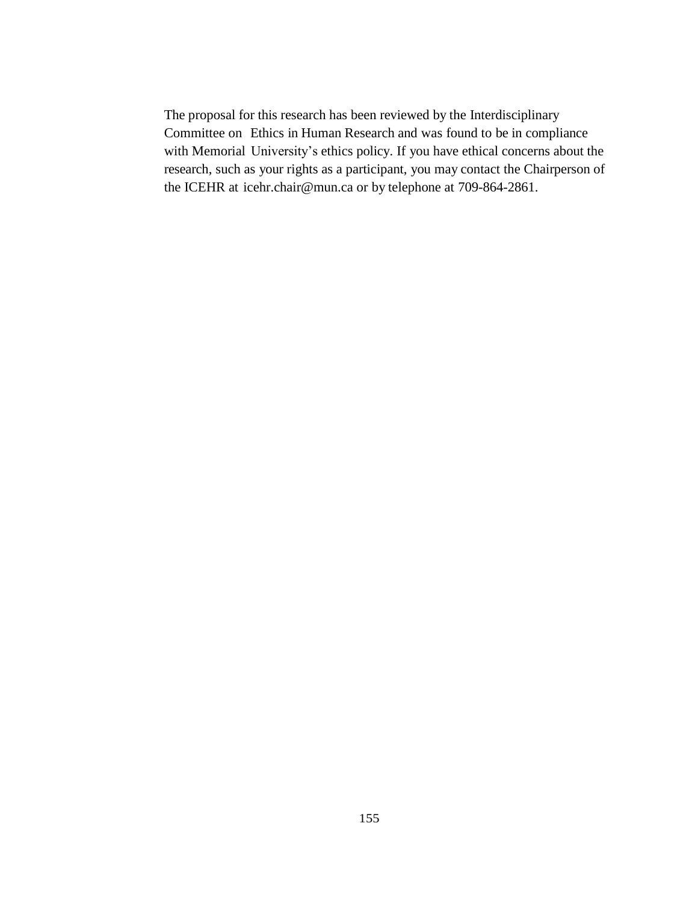The proposal for this research has been reviewed by the Interdisciplinary Committee on Ethics in Human Research and was found to be in compliance with Memorial University's ethics policy. If you have ethical concerns about the research, such as your rights as a participant, you may contact the Chairperson of the ICEHR at icehr.chair@mun.ca or by telephone at 709-864-2861.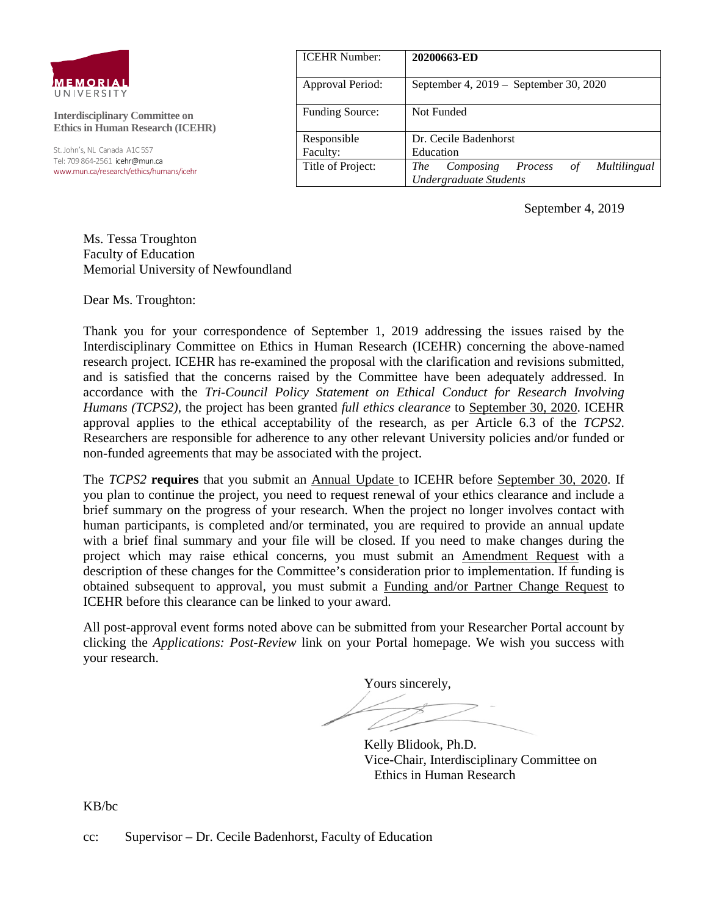MEMORIAL UNIVERSITY

**Interdisciplinary Committee on Ethics in Human Research (ICEHR)**

St. John's, NL Canada A1C 5S7
Tel: 709 864-2561 icehr@mun.ca
www.mun.ca/research/ethics/humans/icehr

| | |
|---|---|
| ICEHR Number: | **20200663-ED** |
| Approval Period: | September 4, 2019 – September 30, 2020 |
| Funding Source: | Not Funded |
| Responsible Faculty: | Dr. Cecile Badenhorst Education |
| Title of Project: | *The Composing Process of Multilingual Undergraduate Students* |

September 4, 2019

Ms. Tessa Troughton
Faculty of Education
Memorial University of Newfoundland

Dear Ms. Troughton:

Thank you for your correspondence of September 1, 2019 addressing the issues raised by the Interdisciplinary Committee on Ethics in Human Research (ICEHR) concerning the above-named research project. ICEHR has re-examined the proposal with the clarification and revisions submitted, and is satisfied that the concerns raised by the Committee have been adequately addressed. In accordance with the *Tri-Council Policy Statement on Ethical Conduct for Research Involving Humans (TCPS2)*, the project has been granted *full ethics clearance* to September 30, 2020. ICEHR approval applies to the ethical acceptability of the research, as per Article 6.3 of the *TCPS2*. Researchers are responsible for adherence to any other relevant University policies and/or funded or non-funded agreements that may be associated with the project.

The *TCPS2* **requires** that you submit an Annual Update to ICEHR before September 30, 2020. If you plan to continue the project, you need to request renewal of your ethics clearance and include a brief summary on the progress of your research. When the project no longer involves contact with human participants, is completed and/or terminated, you are required to provide an annual update with a brief final summary and your file will be closed. If you need to make changes during the project which may raise ethical concerns, you must submit an Amendment Request with a description of these changes for the Committee's consideration prior to implementation. If funding is obtained subsequent to approval, you must submit a Funding and/or Partner Change Request to ICEHR before this clearance can be linked to your award.

All post-approval event forms noted above can be submitted from your Researcher Portal account by clicking the *Applications: Post-Review* link on your Portal homepage. We wish you success with your research.

Yours sincerely,

Kelly Blidook, Ph.D.
Vice-Chair, Interdisciplinary Committee on Ethics in Human Research

KB/bc

cc: Supervisor – Dr. Cecile Badenhorst, Faculty of Education